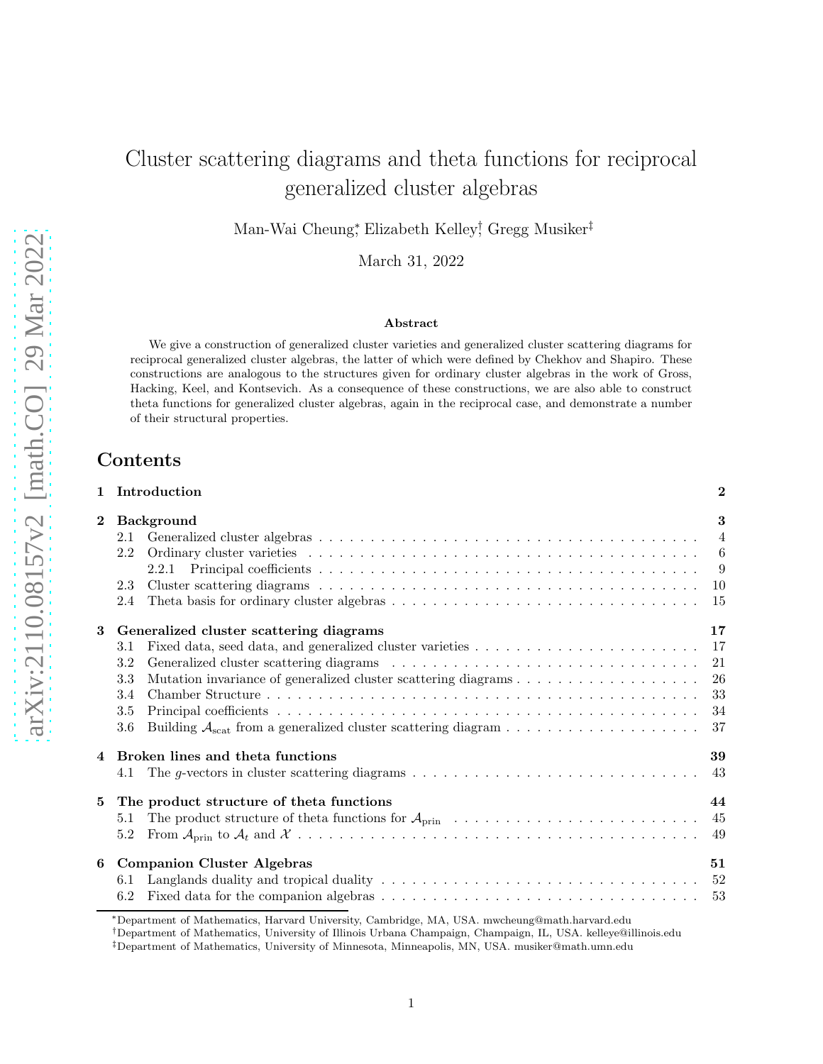# Cluster scattering diagrams and theta functions for reciprocal generalized cluster algebras

Man-Wai Cheung[*], Elizabeth Kelley[†], Gregg Musiker[‡]

March 31, 2022

### Abstract

We give a construction of generalized cluster varieties and generalized cluster scattering diagrams for reciprocal generalized cluster algebras, the latter of which were defined by Chekhov and Shapiro. These constructions are analogous to the structures given for ordinary cluster algebras in the work of Gross, Hacking, Keel, and Kontsevich. As a consequence of these constructions, we are also able to construct theta functions for generalized cluster algebras, again in the reciprocal case, and demonstrate a number of their structural properties.

## Contents

- **1 Introduction** — **2**
- **2 Background** — **3**
  - 2.1 Generalized cluster algebras — 4
  - 2.2 Ordinary cluster varieties — 6
    - 2.2.1 Principal coefficients — 9
  - 2.3 Cluster scattering diagrams — 10
  - 2.4 Theta basis for ordinary cluster algebras — 15
- **3 Generalized cluster scattering diagrams** — **17**
  - 3.1 Fixed data, seed data, and generalized cluster varieties — 17
  - 3.2 Generalized cluster scattering diagrams — 21
  - 3.3 Mutation invariance of generalized cluster scattering diagrams — 26
  - 3.4 Chamber Structure — 33
  - 3.5 Principal coefficients — 34
  - 3.6 Building $\mathcal{A}_{\text{scat}}$ from a generalized cluster scattering diagram — 37
- **4 Broken lines and theta functions** — **39**
  - 4.1 The $g$-vectors in cluster scattering diagrams — 43
- **5 The product structure of theta functions** — **44**
  - 5.1 The product structure of theta functions for $\mathcal{A}_{\text{prin}}$ — 45
  - 5.2 From $\mathcal{A}_{\text{prin}}$ to $\mathcal{A}_t$ and $\mathcal{X}$ — 49
- **6 Companion Cluster Algebras** — **51**
  - 6.1 Langlands duality and tropical duality — 52
  - 6.2 Fixed data for the companion algebras — 53

[*]Department of Mathematics, Harvard University, Cambridge, MA, USA. mwcheung@math.harvard.edu

[†]Department of Mathematics, University of Illinois Urbana Champaign, Champaign, IL, USA. kelleye@illinois.edu

[‡]Department of Mathematics, University of Minnesota, Minneapolis, MN, USA. musiker@math.umn.edu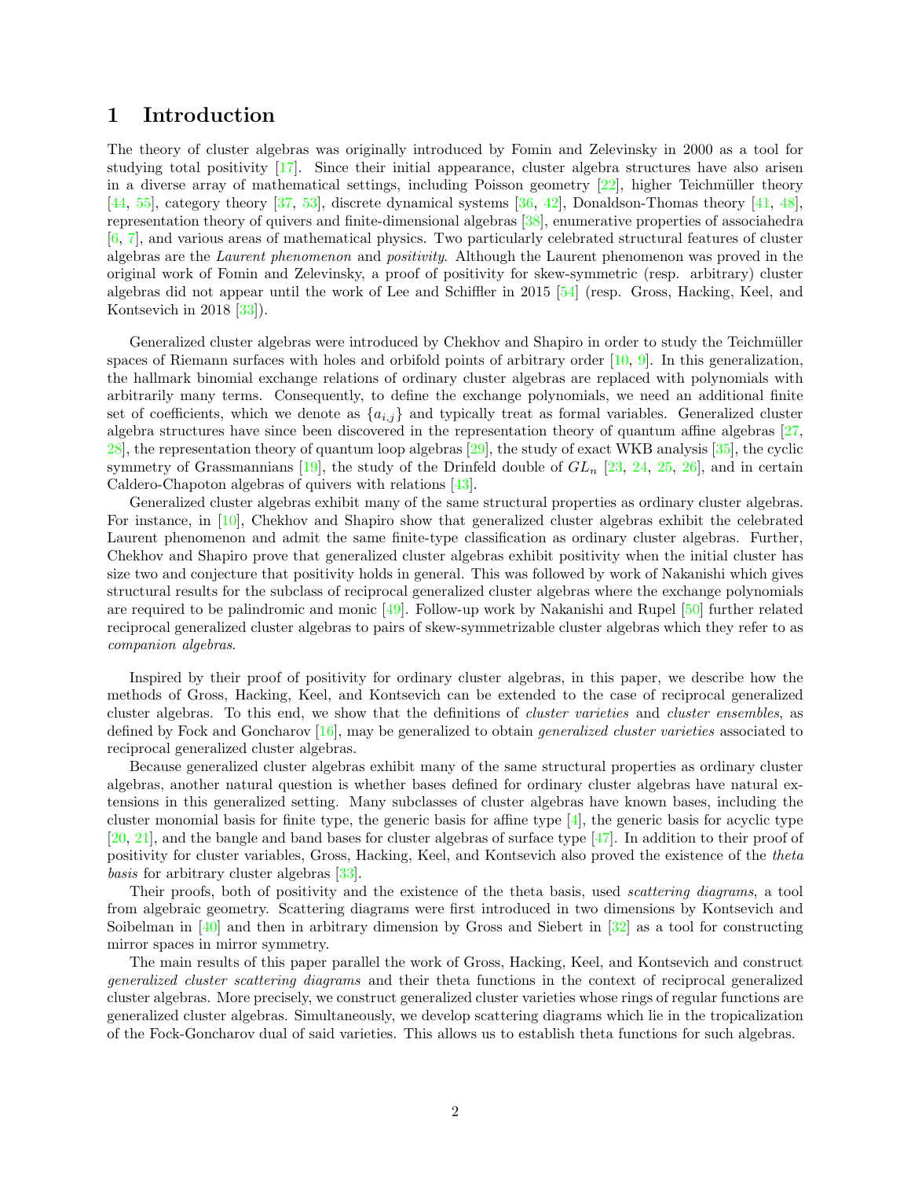# 1 Introduction

The theory of cluster algebras was originally introduced by Fomin and Zelevinsky in 2000 as a tool for studying total positivity [17]. Since their initial appearance, cluster algebra structures have also arisen in a diverse array of mathematical settings, including Poisson geometry [22], higher Teichmüller theory [44, 55], category theory [37, 53], discrete dynamical systems [36, 42], Donaldson-Thomas theory [41, 48], representation theory of quivers and finite-dimensional algebras [38], enumerative properties of associahedra [6, 7], and various areas of mathematical physics. Two particularly celebrated structural features of cluster algebras are the *Laurent phenomenon* and *positivity*. Although the Laurent phenomenon was proved in the original work of Fomin and Zelevinsky, a proof of positivity for skew-symmetric (resp. arbitrary) cluster algebras did not appear until the work of Lee and Schiffler in 2015 [54] (resp. Gross, Hacking, Keel, and Kontsevich in 2018 [33]).

Generalized cluster algebras were introduced by Chekhov and Shapiro in order to study the Teichmüller spaces of Riemann surfaces with holes and orbifold points of arbitrary order [10, 9]. In this generalization, the hallmark binomial exchange relations of ordinary cluster algebras are replaced with polynomials with arbitrarily many terms. Consequently, to define the exchange polynomials, we need an additional finite set of coefficients, which we denote as $\{a_{i,j}\}$ and typically treat as formal variables. Generalized cluster algebra structures have since been discovered in the representation theory of quantum affine algebras [27, 28], the representation theory of quantum loop algebras [29], the study of exact WKB analysis [35], the cyclic symmetry of Grassmannians [19], the study of the Drinfeld double of $GL_n$ [23, 24, 25, 26], and in certain Caldero-Chapoton algebras of quivers with relations [43].

Generalized cluster algebras exhibit many of the same structural properties as ordinary cluster algebras. For instance, in [10], Chekhov and Shapiro show that generalized cluster algebras exhibit the celebrated Laurent phenomenon and admit the same finite-type classification as ordinary cluster algebras. Further, Chekhov and Shapiro prove that generalized cluster algebras exhibit positivity when the initial cluster has size two and conjecture that positivity holds in general. This was followed by work of Nakanishi which gives structural results for the subclass of reciprocal generalized cluster algebras where the exchange polynomials are required to be palindromic and monic [49]. Follow-up work by Nakanishi and Rupel [50] further related reciprocal generalized cluster algebras to pairs of skew-symmetrizable cluster algebras which they refer to as *companion algebras*.

Inspired by their proof of positivity for ordinary cluster algebras, in this paper, we describe how the methods of Gross, Hacking, Keel, and Kontsevich can be extended to the case of reciprocal generalized cluster algebras. To this end, we show that the definitions of *cluster varieties* and *cluster ensembles*, as defined by Fock and Goncharov [16], may be generalized to obtain *generalized cluster varieties* associated to reciprocal generalized cluster algebras.

Because generalized cluster algebras exhibit many of the same structural properties as ordinary cluster algebras, another natural question is whether bases defined for ordinary cluster algebras have natural extensions in this generalized setting. Many subclasses of cluster algebras have known bases, including the cluster monomial basis for finite type, the generic basis for affine type [4], the generic basis for acyclic type [20, 21], and the bangle and band bases for cluster algebras of surface type [47]. In addition to their proof of positivity for cluster variables, Gross, Hacking, Keel, and Kontsevich also proved the existence of the *theta basis* for arbitrary cluster algebras [33].

Their proofs, both of positivity and the existence of the theta basis, used *scattering diagrams*, a tool from algebraic geometry. Scattering diagrams were first introduced in two dimensions by Kontsevich and Soibelman in [40] and then in arbitrary dimension by Gross and Siebert in [32] as a tool for constructing mirror spaces in mirror symmetry.

The main results of this paper parallel the work of Gross, Hacking, Keel, and Kontsevich and construct *generalized cluster scattering diagrams* and their theta functions in the context of reciprocal generalized cluster algebras. More precisely, we construct generalized cluster varieties whose rings of regular functions are generalized cluster algebras. Simultaneously, we develop scattering diagrams which lie in the tropicalization of the Fock-Goncharov dual of said varieties. This allows us to establish theta functions for such algebras.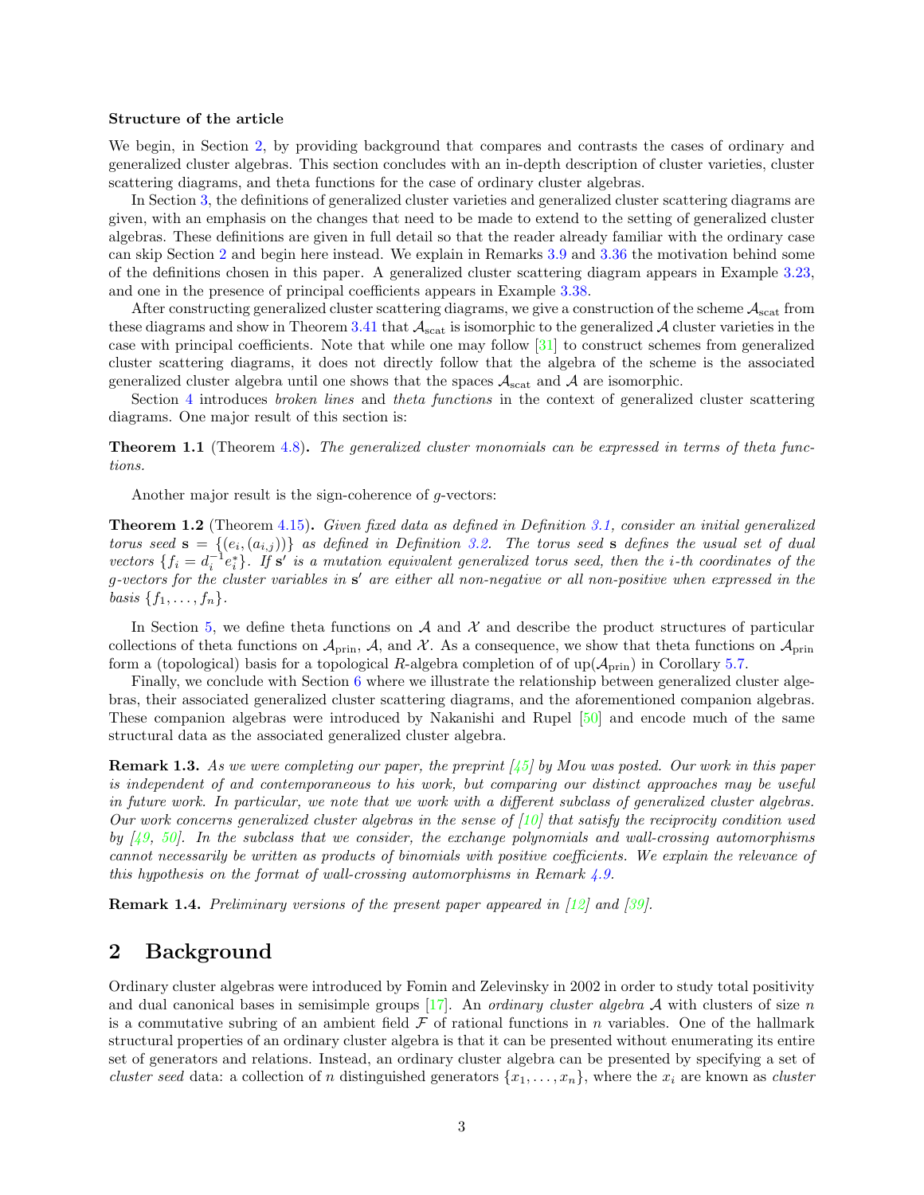**Structure of the article**

We begin, in Section 2, by providing background that compares and contrasts the cases of ordinary and generalized cluster algebras. This section concludes with an in-depth description of cluster varieties, cluster scattering diagrams, and theta functions for the case of ordinary cluster algebras.

In Section 3, the definitions of generalized cluster varieties and generalized cluster scattering diagrams are given, with an emphasis on the changes that need to be made to extend to the setting of generalized cluster algebras. These definitions are given in full detail so that the reader already familiar with the ordinary case can skip Section 2 and begin here instead. We explain in Remarks 3.9 and 3.36 the motivation behind some of the definitions chosen in this paper. A generalized cluster scattering diagram appears in Example 3.23, and one in the presence of principal coefficients appears in Example 3.38.

After constructing generalized cluster scattering diagrams, we give a construction of the scheme $\mathcal{A}_{\text{scat}}$ from these diagrams and show in Theorem 3.41 that $\mathcal{A}_{\text{scat}}$ is isomorphic to the generalized $\mathcal{A}$ cluster varieties in the case with principal coefficients. Note that while one may follow [31] to construct schemes from generalized cluster scattering diagrams, it does not directly follow that the algebra of the scheme is the associated generalized cluster algebra until one shows that the spaces $\mathcal{A}_{\text{scat}}$ and $\mathcal{A}$ are isomorphic.

Section 4 introduces *broken lines* and *theta functions* in the context of generalized cluster scattering diagrams. One major result of this section is:

**Theorem 1.1** (Theorem 4.8)**.** *The generalized cluster monomials can be expressed in terms of theta functions.*

Another major result is the sign-coherence of $g$-vectors:

**Theorem 1.2** (Theorem 4.15)**.** *Given fixed data as defined in Definition 3.1, consider an initial generalized torus seed $\mathbf{s} = \{(e_i, (a_{i,j}))\}$ as defined in Definition 3.2. The torus seed $\mathbf{s}$ defines the usual set of dual vectors $\{f_i = d_i^{-1} e_i^*\}$. If $\mathbf{s}'$ is a mutation equivalent generalized torus seed, then the $i$-th coordinates of the $g$-vectors for the cluster variables in $\mathbf{s}'$ are either all non-negative or all non-positive when expressed in the basis $\{f_1, \ldots, f_n\}$.*

In Section 5, we define theta functions on $\mathcal{A}$ and $\mathcal{X}$ and describe the product structures of particular collections of theta functions on $\mathcal{A}_{\text{prin}}$, $\mathcal{A}$, and $\mathcal{X}$. As a consequence, we show that theta functions on $\mathcal{A}_{\text{prin}}$ form a (topological) basis for a topological $R$-algebra completion of of $\text{up}(\mathcal{A}_{\text{prin}})$ in Corollary 5.7.

Finally, we conclude with Section 6 where we illustrate the relationship between generalized cluster algebras, their associated generalized cluster scattering diagrams, and the aforementioned companion algebras. These companion algebras were introduced by Nakanishi and Rupel [50] and encode much of the same structural data as the associated generalized cluster algebra.

**Remark 1.3.** *As we were completing our paper, the preprint [45] by Mou was posted. Our work in this paper is independent of and contemporaneous to his work, but comparing our distinct approaches may be useful in future work. In particular, we note that we work with a different subclass of generalized cluster algebras. Our work concerns generalized cluster algebras in the sense of [10] that satisfy the reciprocity condition used by [49, 50]. In the subclass that we consider, the exchange polynomials and wall-crossing automorphisms cannot necessarily be written as products of binomials with positive coefficients. We explain the relevance of this hypothesis on the format of wall-crossing automorphisms in Remark 4.9.*

**Remark 1.4.** *Preliminary versions of the present paper appeared in [12] and [39].*

## 2 Background

Ordinary cluster algebras were introduced by Fomin and Zelevinsky in 2002 in order to study total positivity and dual canonical bases in semisimple groups [17]. An *ordinary cluster algebra* $\mathcal{A}$ with clusters of size $n$ is a commutative subring of an ambient field $\mathcal{F}$ of rational functions in $n$ variables. One of the hallmark structural properties of an ordinary cluster algebra is that it can be presented without enumerating its entire set of generators and relations. Instead, an ordinary cluster algebra can be presented by specifying a set of *cluster seed* data: a collection of $n$ distinguished generators $\{x_1, \ldots, x_n\}$, where the $x_i$ are known as *cluster*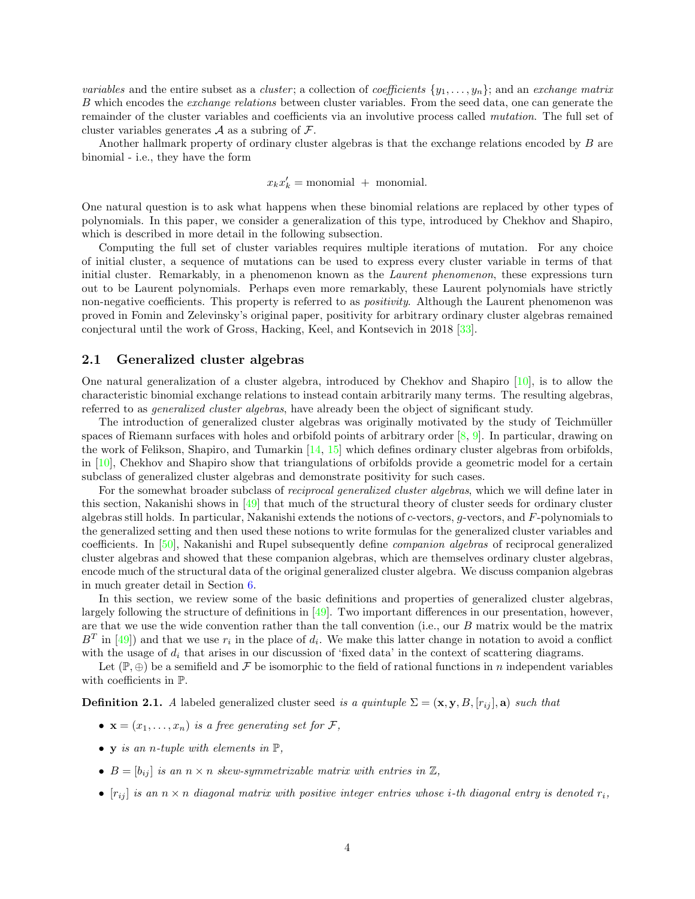*variables* and the entire subset as a *cluster*; a collection of *coefficients* $\{y_1, \ldots, y_n\}$; and an *exchange matrix* $B$ which encodes the *exchange relations* between cluster variables. From the seed data, one can generate the remainder of the cluster variables and coefficients via an involutive process called *mutation*. The full set of cluster variables generates $\mathcal{A}$ as a subring of $\mathcal{F}$.

Another hallmark property of ordinary cluster algebras is that the exchange relations encoded by $B$ are binomial - i.e., they have the form

$$x_k x_k' = \text{monomial} \; + \; \text{monomial}.$$

One natural question is to ask what happens when these binomial relations are replaced by other types of polynomials. In this paper, we consider a generalization of this type, introduced by Chekhov and Shapiro, which is described in more detail in the following subsection.

Computing the full set of cluster variables requires multiple iterations of mutation. For any choice of initial cluster, a sequence of mutations can be used to express every cluster variable in terms of that initial cluster. Remarkably, in a phenomenon known as the *Laurent phenomenon*, these expressions turn out to be Laurent polynomials. Perhaps even more remarkably, these Laurent polynomials have strictly non-negative coefficients. This property is referred to as *positivity*. Although the Laurent phenomenon was proved in Fomin and Zelevinsky's original paper, positivity for arbitrary ordinary cluster algebras remained conjectural until the work of Gross, Hacking, Keel, and Kontsevich in 2018 [33].

## 2.1 Generalized cluster algebras

One natural generalization of a cluster algebra, introduced by Chekhov and Shapiro [10], is to allow the characteristic binomial exchange relations to instead contain arbitrarily many terms. The resulting algebras, referred to as *generalized cluster algebras*, have already been the object of significant study.

The introduction of generalized cluster algebras was originally motivated by the study of Teichmüller spaces of Riemann surfaces with holes and orbifold points of arbitrary order [8, 9]. In particular, drawing on the work of Felikson, Shapiro, and Tumarkin [14, 15] which defines ordinary cluster algebras from orbifolds, in [10], Chekhov and Shapiro show that triangulations of orbifolds provide a geometric model for a certain subclass of generalized cluster algebras and demonstrate positivity for such cases.

For the somewhat broader subclass of *reciprocal generalized cluster algebras*, which we will define later in this section, Nakanishi shows in [49] that much of the structural theory of cluster seeds for ordinary cluster algebras still holds. In particular, Nakanishi extends the notions of $c$-vectors, $g$-vectors, and $F$-polynomials to the generalized setting and then used these notions to write formulas for the generalized cluster variables and coefficients. In [50], Nakanishi and Rupel subsequently define *companion algebras* of reciprocal generalized cluster algebras and showed that these companion algebras, which are themselves ordinary cluster algebras, encode much of the structural data of the original generalized cluster algebra. We discuss companion algebras in much greater detail in Section 6.

In this section, we review some of the basic definitions and properties of generalized cluster algebras, largely following the structure of definitions in [49]. Two important differences in our presentation, however, are that we use the wide convention rather than the tall convention (i.e., our $B$ matrix would be the matrix $B^T$ in [49]) and that we use $r_i$ in the place of $d_i$. We make this latter change in notation to avoid a conflict with the usage of $d_i$ that arises in our discussion of 'fixed data' in the context of scattering diagrams.

Let $(\mathbb{P}, \oplus)$ be a semifield and $\mathcal{F}$ be isomorphic to the field of rational functions in $n$ independent variables with coefficients in $\mathbb{P}$.

**Definition 2.1.** *A* labeled generalized cluster seed *is a quintuple* $\Sigma = (\mathbf{x}, \mathbf{y}, B, [r_{ij}], \mathbf{a})$ *such that*

- $\mathbf{x} = (x_1, \ldots, x_n)$ *is a free generating set for* $\mathcal{F}$*,*
- $\mathbf{y}$ *is an* $n$*-tuple with elements in* $\mathbb{P}$*,*
- $B = [b_{ij}]$ *is an* $n \times n$ *skew-symmetrizable matrix with entries in* $\mathbb{Z}$*,*
- $[r_{ij}]$ *is an* $n \times n$ *diagonal matrix with positive integer entries whose* $i$*-th diagonal entry is denoted* $r_i$*,*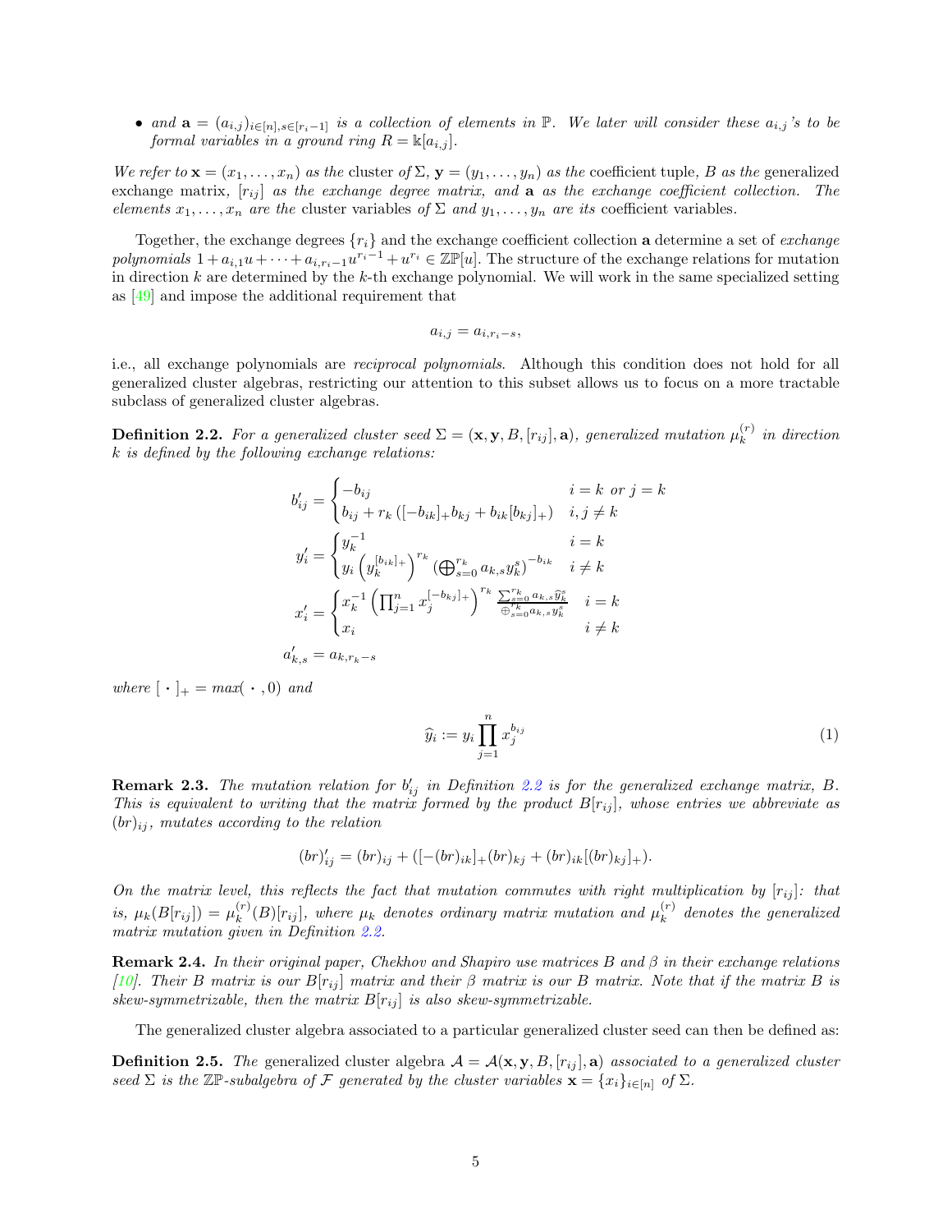- *and* $\mathbf{a} = (a_{i,j})_{i\in[n], s\in[r_i-1]}$ *is a collection of elements in* $\mathbb{P}$*. We later will consider these* $a_{i,j}$*'s to be formal variables in a ground ring* $R = \Bbbk[a_{i,j}]$*.*

*We refer to* $\mathbf{x} = (x_1, \ldots, x_n)$ *as the* cluster *of* $\Sigma$*,* $\mathbf{y} = (y_1, \ldots, y_n)$ *as the* coefficient tuple*,* $B$ *as the* generalized exchange matrix*,* $[r_{ij}]$ *as the exchange degree matrix, and* $\mathbf{a}$ *as the exchange coefficient collection. The elements* $x_1, \ldots, x_n$ *are the* cluster variables *of* $\Sigma$ *and* $y_1, \ldots, y_n$ *are its* coefficient variables*.*

Together, the exchange degrees $\{r_i\}$ and the exchange coefficient collection $\mathbf{a}$ determine a set of *exchange polynomials* $1 + a_{i,1}u + \cdots + a_{i,r_i-1}u^{r_i-1} + u^{r_i} \in \mathbb{ZP}[u]$. The structure of the exchange relations for mutation in direction $k$ are determined by the $k$-th exchange polynomial. We will work in the same specialized setting as [49] and impose the additional requirement that

$$a_{i,j} = a_{i,r_i-s},$$

i.e., all exchange polynomials are *reciprocal polynomials*. Although this condition does not hold for all generalized cluster algebras, restricting our attention to this subset allows us to focus on a more tractable subclass of generalized cluster algebras.

**Definition 2.2.** *For a generalized cluster seed* $\Sigma = (\mathbf{x}, \mathbf{y}, B, [r_{ij}], \mathbf{a})$*, generalized mutation* $\mu_k^{(r)}$ *in direction* $k$ *is defined by the following exchange relations:*

$$b'_{ij} = \begin{cases} -b_{ij} & i = k \text{ or } j = k \\ b_{ij} + r_k\left([-b_{ik}]_+ b_{kj} + b_{ik}[b_{kj}]_+\right) & i, j \neq k \end{cases}$$

$$y'_i = \begin{cases} y_k^{-1} & i = k \\ y_i \left(y_k^{[b_{ik}]_+}\right)^{r_k} \left(\bigoplus_{s=0}^{r_k} a_{k,s} y_k^s\right)^{-b_{ik}} & i \neq k \end{cases}$$

$$x'_i = \begin{cases} x_k^{-1} \left(\prod_{j=1}^{n} x_j^{[-b_{kj}]_+}\right)^{r_k} \frac{\sum_{s=0}^{r_k} a_{k,s} \widehat{y}_k^s}{\oplus_{s=0}^{r_k} a_{k,s} y_k^s} & i = k \\ x_i & i \neq k \end{cases}$$

$$a'_{k,s} = a_{k,r_k-s}$$

*where* $[\,\cdot\,]_+ = max(\,\cdot\,, 0)$ *and*

$$\widehat{y}_i := y_i \prod_{j=1}^{n} x_j^{b_{ij}} \tag{1}$$

**Remark 2.3.** *The mutation relation for* $b'_{ij}$ *in Definition 2.2 is for the generalized exchange matrix,* $B$*. This is equivalent to writing that the matrix formed by the product* $B[r_{ij}]$*, whose entries we abbreviate as* $(br)_{ij}$*, mutates according to the relation*

$$(br)'_{ij} = (br)_{ij} + ([-(br)_{ik}]_+ (br)_{kj} + (br)_{ik}[(br)_{kj}]_+).$$

*On the matrix level, this reflects the fact that mutation commutes with right multiplication by* $[r_{ij}]$*: that is,* $\mu_k(B[r_{ij}]) = \mu_k^{(r)}(B)[r_{ij}]$*, where* $\mu_k$ *denotes ordinary matrix mutation and* $\mu_k^{(r)}$ *denotes the generalized matrix mutation given in Definition 2.2.*

**Remark 2.4.** *In their original paper, Chekhov and Shapiro use matrices* $B$ *and* $\beta$ *in their exchange relations [10]. Their* $B$ *matrix is our* $B[r_{ij}]$ *matrix and their* $\beta$ *matrix is our* $B$ *matrix. Note that if the matrix* $B$ *is skew-symmetrizable, then the matrix* $B[r_{ij}]$ *is also skew-symmetrizable.*

The generalized cluster algebra associated to a particular generalized cluster seed can then be defined as:

**Definition 2.5.** *The* generalized cluster algebra $\mathcal{A} = \mathcal{A}(\mathbf{x}, \mathbf{y}, B, [r_{ij}], \mathbf{a})$ *associated to a generalized cluster seed* $\Sigma$ *is the* $\mathbb{ZP}$*-subalgebra of* $\mathcal{F}$ *generated by the cluster variables* $\mathbf{x} = \{x_i\}_{i\in[n]}$ *of* $\Sigma$*.*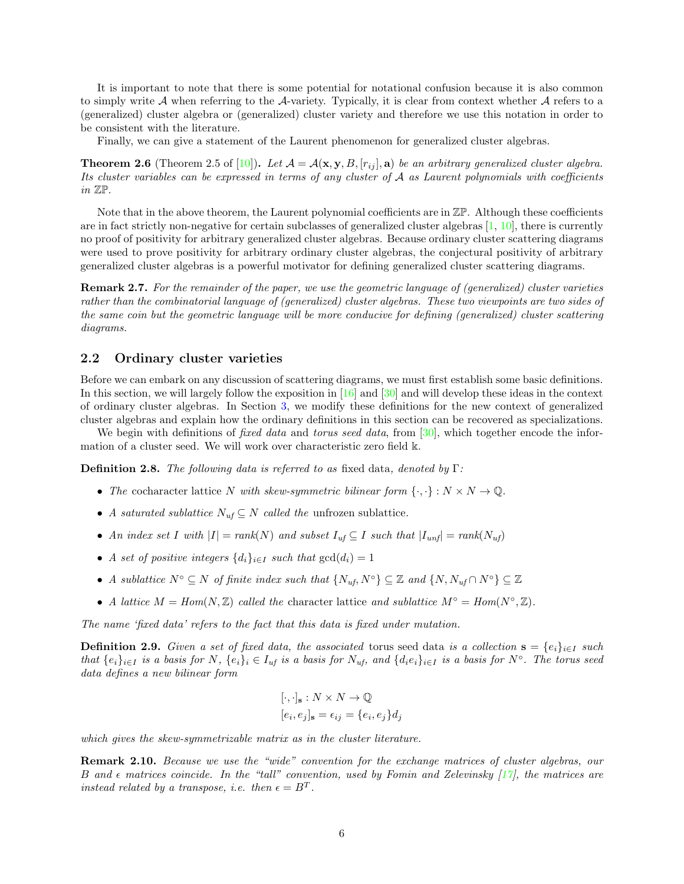It is important to note that there is some potential for notational confusion because it is also common to simply write $\mathcal{A}$ when referring to the $\mathcal{A}$-variety. Typically, it is clear from context whether $\mathcal{A}$ refers to a (generalized) cluster algebra or (generalized) cluster variety and therefore we use this notation in order to be consistent with the literature.

Finally, we can give a statement of the Laurent phenomenon for generalized cluster algebras.

**Theorem 2.6** (Theorem 2.5 of [10]). *Let $\mathcal{A} = \mathcal{A}(\mathbf{x}, \mathbf{y}, B, [r_{ij}], \mathbf{a})$ be an arbitrary generalized cluster algebra. Its cluster variables can be expressed in terms of any cluster of $\mathcal{A}$ as Laurent polynomials with coefficients in $\mathbb{ZP}$.*

Note that in the above theorem, the Laurent polynomial coefficients are in $\mathbb{ZP}$. Although these coefficients are in fact strictly non-negative for certain subclasses of generalized cluster algebras [1, 10], there is currently no proof of positivity for arbitrary generalized cluster algebras. Because ordinary cluster scattering diagrams were used to prove positivity for arbitrary ordinary cluster algebras, the conjectural positivity of arbitrary generalized cluster algebras is a powerful motivator for defining generalized cluster scattering diagrams.

**Remark 2.7.** *For the remainder of the paper, we use the geometric language of (generalized) cluster varieties rather than the combinatorial language of (generalized) cluster algebras. These two viewpoints are two sides of the same coin but the geometric language will be more conducive for defining (generalized) cluster scattering diagrams.*

## 2.2 Ordinary cluster varieties

Before we can embark on any discussion of scattering diagrams, we must first establish some basic definitions. In this section, we will largely follow the exposition in [16] and [30] and will develop these ideas in the context of ordinary cluster algebras. In Section 3, we modify these definitions for the new context of generalized cluster algebras and explain how the ordinary definitions in this section can be recovered as specializations.

We begin with definitions of *fixed data* and *torus seed data*, from [30], which together encode the information of a cluster seed. We will work over characteristic zero field $\Bbbk$.

**Definition 2.8.** *The following data is referred to as* fixed data*, denoted by $\Gamma$:*

- *The* cocharacter lattice *$N$ with skew-symmetric bilinear form $\{\cdot,\cdot\} : N \times N \to \mathbb{Q}$.*
- *A saturated sublattice $N_{uf} \subseteq N$ called the* unfrozen sublattice*.*
- *An index set $I$ with $|I| = rank(N)$ and subset $I_{uf} \subseteq I$ such that $|I_{unf}| = rank(N_{uf})$*
- *A set of positive integers $\{d_i\}_{i \in I}$ such that $\gcd(d_i) = 1$*
- *A sublattice $N^\circ \subseteq N$ of finite index such that $\{N_{uf}, N^\circ\} \subseteq \mathbb{Z}$ and $\{N, N_{uf} \cap N^\circ\} \subseteq \mathbb{Z}$*
- *A lattice $M = Hom(N, \mathbb{Z})$ called the* character lattice *and sublattice $M^\circ = Hom(N^\circ, \mathbb{Z})$.*

*The name 'fixed data' refers to the fact that this data is fixed under mutation.*

**Definition 2.9.** *Given a set of fixed data, the associated* torus seed data *is a collection $\mathbf{s} = \{e_i\}_{i \in I}$ such that $\{e_i\}_{i \in I}$ is a basis for $N$, $\{e_i\}_i \in I_{uf}$ is a basis for $N_{uf}$, and $\{d_i e_i\}_{i \in I}$ is a basis for $N^\circ$. The torus seed data defines a new bilinear form*

$$
\begin{aligned}
&[\cdot,\cdot]_{\mathbf{s}} : N \times N \to \mathbb{Q} \\
&[e_i, e_j]_{\mathbf{s}} = \epsilon_{ij} = \{e_i, e_j\} d_j
\end{aligned}
$$

*which gives the skew-symmetrizable matrix as in the cluster literature.*

**Remark 2.10.** *Because we use the "wide" convention for the exchange matrices of cluster algebras, our $B$ and $\epsilon$ matrices coincide. In the "tall" convention, used by Fomin and Zelevinsky [17], the matrices are instead related by a transpose, i.e. then $\epsilon = B^T$.*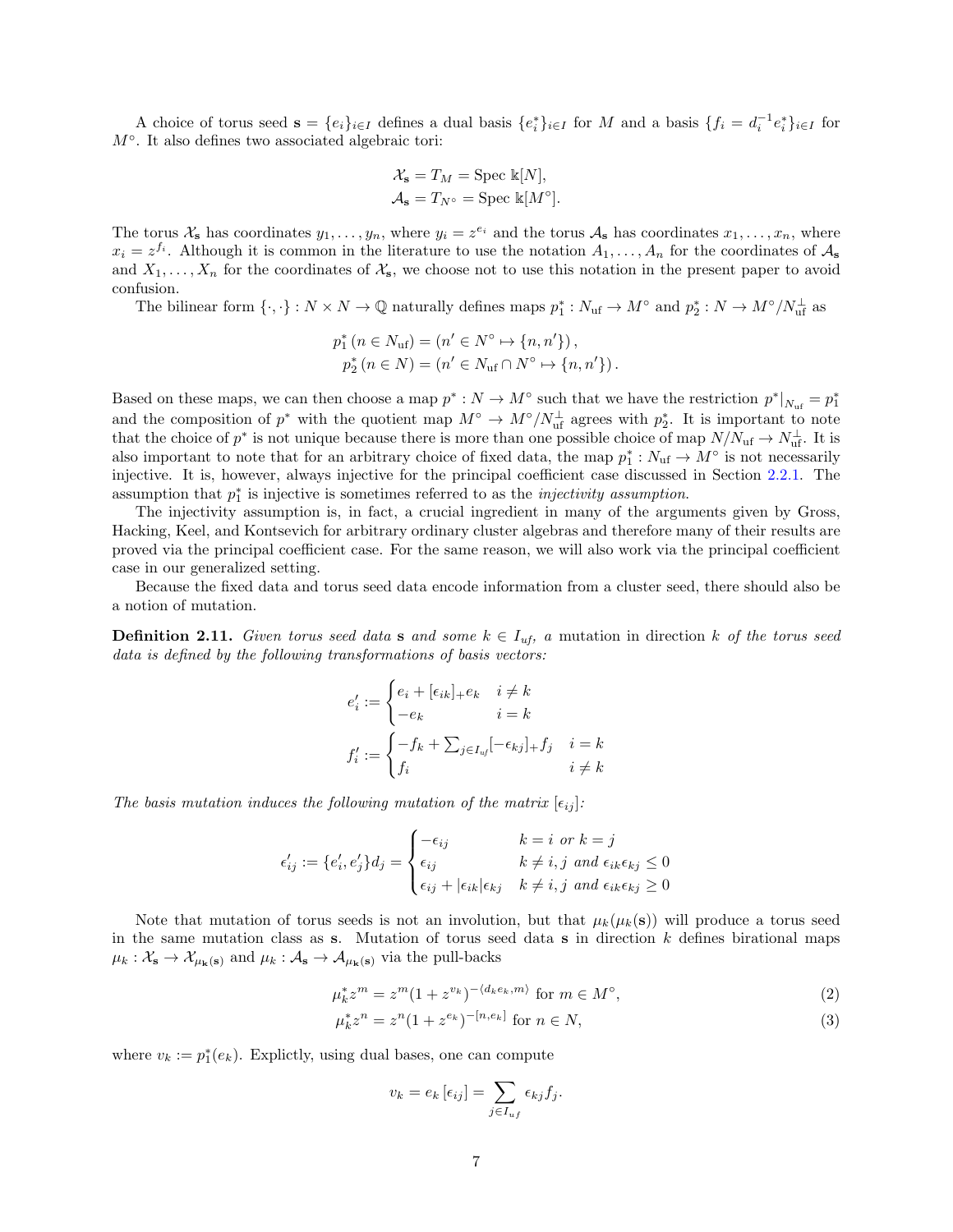A choice of torus seed $\mathbf{s} = \{e_i\}_{i\in I}$ defines a dual basis $\{e_i^*\}_{i\in I}$ for $M$ and a basis $\{f_i = d_i^{-1}e_i^*\}_{i\in I}$ for $M^\circ$. It also defines two associated algebraic tori:

$$\begin{aligned}
\mathcal{X}_\mathbf{s} &= T_M = \operatorname{Spec} \Bbbk[N],\\
\mathcal{A}_\mathbf{s} &= T_{N^\circ} = \operatorname{Spec} \Bbbk[M^\circ].
\end{aligned}$$

The torus $\mathcal{X}_\mathbf{s}$ has coordinates $y_1,\ldots,y_n$, where $y_i = z^{e_i}$ and the torus $\mathcal{A}_\mathbf{s}$ has coordinates $x_1,\ldots,x_n$, where $x_i = z^{f_i}$. Although it is common in the literature to use the notation $A_1,\ldots,A_n$ for the coordinates of $\mathcal{A}_\mathbf{s}$ and $X_1,\ldots,X_n$ for the coordinates of $\mathcal{X}_\mathbf{s}$, we choose not to use this notation in the present paper to avoid confusion.

The bilinear form $\{\cdot,\cdot\} : N\times N \to \mathbb{Q}$ naturally defines maps $p_1^* : N_{\mathrm{uf}} \to M^\circ$ and $p_2^* : N \to M^\circ/N_{\mathrm{uf}}^\perp$ as

$$\begin{aligned}
p_1^*\left(n \in N_{\mathrm{uf}}\right) &= \left(n' \in N^\circ \mapsto \{n,n'\}\right),\\
p_2^*\left(n \in N\right) &= \left(n' \in N_{\mathrm{uf}}\cap N^\circ \mapsto \{n,n'\}\right).
\end{aligned}$$

Based on these maps, we can then choose a map $p^* : N \to M^\circ$ such that we have the restriction $p^*|_{N_{\mathrm{uf}}} = p_1^*$ and the composition of $p^*$ with the quotient map $M^\circ \to M^\circ/N_{\mathrm{uf}}^\perp$ agrees with $p_2^*$. It is important to note that the choice of $p^*$ is not unique because there is more than one possible choice of map $N/N_{\mathrm{uf}} \to N_{\mathrm{uf}}^\perp$. It is also important to note that for an arbitrary choice of fixed data, the map $p_1^* : N_{\mathrm{uf}} \to M^\circ$ is not necessarily injective. It is, however, always injective for the principal coefficient case discussed in Section 2.2.1. The assumption that $p_1^*$ is injective is sometimes referred to as the *injectivity assumption*.

The injectivity assumption is, in fact, a crucial ingredient in many of the arguments given by Gross, Hacking, Keel, and Kontsevich for arbitrary ordinary cluster algebras and therefore many of their results are proved via the principal coefficient case. For the same reason, we will also work via the principal coefficient case in our generalized setting.

Because the fixed data and torus seed data encode information from a cluster seed, there should also be a notion of mutation.

**Definition 2.11.** *Given torus seed data* $\mathbf{s}$ *and some* $k \in I_{uf}$, *a* mutation in direction $k$ *of the torus seed data is defined by the following transformations of basis vectors:*

$$e_i' := \begin{cases} e_i + [\epsilon_{ik}]_+ e_k & i \neq k\\ -e_k & i = k\end{cases}$$

$$f_i' := \begin{cases} -f_k + \sum_{j\in I_{uf}} [-\epsilon_{kj}]_+ f_j & i = k\\ f_i & i \neq k\end{cases}$$

*The basis mutation induces the following mutation of the matrix* $[\epsilon_{ij}]$:

$$\epsilon_{ij}' := \{e_i', e_j'\}d_j = \begin{cases} -\epsilon_{ij} & k = i \text{ or } k = j\\ \epsilon_{ij} & k \neq i,j \text{ and } \epsilon_{ik}\epsilon_{kj} \leq 0\\ \epsilon_{ij} + |\epsilon_{ik}|\epsilon_{kj} & k \neq i,j \text{ and } \epsilon_{ik}\epsilon_{kj} \geq 0\end{cases}$$

Note that mutation of torus seeds is not an involution, but that $\mu_k(\mu_k(\mathbf{s}))$ will produce a torus seed in the same mutation class as $\mathbf{s}$. Mutation of torus seed data $\mathbf{s}$ in direction $k$ defines birational maps $\mu_k : \mathcal{X}_\mathbf{s} \to \mathcal{X}_{\mu_k(\mathbf{s})}$ and $\mu_k : \mathcal{A}_\mathbf{s} \to \mathcal{A}_{\mu_k(\mathbf{s})}$ via the pull-backs

$$\mu_k^* z^m = z^m(1 + z^{v_k})^{-\langle d_k e_k, m\rangle} \text{ for } m \in M^\circ, \tag{2}$$

$$\mu_k^* z^n = z^n(1 + z^{e_k})^{-[n, e_k]} \text{ for } n \in N, \tag{3}$$

where $v_k := p_1^*(e_k)$. Explictly, using dual bases, one can compute

$$v_k = e_k\,[\epsilon_{ij}] = \sum_{j\in I_{uf}} \epsilon_{kj} f_j.$$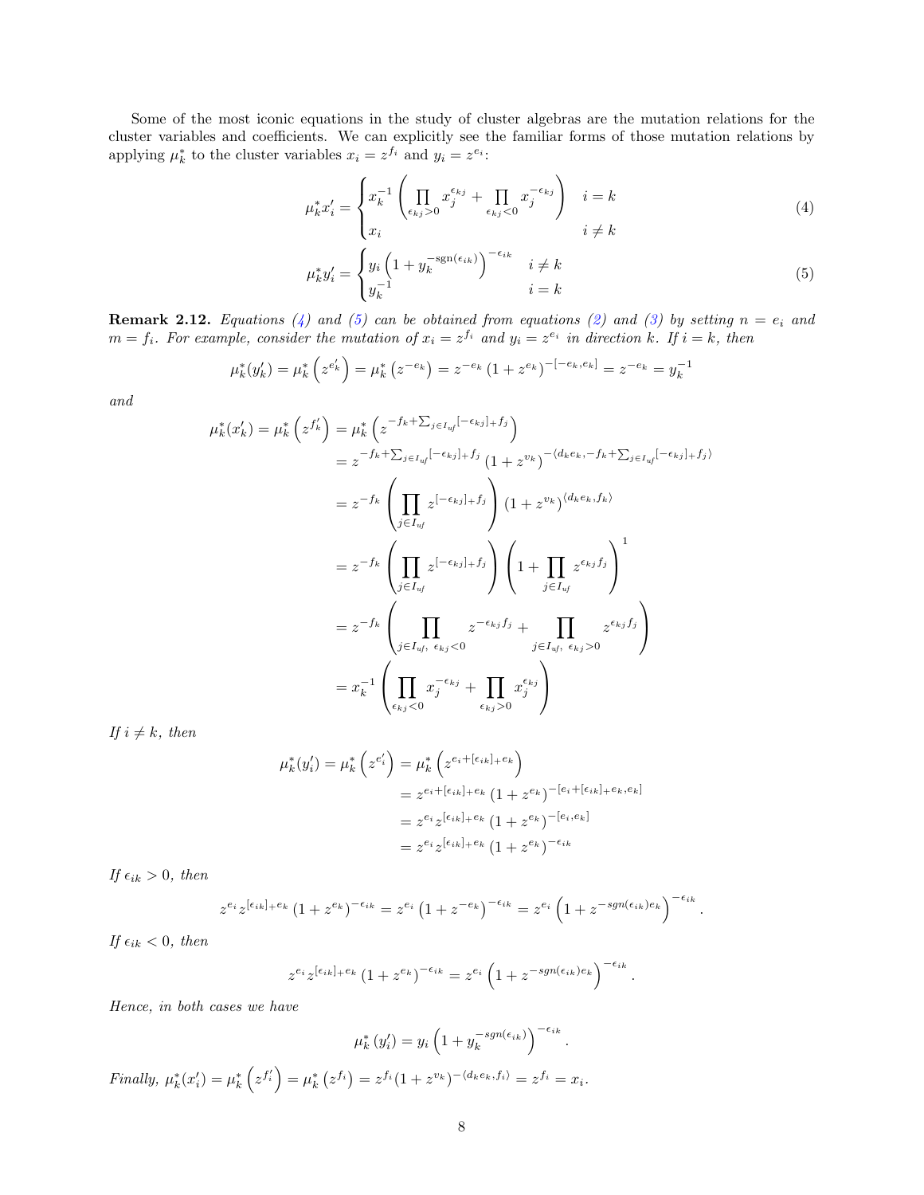Some of the most iconic equations in the study of cluster algebras are the mutation relations for the cluster variables and coefficients. We can explicitly see the familiar forms of those mutation relations by applying $\mu_k^*$ to the cluster variables $x_i = z^{f_i}$ and $y_i = z^{e_i}$:

$$\mu_k^* x_i' = \begin{cases} x_k^{-1}\left(\prod_{\epsilon_{kj}>0} x_j^{\epsilon_{kj}} + \prod_{\epsilon_{kj}<0} x_j^{-\epsilon_{kj}}\right) & i = k \\ x_i & i \neq k \end{cases} \tag{4}$$

$$\mu_k^* y_i' = \begin{cases} y_i\left(1 + y_k^{-\operatorname{sgn}(\epsilon_{ik})}\right)^{-\epsilon_{ik}} & i \neq k \\ y_k^{-1} & i = k \end{cases} \tag{5}$$

**Remark 2.12.** *Equations (4) and (5) can be obtained from equations (2) and (3) by setting $n = e_i$ and $m = f_i$. For example, consider the mutation of $x_i = z^{f_i}$ and $y_i = z^{e_i}$ in direction $k$. If $i = k$, then*

$$\mu_k^*(y_k') = \mu_k^*\left(z^{e_k'}\right) = \mu_k^*\left(z^{-e_k}\right) = z^{-e_k}\left(1 + z^{e_k}\right)^{-[-e_k, e_k]} = z^{-e_k} = y_k^{-1}$$

*and*

$$\begin{aligned}
\mu_k^*(x_k') = \mu_k^*\left(z^{f_k'}\right) &= \mu_k^*\left(z^{-f_k + \sum_{j\in I_{uf}}[-\epsilon_{kj}]_+ f_j}\right) \\
&= z^{-f_k + \sum_{j\in I_{uf}}[-\epsilon_{kj}]_+ f_j}\left(1 + z^{v_k}\right)^{-\langle d_k e_k, -f_k + \sum_{j\in I_{uf}}[-\epsilon_{kj}]_+ f_j\rangle} \\
&= z^{-f_k}\left(\prod_{j\in I_{uf}} z^{[-\epsilon_{kj}]_+ f_j}\right)\left(1 + z^{v_k}\right)^{\langle d_k e_k, f_k\rangle} \\
&= z^{-f_k}\left(\prod_{j\in I_{uf}} z^{[-\epsilon_{kj}]_+ f_j}\right)\left(1 + \prod_{j\in I_{uf}} z^{\epsilon_{kj} f_j}\right)^1 \\
&= z^{-f_k}\left(\prod_{j\in I_{uf},\ \epsilon_{kj}<0} z^{-\epsilon_{kj} f_j} + \prod_{j\in I_{uf},\ \epsilon_{kj}>0} z^{\epsilon_{kj} f_j}\right) \\
&= x_k^{-1}\left(\prod_{\epsilon_{kj}<0} x_j^{-\epsilon_{kj}} + \prod_{\epsilon_{kj}>0} x_j^{\epsilon_{kj}}\right)
\end{aligned}$$

*If $i \neq k$, then*

$$\begin{aligned}
\mu_k^*(y_i') = \mu_k^*\left(z^{e_i'}\right) &= \mu_k^*\left(z^{e_i + [\epsilon_{ik}]_+ e_k}\right) \\
&= z^{e_i + [\epsilon_{ik}]_+ e_k}\left(1 + z^{e_k}\right)^{-[e_i + [\epsilon_{ik}]_+ e_k, e_k]} \\
&= z^{e_i} z^{[\epsilon_{ik}]_+ e_k}\left(1 + z^{e_k}\right)^{-[e_i, e_k]} \\
&= z^{e_i} z^{[\epsilon_{ik}]_+ e_k}\left(1 + z^{e_k}\right)^{-\epsilon_{ik}}
\end{aligned}$$

*If $\epsilon_{ik} > 0$, then*

$$z^{e_i} z^{[\epsilon_{ik}]_+ e_k}\left(1 + z^{e_k}\right)^{-\epsilon_{ik}} = z^{e_i}\left(1 + z^{-e_k}\right)^{-\epsilon_{ik}} = z^{e_i}\left(1 + z^{-sgn(\epsilon_{ik}) e_k}\right)^{-\epsilon_{ik}}.$$

*If $\epsilon_{ik} < 0$, then*

$$z^{e_i} z^{[\epsilon_{ik}]_+ e_k}\left(1 + z^{e_k}\right)^{-\epsilon_{ik}} = z^{e_i}\left(1 + z^{-sgn(\epsilon_{ik}) e_k}\right)^{-\epsilon_{ik}}.$$

*Hence, in both cases we have*

$$\mu_k^*\left(y_i'\right) = y_i\left(1 + y_k^{-sgn(\epsilon_{ik})}\right)^{-\epsilon_{ik}}.$$

*Finally, $\mu_k^*(x_i') = \mu_k^*\left(z^{f_i'}\right) = \mu_k^*\left(z^{f_i}\right) = z^{f_i}(1 + z^{v_k})^{-\langle d_k e_k, f_i\rangle} = z^{f_i} = x_i$.*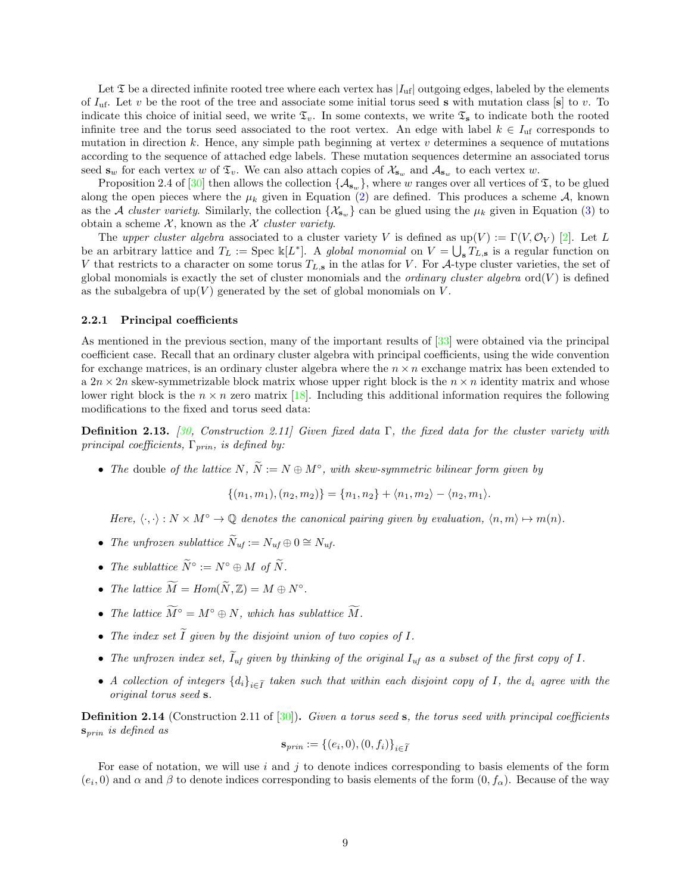Let $\mathfrak{T}$ be a directed infinite rooted tree where each vertex has $|I_{\text{uf}}|$ outgoing edges, labeled by the elements of $I_{\text{uf}}$. Let $v$ be the root of the tree and associate some initial torus seed $\mathbf{s}$ with mutation class $[\mathbf{s}]$ to $v$. To indicate this choice of initial seed, we write $\mathfrak{T}_v$. In some contexts, we write $\mathfrak{T}_{\mathbf{s}}$ to indicate both the rooted infinite tree and the torus seed associated to the root vertex. An edge with label $k \in I_{\text{uf}}$ corresponds to mutation in direction $k$. Hence, any simple path beginning at vertex $v$ determines a sequence of mutations according to the sequence of attached edge labels. These mutation sequences determine an associated torus seed $\mathbf{s}_w$ for each vertex $w$ of $\mathfrak{T}_v$. We can also attach copies of $\mathcal{X}_{\mathbf{s}_w}$ and $\mathcal{A}_{\mathbf{s}_w}$ to each vertex $w$.

Proposition 2.4 of [30] then allows the collection $\{\mathcal{A}_{\mathbf{s}_w}\}$, where $w$ ranges over all vertices of $\mathfrak{T}$, to be glued along the open pieces where the $\mu_k$ given in Equation (2) are defined. This produces a scheme $\mathcal{A}$, known as the $\mathcal{A}$ *cluster variety*. Similarly, the collection $\{\mathcal{X}_{\mathbf{s}_w}\}$ can be glued using the $\mu_k$ given in Equation (3) to obtain a scheme $\mathcal{X}$, known as the $\mathcal{X}$ *cluster variety*.

The *upper cluster algebra* associated to a cluster variety $V$ is defined as $\text{up}(V) := \Gamma(V, \mathcal{O}_V)$ [2]. Let $L$ be an arbitrary lattice and $T_L := \text{Spec } \Bbbk[L^*]$. A *global monomial* on $V = \bigcup_{\mathbf{s}} T_{L,\mathbf{s}}$ is a regular function on $V$ that restricts to a character on some torus $T_{L,\mathbf{s}}$ in the atlas for $V$. For $\mathcal{A}$-type cluster varieties, the set of global monomials is exactly the set of cluster monomials and the *ordinary cluster algebra* $\text{ord}(V)$ is defined as the subalgebra of $\text{up}(V)$ generated by the set of global monomials on $V$.

### 2.2.1 Principal coefficients

As mentioned in the previous section, many of the important results of [33] were obtained via the principal coefficient case. Recall that an ordinary cluster algebra with principal coefficients, using the wide convention for exchange matrices, is an ordinary cluster algebra where the $n \times n$ exchange matrix has been extended to a $2n \times 2n$ skew-symmetrizable block matrix whose upper right block is the $n \times n$ identity matrix and whose lower right block is the $n \times n$ zero matrix [18]. Including this additional information requires the following modifications to the fixed and torus seed data:

**Definition 2.13.** *[30, Construction 2.11] Given fixed data $\Gamma$, the fixed data for the cluster variety with principal coefficients, $\Gamma_{prin}$, is defined by:*

- *The* double *of the lattice $N$, $\widetilde{N} := N \oplus M^\circ$, with skew-symmetric bilinear form given by*

$$\{(n_1, m_1), (n_2, m_2)\} = \{n_1, n_2\} + \langle n_1, m_2 \rangle - \langle n_2, m_1 \rangle.$$

  *Here, $\langle \cdot, \cdot \rangle : N \times M^\circ \to \mathbb{Q}$ denotes the canonical pairing given by evaluation, $\langle n, m \rangle \mapsto m(n)$.*

- *The unfrozen sublattice $\widetilde{N}_{uf} := N_{uf} \oplus 0 \cong N_{uf}$.*
- *The sublattice $\widetilde{N}^\circ := N^\circ \oplus M$ of $\widetilde{N}$.*
- *The lattice $\widetilde{M} = Hom(\widetilde{N}, \mathbb{Z}) = M \oplus N^\circ$.*
- *The lattice $\widetilde{M}^\circ = M^\circ \oplus N$, which has sublattice $\widetilde{M}$.*
- *The index set $\widetilde{I}$ given by the disjoint union of two copies of $I$.*
- *The unfrozen index set, $\widetilde{I}_{uf}$ given by thinking of the original $I_{uf}$ as a subset of the first copy of $I$.*
- *A collection of integers $\{d_i\}_{i \in \widetilde{I}}$ taken such that within each disjoint copy of $I$, the $d_i$ agree with the original torus seed $\mathbf{s}$.*

**Definition 2.14** (Construction 2.11 of [30])**.** *Given a torus seed $\mathbf{s}$, the torus seed with principal coefficients $\mathbf{s}_{prin}$ is defined as*

$$\mathbf{s}_{prin} := \{(e_i, 0), (0, f_i)\}_{i \in \widetilde{I}}$$

For ease of notation, we will use $i$ and $j$ to denote indices corresponding to basis elements of the form $(e_i, 0)$ and $\alpha$ and $\beta$ to denote indices corresponding to basis elements of the form $(0, f_\alpha)$. Because of the way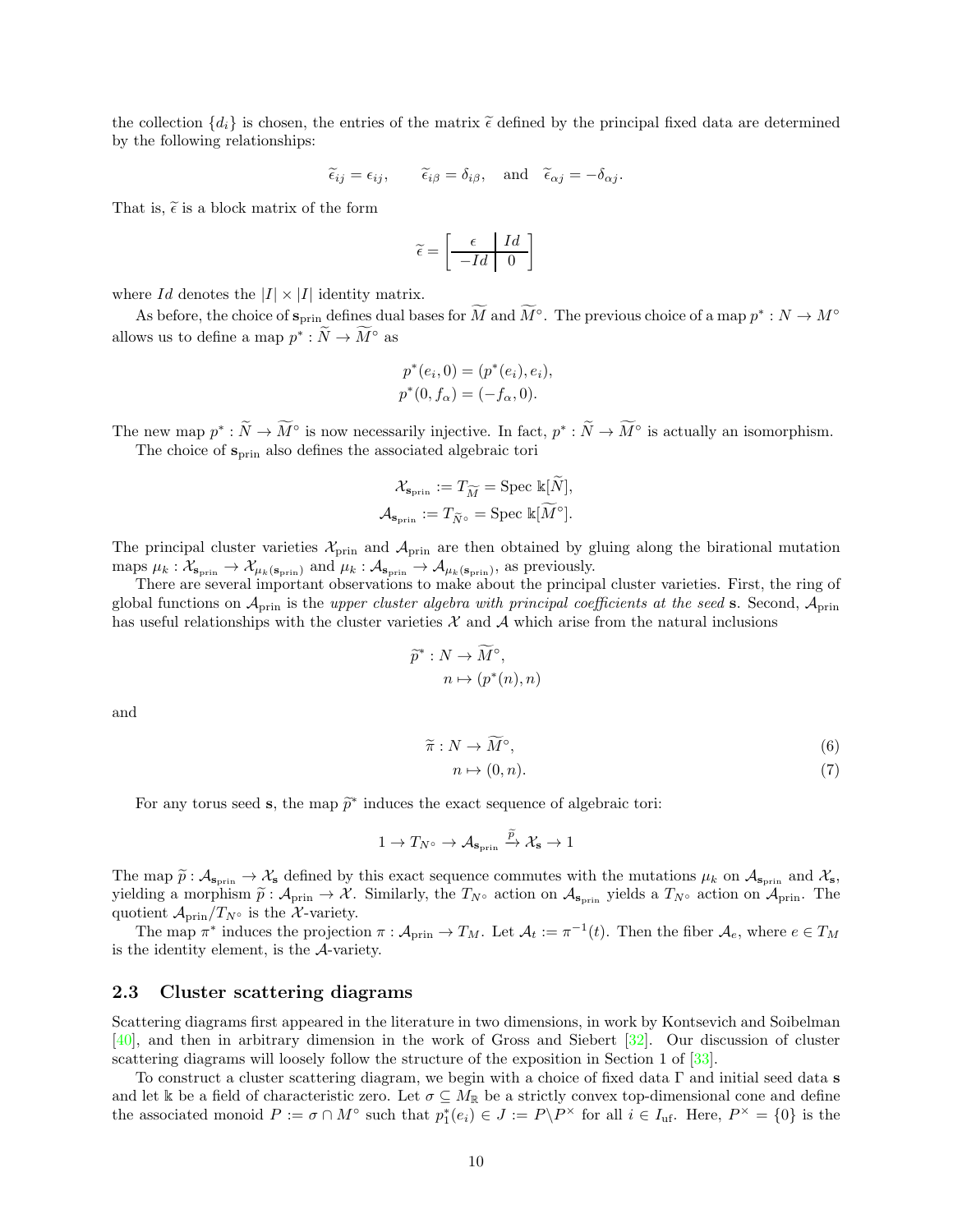the collection $\{d_i\}$ is chosen, the entries of the matrix $\widetilde{\epsilon}$ defined by the principal fixed data are determined by the following relationships:

$$\widetilde{\epsilon}_{ij} = \epsilon_{ij}, \qquad \widetilde{\epsilon}_{i\beta} = \delta_{i\beta}, \quad \text{and} \quad \widetilde{\epsilon}_{\alpha j} = -\delta_{\alpha j}.$$

That is, $\widetilde{\epsilon}$ is a block matrix of the form

$$\widetilde{\epsilon} = \left[\begin{array}{c|c} \epsilon & Id \\ \hline -Id & 0 \end{array}\right]$$

where $Id$ denotes the $|I| \times |I|$ identity matrix.

As before, the choice of $\mathbf{s}_{\text{prin}}$ defines dual bases for $\widetilde{M}$ and $\widetilde{M}^\circ$. The previous choice of a map $p^* : N \to M^\circ$ allows us to define a map $p^* : \widetilde{N} \to \widetilde{M}^\circ$ as

$$p^*(e_i, 0) = (p^*(e_i), e_i),$$
$$p^*(0, f_\alpha) = (-f_\alpha, 0).$$

The new map $p^* : \widetilde{N} \to \widetilde{M}^\circ$ is now necessarily injective. In fact, $p^* : \widetilde{N} \to \widetilde{M}^\circ$ is actually an isomorphism.

The choice of $\mathbf{s}_{\text{prin}}$ also defines the associated algebraic tori

$$\mathcal{X}_{\mathbf{s}_{\text{prin}}} := T_{\widetilde{M}} = \text{Spec } \Bbbk[\widetilde{N}],$$
$$\mathcal{A}_{\mathbf{s}_{\text{prin}}} := T_{\widetilde{N}^\circ} = \text{Spec } \Bbbk[\widetilde{M}^\circ].$$

The principal cluster varieties $\mathcal{X}_{\text{prin}}$ and $\mathcal{A}_{\text{prin}}$ are then obtained by gluing along the birational mutation maps $\mu_k : \mathcal{X}_{\mathbf{s}_{\text{prin}}} \to \mathcal{X}_{\mu_k(\mathbf{s}_{\text{prin}})}$ and $\mu_k : \mathcal{A}_{\mathbf{s}_{\text{prin}}} \to \mathcal{A}_{\mu_k(\mathbf{s}_{\text{prin}})}$, as previously.

There are several important observations to make about the principal cluster varieties. First, the ring of global functions on $\mathcal{A}_{\text{prin}}$ is the *upper cluster algebra with principal coefficients at the seed* $\mathbf{s}$. Second, $\mathcal{A}_{\text{prin}}$ has useful relationships with the cluster varieties $\mathcal{X}$ and $\mathcal{A}$ which arise from the natural inclusions

$$\widetilde{p}^* : N \to \widetilde{M}^\circ,$$
$$n \mapsto (p^*(n), n)$$

and

$$\widetilde{\pi} : N \to \widetilde{M}^\circ, \tag{6}$$
$$n \mapsto (0, n). \tag{7}$$

For any torus seed $\mathbf{s}$, the map $\widetilde{p}^*$ induces the exact sequence of algebraic tori:

$$1 \to T_{N^\circ} \to \mathcal{A}_{\mathbf{s}_{\text{prin}}} \xrightarrow{\widetilde{p}} \mathcal{X}_{\mathbf{s}} \to 1$$

The map $\widetilde{p} : \mathcal{A}_{\mathbf{s}_{\text{prin}}} \to \mathcal{X}_{\mathbf{s}}$ defined by this exact sequence commutes with the mutations $\mu_k$ on $\mathcal{A}_{\mathbf{s}_{\text{prin}}}$ and $\mathcal{X}_{\mathbf{s}}$, yielding a morphism $\widetilde{p} : \mathcal{A}_{\text{prin}} \to \mathcal{X}$. Similarly, the $T_{N^\circ}$ action on $\mathcal{A}_{\mathbf{s}_{\text{prin}}}$ yields a $T_{N^\circ}$ action on $\mathcal{A}_{\text{prin}}$. The quotient $\mathcal{A}_{\text{prin}}/T_{N^\circ}$ is the $\mathcal{X}$-variety.

The map $\pi^*$ induces the projection $\pi : \mathcal{A}_{\text{prin}} \to T_M$. Let $\mathcal{A}_t := \pi^{-1}(t)$. Then the fiber $\mathcal{A}_e$, where $e \in T_M$ is the identity element, is the $\mathcal{A}$-variety.

### 2.3 Cluster scattering diagrams

Scattering diagrams first appeared in the literature in two dimensions, in work by Kontsevich and Soibelman [40], and then in arbitrary dimension in the work of Gross and Siebert [32]. Our discussion of cluster scattering diagrams will loosely follow the structure of the exposition in Section 1 of [33].

To construct a cluster scattering diagram, we begin with a choice of fixed data $\Gamma$ and initial seed data $\mathbf{s}$ and let $\Bbbk$ be a field of characteristic zero. Let $\sigma \subseteq M_{\mathbb{R}}$ be a strictly convex top-dimensional cone and define the associated monoid $P := \sigma \cap M^\circ$ such that $p_1^*(e_i) \in J := P \backslash P^\times$ for all $i \in I_{\text{uf}}$. Here, $P^\times = \{0\}$ is the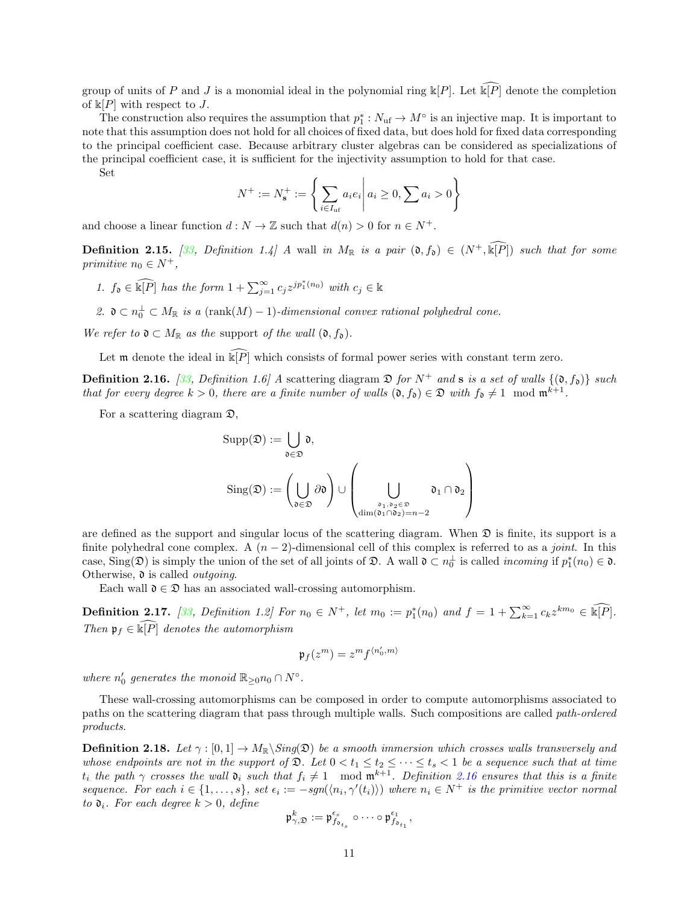group of units of $P$ and $J$ is a monomial ideal in the polynomial ring $\Bbbk[P]$. Let $\widehat{\Bbbk[P]}$ denote the completion of $\Bbbk[P]$ with respect to $J$.

The construction also requires the assumption that $p_1^* : N_{\text{uf}} \to M^\circ$ is an injective map. It is important to note that this assumption does not hold for all choices of fixed data, but does hold for fixed data corresponding to the principal coefficient case. Because arbitrary cluster algebras can be considered as specializations of the principal coefficient case, it is sufficient for the injectivity assumption to hold for that case.

Set

$$N^+ := N_{\mathbf{s}}^+ := \left\{ \sum_{i \in I_{\text{uf}}} a_i e_i \,\middle|\, a_i \geq 0, \sum a_i > 0 \right\}$$

and choose a linear function $d : N \to \mathbb{Z}$ such that $d(n) > 0$ for $n \in N^+$.

**Definition 2.15.** *[33, Definition 1.4] A* wall *in $M_\mathbb{R}$ is a pair $(\mathfrak{d}, f_\mathfrak{d}) \in (N^+, \widehat{\Bbbk[P]})$ such that for some primitive $n_0 \in N^+$,*

1. *$f_\mathfrak{d} \in \widehat{\Bbbk[P]}$ has the form $1 + \sum_{j=1}^\infty c_j z^{jp_1^*(n_0)}$ with $c_j \in \Bbbk$*
2. *$\mathfrak{d} \subset n_0^\perp \subset M_\mathbb{R}$ is a $(\text{rank}(M) - 1)$-dimensional convex rational polyhedral cone.*

*We refer to $\mathfrak{d} \subset M_\mathbb{R}$ as the* support *of the wall $(\mathfrak{d}, f_\mathfrak{d})$.*

Let $\mathfrak{m}$ denote the ideal in $\widehat{\Bbbk[P]}$ which consists of formal power series with constant term zero.

**Definition 2.16.** *[33, Definition 1.6] A* scattering diagram *$\mathfrak{D}$ for $N^+$ and $\mathbf{s}$ is a set of walls $\{(\mathfrak{d}, f_\mathfrak{d})\}$ such that for every degree $k > 0$, there are a finite number of walls $(\mathfrak{d}, f_\mathfrak{d}) \in \mathfrak{D}$ with $f_\mathfrak{d} \neq 1 \mod \mathfrak{m}^{k+1}$.*

For a scattering diagram $\mathfrak{D}$,

$$\text{Supp}(\mathfrak{D}) := \bigcup_{\mathfrak{d} \in \mathfrak{D}} \mathfrak{d},$$

$$\text{Sing}(\mathfrak{D}) := \left( \bigcup_{\mathfrak{d} \in \mathfrak{D}} \partial \mathfrak{d} \right) \cup \left( \bigcup_{\substack{\mathfrak{d}_1, \mathfrak{d}_2 \in \mathfrak{D} \\ \dim(\mathfrak{d}_1 \cap \mathfrak{d}_2) = n-2}} \mathfrak{d}_1 \cap \mathfrak{d}_2 \right)$$

are defined as the support and singular locus of the scattering diagram. When $\mathfrak{D}$ is finite, its support is a finite polyhedral cone complex. A $(n-2)$-dimensional cell of this complex is referred to as a *joint*. In this case, $\text{Sing}(\mathfrak{D})$ is simply the union of the set of all joints of $\mathfrak{D}$. A wall $\mathfrak{d} \subset n_0^\perp$ is called *incoming* if $p_1^*(n_0) \in \mathfrak{d}$. Otherwise, $\mathfrak{d}$ is called *outgoing*.

Each wall $\mathfrak{d} \in \mathfrak{D}$ has an associated wall-crossing automorphism.

**Definition 2.17.** *[33, Definition 1.2] For $n_0 \in N^+$, let $m_0 := p_1^*(n_0)$ and $f = 1 + \sum_{k=1}^\infty c_k z^{km_0} \in \widehat{\Bbbk[P]}$. Then $\mathfrak{p}_f \in \widehat{\Bbbk[P]}$ denotes the automorphism*

$$\mathfrak{p}_f(z^m) = z^m f^{\langle n_0', m \rangle}$$

*where $n_0'$ generates the monoid $\mathbb{R}_{\geq 0} n_0 \cap N^\circ$.*

These wall-crossing automorphisms can be composed in order to compute automorphisms associated to paths on the scattering diagram that pass through multiple walls. Such compositions are called *path-ordered products*.

**Definition 2.18.** *Let $\gamma : [0,1] \to M_\mathbb{R} \backslash Sing(\mathfrak{D})$ be a smooth immersion which crosses walls transversely and whose endpoints are not in the support of $\mathfrak{D}$. Let $0 < t_1 \leq t_2 \leq \cdots \leq t_s < 1$ be a sequence such that at time $t_i$ the path $\gamma$ crosses the wall $\mathfrak{d}_i$ such that $f_i \neq 1 \mod \mathfrak{m}^{k+1}$. Definition 2.16 ensures that this is a finite sequence. For each $i \in \{1, \ldots, s\}$, set $\epsilon_i := -sgn(\langle n_i, \gamma'(t_i) \rangle)$ where $n_i \in N^+$ is the primitive vector normal to $\mathfrak{d}_i$. For each degree $k > 0$, define*

$$\mathfrak{p}_{\gamma, \mathfrak{D}}^k := \mathfrak{p}_{f_{\mathfrak{d}_{t_s}}}^{\epsilon_s} \circ \cdots \circ \mathfrak{p}_{f_{\mathfrak{d}_{t_1}}}^{\epsilon_1},$$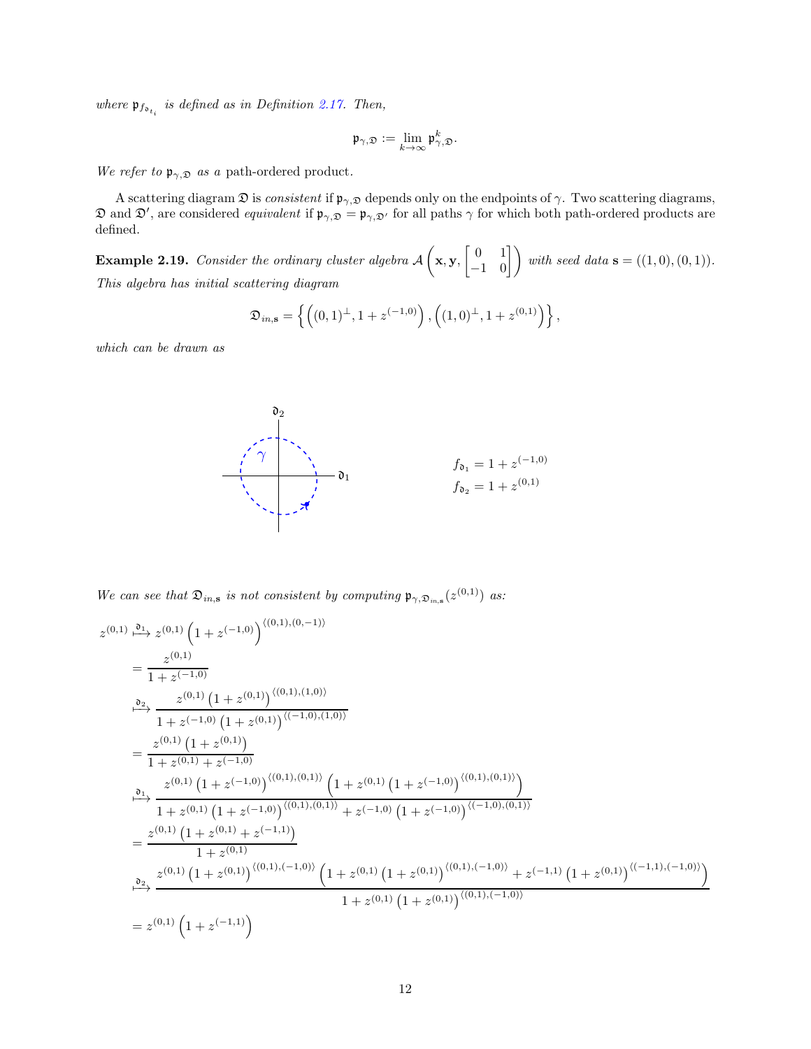*where* $\mathfrak{p}_{f_{\mathfrak{d}_{t_i}}}$ *is defined as in Definition 2.17. Then,*

$$\mathfrak{p}_{\gamma,\mathfrak{D}} := \lim_{k\to\infty} \mathfrak{p}^k_{\gamma,\mathfrak{D}}.$$

*We refer to* $\mathfrak{p}_{\gamma,\mathfrak{D}}$ *as a* path-ordered product.

A scattering diagram $\mathfrak{D}$ is *consistent* if $\mathfrak{p}_{\gamma,\mathfrak{D}}$ depends only on the endpoints of $\gamma$. Two scattering diagrams, $\mathfrak{D}$ and $\mathfrak{D}'$, are considered *equivalent* if $\mathfrak{p}_{\gamma,\mathfrak{D}} = \mathfrak{p}_{\gamma,\mathfrak{D}'}$ for all paths $\gamma$ for which both path-ordered products are defined.

**Example 2.19.** *Consider the ordinary cluster algebra* $\mathcal{A}\left(\mathbf{x}, \mathbf{y}, \begin{bmatrix} 0 & 1 \\ -1 & 0 \end{bmatrix}\right)$ *with seed data* $\mathbf{s} = ((1,0),(0,1))$. *This algebra has initial scattering diagram*

$$\mathfrak{D}_{in,\mathbf{s}} = \left\{ \left((0,1)^\perp, 1+z^{(-1,0)}\right), \left((1,0)^\perp, 1+z^{(0,1)}\right) \right\},$$

*which can be drawn as*

$$f_{\mathfrak{d}_1} = 1 + z^{(-1,0)}$$
$$f_{\mathfrak{d}_2} = 1 + z^{(0,1)}$$

*We can see that* $\mathfrak{D}_{in,\mathbf{s}}$ *is not consistent by computing* $\mathfrak{p}_{\gamma,\mathfrak{D}_{in,\mathbf{s}}}(z^{(0,1)})$ *as:*

$$\begin{aligned}
z^{(0,1)} &\overset{\mathfrak{d}_1}{\longmapsto} z^{(0,1)}\left(1+z^{(-1,0)}\right)^{\langle (0,1),(0,-1)\rangle} \\
&= \frac{z^{(0,1)}}{1+z^{(-1,0)}} \\
&\overset{\mathfrak{d}_2}{\longmapsto} \frac{z^{(0,1)}\left(1+z^{(0,1)}\right)^{\langle (0,1),(1,0)\rangle}}{1+z^{(-1,0)}\left(1+z^{(0,1)}\right)^{\langle (-1,0),(1,0)\rangle}} \\
&= \frac{z^{(0,1)}\left(1+z^{(0,1)}\right)}{1+z^{(0,1)}+z^{(-1,0)}} \\
&\overset{\mathfrak{d}_1}{\longmapsto} \frac{z^{(0,1)}\left(1+z^{(-1,0)}\right)^{\langle (0,1),(0,1)\rangle}\left(1+z^{(0,1)}\left(1+z^{(-1,0)}\right)^{\langle (0,1),(0,1)\rangle}\right)}{1+z^{(0,1)}\left(1+z^{(-1,0)}\right)^{\langle (0,1),(0,1)\rangle}+z^{(-1,0)}\left(1+z^{(-1,0)}\right)^{\langle (-1,0),(0,1)\rangle}} \\
&= \frac{z^{(0,1)}\left(1+z^{(0,1)}+z^{(-1,1)}\right)}{1+z^{(0,1)}} \\
&\overset{\mathfrak{d}_2}{\longmapsto} \frac{z^{(0,1)}\left(1+z^{(0,1)}\right)^{\langle (0,1),(-1,0)\rangle}\left(1+z^{(0,1)}\left(1+z^{(0,1)}\right)^{\langle (0,1),(-1,0)\rangle}+z^{(-1,1)}\left(1+z^{(0,1)}\right)^{\langle (-1,1),(-1,0)\rangle}\right)}{1+z^{(0,1)}\left(1+z^{(0,1)}\right)^{\langle (0,1),(-1,0)\rangle}} \\
&= z^{(0,1)}\left(1+z^{(-1,1)}\right)
\end{aligned}$$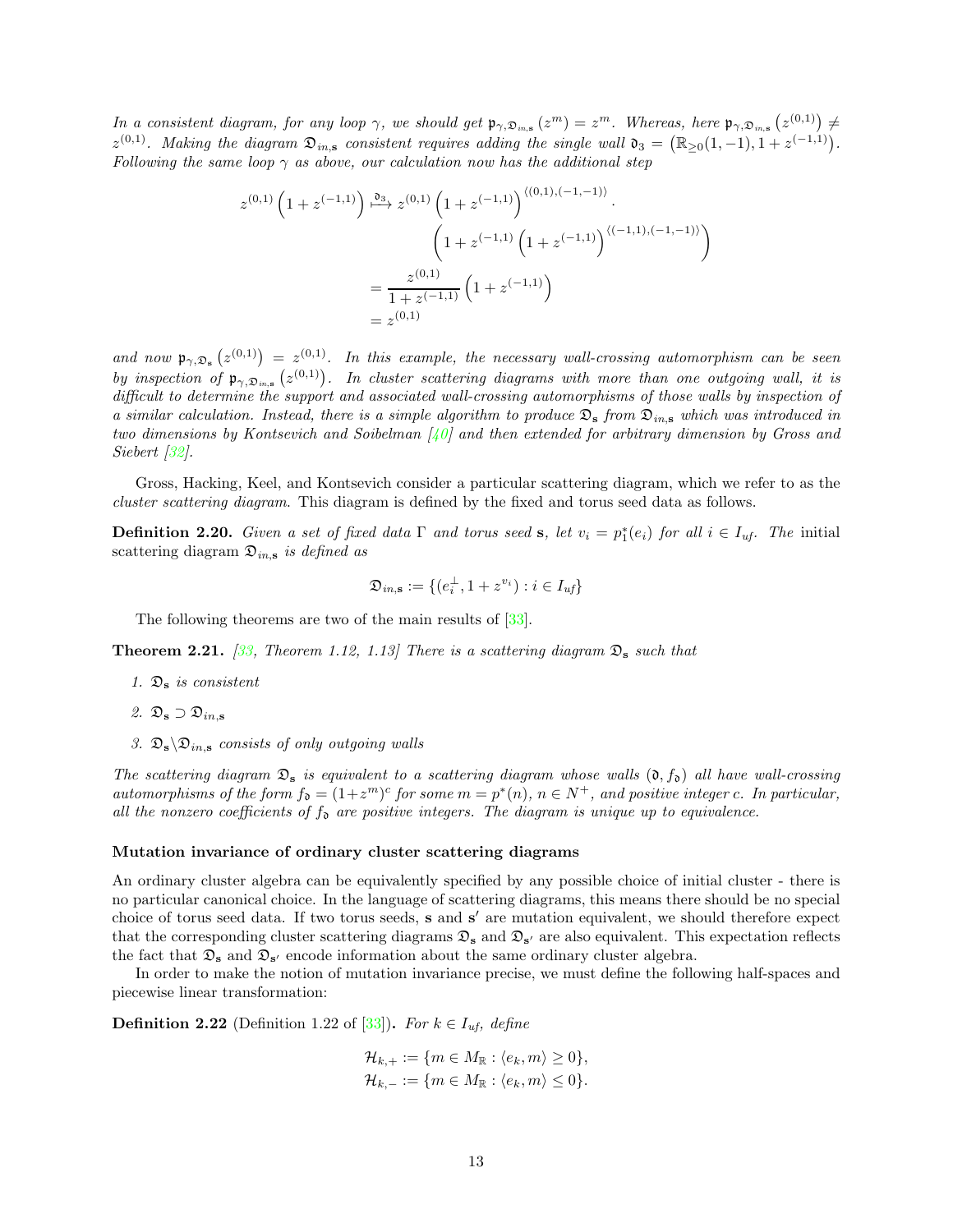*In a consistent diagram, for any loop $\gamma$, we should get $\mathfrak{p}_{\gamma,\mathfrak{D}_{in,\mathbf{s}}}(z^m) = z^m$. Whereas, here $\mathfrak{p}_{\gamma,\mathfrak{D}_{in,\mathbf{s}}}\left(z^{(0,1)}\right) \neq z^{(0,1)}$. Making the diagram $\mathfrak{D}_{in,\mathbf{s}}$ consistent requires adding the single wall $\mathfrak{d}_3 = \left(\mathbb{R}_{\geq 0}(1,-1), 1 + z^{(-1,1)}\right)$. Following the same loop $\gamma$ as above, our calculation now has the additional step*

$$
\begin{aligned}
z^{(0,1)}\left(1 + z^{(-1,1)}\right) \overset{\mathfrak{d}_3}{\longmapsto} & \; z^{(0,1)}\left(1 + z^{(-1,1)}\right)^{\langle (0,1),(-1,-1)\rangle} \cdot \\
& \left(1 + z^{(-1,1)}\left(1 + z^{(-1,1)}\right)^{\langle (-1,1),(-1,-1)\rangle}\right) \\
= & \; \frac{z^{(0,1)}}{1 + z^{(-1,1)}}\left(1 + z^{(-1,1)}\right) \\
= & \; z^{(0,1)}
\end{aligned}
$$

*and now $\mathfrak{p}_{\gamma,\mathfrak{D}_{\mathbf{s}}}\left(z^{(0,1)}\right) = z^{(0,1)}$. In this example, the necessary wall-crossing automorphism can be seen by inspection of $\mathfrak{p}_{\gamma,\mathfrak{D}_{in,\mathbf{s}}}\left(z^{(0,1)}\right)$. In cluster scattering diagrams with more than one outgoing wall, it is difficult to determine the support and associated wall-crossing automorphisms of those walls by inspection of a similar calculation. Instead, there is a simple algorithm to produce $\mathfrak{D}_{\mathbf{s}}$ from $\mathfrak{D}_{in,\mathbf{s}}$ which was introduced in two dimensions by Kontsevich and Soibelman [40] and then extended for arbitrary dimension by Gross and Siebert [32].*

Gross, Hacking, Keel, and Kontsevich consider a particular scattering diagram, which we refer to as the *cluster scattering diagram*. This diagram is defined by the fixed and torus seed data as follows.

**Definition 2.20.** *Given a set of fixed data $\Gamma$ and torus seed $\mathbf{s}$, let $v_i = p_1^*(e_i)$ for all $i \in I_{uf}$. The* initial scattering diagram *$\mathfrak{D}_{in,\mathbf{s}}$ is defined as*

$$
\mathfrak{D}_{in,\mathbf{s}} := \{(e_i^{\perp}, 1 + z^{v_i}) : i \in I_{uf}\}
$$

The following theorems are two of the main results of [33].

**Theorem 2.21.** *[33, Theorem 1.12, 1.13] There is a scattering diagram $\mathfrak{D}_{\mathbf{s}}$ such that*

1. *$\mathfrak{D}_{\mathbf{s}}$ is consistent*
2. *$\mathfrak{D}_{\mathbf{s}} \supset \mathfrak{D}_{in,\mathbf{s}}$*
3. *$\mathfrak{D}_{\mathbf{s}} \backslash \mathfrak{D}_{in,\mathbf{s}}$ consists of only outgoing walls*

*The scattering diagram $\mathfrak{D}_{\mathbf{s}}$ is equivalent to a scattering diagram whose walls $(\mathfrak{d}, f_{\mathfrak{d}})$ all have wall-crossing automorphisms of the form $f_{\mathfrak{d}} = (1+z^m)^c$ for some $m = p^*(n)$, $n \in N^+$, and positive integer $c$. In particular, all the nonzero coefficients of $f_{\mathfrak{d}}$ are positive integers. The diagram is unique up to equivalence.*

### Mutation invariance of ordinary cluster scattering diagrams

An ordinary cluster algebra can be equivalently specified by any possible choice of initial cluster - there is no particular canonical choice. In the language of scattering diagrams, this means there should be no special choice of torus seed data. If two torus seeds, $\mathbf{s}$ and $\mathbf{s}'$ are mutation equivalent, we should therefore expect that the corresponding cluster scattering diagrams $\mathfrak{D}_{\mathbf{s}}$ and $\mathfrak{D}_{\mathbf{s}'}$ are also equivalent. This expectation reflects the fact that $\mathfrak{D}_{\mathbf{s}}$ and $\mathfrak{D}_{\mathbf{s}'}$ encode information about the same ordinary cluster algebra.

In order to make the notion of mutation invariance precise, we must define the following half-spaces and piecewise linear transformation:

**Definition 2.22** (Definition 1.22 of [33])**.** *For $k \in I_{uf}$, define*

$$
\begin{aligned}
\mathcal{H}_{k,+} &:= \{m \in M_{\mathbb{R}} : \langle e_k, m\rangle \geq 0\}, \\
\mathcal{H}_{k,-} &:= \{m \in M_{\mathbb{R}} : \langle e_k, m\rangle \leq 0\}.
\end{aligned}
$$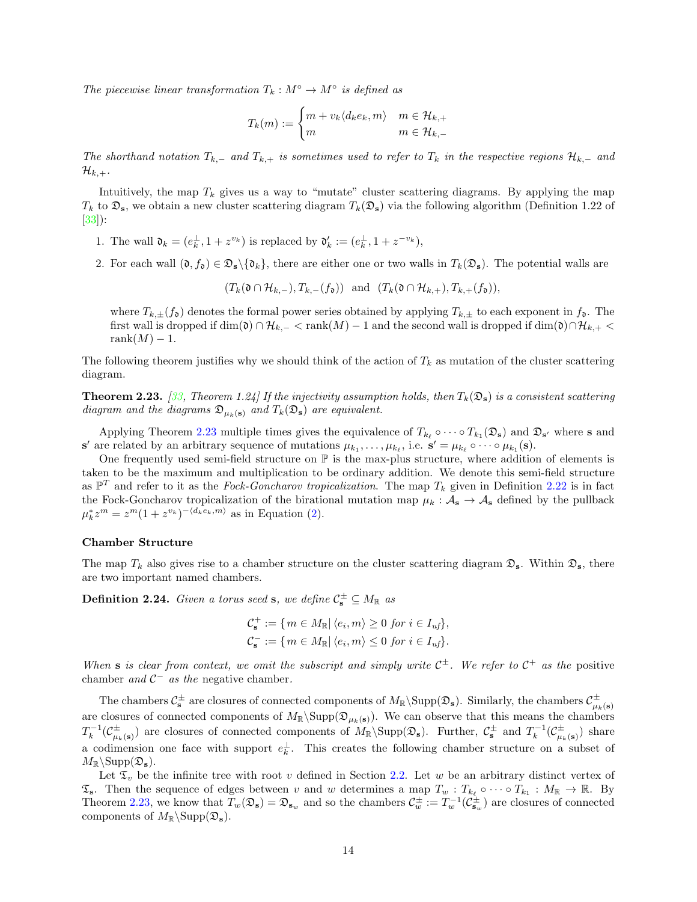*The piecewise linear transformation $T_k : M^\circ \to M^\circ$ is defined as*

$$T_k(m) := \begin{cases} m + v_k \langle d_k e_k, m\rangle & m \in \mathcal{H}_{k,+} \\ m & m \in \mathcal{H}_{k,-} \end{cases}$$

*The shorthand notation $T_{k,-}$ and $T_{k,+}$ is sometimes used to refer to $T_k$ in the respective regions $\mathcal{H}_{k,-}$ and $\mathcal{H}_{k,+}$.*

Intuitively, the map $T_k$ gives us a way to "mutate" cluster scattering diagrams. By applying the map $T_k$ to $\mathfrak{D}_{\mathbf{s}}$, we obtain a new cluster scattering diagram $T_k(\mathfrak{D}_{\mathbf{s}})$ via the following algorithm (Definition 1.22 of [33]):

1. The wall $\mathfrak{d}_k = (e_k^\perp, 1 + z^{v_k})$ is replaced by $\mathfrak{d}_k' := (e_k^\perp, 1 + z^{-v_k})$,
2. For each wall $(\mathfrak{d}, f_{\mathfrak{d}}) \in \mathfrak{D}_{\mathbf{s}} \backslash \{\mathfrak{d}_k\}$, there are either one or two walls in $T_k(\mathfrak{D}_{\mathbf{s}})$. The potential walls are

$$(T_k(\mathfrak{d} \cap \mathcal{H}_{k,-}), T_{k,-}(f_{\mathfrak{d}})) \ \text{ and } \ (T_k(\mathfrak{d} \cap \mathcal{H}_{k,+}), T_{k,+}(f_{\mathfrak{d}})),$$

   where $T_{k,\pm}(f_{\mathfrak{d}})$ denotes the formal power series obtained by applying $T_{k,\pm}$ to each exponent in $f_{\mathfrak{d}}$. The first wall is dropped if $\dim(\mathfrak{d}) \cap \mathcal{H}_{k,-} < \operatorname{rank}(M) - 1$ and the second wall is dropped if $\dim(\mathfrak{d}) \cap \mathcal{H}_{k,+} < \operatorname{rank}(M) - 1$.

The following theorem justifies why we should think of the action of $T_k$ as mutation of the cluster scattering diagram.

**Theorem 2.23.** *[33, Theorem 1.24] If the injectivity assumption holds, then $T_k(\mathfrak{D}_{\mathbf{s}})$ is a consistent scattering diagram and the diagrams $\mathfrak{D}_{\mu_k(\mathbf{s})}$ and $T_k(\mathfrak{D}_{\mathbf{s}})$ are equivalent.*

Applying Theorem 2.23 multiple times gives the equivalence of $T_{k_\ell} \circ \cdots \circ T_{k_1}(\mathfrak{D}_{\mathbf{s}})$ and $\mathfrak{D}_{\mathbf{s}'}$ where $\mathbf{s}$ and $\mathbf{s}'$ are related by an arbitrary sequence of mutations $\mu_{k_1}, \ldots, \mu_{k_\ell}$, i.e. $\mathbf{s}' = \mu_{k_\ell} \circ \cdots \circ \mu_{k_1}(\mathbf{s})$.

One frequently used semi-field structure on $\mathbb{P}$ is the max-plus structure, where addition of elements is taken to be the maximum and multiplication to be ordinary addition. We denote this semi-field structure as $\mathbb{P}^T$ and refer to it as the *Fock-Goncharov tropicalization*. The map $T_k$ given in Definition 2.22 is in fact the Fock-Goncharov tropicalization of the birational mutation map $\mu_k : \mathcal{A}_{\mathbf{s}} \to \mathcal{A}_{\mathbf{s}}$ defined by the pullback $\mu_k^* z^m = z^m(1 + z^{v_k})^{-\langle d_k e_k, m\rangle}$ as in Equation (2).

**Chamber Structure**

The map $T_k$ also gives rise to a chamber structure on the cluster scattering diagram $\mathfrak{D}_{\mathbf{s}}$. Within $\mathfrak{D}_{\mathbf{s}}$, there are two important named chambers.

**Definition 2.24.** *Given a torus seed $\mathbf{s}$, we define $\mathcal{C}_{\mathbf{s}}^{\pm} \subseteq M_{\mathbb{R}}$ as*

$$\mathcal{C}_{\mathbf{s}}^{+} := \{\, m \in M_{\mathbb{R}} |\, \langle e_i, m\rangle \geq 0 \text{ for } i \in I_{uf}\},$$
$$\mathcal{C}_{\mathbf{s}}^{-} := \{\, m \in M_{\mathbb{R}} |\, \langle e_i, m\rangle \leq 0 \text{ for } i \in I_{uf}\}.$$

*When $\mathbf{s}$ is clear from context, we omit the subscript and simply write $\mathcal{C}^{\pm}$. We refer to $\mathcal{C}^{+}$ as the* positive chamber *and $\mathcal{C}^{-}$ as the* negative chamber.

The chambers $\mathcal{C}_{\mathbf{s}}^{\pm}$ are closures of connected components of $M_{\mathbb{R}} \backslash \operatorname{Supp}(\mathfrak{D}_{\mathbf{s}})$. Similarly, the chambers $\mathcal{C}_{\mu_k(\mathbf{s})}^{\pm}$ are closures of connected components of $M_{\mathbb{R}} \backslash \operatorname{Supp}(\mathfrak{D}_{\mu_k(\mathbf{s})})$. We can observe that this means the chambers $T_k^{-1}(\mathcal{C}_{\mu_k(\mathbf{s})}^{\pm})$ are closures of connected components of $M_{\mathbb{R}} \backslash \operatorname{Supp}(\mathfrak{D}_{\mathbf{s}})$. Further, $\mathcal{C}_{\mathbf{s}}^{\pm}$ and $T_k^{-1}(\mathcal{C}_{\mu_k(\mathbf{s})}^{\pm})$ share a codimension one face with support $e_k^\perp$. This creates the following chamber structure on a subset of $M_{\mathbb{R}} \backslash \operatorname{Supp}(\mathfrak{D}_{\mathbf{s}})$.

Let $\mathfrak{T}_v$ be the infinite tree with root $v$ defined in Section 2.2. Let $w$ be an arbitrary distinct vertex of $\mathfrak{T}_{\mathbf{s}}$. Then the sequence of edges between $v$ and $w$ determines a map $T_w : T_{k_\ell} \circ \cdots \circ T_{k_1} : M_{\mathbb{R}} \to \mathbb{R}$. By Theorem 2.23, we know that $T_w(\mathfrak{D}_{\mathbf{s}}) = \mathfrak{D}_{\mathbf{s}_w}$ and so the chambers $\mathcal{C}_w^{\pm} := T_w^{-1}(\mathcal{C}_{\mathbf{s}_w}^{\pm})$ are closures of connected components of $M_{\mathbb{R}} \backslash \operatorname{Supp}(\mathfrak{D}_{\mathbf{s}})$.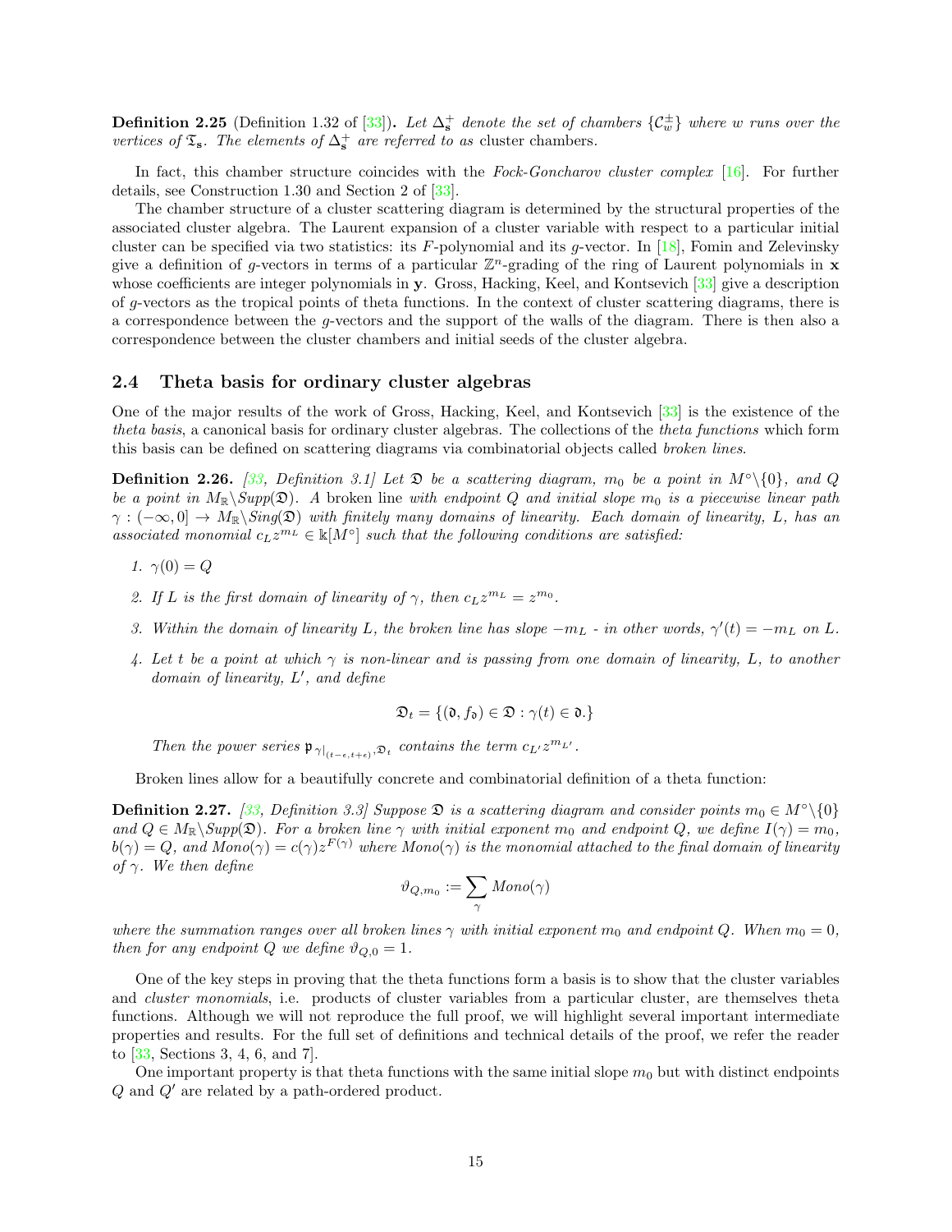**Definition 2.25** (Definition 1.32 of [33]). *Let $\Delta^+_{\mathbf{s}}$ denote the set of chambers $\{\mathcal{C}^{\pm}_w\}$ where $w$ runs over the vertices of $\mathfrak{T}_{\mathbf{s}}$. The elements of $\Delta^+_{\mathbf{s}}$ are referred to as* cluster chambers.

In fact, this chamber structure coincides with the *Fock-Goncharov cluster complex* [16]. For further details, see Construction 1.30 and Section 2 of [33].

The chamber structure of a cluster scattering diagram is determined by the structural properties of the associated cluster algebra. The Laurent expansion of a cluster variable with respect to a particular initial cluster can be specified via two statistics: its $F$-polynomial and its $g$-vector. In [18], Fomin and Zelevinsky give a definition of $g$-vectors in terms of a particular $\mathbb{Z}^n$-grading of the ring of Laurent polynomials in $\mathbf{x}$ whose coefficients are integer polynomials in $\mathbf{y}$. Gross, Hacking, Keel, and Kontsevich [33] give a description of $g$-vectors as the tropical points of theta functions. In the context of cluster scattering diagrams, there is a correspondence between the $g$-vectors and the support of the walls of the diagram. There is then also a correspondence between the cluster chambers and initial seeds of the cluster algebra.

## 2.4 Theta basis for ordinary cluster algebras

One of the major results of the work of Gross, Hacking, Keel, and Kontsevich [33] is the existence of the *theta basis*, a canonical basis for ordinary cluster algebras. The collections of the *theta functions* which form this basis can be defined on scattering diagrams via combinatorial objects called *broken lines*.

**Definition 2.26.** *[33, Definition 3.1] Let $\mathfrak{D}$ be a scattering diagram, $m_0$ be a point in $M^\circ\backslash\{0\}$, and $Q$ be a point in $M_\mathbb{R}\backslash Supp(\mathfrak{D})$. A* broken line *with endpoint $Q$ and initial slope $m_0$ is a piecewise linear path $\gamma : (-\infty, 0] \to M_\mathbb{R}\backslash Sing(\mathfrak{D})$ with finitely many domains of linearity. Each domain of linearity, $L$, has an associated monomial $c_L z^{m_L} \in \Bbbk[M^\circ]$ such that the following conditions are satisfied:*

1. *$\gamma(0) = Q$*
2. *If $L$ is the first domain of linearity of $\gamma$, then $c_L z^{m_L} = z^{m_0}$.*
3. *Within the domain of linearity $L$, the broken line has slope $-m_L$ - in other words, $\gamma'(t) = -m_L$ on $L$.*
4. *Let $t$ be a point at which $\gamma$ is non-linear and is passing from one domain of linearity, $L$, to another domain of linearity, $L'$, and define*

$$\mathfrak{D}_t = \{(\mathfrak{d}, f_\mathfrak{d}) \in \mathfrak{D} : \gamma(t) \in \mathfrak{d}.\}$$

*Then the power series $\mathfrak{p}_{\gamma|_{(t-\epsilon,t+\epsilon)},\mathfrak{D}_t}$ contains the term $c_{L'} z^{m_{L'}}$.*

Broken lines allow for a beautifully concrete and combinatorial definition of a theta function:

**Definition 2.27.** *[33, Definition 3.3] Suppose $\mathfrak{D}$ is a scattering diagram and consider points $m_0 \in M^\circ\backslash\{0\}$ and $Q \in M_\mathbb{R}\backslash Supp(\mathfrak{D})$. For a broken line $\gamma$ with initial exponent $m_0$ and endpoint $Q$, we define $I(\gamma) = m_0$, $b(\gamma) = Q$, and $Mono(\gamma) = c(\gamma) z^{F(\gamma)}$ where $Mono(\gamma)$ is the monomial attached to the final domain of linearity of $\gamma$. We then define*

$$\vartheta_{Q,m_0} := \sum_\gamma Mono(\gamma)$$

*where the summation ranges over all broken lines $\gamma$ with initial exponent $m_0$ and endpoint $Q$. When $m_0 = 0$, then for any endpoint $Q$ we define $\vartheta_{Q,0} = 1$.*

One of the key steps in proving that the theta functions form a basis is to show that the cluster variables and *cluster monomials*, i.e. products of cluster variables from a particular cluster, are themselves theta functions. Although we will not reproduce the full proof, we will highlight several important intermediate properties and results. For the full set of definitions and technical details of the proof, we refer the reader to [33, Sections 3, 4, 6, and 7].

One important property is that theta functions with the same initial slope $m_0$ but with distinct endpoints $Q$ and $Q'$ are related by a path-ordered product.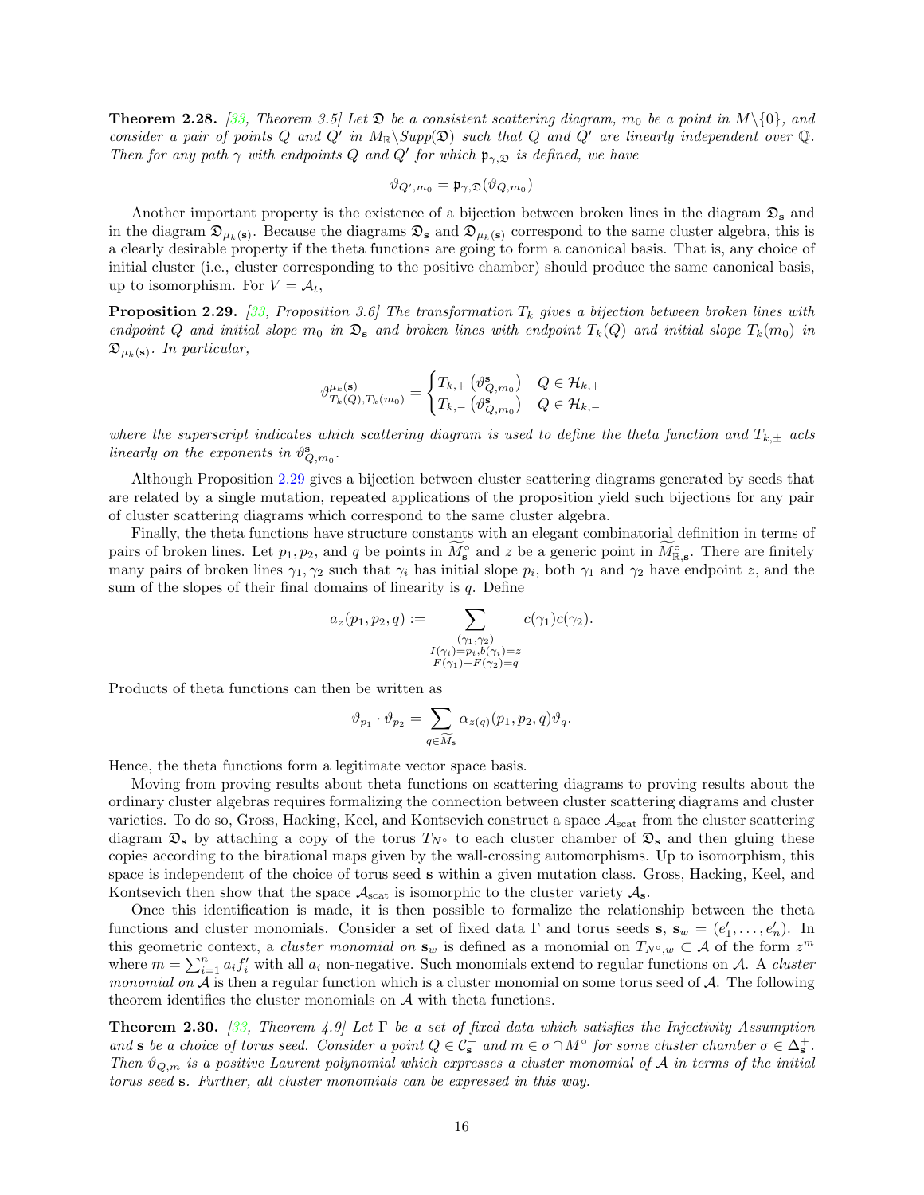**Theorem 2.28.** *[33, Theorem 3.5] Let $\mathfrak{D}$ be a consistent scattering diagram, $m_0$ be a point in $M\backslash\{0\}$, and consider a pair of points $Q$ and $Q'$ in $M_{\mathbb{R}}\backslash Supp(\mathfrak{D})$ such that $Q$ and $Q'$ are linearly independent over $\mathbb{Q}$. Then for any path $\gamma$ with endpoints $Q$ and $Q'$ for which $\mathfrak{p}_{\gamma,\mathfrak{D}}$ is defined, we have*

$$\vartheta_{Q',m_0} = \mathfrak{p}_{\gamma,\mathfrak{D}}(\vartheta_{Q,m_0})$$

Another important property is the existence of a bijection between broken lines in the diagram $\mathfrak{D}_{\mathbf{s}}$ and in the diagram $\mathfrak{D}_{\mu_k(\mathbf{s})}$. Because the diagrams $\mathfrak{D}_{\mathbf{s}}$ and $\mathfrak{D}_{\mu_k(\mathbf{s})}$ correspond to the same cluster algebra, this is a clearly desirable property if the theta functions are going to form a canonical basis. That is, any choice of initial cluster (i.e., cluster corresponding to the positive chamber) should produce the same canonical basis, up to isomorphism. For $V = \mathcal{A}_t$,

**Proposition 2.29.** *[33, Proposition 3.6] The transformation $T_k$ gives a bijection between broken lines with endpoint $Q$ and initial slope $m_0$ in $\mathfrak{D}_{\mathbf{s}}$ and broken lines with endpoint $T_k(Q)$ and initial slope $T_k(m_0)$ in $\mathfrak{D}_{\mu_k(\mathbf{s})}$. In particular,*

$$\vartheta^{\mu_k(\mathbf{s})}_{T_k(Q),T_k(m_0)} = \begin{cases} T_{k,+}\left(\vartheta^{\mathbf{s}}_{Q,m_0}\right) & Q \in \mathcal{H}_{k,+} \\ T_{k,-}\left(\vartheta^{\mathbf{s}}_{Q,m_0}\right) & Q \in \mathcal{H}_{k,-} \end{cases}$$

*where the superscript indicates which scattering diagram is used to define the theta function and $T_{k,\pm}$ acts linearly on the exponents in $\vartheta^{\mathbf{s}}_{Q,m_0}$.*

Although Proposition 2.29 gives a bijection between cluster scattering diagrams generated by seeds that are related by a single mutation, repeated applications of the proposition yield such bijections for any pair of cluster scattering diagrams which correspond to the same cluster algebra.

Finally, the theta functions have structure constants with an elegant combinatorial definition in terms of pairs of broken lines. Let $p_1, p_2$, and $q$ be points in $\widetilde{M}^\circ_{\mathbf{s}}$ and $z$ be a generic point in $\widetilde{M}^\circ_{\mathbb{R},\mathbf{s}}$. There are finitely many pairs of broken lines $\gamma_1, \gamma_2$ such that $\gamma_i$ has initial slope $p_i$, both $\gamma_1$ and $\gamma_2$ have endpoint $z$, and the sum of the slopes of their final domains of linearity is $q$. Define

$$a_z(p_1,p_2,q) := \sum_{\substack{(\gamma_1,\gamma_2) \\ I(\gamma_i)=p_i, b(\gamma_i)=z \\ F(\gamma_1)+F(\gamma_2)=q}} c(\gamma_1)c(\gamma_2).$$

Products of theta functions can then be written as

$$\vartheta_{p_1} \cdot \vartheta_{p_2} = \sum_{q \in \widetilde{M}_{\mathbf{s}}} \alpha_{z(q)}(p_1,p_2,q)\vartheta_q.$$

Hence, the theta functions form a legitimate vector space basis.

Moving from proving results about theta functions on scattering diagrams to proving results about the ordinary cluster algebras requires formalizing the connection between cluster scattering diagrams and cluster varieties. To do so, Gross, Hacking, Keel, and Kontsevich construct a space $\mathcal{A}_{\text{scat}}$ from the cluster scattering diagram $\mathfrak{D}_{\mathbf{s}}$ by attaching a copy of the torus $T_{N^\circ}$ to each cluster chamber of $\mathfrak{D}_{\mathbf{s}}$ and then gluing these copies according to the birational maps given by the wall-crossing automorphisms. Up to isomorphism, this space is independent of the choice of torus seed $\mathbf{s}$ within a given mutation class. Gross, Hacking, Keel, and Kontsevich then show that the space $\mathcal{A}_{\text{scat}}$ is isomorphic to the cluster variety $\mathcal{A}_{\mathbf{s}}$.

Once this identification is made, it is then possible to formalize the relationship between the theta functions and cluster monomials. Consider a set of fixed data $\Gamma$ and torus seeds $\mathbf{s}$, $\mathbf{s}_w = (e'_1, \ldots, e'_n)$. In this geometric context, a *cluster monomial on* $\mathbf{s}_w$ is defined as a monomial on $T_{N^\circ,w} \subset \mathcal{A}$ of the form $z^m$ where $m = \sum_{i=1}^n a_i f'_i$ with all $a_i$ non-negative. Such monomials extend to regular functions on $\mathcal{A}$. A *cluster monomial on* $\mathcal{A}$ is then a regular function which is a cluster monomial on some torus seed of $\mathcal{A}$. The following theorem identifies the cluster monomials on $\mathcal{A}$ with theta functions.

**Theorem 2.30.** *[33, Theorem 4.9] Let $\Gamma$ be a set of fixed data which satisfies the Injectivity Assumption and $\mathbf{s}$ be a choice of torus seed. Consider a point $Q \in \mathcal{C}^+_{\mathbf{s}}$ and $m \in \sigma \cap M^\circ$ for some cluster chamber $\sigma \in \Delta^+_{\mathbf{s}}$. Then $\vartheta_{Q,m}$ is a positive Laurent polynomial which expresses a cluster monomial of $\mathcal{A}$ in terms of the initial torus seed $\mathbf{s}$. Further, all cluster monomials can be expressed in this way.*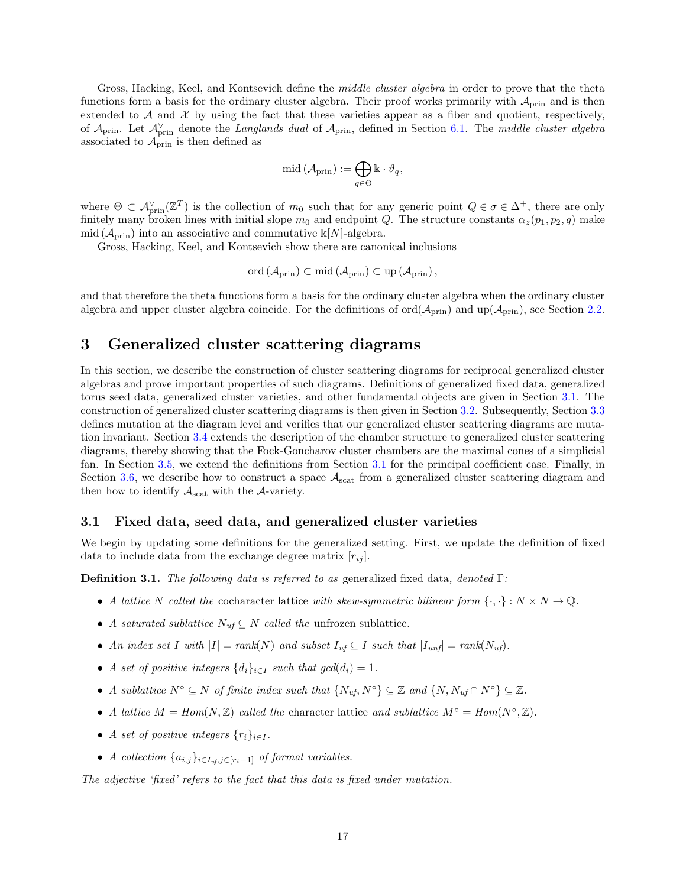Gross, Hacking, Keel, and Kontsevich define the *middle cluster algebra* in order to prove that the theta functions form a basis for the ordinary cluster algebra. Their proof works primarily with $\mathcal{A}_{\text{prin}}$ and is then extended to $\mathcal{A}$ and $\mathcal{X}$ by using the fact that these varieties appear as a fiber and quotient, respectively, of $\mathcal{A}_{\text{prin}}$. Let $\mathcal{A}^{\vee}_{\text{prin}}$ denote the *Langlands dual* of $\mathcal{A}_{\text{prin}}$, defined in Section 6.1. The *middle cluster algebra* associated to $\mathcal{A}_{\text{prin}}$ is then defined as

$$\text{mid}\left(\mathcal{A}_{\text{prin}}\right) := \bigoplus_{q \in \Theta} \Bbbk \cdot \vartheta_q,$$

where $\Theta \subset \mathcal{A}^{\vee}_{\text{prin}}(\mathbb{Z}^T)$ is the collection of $m_0$ such that for any generic point $Q \in \sigma \in \Delta^+$, there are only finitely many broken lines with initial slope $m_0$ and endpoint $Q$. The structure constants $\alpha_z(p_1, p_2, q)$ make $\text{mid}\left(\mathcal{A}_{\text{prin}}\right)$ into an associative and commutative $\Bbbk[N]$-algebra.

Gross, Hacking, Keel, and Kontsevich show there are canonical inclusions

$$\text{ord}\left(\mathcal{A}_{\text{prin}}\right) \subset \text{mid}\left(\mathcal{A}_{\text{prin}}\right) \subset \text{up}\left(\mathcal{A}_{\text{prin}}\right),$$

and that therefore the theta functions form a basis for the ordinary cluster algebra when the ordinary cluster algebra and upper cluster algebra coincide. For the definitions of $\text{ord}(\mathcal{A}_{\text{prin}})$ and $\text{up}(\mathcal{A}_{\text{prin}})$, see Section 2.2.

# 3 Generalized cluster scattering diagrams

In this section, we describe the construction of cluster scattering diagrams for reciprocal generalized cluster algebras and prove important properties of such diagrams. Definitions of generalized fixed data, generalized torus seed data, generalized cluster varieties, and other fundamental objects are given in Section 3.1. The construction of generalized cluster scattering diagrams is then given in Section 3.2. Subsequently, Section 3.3 defines mutation at the diagram level and verifies that our generalized cluster scattering diagrams are mutation invariant. Section 3.4 extends the description of the chamber structure to generalized cluster scattering diagrams, thereby showing that the Fock-Goncharov cluster chambers are the maximal cones of a simplicial fan. In Section 3.5, we extend the definitions from Section 3.1 for the principal coefficient case. Finally, in Section 3.6, we describe how to construct a space $\mathcal{A}_{\text{scat}}$ from a generalized cluster scattering diagram and then how to identify $\mathcal{A}_{\text{scat}}$ with the $\mathcal{A}$-variety.

## 3.1 Fixed data, seed data, and generalized cluster varieties

We begin by updating some definitions for the generalized setting. First, we update the definition of fixed data to include data from the exchange degree matrix $[r_{ij}]$.

**Definition 3.1.** *The following data is referred to as* generalized fixed data*, denoted* $\Gamma$*:*

- *A lattice $N$ called the* cocharacter lattice *with skew-symmetric bilinear form* $\{\cdot, \cdot\} : N \times N \to \mathbb{Q}$.
- *A saturated sublattice $N_{uf} \subseteq N$ called the* unfrozen sublattice.
- *An index set $I$ with $|I| = rank(N)$ and subset $I_{uf} \subseteq I$ such that $|I_{unf}| = rank(N_{uf})$.*
- *A set of positive integers $\{d_i\}_{i \in I}$ such that $gcd(d_i) = 1$.*
- *A sublattice $N^\circ \subseteq N$ of finite index such that $\{N_{uf}, N^\circ\} \subseteq \mathbb{Z}$ and $\{N, N_{uf} \cap N^\circ\} \subseteq \mathbb{Z}$.*
- *A lattice $M = Hom(N, \mathbb{Z})$ called the* character lattice *and sublattice $M^\circ = Hom(N^\circ, \mathbb{Z})$.*
- *A set of positive integers $\{r_i\}_{i \in I}$.*
- *A collection $\{a_{i,j}\}_{i \in I_{uf}, j \in [r_i - 1]}$ of formal variables.*

*The adjective 'fixed' refers to the fact that this data is fixed under mutation.*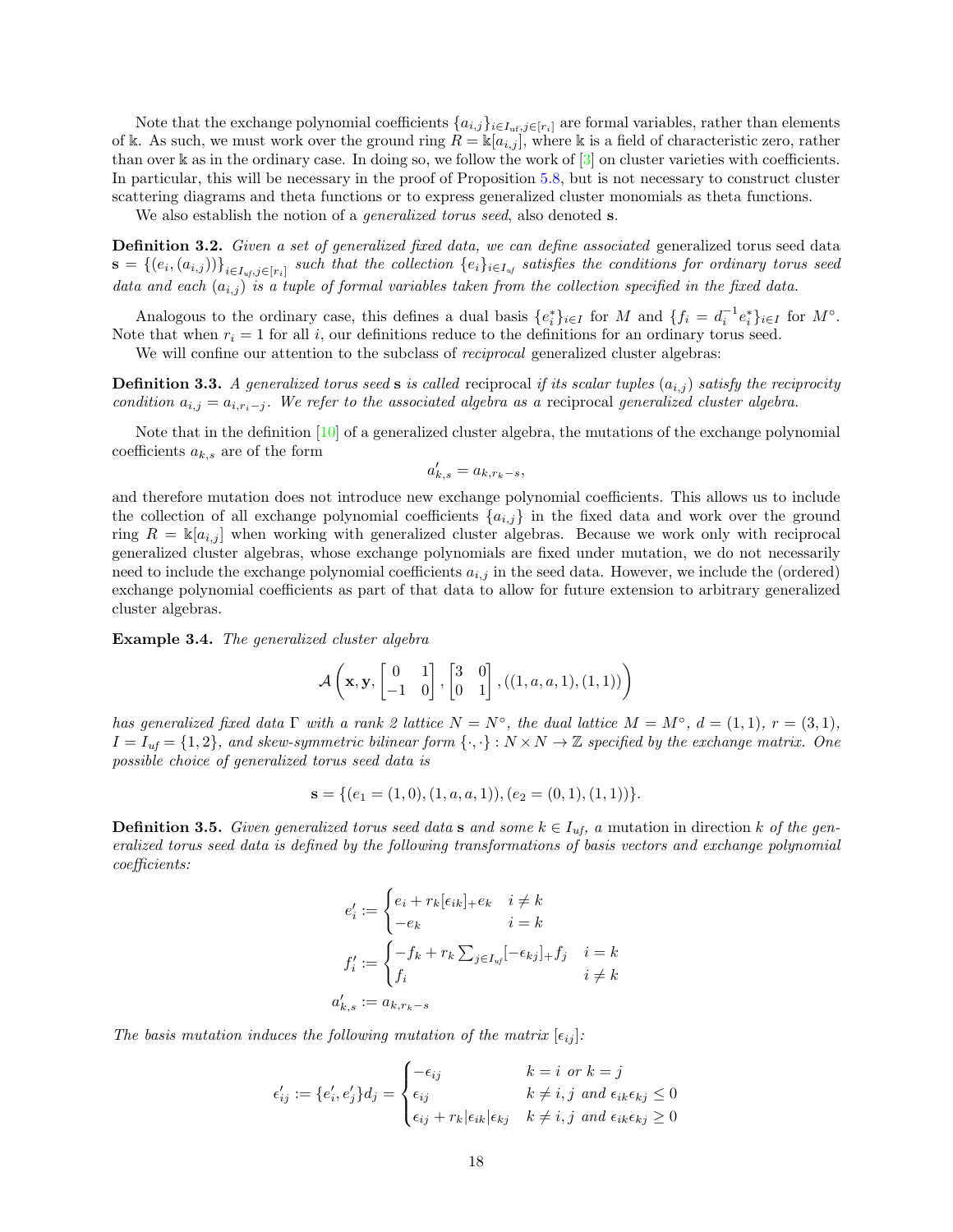Note that the exchange polynomial coefficients $\{a_{i,j}\}_{i\in I_{\mathrm{uf}}, j\in[r_i]}$ are formal variables, rather than elements of $\Bbbk$. As such, we must work over the ground ring $R = \Bbbk[a_{i,j}]$, where $\Bbbk$ is a field of characteristic zero, rather than over $\Bbbk$ as in the ordinary case. In doing so, we follow the work of [3] on cluster varieties with coefficients. In particular, this will be necessary in the proof of Proposition 5.8, but is not necessary to construct cluster scattering diagrams and theta functions or to express generalized cluster monomials as theta functions.

We also establish the notion of a *generalized torus seed*, also denoted $\mathbf{s}$.

**Definition 3.2.** *Given a set of generalized fixed data, we can define associated* generalized torus seed data $\mathbf{s} = \{(e_i, (a_{i,j}))\}_{i\in I_{uf}, j\in[r_i]}$ *such that the collection* $\{e_i\}_{i\in I_{uf}}$ *satisfies the conditions for ordinary torus seed data and each* $(a_{i,j})$ *is a tuple of formal variables taken from the collection specified in the fixed data.*

Analogous to the ordinary case, this defines a dual basis $\{e_i^*\}_{i\in I}$ for $M$ and $\{f_i = d_i^{-1}e_i^*\}_{i\in I}$ for $M^\circ$. Note that when $r_i = 1$ for all $i$, our definitions reduce to the definitions for an ordinary torus seed.

We will confine our attention to the subclass of *reciprocal* generalized cluster algebras:

**Definition 3.3.** *A generalized torus seed* $\mathbf{s}$ *is called* reciprocal *if its scalar tuples* $(a_{i,j})$ *satisfy the reciprocity condition* $a_{i,j} = a_{i,r_i-j}$. *We refer to the associated algebra as a* reciprocal *generalized cluster algebra.*

Note that in the definition [10] of a generalized cluster algebra, the mutations of the exchange polynomial coefficients $a_{k,s}$ are of the form

$$a'_{k,s} = a_{k,r_k-s},$$

and therefore mutation does not introduce new exchange polynomial coefficients. This allows us to include the collection of all exchange polynomial coefficients $\{a_{i,j}\}$ in the fixed data and work over the ground ring $R = \Bbbk[a_{i,j}]$ when working with generalized cluster algebras. Because we work only with reciprocal generalized cluster algebras, whose exchange polynomials are fixed under mutation, we do not necessarily need to include the exchange polynomial coefficients $a_{i,j}$ in the seed data. However, we include the (ordered) exchange polynomial coefficients as part of that data to allow for future extension to arbitrary generalized cluster algebras.

**Example 3.4.** *The generalized cluster algebra*

$$\mathcal{A}\left(\mathbf{x}, \mathbf{y}, \begin{bmatrix} 0 & 1 \\ -1 & 0 \end{bmatrix}, \begin{bmatrix} 3 & 0 \\ 0 & 1 \end{bmatrix}, ((1, a, a, 1), (1, 1))\right)$$

*has generalized fixed data* $\Gamma$ *with a rank 2 lattice* $N = N^\circ$, *the dual lattice* $M = M^\circ$, $d = (1, 1)$, $r = (3, 1)$, $I = I_{uf} = \{1, 2\}$, *and skew-symmetric bilinear form* $\{\cdot,\cdot\} : N \times N \to \mathbb{Z}$ *specified by the exchange matrix. One possible choice of generalized torus seed data is*

$$\mathbf{s} = \{(e_1 = (1, 0), (1, a, a, 1)), (e_2 = (0, 1), (1, 1))\}.$$

**Definition 3.5.** *Given generalized torus seed data* $\mathbf{s}$ *and some* $k \in I_{uf}$, *a* mutation in direction $k$ *of the generalized torus seed data is defined by the following transformations of basis vectors and exchange polynomial coefficients:*

$$e'_i := \begin{cases} e_i + r_k[\epsilon_{ik}]_+ e_k & i \neq k \\ -e_k & i = k \end{cases}$$

$$f'_i := \begin{cases} -f_k + r_k \sum_{j\in I_{uf}} [-\epsilon_{kj}]_+ f_j & i = k \\ f_i & i \neq k \end{cases}$$

$$a'_{k,s} := a_{k,r_k-s}$$

*The basis mutation induces the following mutation of the matrix* $[\epsilon_{ij}]$:

$$\epsilon'_{ij} := \{e'_i, e'_j\} d_j = \begin{cases} -\epsilon_{ij} & k = i \text{ or } k = j \\ \epsilon_{ij} & k \neq i, j \text{ and } \epsilon_{ik}\epsilon_{kj} \leq 0 \\ \epsilon_{ij} + r_k|\epsilon_{ik}|\epsilon_{kj} & k \neq i, j \text{ and } \epsilon_{ik}\epsilon_{kj} \geq 0 \end{cases}$$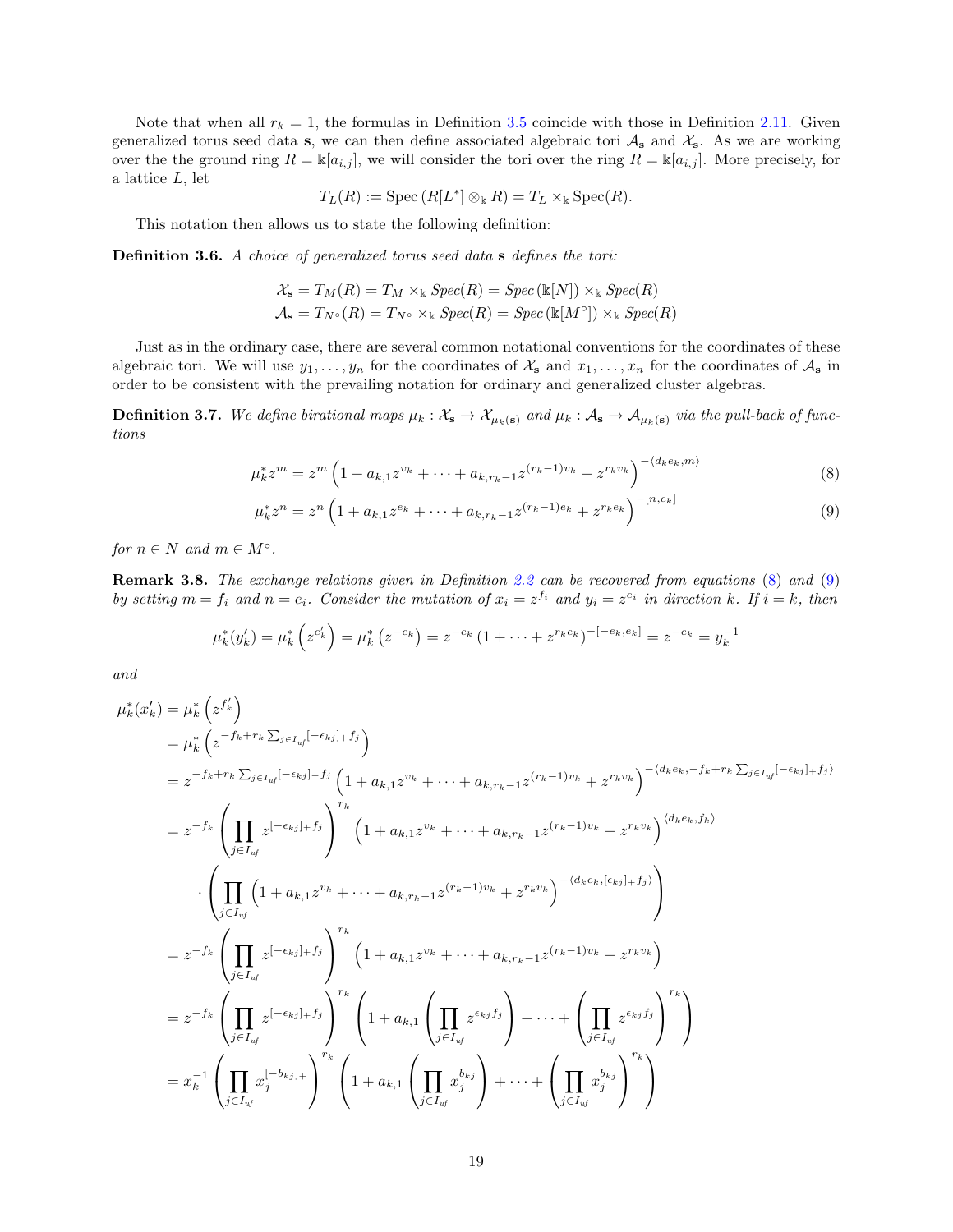Note that when all $r_k = 1$, the formulas in Definition 3.5 coincide with those in Definition 2.11. Given generalized torus seed data $\mathbf{s}$, we can then define associated algebraic tori $\mathcal{A}_{\mathbf{s}}$ and $\mathcal{X}_{\mathbf{s}}$. As we are working over the the ground ring $R = \Bbbk[a_{i,j}]$, we will consider the tori over the ring $R = \Bbbk[a_{i,j}]$. More precisely, for a lattice $L$, let

$$T_L(R) := \text{Spec}\left(R[L^*] \otimes_{\Bbbk} R\right) = T_L \times_{\Bbbk} \text{Spec}(R).$$

This notation then allows us to state the following definition:

**Definition 3.6.** *A choice of generalized torus seed data* $\mathbf{s}$ *defines the tori:*

$$\mathcal{X}_{\mathbf{s}} = T_M(R) = T_M \times_{\Bbbk} \mathit{Spec}(R) = \mathit{Spec}\left(\Bbbk[N]\right) \times_{\Bbbk} \mathit{Spec}(R)$$
$$\mathcal{A}_{\mathbf{s}} = T_{N^\circ}(R) = T_{N^\circ} \times_{\Bbbk} \mathit{Spec}(R) = \mathit{Spec}\left(\Bbbk[M^\circ]\right) \times_{\Bbbk} \mathit{Spec}(R)$$

Just as in the ordinary case, there are several common notational conventions for the coordinates of these algebraic tori. We will use $y_1, \dots, y_n$ for the coordinates of $\mathcal{X}_{\mathbf{s}}$ and $x_1, \dots, x_n$ for the coordinates of $\mathcal{A}_{\mathbf{s}}$ in order to be consistent with the prevailing notation for ordinary and generalized cluster algebras.

**Definition 3.7.** *We define birational maps* $\mu_k : \mathcal{X}_{\mathbf{s}} \to \mathcal{X}_{\mu_k(\mathbf{s})}$ *and* $\mu_k : \mathcal{A}_{\mathbf{s}} \to \mathcal{A}_{\mu_k(\mathbf{s})}$ *via the pull-back of functions*

$$\mu_k^* z^m = z^m \left(1 + a_{k,1} z^{v_k} + \dots + a_{k,r_k-1} z^{(r_k-1)v_k} + z^{r_k v_k}\right)^{-\langle d_k e_k, m\rangle} \tag{8}$$

$$\mu_k^* z^n = z^n \left(1 + a_{k,1} z^{e_k} + \dots + a_{k,r_k-1} z^{(r_k-1)e_k} + z^{r_k e_k}\right)^{-[n, e_k]} \tag{9}$$

*for* $n \in N$ *and* $m \in M^\circ$.

**Remark 3.8.** *The exchange relations given in Definition 2.2 can be recovered from equations (8) and (9) by setting* $m = f_i$ *and* $n = e_i$. *Consider the mutation of* $x_i = z^{f_i}$ *and* $y_i = z^{e_i}$ *in direction* $k$. *If* $i = k$, *then*

$$\mu_k^*(y_k') = \mu_k^*\left(z^{e_k'}\right) = \mu_k^*\left(z^{-e_k}\right) = z^{-e_k}\left(1 + \dots + z^{r_k e_k}\right)^{-[-e_k, e_k]} = z^{-e_k} = y_k^{-1}$$

*and*

$$\begin{aligned}
\mu_k^*(x_k') &= \mu_k^*\left(z^{f_k'}\right) \\
&= \mu_k^*\left(z^{-f_k + r_k \sum_{j \in I_{uf}} [-\epsilon_{kj}]_+ f_j}\right) \\
&= z^{-f_k + r_k \sum_{j \in I_{uf}} [-\epsilon_{kj}]_+ f_j} \left(1 + a_{k,1} z^{v_k} + \dots + a_{k,r_k-1} z^{(r_k-1)v_k} + z^{r_k v_k}\right)^{-\langle d_k e_k, -f_k + r_k \sum_{j \in I_{uf}} [-\epsilon_{kj}]_+ f_j\rangle} \\
&= z^{-f_k} \left(\prod_{j \in I_{uf}} z^{[-\epsilon_{kj}]_+ f_j}\right)^{r_k} \left(1 + a_{k,1} z^{v_k} + \dots + a_{k,r_k-1} z^{(r_k-1)v_k} + z^{r_k v_k}\right)^{\langle d_k e_k, f_k\rangle} \\
&\quad \cdot \left(\prod_{j \in I_{uf}} \left(1 + a_{k,1} z^{v_k} + \dots + a_{k,r_k-1} z^{(r_k-1)v_k} + z^{r_k v_k}\right)^{-\langle d_k e_k, [\epsilon_{kj}]_+ f_j\rangle}\right) \\
&= z^{-f_k} \left(\prod_{j \in I_{uf}} z^{[-\epsilon_{kj}]_+ f_j}\right)^{r_k} \left(1 + a_{k,1} z^{v_k} + \dots + a_{k,r_k-1} z^{(r_k-1)v_k} + z^{r_k v_k}\right) \\
&= z^{-f_k} \left(\prod_{j \in I_{uf}} z^{[-\epsilon_{kj}]_+ f_j}\right)^{r_k} \left(1 + a_{k,1} \left(\prod_{j \in I_{uf}} z^{\epsilon_{kj} f_j}\right) + \dots + \left(\prod_{j \in I_{uf}} z^{\epsilon_{kj} f_j}\right)^{r_k}\right) \\
&= x_k^{-1} \left(\prod_{j \in I_{uf}} x_j^{[-b_{kj}]_+}\right)^{r_k} \left(1 + a_{k,1} \left(\prod_{j \in I_{uf}} x_j^{b_{kj}}\right) + \dots + \left(\prod_{j \in I_{uf}} x_j^{b_{kj}}\right)^{r_k}\right)
\end{aligned}$$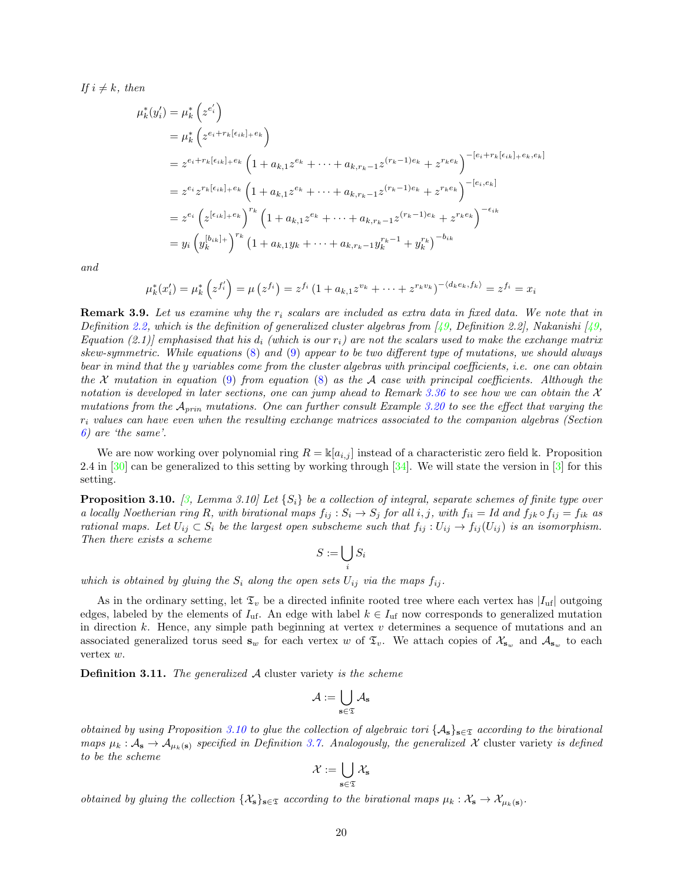*If $i \neq k$, then*

$$
\begin{aligned}
\mu_k^*(y_i') &= \mu_k^*\left(z^{e_i'}\right) \\
&= \mu_k^*\left(z^{e_i + r_k[\epsilon_{ik}]_+ e_k}\right) \\
&= z^{e_i + r_k[\epsilon_{ik}]_+ e_k}\left(1 + a_{k,1} z^{e_k} + \cdots + a_{k,r_k-1} z^{(r_k-1)e_k} + z^{r_k e_k}\right)^{-[e_i + r_k[\epsilon_{ik}]_+ e_k, e_k]} \\
&= z^{e_i} z^{r_k[\epsilon_{ik}]_+ e_k}\left(1 + a_{k,1} z^{e_k} + \cdots + a_{k,r_k-1} z^{(r_k-1)e_k} + z^{r_k e_k}\right)^{-[e_i, e_k]} \\
&= z^{e_i}\left(z^{[\epsilon_{ik}]_+ e_k}\right)^{r_k}\left(1 + a_{k,1} z^{e_k} + \cdots + a_{k,r_k-1} z^{(r_k-1)e_k} + z^{r_k e_k}\right)^{-\epsilon_{ik}} \\
&= y_i\left(y_k^{[b_{ik}]_+}\right)^{r_k}\left(1 + a_{k,1} y_k + \cdots + a_{k,r_k-1} y_k^{r_k-1} + y_k^{r_k}\right)^{-b_{ik}}
\end{aligned}
$$

*and*

$$
\mu_k^*(x_i') = \mu_k^*\left(z^{f_i'}\right) = \mu\left(z^{f_i}\right) = z^{f_i}\left(1 + a_{k,1} z^{v_k} + \cdots + z^{r_k v_k}\right)^{-\langle d_k e_k, f_k\rangle} = z^{f_i} = x_i
$$

**Remark 3.9.** *Let us examine why the $r_i$ scalars are included as extra data in fixed data. We note that in Definition 2.2, which is the definition of generalized cluster algebras from [49, Definition 2.2], Nakanishi [49, Equation (2.1)] emphasised that his $d_i$ (which is our $r_i$) are not the scalars used to make the exchange matrix skew-symmetric. While equations (8) and (9) appear to be two different type of mutations, we should always bear in mind that the y variables come from the cluster algebras with principal coefficients, i.e. one can obtain the $\mathcal{X}$ mutation in equation (9) from equation (8) as the $\mathcal{A}$ case with principal coefficients. Although the notation is developed in later sections, one can jump ahead to Remark 3.36 to see how we can obtain the $\mathcal{X}$ mutations from the $\mathcal{A}_{prin}$ mutations. One can further consult Example 3.20 to see the effect that varying the $r_i$ values can have even when the resulting exchange matrices associated to the companion algebras (Section 6) are 'the same'.*

We are now working over polynomial ring $R = \Bbbk[a_{i,j}]$ instead of a characteristic zero field $\Bbbk$. Proposition 2.4 in [30] can be generalized to this setting by working through [34]. We will state the version in [3] for this setting.

**Proposition 3.10.** *[3, Lemma 3.10] Let $\{S_i\}$ be a collection of integral, separate schemes of finite type over a locally Noetherian ring $R$, with birational maps $f_{ij} : S_i \to S_j$ for all $i, j$, with $f_{ii} = Id$ and $f_{jk} \circ f_{ij} = f_{ik}$ as rational maps. Let $U_{ij} \subset S_i$ be the largest open subscheme such that $f_{ij} : U_{ij} \to f_{ij}(U_{ij})$ is an isomorphism. Then there exists a scheme*

$$
S := \bigcup_i S_i
$$

*which is obtained by gluing the $S_i$ along the open sets $U_{ij}$ via the maps $f_{ij}$.*

As in the ordinary setting, let $\mathfrak{T}_v$ be a directed infinite rooted tree where each vertex has $|I_{\mathrm{uf}}|$ outgoing edges, labeled by the elements of $I_{\mathrm{uf}}$. An edge with label $k \in I_{\mathrm{uf}}$ now corresponds to generalized mutation in direction $k$. Hence, any simple path beginning at vertex $v$ determines a sequence of mutations and an associated generalized torus seed $\mathbf{s}_w$ for each vertex $w$ of $\mathfrak{T}_v$. We attach copies of $\mathcal{X}_{\mathbf{s}_w}$ and $\mathcal{A}_{\mathbf{s}_w}$ to each vertex $w$.

**Definition 3.11.** *The generalized $\mathcal{A}$ cluster variety is the scheme*

$$
\mathcal{A} := \bigcup_{\mathbf{s} \in \mathfrak{T}} \mathcal{A}_{\mathbf{s}}
$$

*obtained by using Proposition 3.10 to glue the collection of algebraic tori $\{\mathcal{A}_{\mathbf{s}}\}_{\mathbf{s} \in \mathfrak{T}}$ according to the birational maps $\mu_k : \mathcal{A}_{\mathbf{s}} \to \mathcal{A}_{\mu_k(\mathbf{s})}$ specified in Definition 3.7. Analogously, the generalized $\mathcal{X}$ cluster variety is defined to be the scheme*

$$
\mathcal{X} := \bigcup_{\mathbf{s} \in \mathfrak{T}} \mathcal{X}_{\mathbf{s}}
$$

*obtained by gluing the collection $\{\mathcal{X}_{\mathbf{s}}\}_{\mathbf{s} \in \mathfrak{T}}$ according to the birational maps $\mu_k : \mathcal{X}_{\mathbf{s}} \to \mathcal{X}_{\mu_k(\mathbf{s})}$.*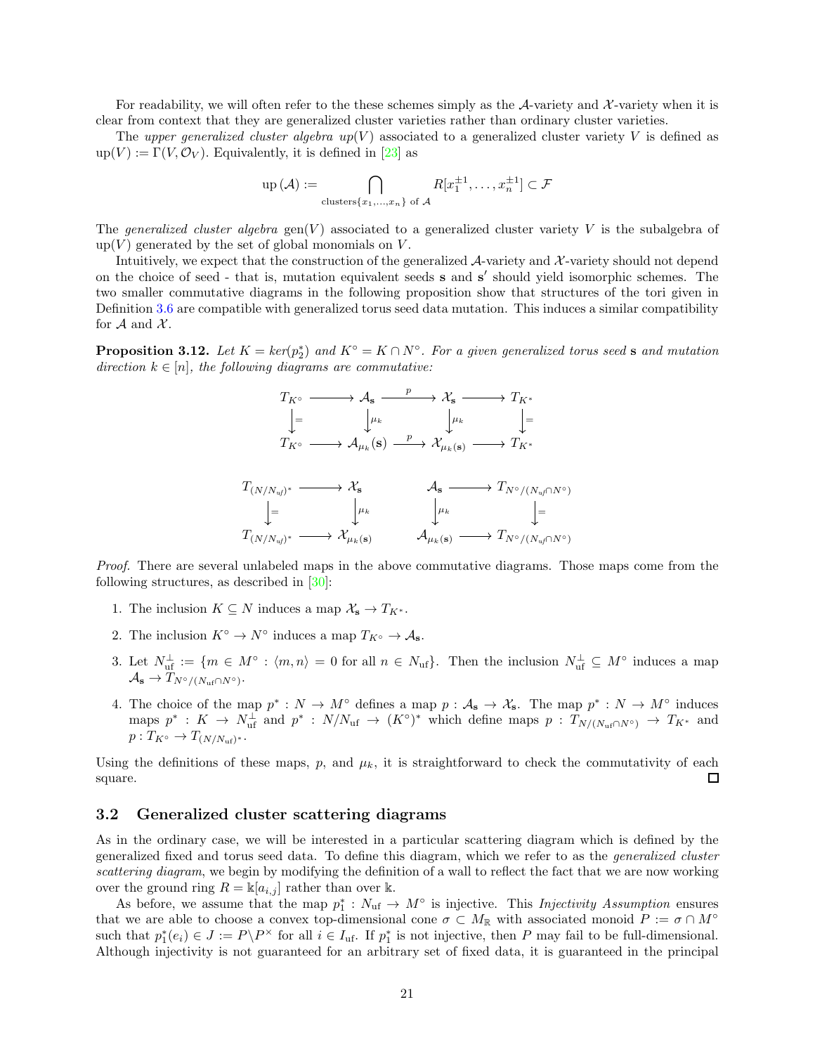For readability, we will often refer to the these schemes simply as the $\mathcal{A}$-variety and $\mathcal{X}$-variety when it is clear from context that they are generalized cluster varieties rather than ordinary cluster varieties.

The *upper generalized cluster algebra* $up(V)$ associated to a generalized cluster variety $V$ is defined as $\mathrm{up}(V) := \Gamma(V, \mathcal{O}_V)$. Equivalently, it is defined in [23] as

$$\mathrm{up}\,(\mathcal{A}) := \bigcap_{\text{clusters}\{x_1,\ldots,x_n\} \text{ of } \mathcal{A}} R[x_1^{\pm 1}, \ldots, x_n^{\pm 1}] \subset \mathcal{F}$$

The *generalized cluster algebra* $\mathrm{gen}(V)$ associated to a generalized cluster variety $V$ is the subalgebra of $\mathrm{up}(V)$ generated by the set of global monomials on $V$.

Intuitively, we expect that the construction of the generalized $\mathcal{A}$-variety and $\mathcal{X}$-variety should not depend on the choice of seed - that is, mutation equivalent seeds $\mathbf{s}$ and $\mathbf{s}'$ should yield isomorphic schemes. The two smaller commutative diagrams in the following proposition show that structures of the tori given in Definition 3.6 are compatible with generalized torus seed data mutation. This induces a similar compatibility for $\mathcal{A}$ and $\mathcal{X}$.

**Proposition 3.12.** *Let $K = ker(p_2^*)$ and $K^\circ = K \cap N^\circ$. For a given generalized torus seed $\mathbf{s}$ and mutation direction $k \in [n]$, the following diagrams are commutative:*

$$\begin{array}{ccccccc}
T_{K^\circ} & \longrightarrow & \mathcal{A}_{\mathbf{s}} & \xrightarrow{p} & \mathcal{X}_{\mathbf{s}} & \longrightarrow & T_{K^*} \\
\downarrow{=} & & \downarrow{\mu_k} & & \downarrow{\mu_k} & & \downarrow{=} \\
T_{K^\circ} & \longrightarrow & \mathcal{A}_{\mu_k}(\mathbf{s}) & \xrightarrow{p} & \mathcal{X}_{\mu_k(\mathbf{s})} & \longrightarrow & T_{K^*}
\end{array}$$

$$\begin{array}{ccc}
T_{(N/N_{uf})^*} & \longrightarrow & \mathcal{X}_{\mathbf{s}} \\
\downarrow{=} & & \downarrow{\mu_k} \\
T_{(N/N_{uf})^*} & \longrightarrow & \mathcal{X}_{\mu_k(\mathbf{s})}
\end{array}
\qquad
\begin{array}{ccc}
\mathcal{A}_{\mathbf{s}} & \longrightarrow & T_{N^\circ/(N_{uf}\cap N^\circ)} \\
\downarrow{\mu_k} & & \downarrow{=} \\
\mathcal{A}_{\mu_k(\mathbf{s})} & \longrightarrow & T_{N^\circ/(N_{uf}\cap N^\circ)}
\end{array}$$

*Proof.* There are several unlabeled maps in the above commutative diagrams. Those maps come from the following structures, as described in [30]:

1. The inclusion $K \subseteq N$ induces a map $\mathcal{X}_{\mathbf{s}} \to T_{K^*}$.
2. The inclusion $K^\circ \to N^\circ$ induces a map $T_{K^\circ} \to \mathcal{A}_{\mathbf{s}}$.
3. Let $N_{\mathrm{uf}}^\perp := \{m \in M^\circ : \langle m, n\rangle = 0 \text{ for all } n \in N_{\mathrm{uf}}\}$. Then the inclusion $N_{\mathrm{uf}}^\perp \subseteq M^\circ$ induces a map $\mathcal{A}_{\mathbf{s}} \to T_{N^\circ/(N_{\mathrm{uf}}\cap N^\circ)}$.
4. The choice of the map $p^* : N \to M^\circ$ defines a map $p : \mathcal{A}_{\mathbf{s}} \to \mathcal{X}_{\mathbf{s}}$. The map $p^* : N \to M^\circ$ induces maps $p^* : K \to N_{\mathrm{uf}}^\perp$ and $p^* : N/N_{\mathrm{uf}} \to (K^\circ)^*$ which define maps $p : T_{N/(N_{\mathrm{uf}}\cap N^\circ)} \to T_{K^*}$ and $p : T_{K^\circ} \to T_{(N/N_{\mathrm{uf}})^*}$.

Using the definitions of these maps, $p$, and $\mu_k$, it is straightforward to check the commutativity of each square. □

### 3.2 Generalized cluster scattering diagrams

As in the ordinary case, we will be interested in a particular scattering diagram which is defined by the generalized fixed and torus seed data. To define this diagram, which we refer to as the *generalized cluster scattering diagram*, we begin by modifying the definition of a wall to reflect the fact that we are now working over the ground ring $R = \Bbbk[a_{i,j}]$ rather than over $\Bbbk$.

As before, we assume that the map $p_1^* : N_{\mathrm{uf}} \to M^\circ$ is injective. This *Injectivity Assumption* ensures that we are able to choose a convex top-dimensional cone $\sigma \subset M_{\mathbb{R}}$ with associated monoid $P := \sigma \cap M^\circ$ such that $p_1^*(e_i) \in J := P \backslash P^\times$ for all $i \in I_{\mathrm{uf}}$. If $p_1^*$ is not injective, then $P$ may fail to be full-dimensional. Although injectivity is not guaranteed for an arbitrary set of fixed data, it is guaranteed in the principal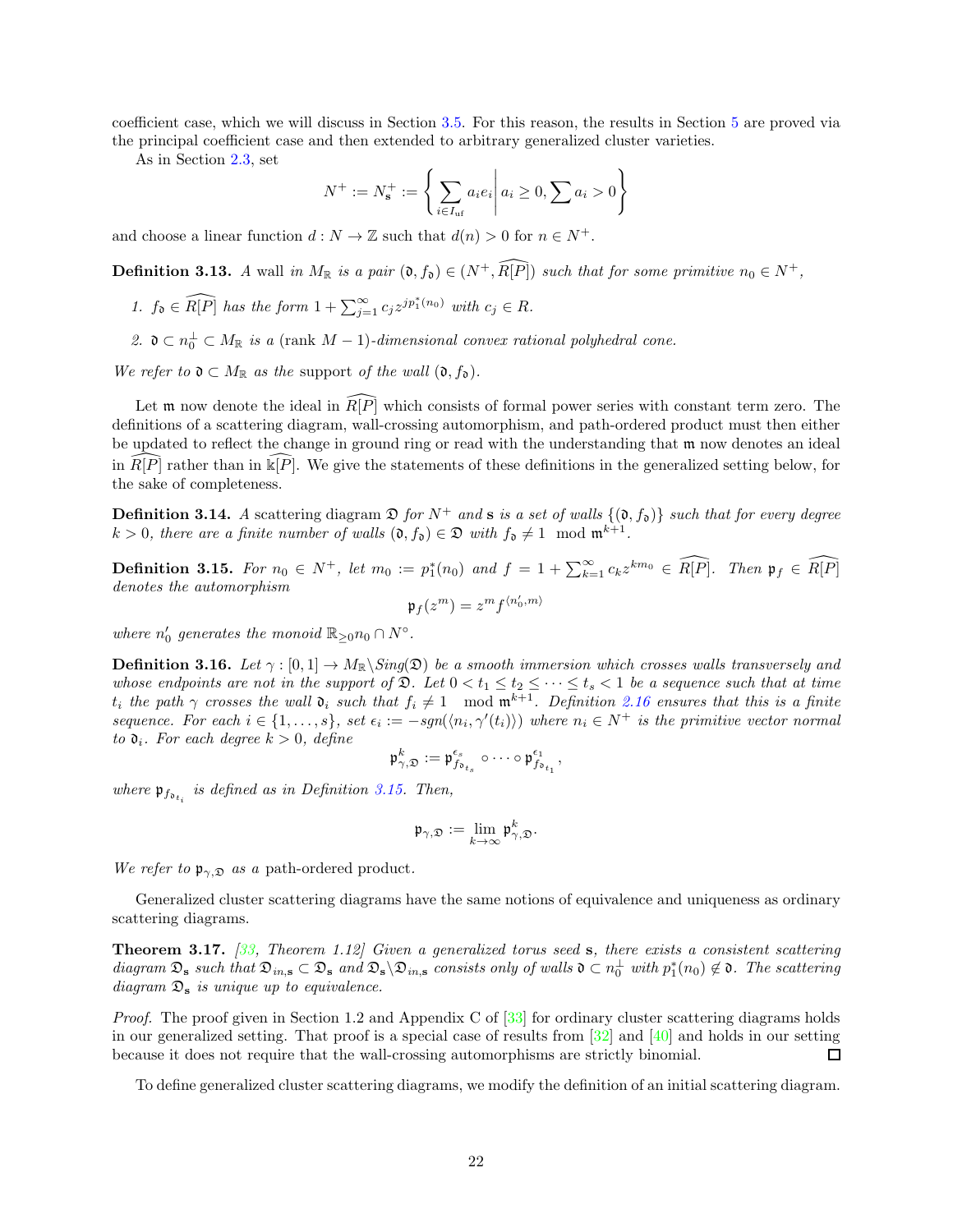coefficient case, which we will discuss in Section 3.5. For this reason, the results in Section 5 are proved via the principal coefficient case and then extended to arbitrary generalized cluster varieties.

As in Section 2.3, set

$$N^+ := N_{\mathbf{s}}^+ := \left\{ \sum_{i \in I_{\text{uf}}} a_i e_i \,\middle|\, a_i \geq 0, \sum a_i > 0 \right\}$$

and choose a linear function $d : N \to \mathbb{Z}$ such that $d(n) > 0$ for $n \in N^+$.

**Definition 3.13.** *A* wall *in $M_{\mathbb{R}}$ is a pair $(\mathfrak{d}, f_{\mathfrak{d}}) \in (N^+, \widehat{R[P]})$ such that for some primitive $n_0 \in N^+$,*

1. *$f_{\mathfrak{d}} \in \widehat{R[P]}$ has the form $1 + \sum_{j=1}^{\infty} c_j z^{jp_1^*(n_0)}$ with $c_j \in R$.*
2. *$\mathfrak{d} \subset n_0^{\perp} \subset M_{\mathbb{R}}$ is a (rank $M - 1$)-dimensional convex rational polyhedral cone.*

*We refer to $\mathfrak{d} \subset M_{\mathbb{R}}$ as the* support *of the wall $(\mathfrak{d}, f_{\mathfrak{d}})$.*

Let $\mathfrak{m}$ now denote the ideal in $\widehat{R[P]}$ which consists of formal power series with constant term zero. The definitions of a scattering diagram, wall-crossing automorphism, and path-ordered product must then either be updated to reflect the change in ground ring or read with the understanding that $\mathfrak{m}$ now denotes an ideal in $\widehat{R[P]}$ rather than in $\widehat{\Bbbk[P]}$. We give the statements of these definitions in the generalized setting below, for the sake of completeness.

**Definition 3.14.** *A* scattering diagram *$\mathfrak{D}$ for $N^+$ and $\mathbf{s}$ is a set of walls $\{(\mathfrak{d}, f_{\mathfrak{d}})\}$ such that for every degree $k > 0$, there are a finite number of walls $(\mathfrak{d}, f_{\mathfrak{d}}) \in \mathfrak{D}$ with $f_{\mathfrak{d}} \neq 1 \mod \mathfrak{m}^{k+1}$.*

**Definition 3.15.** *For $n_0 \in N^+$, let $m_0 := p_1^*(n_0)$ and $f = 1 + \sum_{k=1}^{\infty} c_k z^{km_0} \in \widehat{R[P]}$. Then $\mathfrak{p}_f \in \widehat{R[P]}$ denotes the automorphism*

$$\mathfrak{p}_f(z^m) = z^m f^{\langle n_0', m \rangle}$$

*where $n_0'$ generates the monoid $\mathbb{R}_{\geq 0} n_0 \cap N^{\circ}$.*

**Definition 3.16.** *Let $\gamma : [0, 1] \to M_{\mathbb{R}} \backslash Sing(\mathfrak{D})$ be a smooth immersion which crosses walls transversely and whose endpoints are not in the support of $\mathfrak{D}$. Let $0 < t_1 \leq t_2 \leq \cdots \leq t_s < 1$ be a sequence such that at time $t_i$ the path $\gamma$ crosses the wall $\mathfrak{d}_i$ such that $f_i \neq 1 \mod \mathfrak{m}^{k+1}$. Definition 2.16 ensures that this is a finite sequence. For each $i \in \{1, \ldots, s\}$, set $\epsilon_i := -sgn(\langle n_i, \gamma'(t_i) \rangle)$ where $n_i \in N^+$ is the primitive vector normal to $\mathfrak{d}_i$. For each degree $k > 0$, define*

$$\mathfrak{p}_{\gamma, \mathfrak{D}}^k := \mathfrak{p}_{f_{\mathfrak{d}_{t_s}}}^{\epsilon_s} \circ \cdots \circ \mathfrak{p}_{f_{\mathfrak{d}_{t_1}}}^{\epsilon_1},$$

*where $\mathfrak{p}_{f_{\mathfrak{d}_{t_i}}}$ is defined as in Definition 3.15. Then,*

$$\mathfrak{p}_{\gamma, \mathfrak{D}} := \lim_{k \to \infty} \mathfrak{p}_{\gamma, \mathfrak{D}}^k.$$

*We refer to $\mathfrak{p}_{\gamma, \mathfrak{D}}$ as a* path-ordered product.

Generalized cluster scattering diagrams have the same notions of equivalence and uniqueness as ordinary scattering diagrams.

**Theorem 3.17.** *[33, Theorem 1.12] Given a generalized torus seed $\mathbf{s}$, there exists a consistent scattering diagram $\mathfrak{D}_{\mathbf{s}}$ such that $\mathfrak{D}_{in,\mathbf{s}} \subset \mathfrak{D}_{\mathbf{s}}$ and $\mathfrak{D}_{\mathbf{s}} \backslash \mathfrak{D}_{in,\mathbf{s}}$ consists only of walls $\mathfrak{d} \subset n_0^{\perp}$ with $p_1^*(n_0) \notin \mathfrak{d}$. The scattering diagram $\mathfrak{D}_{\mathbf{s}}$ is unique up to equivalence.*

*Proof.* The proof given in Section 1.2 and Appendix C of [33] for ordinary cluster scattering diagrams holds in our generalized setting. That proof is a special case of results from [32] and [40] and holds in our setting because it does not require that the wall-crossing automorphisms are strictly binomial. □

To define generalized cluster scattering diagrams, we modify the definition of an initial scattering diagram.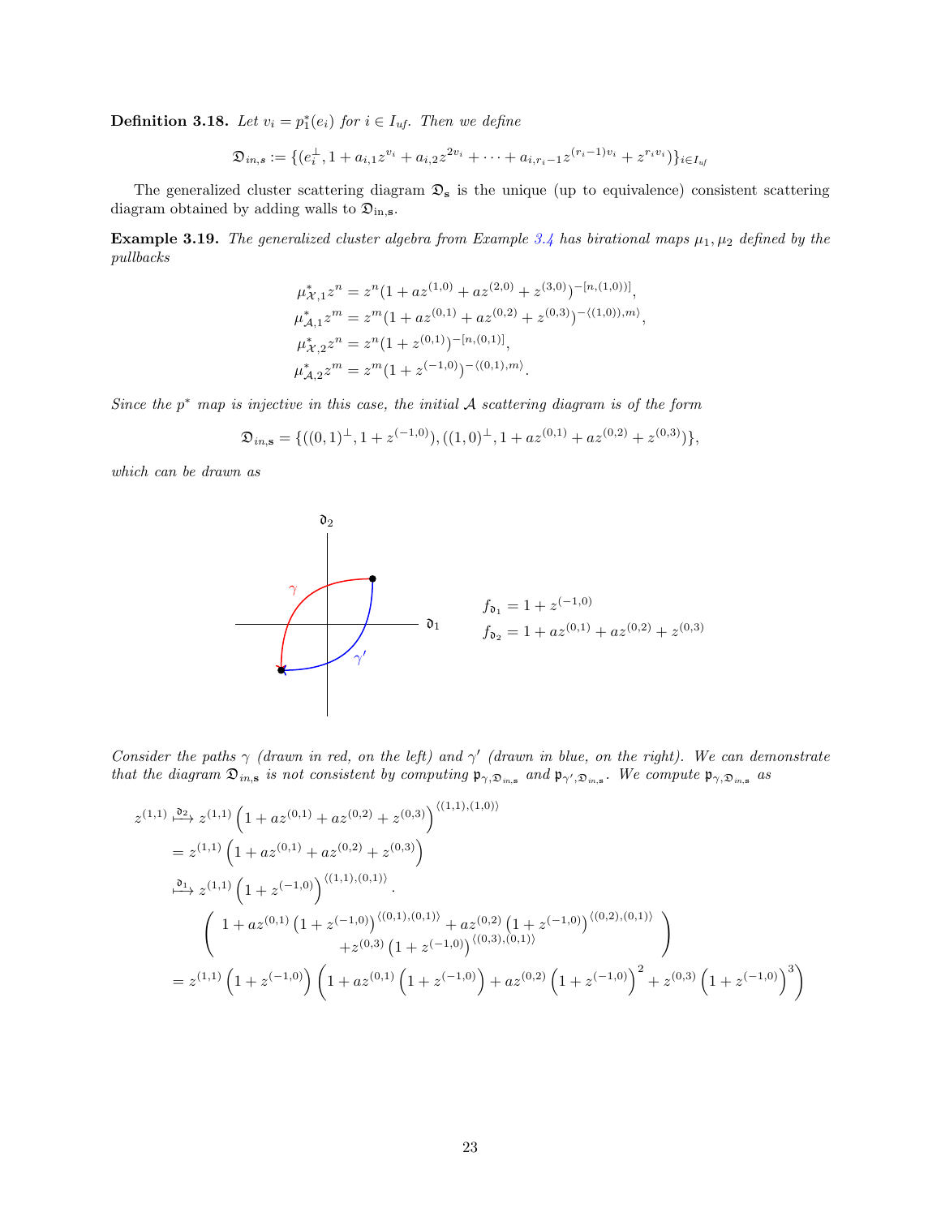**Definition 3.18.** *Let $v_i = p_1^*(e_i)$ for $i \in I_{uf}$. Then we define*

$$\mathfrak{D}_{in,s} := \{(e_i^\perp, 1 + a_{i,1}z^{v_i} + a_{i,2}z^{2v_i} + \cdots + a_{i,r_i-1}z^{(r_i-1)v_i} + z^{r_i v_i})\}_{i \in I_{uf}}$$

The generalized cluster scattering diagram $\mathfrak{D}_{\mathbf{s}}$ is the unique (up to equivalence) consistent scattering diagram obtained by adding walls to $\mathfrak{D}_{\text{in},\mathbf{s}}$.

**Example 3.19.** *The generalized cluster algebra from Example 3.4 has birational maps $\mu_1, \mu_2$ defined by the pullbacks*

$$\begin{aligned}
\mu_{\mathcal{X},1}^* z^n &= z^n(1 + az^{(1,0)} + az^{(2,0)} + z^{(3,0)})^{-[n,(1,0))]}, \\
\mu_{\mathcal{A},1}^* z^m &= z^m(1 + az^{(0,1)} + az^{(0,2)} + z^{(0,3)})^{-\langle(1,0)),m\rangle}, \\
\mu_{\mathcal{X},2}^* z^n &= z^n(1 + z^{(0,1)})^{-[n,(0,1)]}, \\
\mu_{\mathcal{A},2}^* z^m &= z^m(1 + z^{(-1,0)})^{-\langle(0,1),m\rangle}.
\end{aligned}$$

*Since the $p^*$ map is injective in this case, the initial $\mathcal{A}$ scattering diagram is of the form*

$$\mathfrak{D}_{in,\mathbf{s}} = \{((0,1)^\perp, 1 + z^{(-1,0)}), ((1,0)^\perp, 1 + az^{(0,1)} + az^{(0,2)} + z^{(0,3)})\},$$

*which can be drawn as*

$$f_{\mathfrak{d}_1} = 1 + z^{(-1,0)}$$
$$f_{\mathfrak{d}_2} = 1 + az^{(0,1)} + az^{(0,2)} + z^{(0,3)}$$

*Consider the paths $\gamma$ (drawn in red, on the left) and $\gamma'$ (drawn in blue, on the right). We can demonstrate that the diagram $\mathfrak{D}_{in,\mathbf{s}}$ is not consistent by computing $\mathfrak{p}_{\gamma,\mathfrak{D}_{in,\mathbf{s}}}$ and $\mathfrak{p}_{\gamma',\mathfrak{D}_{in,\mathbf{s}}}$. We compute $\mathfrak{p}_{\gamma,\mathfrak{D}_{in,\mathbf{s}}}$ as*

$$\begin{aligned}
z^{(1,1)} &\overset{\mathfrak{d}_2}{\longmapsto} z^{(1,1)}\left(1 + az^{(0,1)} + az^{(0,2)} + z^{(0,3)}\right)^{\langle(1,1),(1,0)\rangle} \\
&= z^{(1,1)}\left(1 + az^{(0,1)} + az^{(0,2)} + z^{(0,3)}\right) \\
&\overset{\mathfrak{d}_1}{\longmapsto} z^{(1,1)}\left(1 + z^{(-1,0)}\right)^{\langle(1,1),(0,1)\rangle} \cdot \\
&\qquad \left(\begin{array}{c} 1 + az^{(0,1)}\left(1 + z^{(-1,0)}\right)^{\langle(0,1),(0,1)\rangle} + az^{(0,2)}\left(1 + z^{(-1,0)}\right)^{\langle(0,2),(0,1)\rangle} \\ + z^{(0,3)}\left(1 + z^{(-1,0)}\right)^{\langle(0,3),(0,1)\rangle} \end{array}\right) \\
&= z^{(1,1)}\left(1 + z^{(-1,0)}\right)\left(1 + az^{(0,1)}\left(1 + z^{(-1,0)}\right) + az^{(0,2)}\left(1 + z^{(-1,0)}\right)^2 + z^{(0,3)}\left(1 + z^{(-1,0)}\right)^3\right)
\end{aligned}$$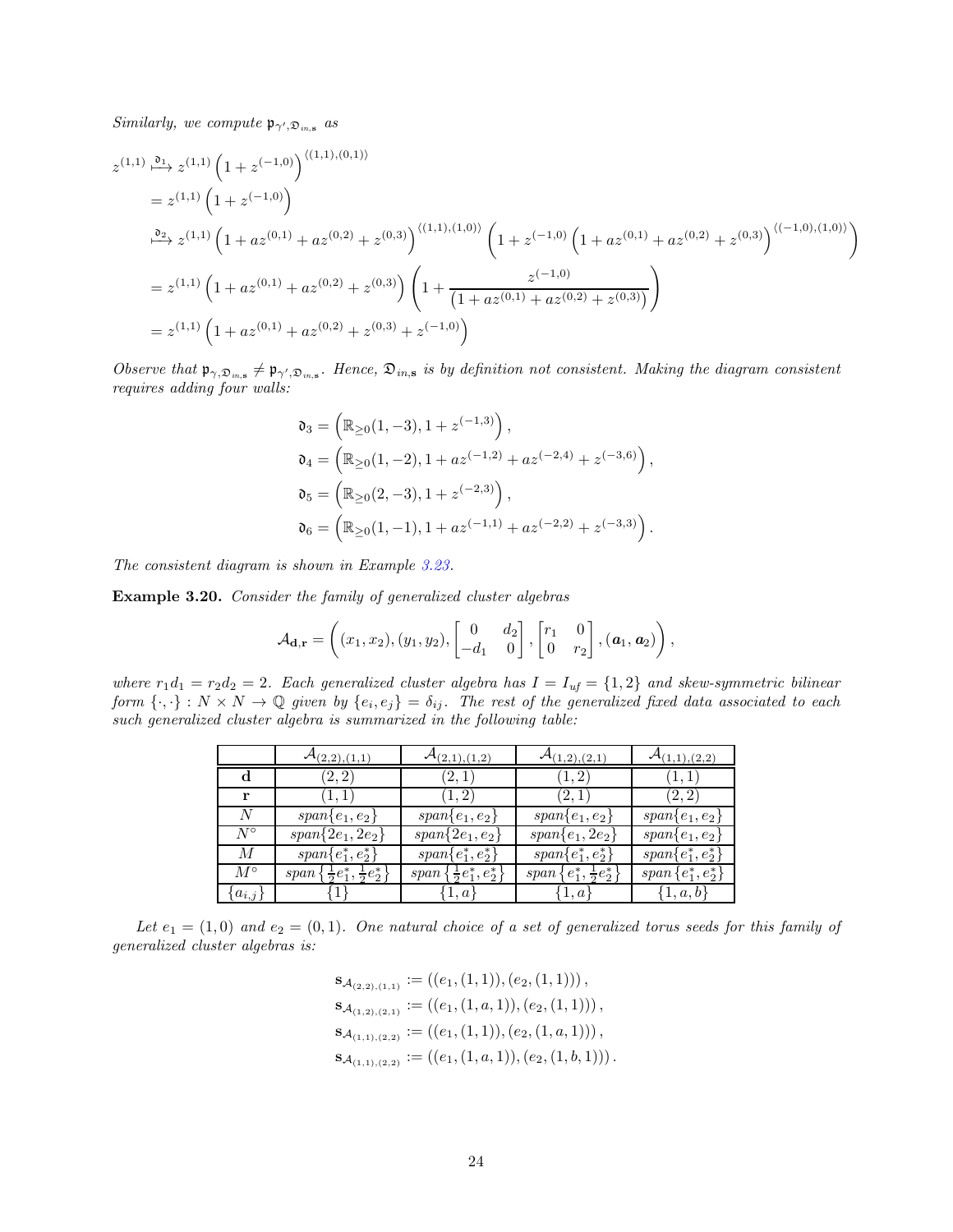*Similarly, we compute $\mathfrak{p}_{\gamma',\mathfrak{D}_{in,\mathbf{s}}}$ as*

$$
\begin{aligned}
z^{(1,1)} &\overset{\mathfrak{d}_1}{\longmapsto} z^{(1,1)}\left(1+z^{(-1,0)}\right)^{\langle(1,1),(0,1)\rangle} \\
&= z^{(1,1)}\left(1+z^{(-1,0)}\right) \\
&\overset{\mathfrak{d}_2}{\longmapsto} z^{(1,1)}\left(1+az^{(0,1)}+az^{(0,2)}+z^{(0,3)}\right)^{\langle(1,1),(1,0)\rangle}\left(1+z^{(-1,0)}\left(1+az^{(0,1)}+az^{(0,2)}+z^{(0,3)}\right)^{\langle(-1,0),(1,0)\rangle}\right) \\
&= z^{(1,1)}\left(1+az^{(0,1)}+az^{(0,2)}+z^{(0,3)}\right)\left(1+\frac{z^{(-1,0)}}{\left(1+az^{(0,1)}+az^{(0,2)}+z^{(0,3)}\right)}\right) \\
&= z^{(1,1)}\left(1+az^{(0,1)}+az^{(0,2)}+z^{(0,3)}+z^{(-1,0)}\right)
\end{aligned}
$$

*Observe that $\mathfrak{p}_{\gamma,\mathfrak{D}_{in,\mathbf{s}}} \neq \mathfrak{p}_{\gamma',\mathfrak{D}_{in,\mathbf{s}}}$. Hence, $\mathfrak{D}_{in,\mathbf{s}}$ is by definition not consistent. Making the diagram consistent requires adding four walls:*

$$
\begin{aligned}
\mathfrak{d}_3 &= \left(\mathbb{R}_{\geq 0}(1,-3), 1+z^{(-1,3)}\right), \\
\mathfrak{d}_4 &= \left(\mathbb{R}_{\geq 0}(1,-2), 1+az^{(-1,2)}+az^{(-2,4)}+z^{(-3,6)}\right), \\
\mathfrak{d}_5 &= \left(\mathbb{R}_{\geq 0}(2,-3), 1+z^{(-2,3)}\right), \\
\mathfrak{d}_6 &= \left(\mathbb{R}_{\geq 0}(1,-1), 1+az^{(-1,1)}+az^{(-2,2)}+z^{(-3,3)}\right).
\end{aligned}
$$

*The consistent diagram is shown in Example 3.23.*

**Example 3.20.** *Consider the family of generalized cluster algebras*

$$
\mathcal{A}_{\mathbf{d},\mathbf{r}} = \left((x_1,x_2),(y_1,y_2),\begin{bmatrix} 0 & d_2 \\ -d_1 & 0\end{bmatrix},\begin{bmatrix} r_1 & 0 \\ 0 & r_2\end{bmatrix},(\boldsymbol{a}_1,\boldsymbol{a}_2)\right),
$$

*where $r_1 d_1 = r_2 d_2 = 2$. Each generalized cluster algebra has $I = I_{uf} = \{1,2\}$ and skew-symmetric bilinear form $\{\cdot,\cdot\} : N \times N \to \mathbb{Q}$ given by $\{e_i, e_j\} = \delta_{ij}$. The rest of the generalized fixed data associated to each such generalized cluster algebra is summarized in the following table:*

| | $\mathcal{A}_{(2,2),(1,1)}$ | $\mathcal{A}_{(2,1),(1,2)}$ | $\mathcal{A}_{(1,2),(2,1)}$ | $\mathcal{A}_{(1,1),(2,2)}$ |
|---|---|---|---|---|
| $\mathbf{d}$ | $(2,2)$ | $(2,1)$ | $(1,2)$ | $(1,1)$ |
| $\mathbf{r}$ | $(1,1)$ | $(1,2)$ | $(2,1)$ | $(2,2)$ |
| $N$ | $span\{e_1,e_2\}$ | $span\{e_1,e_2\}$ | $span\{e_1,e_2\}$ | $span\{e_1,e_2\}$ |
| $N^\circ$ | $span\{2e_1,2e_2\}$ | $span\{2e_1,e_2\}$ | $span\{e_1,2e_2\}$ | $span\{e_1,e_2\}$ |
| $M$ | $span\{e_1^*,e_2^*\}$ | $span\{e_1^*,e_2^*\}$ | $span\{e_1^*,e_2^*\}$ | $span\{e_1^*,e_2^*\}$ |
| $M^\circ$ | $span\left\{\frac{1}{2}e_1^*,\frac{1}{2}e_2^*\right\}$ | $span\left\{\frac{1}{2}e_1^*,e_2^*\right\}$ | $span\left\{e_1^*,\frac{1}{2}e_2^*\right\}$ | $span\{e_1^*,e_2^*\}$ |
| $\{a_{i,j}\}$ | $\{1\}$ | $\{1,a\}$ | $\{1,a\}$ | $\{1,a,b\}$ |

*Let $e_1 = (1,0)$ and $e_2 = (0,1)$. One natural choice of a set of generalized torus seeds for this family of generalized cluster algebras is:*

$$
\begin{aligned}
\mathbf{s}_{\mathcal{A}_{(2,2),(1,1)}} &:= \left((e_1,(1,1)),(e_2,(1,1))\right), \\
\mathbf{s}_{\mathcal{A}_{(1,2),(2,1)}} &:= \left((e_1,(1,a,1)),(e_2,(1,1))\right), \\
\mathbf{s}_{\mathcal{A}_{(1,1),(2,2)}} &:= \left((e_1,(1,1)),(e_2,(1,a,1))\right), \\
\mathbf{s}_{\mathcal{A}_{(1,1),(2,2)}} &:= \left((e_1,(1,a,1)),(e_2,(1,b,1))\right).
\end{aligned}
$$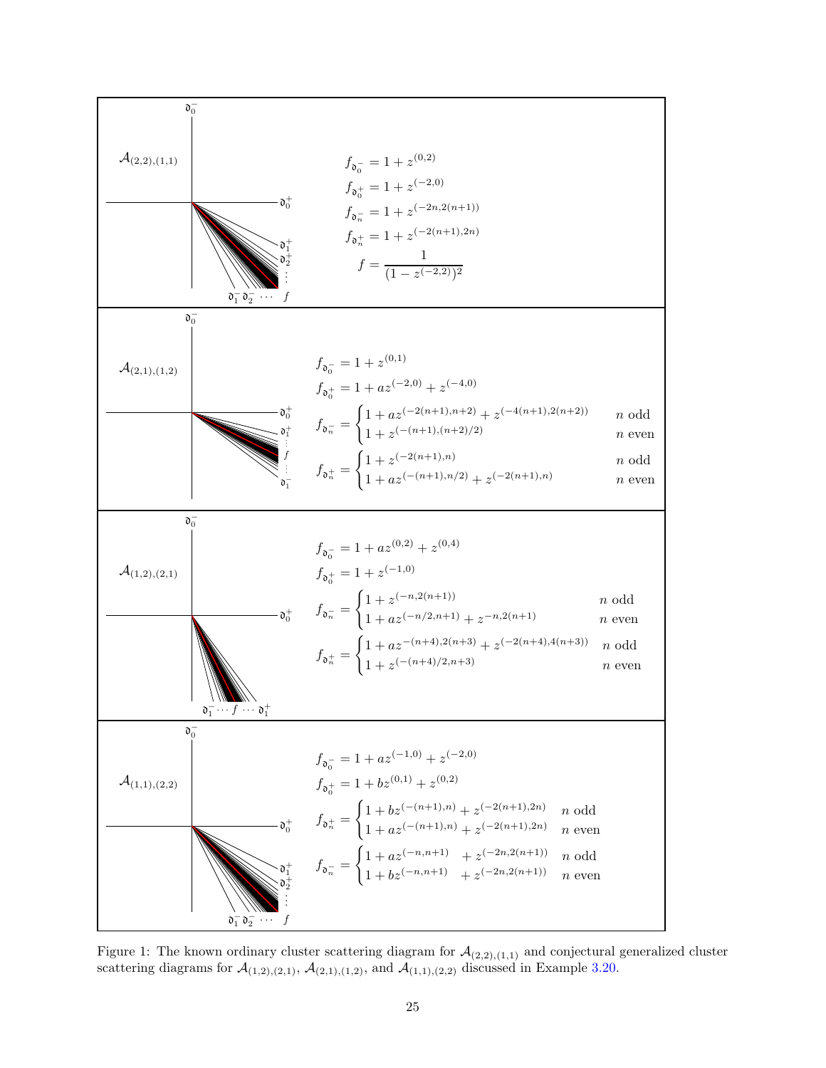$\mathcal{A}_{(2,2),(1,1)}$

$$f_{\mathfrak{d}_0^-} = 1 + z^{(0,2)}$$
$$f_{\mathfrak{d}_0^+} = 1 + z^{(-2,0)}$$
$$f_{\mathfrak{d}_n^-} = 1 + z^{(-2n,2(n+1))}$$
$$f_{\mathfrak{d}_n^+} = 1 + z^{(-2(n+1),2n)}$$
$$f = \frac{1}{(1 - z^{(-2,2)})^2}$$

$\mathcal{A}_{(2,1),(1,2)}$

$$f_{\mathfrak{d}_0^-} = 1 + z^{(0,1)}$$
$$f_{\mathfrak{d}_0^+} = 1 + az^{(-2,0)} + z^{(-4,0)}$$
$$f_{\mathfrak{d}_n^-} = \begin{cases} 1 + az^{(-2(n+1),n+2)} + z^{(-4(n+1),2(n+2))} & n \text{ odd} \\ 1 + z^{(-(n+1),(n+2)/2)} & n \text{ even} \end{cases}$$
$$f_{\mathfrak{d}_n^+} = \begin{cases} 1 + z^{(-2(n+1),n)} & n \text{ odd} \\ 1 + az^{(-(n+1),n/2)} + z^{(-2(n+1),n)} & n \text{ even} \end{cases}$$

$\mathcal{A}_{(1,2),(2,1)}$

$$f_{\mathfrak{d}_0^-} = 1 + az^{(0,2)} + z^{(0,4)}$$
$$f_{\mathfrak{d}_0^+} = 1 + z^{(-1,0)}$$
$$f_{\mathfrak{d}_n^-} = \begin{cases} 1 + z^{(-n,2(n+1))} & n \text{ odd} \\ 1 + az^{(-n/2,n+1)} + z^{-n,2(n+1)} & n \text{ even} \end{cases}$$
$$f_{\mathfrak{d}_n^+} = \begin{cases} 1 + az^{-(n+4),2(n+3)} + z^{(-2(n+4),4(n+3))} & n \text{ odd} \\ 1 + z^{(-(n+4)/2,n+3)} & n \text{ even} \end{cases}$$

$\mathcal{A}_{(1,1),(2,2)}$

$$f_{\mathfrak{d}_0^-} = 1 + az^{(-1,0)} + z^{(-2,0)}$$
$$f_{\mathfrak{d}_0^+} = 1 + bz^{(0,1)} + z^{(0,2)}$$
$$f_{\mathfrak{d}_n^+} = \begin{cases} 1 + bz^{(-(n+1),n)} + z^{(-2(n+1),2n)} & n \text{ odd} \\ 1 + az^{(-(n+1),n)} + z^{(-2(n+1),2n)} & n \text{ even} \end{cases}$$
$$f_{\mathfrak{d}_n^-} = \begin{cases} 1 + az^{(-n,n+1)} + z^{(-2n,2(n+1))} & n \text{ odd} \\ 1 + bz^{(-n,n+1)} + z^{(-2n,2(n+1))} & n \text{ even} \end{cases}$$

Figure 1: The known ordinary cluster scattering diagram for $\mathcal{A}_{(2,2),(1,1)}$ and conjectural generalized cluster scattering diagrams for $\mathcal{A}_{(1,2),(2,1)}$, $\mathcal{A}_{(2,1),(1,2)}$, and $\mathcal{A}_{(1,1),(2,2)}$ discussed in Example 3.20.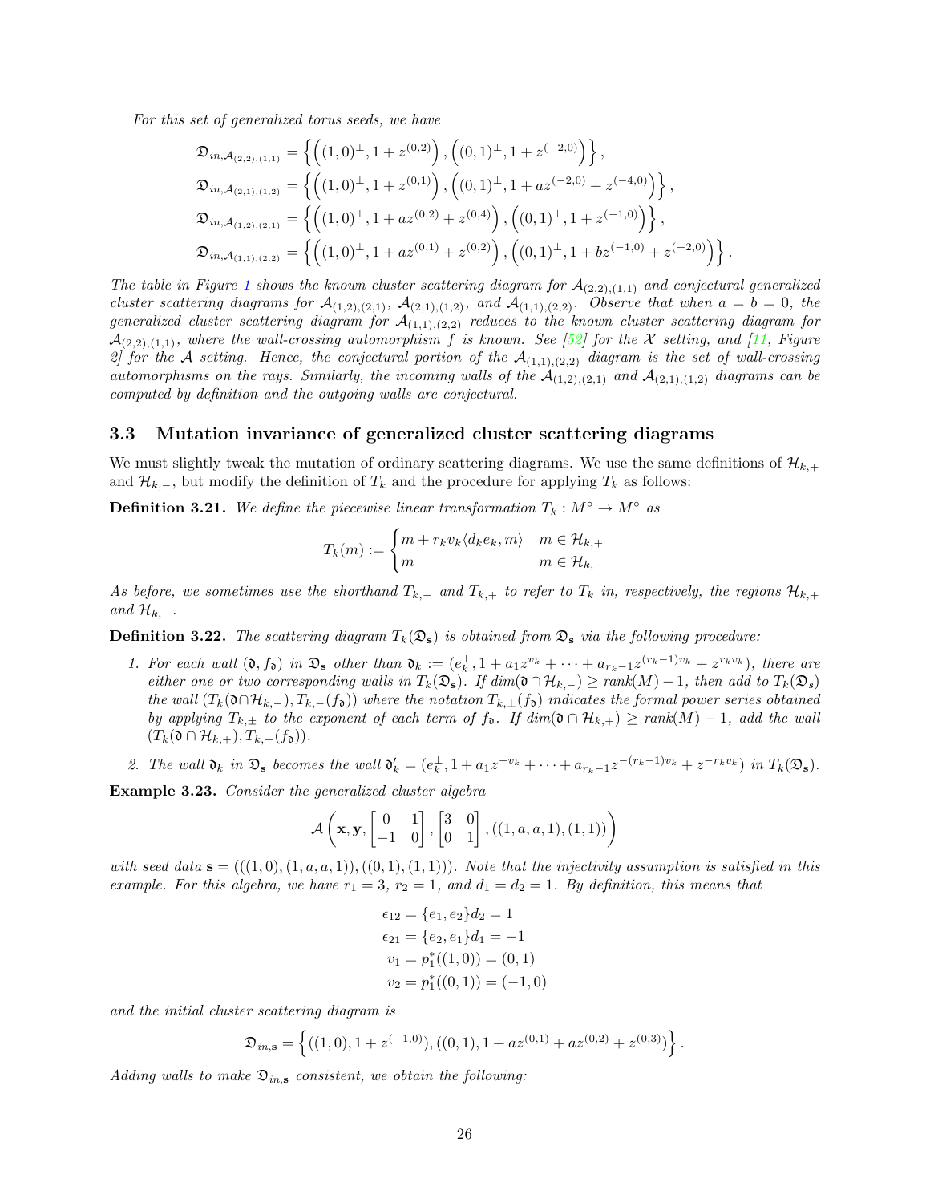*For this set of generalized torus seeds, we have*

$$
\begin{aligned}
\mathfrak{D}_{in,\mathcal{A}_{(2,2),(1,1)}} &= \left\{ \left((1,0)^{\perp}, 1+z^{(0,2)}\right), \left((0,1)^{\perp}, 1+z^{(-2,0)}\right) \right\}, \\
\mathfrak{D}_{in,\mathcal{A}_{(2,1),(1,2)}} &= \left\{ \left((1,0)^{\perp}, 1+z^{(0,1)}\right), \left((0,1)^{\perp}, 1+az^{(-2,0)}+z^{(-4,0)}\right) \right\}, \\
\mathfrak{D}_{in,\mathcal{A}_{(1,2),(2,1)}} &= \left\{ \left((1,0)^{\perp}, 1+az^{(0,2)}+z^{(0,4)}\right), \left((0,1)^{\perp}, 1+z^{(-1,0)}\right) \right\}, \\
\mathfrak{D}_{in,\mathcal{A}_{(1,1),(2,2)}} &= \left\{ \left((1,0)^{\perp}, 1+az^{(0,1)}+z^{(0,2)}\right), \left((0,1)^{\perp}, 1+bz^{(-1,0)}+z^{(-2,0)}\right) \right\}.
\end{aligned}
$$

*The table in Figure 1 shows the known cluster scattering diagram for $\mathcal{A}_{(2,2),(1,1)}$ and conjectural generalized cluster scattering diagrams for $\mathcal{A}_{(1,2),(2,1)}$, $\mathcal{A}_{(2,1),(1,2)}$, and $\mathcal{A}_{(1,1),(2,2)}$. Observe that when $a=b=0$, the generalized cluster scattering diagram for $\mathcal{A}_{(1,1),(2,2)}$ reduces to the known cluster scattering diagram for $\mathcal{A}_{(2,2),(1,1)}$, where the wall-crossing automorphism $f$ is known. See [52] for the $\mathcal{X}$ setting, and [11, Figure 2] for the $\mathcal{A}$ setting. Hence, the conjectural portion of the $\mathcal{A}_{(1,1),(2,2)}$ diagram is the set of wall-crossing automorphisms on the rays. Similarly, the incoming walls of the $\mathcal{A}_{(1,2),(2,1)}$ and $\mathcal{A}_{(2,1),(1,2)}$ diagrams can be computed by definition and the outgoing walls are conjectural.*

### 3.3 Mutation invariance of generalized cluster scattering diagrams

We must slightly tweak the mutation of ordinary scattering diagrams. We use the same definitions of $\mathcal{H}_{k,+}$ and $\mathcal{H}_{k,-}$, but modify the definition of $T_k$ and the procedure for applying $T_k$ as follows:

**Definition 3.21.** *We define the piecewise linear transformation $T_k : M^\circ \to M^\circ$ as*

$$
T_k(m) := \begin{cases} m + r_k v_k \langle d_k e_k, m\rangle & m \in \mathcal{H}_{k,+} \\ m & m \in \mathcal{H}_{k,-} \end{cases}
$$

*As before, we sometimes use the shorthand $T_{k,-}$ and $T_{k,+}$ to refer to $T_k$ in, respectively, the regions $\mathcal{H}_{k,+}$ and $\mathcal{H}_{k,-}$.*

**Definition 3.22.** *The scattering diagram $T_k(\mathfrak{D}_{\mathbf{s}})$ is obtained from $\mathfrak{D}_{\mathbf{s}}$ via the following procedure:*

1. *For each wall $(\mathfrak{d}, f_{\mathfrak{d}})$ in $\mathfrak{D}_{\mathbf{s}}$ other than $\mathfrak{d}_k := (e_k^{\perp}, 1 + a_1 z^{v_k} + \cdots + a_{r_k-1} z^{(r_k-1)v_k} + z^{r_k v_k})$, there are either one or two corresponding walls in $T_k(\mathfrak{D}_{\mathbf{s}})$. If $dim(\mathfrak{d} \cap \mathcal{H}_{k,-}) \geq rank(M) - 1$, then add to $T_k(\mathfrak{D}_{\mathbf{s}})$ the wall $(T_k(\mathfrak{d} \cap \mathcal{H}_{k,-}), T_{k,-}(f_{\mathfrak{d}}))$ where the notation $T_{k,\pm}(f_{\mathfrak{d}})$ indicates the formal power series obtained by applying $T_{k,\pm}$ to the exponent of each term of $f_{\mathfrak{d}}$. If $dim(\mathfrak{d} \cap \mathcal{H}_{k,+}) \geq rank(M) - 1$, add the wall $(T_k(\mathfrak{d} \cap \mathcal{H}_{k,+}), T_{k,+}(f_{\mathfrak{d}}))$.*
2. *The wall $\mathfrak{d}_k$ in $\mathfrak{D}_{\mathbf{s}}$ becomes the wall $\mathfrak{d}_k' = (e_k^{\perp}, 1 + a_1 z^{-v_k} + \cdots + a_{r_k-1} z^{-(r_k-1)v_k} + z^{-r_k v_k})$ in $T_k(\mathfrak{D}_{\mathbf{s}})$.*

**Example 3.23.** *Consider the generalized cluster algebra*

$$
\mathcal{A}\left(\mathbf{x}, \mathbf{y}, \begin{bmatrix} 0 & 1 \\ -1 & 0 \end{bmatrix}, \begin{bmatrix} 3 & 0 \\ 0 & 1 \end{bmatrix}, ((1,a,a,1),(1,1))\right)
$$

*with seed data $\mathbf{s} = (((1,0),(1,a,a,1)),((0,1),(1,1)))$. Note that the injectivity assumption is satisfied in this example. For this algebra, we have $r_1 = 3$, $r_2 = 1$, and $d_1 = d_2 = 1$. By definition, this means that*

$$
\begin{aligned}
\epsilon_{12} &= \{e_1, e_2\} d_2 = 1 \\
\epsilon_{21} &= \{e_2, e_1\} d_1 = -1 \\
v_1 &= p_1^*((1,0)) = (0,1) \\
v_2 &= p_1^*((0,1)) = (-1,0)
\end{aligned}
$$

*and the initial cluster scattering diagram is*

$$
\mathfrak{D}_{in,\mathbf{s}} = \left\{ ((1,0), 1+z^{(-1,0)}), ((0,1), 1+az^{(0,1)}+az^{(0,2)}+z^{(0,3)}) \right\}.
$$

*Adding walls to make $\mathfrak{D}_{in,\mathbf{s}}$ consistent, we obtain the following:*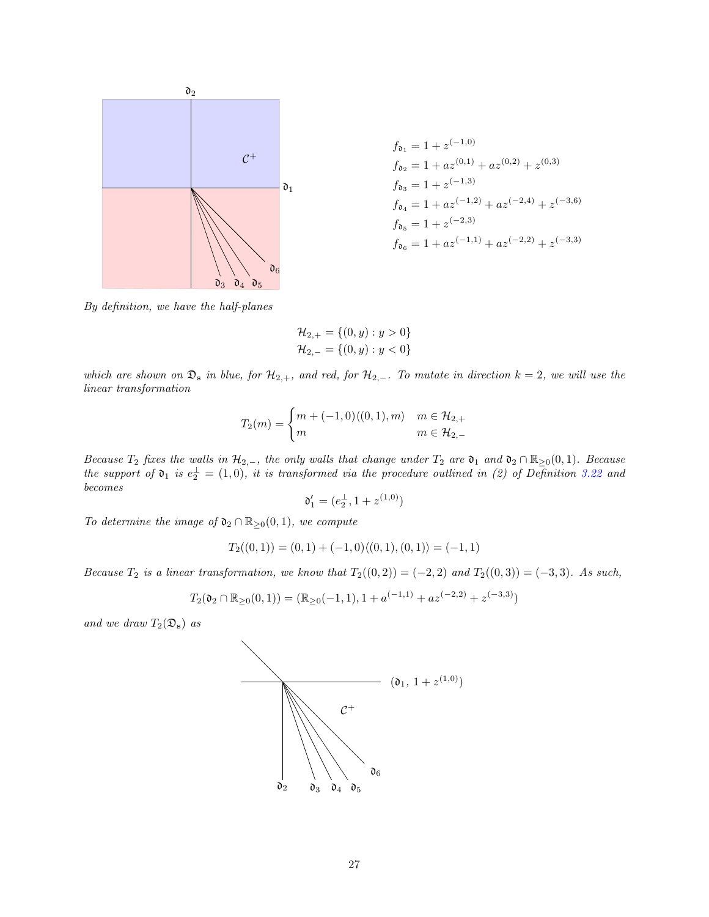$$f_{\mathfrak{d}_1} = 1 + z^{(-1,0)}$$
$$f_{\mathfrak{d}_2} = 1 + az^{(0,1)} + az^{(0,2)} + z^{(0,3)}$$
$$f_{\mathfrak{d}_3} = 1 + z^{(-1,3)}$$
$$f_{\mathfrak{d}_4} = 1 + az^{(-1,2)} + az^{(-2,4)} + z^{(-3,6)}$$
$$f_{\mathfrak{d}_5} = 1 + z^{(-2,3)}$$
$$f_{\mathfrak{d}_6} = 1 + az^{(-1,1)} + az^{(-2,2)} + z^{(-3,3)}$$

*By definition, we have the half-planes*

$$\mathcal{H}_{2,+} = \{(0, y) : y > 0\}$$
$$\mathcal{H}_{2,-} = \{(0, y) : y < 0\}$$

*which are shown on $\mathfrak{D}_{\mathbf{s}}$ in blue, for $\mathcal{H}_{2,+}$, and red, for $\mathcal{H}_{2,-}$. To mutate in direction $k = 2$, we will use the linear transformation*

$$T_2(m) = \begin{cases} m + (-1, 0)\langle(0, 1), m\rangle & m \in \mathcal{H}_{2,+} \\ m & m \in \mathcal{H}_{2,-} \end{cases}$$

*Because $T_2$ fixes the walls in $\mathcal{H}_{2,-}$, the only walls that change under $T_2$ are $\mathfrak{d}_1$ and $\mathfrak{d}_2 \cap \mathbb{R}_{\geq 0}(0, 1)$. Because the support of $\mathfrak{d}_1$ is $e_2^{\perp} = (1, 0)$, it is transformed via the procedure outlined in (2) of Definition 3.22 and becomes*

$$\mathfrak{d}'_1 = (e_2^{\perp}, 1 + z^{(1,0)})$$

*To determine the image of $\mathfrak{d}_2 \cap \mathbb{R}_{\geq 0}(0, 1)$, we compute*

$$T_2((0, 1)) = (0, 1) + (-1, 0)\langle(0, 1), (0, 1)\rangle = (-1, 1)$$

*Because $T_2$ is a linear transformation, we know that $T_2((0, 2)) = (-2, 2)$ and $T_2((0, 3)) = (-3, 3)$. As such,*

$$T_2(\mathfrak{d}_2 \cap \mathbb{R}_{\geq 0}(0, 1)) = (\mathbb{R}_{\geq 0}(-1, 1), 1 + a^{(-1,1)} + az^{(-2,2)} + z^{(-3,3)})$$

*and we draw $T_2(\mathfrak{D}_{\mathbf{s}})$ as*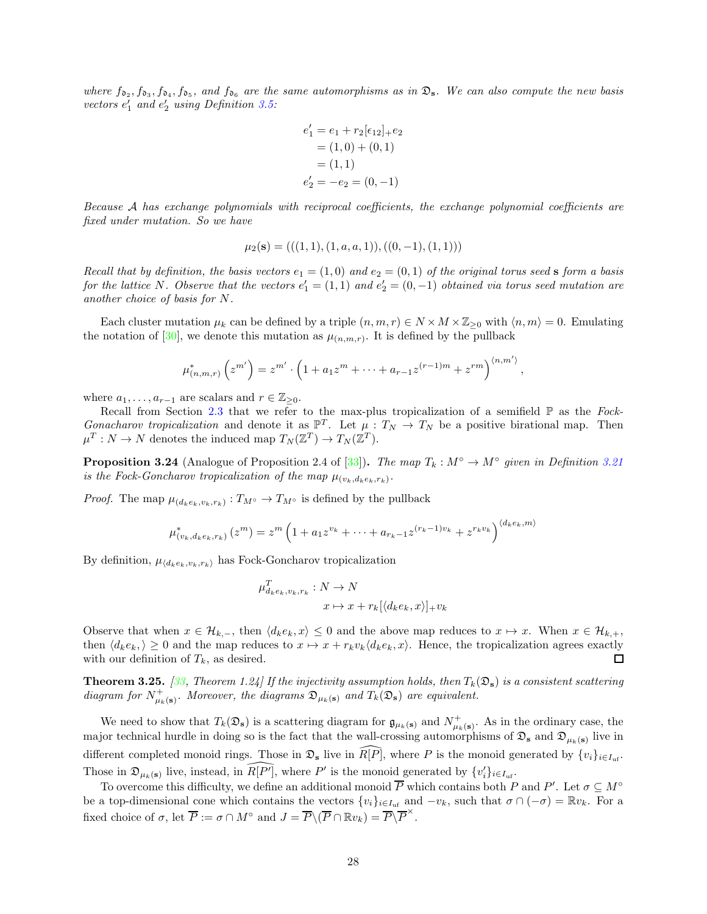*where $f_{\mathfrak{d}_2}, f_{\mathfrak{d}_3}, f_{\mathfrak{d}_4}, f_{\mathfrak{d}_5},$ and $f_{\mathfrak{d}_6}$ are the same automorphisms as in $\mathfrak{D}_{\mathbf{s}}$. We can also compute the new basis vectors $e_1'$ and $e_2'$ using Definition 3.5:*

$$
\begin{aligned}
e_1' &= e_1 + r_2[\epsilon_{12}]_+ e_2 \\
&= (1,0) + (0,1) \\
&= (1,1) \\
e_2' &= -e_2 = (0,-1)
\end{aligned}
$$

*Because $\mathcal{A}$ has exchange polynomials with reciprocal coefficients, the exchange polynomial coefficients are fixed under mutation. So we have*

$$
\mu_2(\mathbf{s}) = (((1,1),(1,a,a,1)),((0,-1),(1,1)))
$$

*Recall that by definition, the basis vectors $e_1 = (1,0)$ and $e_2 = (0,1)$ of the original torus seed $\mathbf{s}$ form a basis for the lattice $N$. Observe that the vectors $e_1' = (1,1)$ and $e_2' = (0,-1)$ obtained via torus seed mutation are another choice of basis for $N$.*

Each cluster mutation $\mu_k$ can be defined by a triple $(n,m,r) \in N \times M \times \mathbb{Z}_{\geq 0}$ with $\langle n, m\rangle = 0$. Emulating the notation of [30], we denote this mutation as $\mu_{(n,m,r)}$. It is defined by the pullback

$$
\mu^*_{(n,m,r)}\left(z^{m'}\right) = z^{m'} \cdot \left(1 + a_1 z^m + \cdots + a_{r-1} z^{(r-1)m} + z^{rm}\right)^{\langle n, m'\rangle},
$$

where $a_1, \ldots, a_{r-1}$ are scalars and $r \in \mathbb{Z}_{\geq 0}$.

Recall from Section 2.3 that we refer to the max-plus tropicalization of a semifield $\mathbb{P}$ as the *Fock-Gonacharov tropicalization* and denote it as $\mathbb{P}^T$. Let $\mu : T_N \to T_N$ be a positive birational map. Then $\mu^T : N \to N$ denotes the induced map $T_N(\mathbb{Z}^T) \to T_N(\mathbb{Z}^T)$.

**Proposition 3.24** (Analogue of Proposition 2.4 of [33])**.** *The map $T_k : M^\circ \to M^\circ$ given in Definition 3.21 is the Fock-Goncharov tropicalization of the map $\mu_{(v_k, d_k e_k, r_k)}$.*

*Proof.* The map $\mu_{(d_k e_k, v_k, r_k)} : T_{M^\circ} \to T_{M^\circ}$ is defined by the pullback

$$
\mu^*_{(v_k, d_k e_k, r_k)}\left(z^m\right) = z^m \left(1 + a_1 z^{v_k} + \cdots + a_{r_k - 1} z^{(r_k-1)v_k} + z^{r_k v_k}\right)^{\langle d_k e_k, m\rangle}
$$

By definition, $\mu_{\langle d_k e_k, v_k, r_k\rangle}$ has Fock-Goncharov tropicalization

$$
\begin{aligned}
\mu^T_{d_k e_k, v_k, r_k} &: N \to N \\
&x \mapsto x + r_k[\langle d_k e_k, x\rangle]_+ v_k
\end{aligned}
$$

Observe that when $x \in \mathcal{H}_{k,-}$, then $\langle d_k e_k, x\rangle \leq 0$ and the above map reduces to $x \mapsto x$. When $x \in \mathcal{H}_{k,+}$, then $\langle d_k e_k, \rangle \geq 0$ and the map reduces to $x \mapsto x + r_k v_k \langle d_k e_k, x\rangle$. Hence, the tropicalization agrees exactly with our definition of $T_k$, as desired. ∎

**Theorem 3.25.** *[33, Theorem 1.24] If the injectivity assumption holds, then $T_k(\mathfrak{D}_{\mathbf{s}})$ is a consistent scattering diagram for $N^+_{\mu_k(\mathbf{s})}$. Moreover, the diagrams $\mathfrak{D}_{\mu_k(\mathbf{s})}$ and $T_k(\mathfrak{D}_{\mathbf{s}})$ are equivalent.*

We need to show that $T_k(\mathfrak{D}_{\mathbf{s}})$ is a scattering diagram for $\mathfrak{g}_{\mu_k(\mathbf{s})}$ and $N^+_{\mu_k(\mathbf{s})}$. As in the ordinary case, the major technical hurdle in doing so is the fact that the wall-crossing automorphisms of $\mathfrak{D}_{\mathbf{s}}$ and $\mathfrak{D}_{\mu_k(\mathbf{s})}$ live in different completed monoid rings. Those in $\mathfrak{D}_{\mathbf{s}}$ live in $\widehat{R[P]}$, where $P$ is the monoid generated by $\{v_i\}_{i \in I_{\mathrm{uf}}}$. Those in $\mathfrak{D}_{\mu_k(\mathbf{s})}$ live, instead, in $\widehat{R[P']}$, where $P'$ is the monoid generated by $\{v_i'\}_{i \in I_{\mathrm{uf}}}$.

To overcome this difficulty, we define an additional monoid $\overline{P}$ which contains both $P$ and $P'$. Let $\sigma \subseteq M^\circ$ be a top-dimensional cone which contains the vectors $\{v_i\}_{i \in I_{\mathrm{uf}}}$ and $-v_k$, such that $\sigma \cap (-\sigma) = \mathbb{R}v_k$. For a fixed choice of $\sigma$, let $\overline{P} := \sigma \cap M^\circ$ and $J = \overline{P} \backslash (\overline{P} \cap \mathbb{R}v_k) = \overline{P} \backslash \overline{P}^\times$.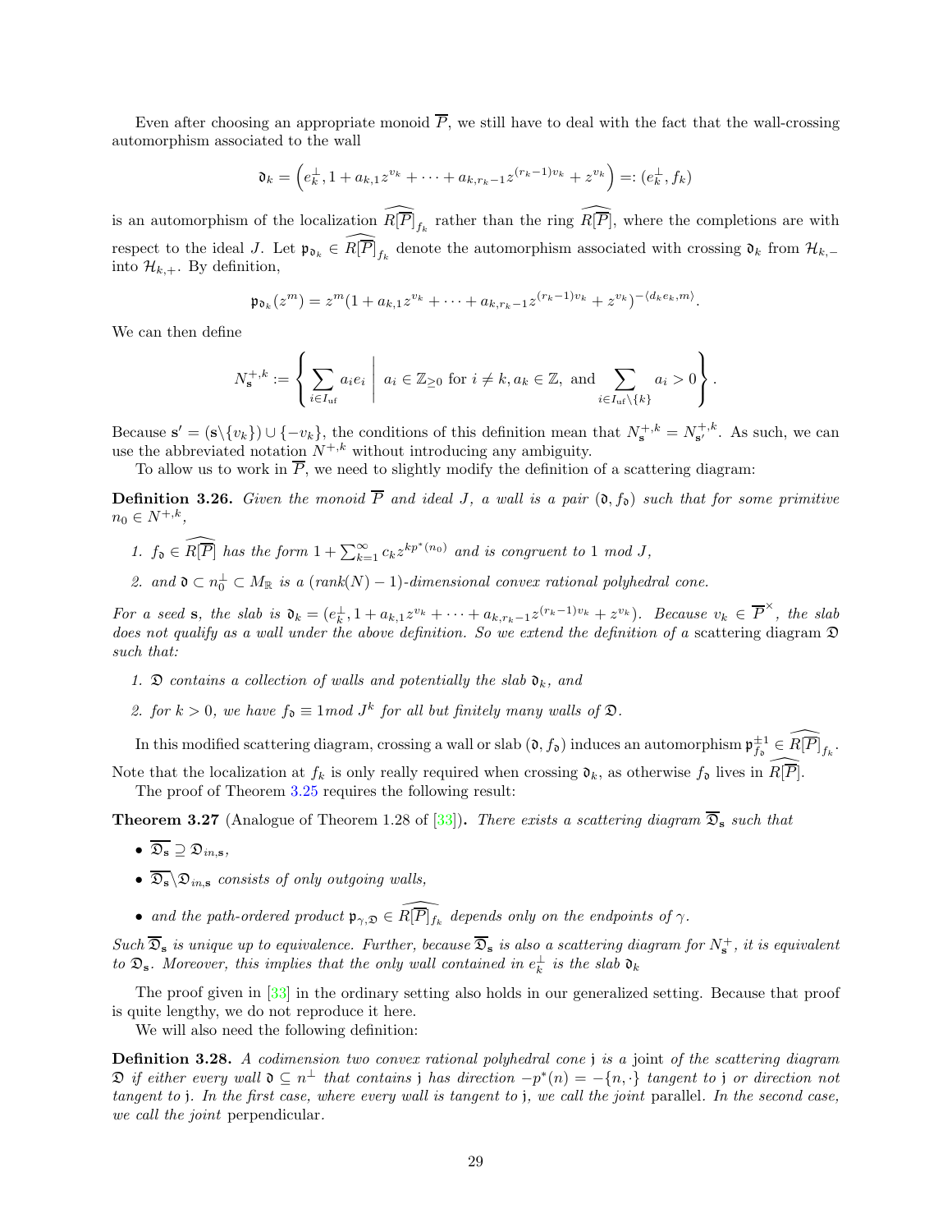Even after choosing an appropriate monoid $\overline{P}$, we still have to deal with the fact that the wall-crossing automorphism associated to the wall

$$\mathfrak{d}_k = \left(e_k^\perp, 1 + a_{k,1}z^{v_k} + \cdots + a_{k,r_k-1}z^{(r_k-1)v_k} + z^{v_k}\right) =: (e_k^\perp, f_k)$$

is an automorphism of the localization $\widehat{R[\overline{P}]}_{f_k}$ rather than the ring $\widehat{R[\overline{P}]}$, where the completions are with respect to the ideal $J$. Let $\mathfrak{p}_{\mathfrak{d}_k} \in \widehat{R[\overline{P}]}_{f_k}$ denote the automorphism associated with crossing $\mathfrak{d}_k$ from $\mathcal{H}_{k,-}$ into $\mathcal{H}_{k,+}$. By definition,

$$\mathfrak{p}_{\mathfrak{d}_k}(z^m) = z^m(1 + a_{k,1}z^{v_k} + \cdots + a_{k,r_k-1}z^{(r_k-1)v_k} + z^{v_k})^{-\langle d_k e_k, m\rangle}.$$

We can then define

$$N_{\mathbf{s}}^{+,k} := \left\{ \sum_{i \in I_{\mathrm{uf}}} a_i e_i \;\middle|\; a_i \in \mathbb{Z}_{\geq 0} \text{ for } i \neq k, a_k \in \mathbb{Z}, \text{ and } \sum_{i \in I_{\mathrm{uf}} \setminus \{k\}} a_i > 0 \right\}.$$

Because $\mathbf{s}' = (\mathbf{s}\backslash\{v_k\}) \cup \{-v_k\}$, the conditions of this definition mean that $N_{\mathbf{s}}^{+,k} = N_{\mathbf{s}'}^{+,k}$. As such, we can use the abbreviated notation $N^{+,k}$ without introducing any ambiguity.

To allow us to work in $\overline{P}$, we need to slightly modify the definition of a scattering diagram:

**Definition 3.26.** *Given the monoid $\overline{P}$ and ideal $J$, a wall is a pair $(\mathfrak{d}, f_{\mathfrak{d}})$ such that for some primitive $n_0 \in N^{+,k}$,*

1. *$f_{\mathfrak{d}} \in \widehat{R[\overline{P}]}$ has the form $1 + \sum_{k=1}^\infty c_k z^{kp^*(n_0)}$ and is congruent to $1$ mod $J$,*
2. *and $\mathfrak{d} \subset n_0^\perp \subset M_\mathbb{R}$ is a (rank$(N) - 1$)-dimensional convex rational polyhedral cone.*

*For a seed $\mathbf{s}$, the slab is $\mathfrak{d}_k = (e_k^\perp, 1 + a_{k,1}z^{v_k} + \cdots + a_{k,r_k-1}z^{(r_k-1)v_k} + z^{v_k})$. Because $v_k \in \overline{P}^\times$, the slab does not qualify as a wall under the above definition. So we extend the definition of a* scattering diagram *$\mathfrak{D}$ such that:*

1. *$\mathfrak{D}$ contains a collection of walls and potentially the slab $\mathfrak{d}_k$, and*
2. *for $k > 0$, we have $f_{\mathfrak{d}} \equiv 1 \mathrm{mod}\, J^k$ for all but finitely many walls of $\mathfrak{D}$.*

In this modified scattering diagram, crossing a wall or slab $(\mathfrak{d}, f_{\mathfrak{d}})$ induces an automorphism $\mathfrak{p}_{f_{\mathfrak{d}}}^{\pm 1} \in \widehat{R[\overline{P}]}_{f_k}$. Note that the localization at $f_k$ is only really required when crossing $\mathfrak{d}_k$, as otherwise $f_{\mathfrak{d}}$ lives in $\widehat{R[\overline{P}]}$.

The proof of Theorem 3.25 requires the following result:

**Theorem 3.27** (Analogue of Theorem 1.28 of [33])**.** *There exists a scattering diagram $\overline{\mathfrak{D}}_{\mathbf{s}}$ such that*

- *$\overline{\mathfrak{D}_{\mathbf{s}}} \supseteq \mathfrak{D}_{in,\mathbf{s}}$,*
- *$\overline{\mathfrak{D}_{\mathbf{s}}} \backslash \mathfrak{D}_{in,\mathbf{s}}$ consists of only outgoing walls,*
- *and the path-ordered product $\mathfrak{p}_{\gamma,\mathfrak{D}} \in \widehat{R[\overline{P}]}_{f_k}$ depends only on the endpoints of $\gamma$.*

*Such $\overline{\mathfrak{D}}_{\mathbf{s}}$ is unique up to equivalence. Further, because $\overline{\mathfrak{D}}_{\mathbf{s}}$ is also a scattering diagram for $N_{\mathbf{s}}^+$, it is equivalent to $\mathfrak{D}_{\mathbf{s}}$. Moreover, this implies that the only wall contained in $e_k^\perp$ is the slab $\mathfrak{d}_k$*

The proof given in [33] in the ordinary setting also holds in our generalized setting. Because that proof is quite lengthy, we do not reproduce it here.

We will also need the following definition:

**Definition 3.28.** *A codimension two convex rational polyhedral cone $\mathfrak{j}$ is a* joint *of the scattering diagram $\mathfrak{D}$ if either every wall $\mathfrak{d} \subseteq n^\perp$ that contains $\mathfrak{j}$ has direction $-p^*(n) = -\{n, \cdot\}$ tangent to $\mathfrak{j}$ or direction not tangent to $\mathfrak{j}$. In the first case, where every wall is tangent to $\mathfrak{j}$, we call the joint* parallel*. In the second case, we call the joint* perpendicular*.*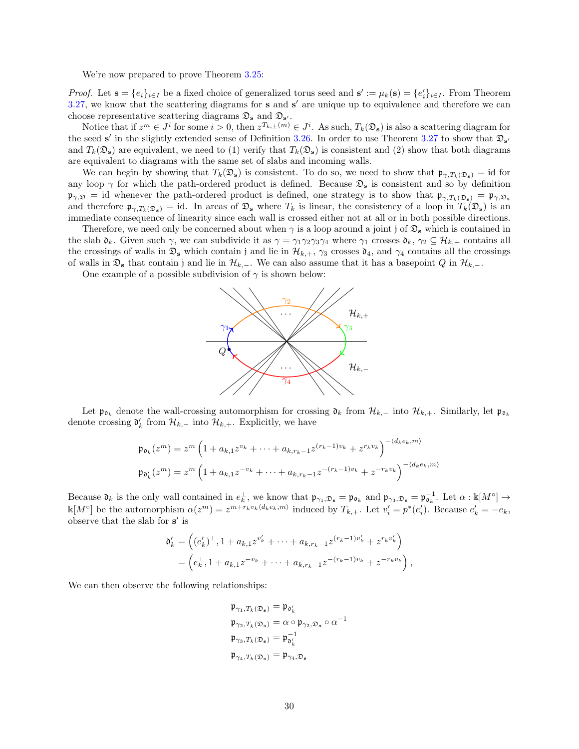We're now prepared to prove Theorem 3.25:

*Proof.* Let $\mathbf{s} = \{e_i\}_{i\in I}$ be a fixed choice of generalized torus seed and $\mathbf{s}' := \mu_k(\mathbf{s}) = \{e_i'\}_{i\in I}$. From Theorem 3.27, we know that the scattering diagrams for $\mathbf{s}$ and $\mathbf{s}'$ are unique up to equivalence and therefore we can choose representative scattering diagrams $\mathfrak{D}_{\mathbf{s}}$ and $\mathfrak{D}_{\mathbf{s}'}$.

Notice that if $z^m \in J^i$ for some $i > 0$, then $z^{T_{k,\pm}(m)} \in J^i$. As such, $T_k(\mathfrak{D}_{\mathbf{s}})$ is also a scattering diagram for the seed $\mathbf{s}'$ in the slightly extended sense of Definition 3.26. In order to use Theorem 3.27 to show that $\mathfrak{D}_{\mathbf{s}'}$ and $T_k(\mathfrak{D}_{\mathbf{s}})$ are equivalent, we need to (1) verify that $T_k(\mathfrak{D}_{\mathbf{s}})$ is consistent and (2) show that both diagrams are equivalent to diagrams with the same set of slabs and incoming walls.

We can begin by showing that $T_k(\mathfrak{D}_{\mathbf{s}})$ is consistent. To do so, we need to show that $\mathfrak{p}_{\gamma,T_k(\mathfrak{D}_{\mathbf{s}})} = \mathrm{id}$ for any loop $\gamma$ for which the path-ordered product is defined. Because $\mathfrak{D}_{\mathbf{s}}$ is consistent and so by definition $\mathfrak{p}_{\gamma,\mathfrak{D}} = \mathrm{id}$ whenever the path-ordered product is defined, one strategy is to show that $\mathfrak{p}_{\gamma,T_k(\mathfrak{D}_{\mathbf{s}})} = \mathfrak{p}_{\gamma,\mathfrak{D}_{\mathbf{s}}}$ and therefore $\mathfrak{p}_{\gamma,T_k(\mathfrak{D}_{\mathbf{s}})} = \mathrm{id}$. In areas of $\mathfrak{D}_{\mathbf{s}}$ where $T_k$ is linear, the consistency of a loop in $T_k(\mathfrak{D}_{\mathbf{s}})$ is an immediate consequence of linearity since each wall is crossed either not at all or in both possible directions.

Therefore, we need only be concerned about when $\gamma$ is a loop around a joint $\mathfrak{j}$ of $\mathfrak{D}_{\mathbf{s}}$ which is contained in the slab $\mathfrak{d}_k$. Given such $\gamma$, we can subdivide it as $\gamma = \gamma_1\gamma_2\gamma_3\gamma_4$ where $\gamma_1$ crosses $\mathfrak{d}_k$, $\gamma_2 \subseteq \mathcal{H}_{k,+}$ contains all the crossings of walls in $\mathfrak{D}_{\mathbf{s}}$ which contain $\mathfrak{j}$ and lie in $\mathcal{H}_{k,+}$, $\gamma_3$ crosses $\mathfrak{d}_4$, and $\gamma_4$ contains all the crossings of walls in $\mathfrak{D}_{\mathbf{s}}$ that contain $\mathfrak{j}$ and lie in $\mathcal{H}_{k,-}$. We can also assume that it has a basepoint $Q$ in $\mathcal{H}_{k,-}$.

One example of a possible subdivision of $\gamma$ is shown below:

Let $\mathfrak{p}_{\mathfrak{d}_k}$ denote the wall-crossing automorphism for crossing $\mathfrak{d}_k$ from $\mathcal{H}_{k,-}$ into $\mathcal{H}_{k,+}$. Similarly, let $\mathfrak{p}_{\mathfrak{d}_k}$ denote crossing $\mathfrak{d}_k'$ from $\mathcal{H}_{k,-}$ into $\mathcal{H}_{k,+}$. Explicitly, we have

$$\mathfrak{p}_{\mathfrak{d}_k}(z^m) = z^m\left(1 + a_{k,1}z^{v_k} + \cdots + a_{k,r_k-1}z^{(r_k-1)v_k} + z^{r_kv_k}\right)^{-\langle d_ke_k,m\rangle}$$
$$\mathfrak{p}_{\mathfrak{d}_k'}(z^m) = z^m\left(1 + a_{k,1}z^{-v_k} + \cdots + a_{k,r_k-1}z^{-(r_k-1)v_k} + z^{-r_kv_k}\right)^{-\langle d_ke_k,m\rangle}$$

Because $\mathfrak{d}_k$ is the only wall contained in $e_k^\perp$, we know that $\mathfrak{p}_{\gamma_1,\mathfrak{D}_{\mathbf{s}}} = \mathfrak{p}_{\mathfrak{d}_k}$ and $\mathfrak{p}_{\gamma_3,\mathfrak{D}_{\mathbf{s}}} = \mathfrak{p}_{\mathfrak{d}_k}^{-1}$. Let $\alpha : \Bbbk[M^\circ] \to \Bbbk[M^\circ]$ be the automorphism $\alpha(z^m) = z^{m+r_kv_k\langle d_ke_k,m\rangle}$ induced by $T_{k,+}$. Let $v_i' = p^*(e_i')$. Because $e_k' = -e_k$, observe that the slab for $\mathbf{s}'$ is

$$\begin{aligned}
\mathfrak{d}_k' &= \left((e_k')^\perp, 1 + a_{k,1}z^{v_k'} + \cdots + a_{k,r_k-1}z^{(r_k-1)v_k'} + z^{r_kv_k'}\right) \\
&= \left(e_k^\perp, 1 + a_{k,1}z^{-v_k} + \cdots + a_{k,r_k-1}z^{-(r_k-1)v_k} + z^{-r_kv_k}\right),
\end{aligned}$$

We can then observe the following relationships:

$$\begin{aligned}
\mathfrak{p}_{\gamma_1,T_k(\mathfrak{D}_{\mathbf{s}})} &= \mathfrak{p}_{\mathfrak{d}_k'} \\
\mathfrak{p}_{\gamma_2,T_k(\mathfrak{D}_{\mathbf{s}})} &= \alpha \circ \mathfrak{p}_{\gamma_2,\mathfrak{D}_{\mathbf{s}}} \circ \alpha^{-1} \\
\mathfrak{p}_{\gamma_3,T_k(\mathfrak{D}_{\mathbf{s}})} &= \mathfrak{p}_{\mathfrak{d}_k'}^{-1} \\
\mathfrak{p}_{\gamma_4,T_k(\mathfrak{D}_{\mathbf{s}})} &= \mathfrak{p}_{\gamma_4,\mathfrak{D}_{\mathbf{s}}}
\end{aligned}$$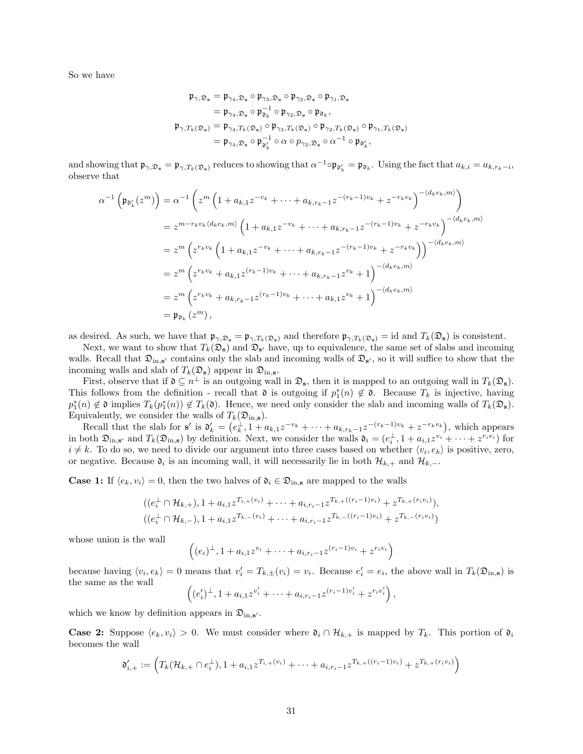So we have

$$
\begin{aligned}
\mathfrak{p}_{\gamma,\mathfrak{D}_{\mathbf{s}}} &= \mathfrak{p}_{\gamma_4,\mathfrak{D}_{\mathbf{s}}} \circ \mathfrak{p}_{\gamma_3,\mathfrak{D}_{\mathbf{s}}} \circ \mathfrak{p}_{\gamma_2,\mathfrak{D}_{\mathbf{s}}} \circ \mathfrak{p}_{\gamma_1,\mathfrak{D}_{\mathbf{s}}} \\
&= \mathfrak{p}_{\gamma_4,\mathfrak{D}_{\mathbf{s}}} \circ \mathfrak{p}_{\mathfrak{d}_k}^{-1} \circ \mathfrak{p}_{\gamma_2,\mathfrak{D}_{\mathbf{s}}} \circ \mathfrak{p}_{\mathfrak{d}_k}, \\
\mathfrak{p}_{\gamma,T_k(\mathfrak{D}_{\mathbf{s}})} &= \mathfrak{p}_{\gamma_4,T_k(\mathfrak{D}_{\mathbf{s}})} \circ \mathfrak{p}_{\gamma_3,T_k(\mathfrak{D}_{\mathbf{s}})} \circ \mathfrak{p}_{\gamma_2,T_k(\mathfrak{D}_{\mathbf{s}})} \circ \mathfrak{p}_{\gamma_1,T_k(\mathfrak{D}_{\mathbf{s}})} \\
&= \mathfrak{p}_{\gamma_4,\mathfrak{D}_{\mathbf{s}}} \circ \mathfrak{p}_{\mathfrak{d}'_k}^{-1} \circ \alpha \circ p_{\gamma_2,\mathfrak{D}_{\mathbf{s}}} \circ \alpha^{-1} \circ \mathfrak{p}_{\mathfrak{d}'_k},
\end{aligned}
$$

and showing that $\mathfrak{p}_{\gamma,\mathfrak{D}_{\mathbf{s}}} = \mathfrak{p}_{\gamma,T_k(\mathfrak{D}_{\mathbf{s}})}$ reduces to showing that $\alpha^{-1}\circ\mathfrak{p}_{\mathfrak{d}'_k} = \mathfrak{p}_{\mathfrak{d}_k}$. Using the fact that $a_{k,i} = a_{k,r_k-i}$, observe that

$$
\begin{aligned}
\alpha^{-1}\left(\mathfrak{p}_{\mathfrak{d}'_k}(z^m)\right) &= \alpha^{-1}\left(z^m\left(1 + a_{k,1}z^{-v_k} + \cdots + a_{k,r_k-1}z^{-(r_k-1)v_k} + z^{-r_kv_k}\right)^{-\langle d_ke_k,m\rangle}\right) \\
&= z^{m-r_kv_k\langle d_ke_k,m\rangle}\left(1 + a_{k,1}z^{-v_k} + \cdots + a_{k,r_k-1}z^{-(r_k-1)v_k} + z^{-r_kv_k}\right)^{-\langle d_ke_k,m\rangle} \\
&= z^m\left(z^{r_kv_k}\left(1 + a_{k,1}z^{-v_k} + \cdots + a_{k,r_k-1}z^{-(r_k-1)v_k} + z^{-r_kv_k}\right)\right)^{-\langle d_ke_k,m\rangle} \\
&= z^m\left(z^{r_kv_k} + a_{k,1}z^{(r_k-1)v_k} + \cdots + a_{k,r_k-1}z^{v_k} + 1\right)^{-\langle d_ke_k,m\rangle} \\
&= z^m\left(z^{r_kv_k} + a_{k,r_k-1}z^{(r_k-1)v_k} + \cdots + a_{k,1}z^{v_k} + 1\right)^{-\langle d_ke_k,m\rangle} \\
&= \mathfrak{p}_{\mathfrak{d}_k}(z^m),
\end{aligned}
$$

as desired. As such, we have that $\mathfrak{p}_{\gamma,\mathfrak{D}_{\mathbf{s}}} = \mathfrak{p}_{\gamma,T_k(\mathfrak{D}_{\mathbf{s}})}$ and therefore $\mathfrak{p}_{\gamma,T_k(\mathfrak{D}_{\mathbf{s}})} = \mathrm{id}$ and $T_k(\mathfrak{D}_{\mathbf{s}})$ is consistent.

Next, we want to show that $T_k(\mathfrak{D}_{\mathbf{s}})$ and $\mathfrak{D}_{\mathbf{s}'}$ have, up to equivalence, the same set of slabs and incoming walls. Recall that $\mathfrak{D}_{\mathrm{in},\mathbf{s}'}$ contains only the slab and incoming walls of $\mathfrak{D}_{\mathbf{s}'}$, so it will suffice to show that the incoming walls and slab of $T_k(\mathfrak{D}_{\mathbf{s}})$ appear in $\mathfrak{D}_{\mathrm{in},\mathbf{s}}$.

First, observe that if $\mathfrak{d} \subseteq n^{\perp}$ is an outgoing wall in $\mathfrak{D}_{\mathbf{s}}$, then it is mapped to an outgoing wall in $T_k(\mathfrak{D}_{\mathbf{s}})$. This follows from the definition - recall that $\mathfrak{d}$ is outgoing if $p_1^*(n) \notin \mathfrak{d}$. Because $T_k$ is injective, having $p_1^*(n) \notin \mathfrak{d}$ implies $T_k(p_1^*(n)) \notin T_k(\mathfrak{d})$. Hence, we need only consider the slab and incoming walls of $T_k(\mathfrak{D}_{\mathbf{s}})$. Equivalently, we consider the walls of $T_k(\mathfrak{D}_{\mathrm{in},\mathbf{s}})$.

Recall that the slab for $\mathbf{s}'$ is $\mathfrak{d}'_k = \left(e_k^{\perp}, 1 + a_{k,1}z^{-v_k} + \cdots + a_{k,r_k-1}z^{-(r_k-1)v_k} + z^{-r_kv_k}\right)$, which appears in both $\mathfrak{D}_{\mathrm{in},\mathbf{s}'}$ and $T_k(\mathfrak{D}_{\mathrm{in},\mathbf{s}})$ by definition. Next, we consider the walls $\mathfrak{d}_i = (e_i^{\perp}, 1 + a_{i,1}z^{v_i} + \cdots + z^{r_iv_i})$ for $i \neq k$. To do so, we need to divide our argument into three cases based on whether $\langle v_i, e_k\rangle$ is positive, zero, or negative. Because $\mathfrak{d}_i$ is an incoming wall, it will necessarily lie in both $\mathcal{H}_{k,+}$ and $\mathcal{H}_{k,-}$.

**Case 1:** If $\langle e_k, v_i\rangle = 0$, then the two halves of $\mathfrak{d}_i \in \mathfrak{D}_{\mathrm{in},\mathbf{s}}$ are mapped to the walls

$$
\begin{aligned}
&((e_i^{\perp} \cap \mathcal{H}_{k,+}), 1 + a_{i,1}z^{T_{i,+}(v_i)} + \cdots + a_{i,r_i-1}z^{T_{k,+}((r_i-1)v_i)} + z^{T_{k,+}(r_iv_i)}), \\
&((e_i^{\perp} \cap \mathcal{H}_{k,-}), 1 + a_{i,1}z^{T_{k,-}(v_i)} + \cdots + a_{i,r_i-1}z^{T_{k,-}((r_i-1)v_i)} + z^{T_{k,-}(r_iv_i)})
\end{aligned}
$$

whose union is the wall

$$
\left((e_i)^{\perp}, 1 + a_{i,1}z^{v_i} + \cdots + a_{i,r_i-1}z^{(r_i-1)v_i} + z^{r_iv_i}\right)
$$

because having $\langle v_i, e_k\rangle = 0$ means that $v'_i = T_{k,\pm}(v_i) = v_i$. Because $e'_i = e_i$, the above wall in $T_k(\mathfrak{D}_{\mathrm{in},\mathbf{s}})$ is the same as the wall

$$
\left((e'_i)^{\perp}, 1 + a_{i,1}z^{v'_i} + \cdots + a_{i,r_i-1}z^{(r_i-1)v'_i} + z^{r_iv'_i}\right),
$$

which we know by definition appears in $\mathfrak{D}_{\mathrm{in},\mathbf{s}'}$.

**Case 2:** Suppose $\langle e_k, v_i\rangle > 0$. We must consider where $\mathfrak{d}_i \cap \mathcal{H}_{k,+}$ is mapped by $T_k$. This portion of $\mathfrak{d}_i$ becomes the wall

$$
\mathfrak{d}'_{i,+} := \left(T_k(\mathcal{H}_{k,+} \cap e_i^{\perp}), 1 + a_{i,1}z^{T_{i,+}(v_i)} + \cdots + a_{i,r_i-1}z^{T_{k,+}((r_i-1)v_i)} + z^{T_{k,+}(r_iv_i)}\right)
$$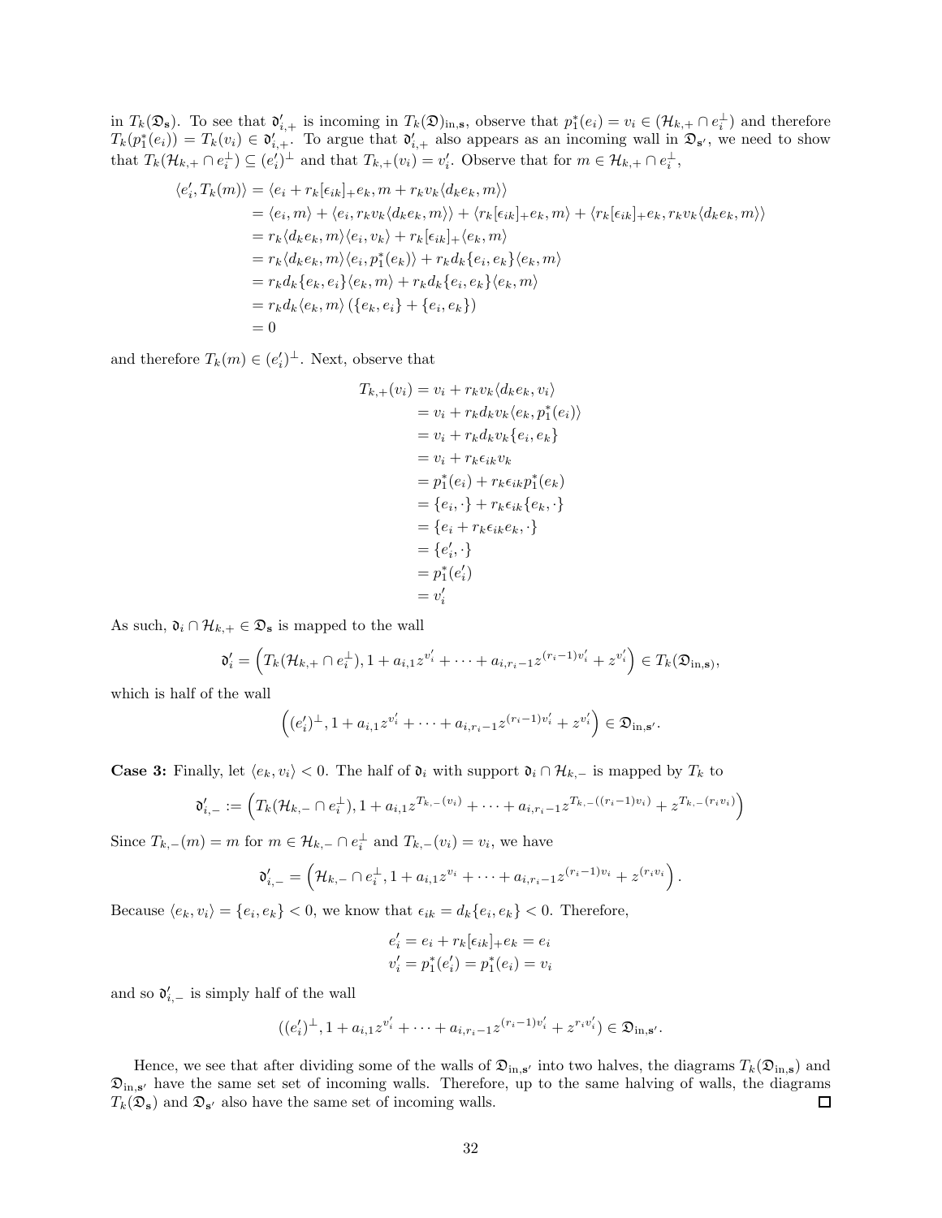in $T_k(\mathfrak{D}_{\mathbf{s}})$. To see that $\mathfrak{d}'_{i,+}$ is incoming in $T_k(\mathfrak{D})_{\text{in},\mathbf{s}}$, observe that $p_1^*(e_i) = v_i \in (\mathcal{H}_{k,+} \cap e_i^\perp)$ and therefore $T_k(p_1^*(e_i)) = T_k(v_i) \in \mathfrak{d}'_{i,+}$. To argue that $\mathfrak{d}'_{i,+}$ also appears as an incoming wall in $\mathfrak{D}_{\mathbf{s}'}$, we need to show that $T_k(\mathcal{H}_{k,+} \cap e_i^\perp) \subseteq (e_i')^\perp$ and that $T_{k,+}(v_i) = v_i'$. Observe that for $m \in \mathcal{H}_{k,+} \cap e_i^\perp$,

$$
\begin{aligned}
\langle e_i', T_k(m) \rangle &= \langle e_i + r_k[\epsilon_{ik}]_+ e_k, m + r_k v_k \langle d_k e_k, m \rangle \rangle \\
&= \langle e_i, m \rangle + \langle e_i, r_k v_k \langle d_k e_k, m \rangle \rangle + \langle r_k[\epsilon_{ik}]_+ e_k, m \rangle + \langle r_k[\epsilon_{ik}]_+ e_k, r_k v_k \langle d_k e_k, m \rangle \rangle \\
&= r_k \langle d_k e_k, m \rangle \langle e_i, v_k \rangle + r_k[\epsilon_{ik}]_+ \langle e_k, m \rangle \\
&= r_k \langle d_k e_k, m \rangle \langle e_i, p_1^*(e_k) \rangle + r_k d_k \{e_i, e_k\} \langle e_k, m \rangle \\
&= r_k d_k \{e_k, e_i\} \langle e_k, m \rangle + r_k d_k \{e_i, e_k\} \langle e_k, m \rangle \\
&= r_k d_k \langle e_k, m \rangle \left( \{e_k, e_i\} + \{e_i, e_k\} \right) \\
&= 0
\end{aligned}
$$

and therefore $T_k(m) \in (e_i')^\perp$. Next, observe that

$$
\begin{aligned}
T_{k,+}(v_i) &= v_i + r_k v_k \langle d_k e_k, v_i \rangle \\
&= v_i + r_k d_k v_k \langle e_k, p_1^*(e_i) \rangle \\
&= v_i + r_k d_k v_k \{e_i, e_k\} \\
&= v_i + r_k \epsilon_{ik} v_k \\
&= p_1^*(e_i) + r_k \epsilon_{ik} p_1^*(e_k) \\
&= \{e_i, \cdot\} + r_k \epsilon_{ik} \{e_k, \cdot\} \\
&= \{e_i + r_k \epsilon_{ik} e_k, \cdot\} \\
&= \{e_i', \cdot\} \\
&= p_1^*(e_i') \\
&= v_i'
\end{aligned}
$$

As such, $\mathfrak{d}_i \cap \mathcal{H}_{k,+} \in \mathfrak{D}_{\mathbf{s}}$ is mapped to the wall

$$
\mathfrak{d}_i' = \left( T_k(\mathcal{H}_{k,+} \cap e_i^\perp), 1 + a_{i,1} z^{v_i'} + \cdots + a_{i,r_i-1} z^{(r_i-1)v_i'} + z^{v_i'} \right) \in T_k(\mathfrak{D}_{\text{in},\mathbf{s}}),
$$

which is half of the wall

$$
\left( (e_i')^\perp, 1 + a_{i,1} z^{v_i'} + \cdots + a_{i,r_i-1} z^{(r_i-1)v_i'} + z^{v_i'} \right) \in \mathfrak{D}_{\text{in},\mathbf{s}'}.
$$

**Case 3:** Finally, let $\langle e_k, v_i \rangle < 0$. The half of $\mathfrak{d}_i$ with support $\mathfrak{d}_i \cap \mathcal{H}_{k,-}$ is mapped by $T_k$ to

$$
\mathfrak{d}'_{i,-} := \left( T_k(\mathcal{H}_{k,-} \cap e_i^\perp), 1 + a_{i,1} z^{T_{k,-}(v_i)} + \cdots + a_{i,r_i-1} z^{T_{k,-}((r_i-1)v_i)} + z^{T_{k,-}(r_i v_i)} \right)
$$

Since $T_{k,-}(m) = m$ for $m \in \mathcal{H}_{k,-} \cap e_i^\perp$ and $T_{k,-}(v_i) = v_i$, we have

$$
\mathfrak{d}'_{i,-} = \left( \mathcal{H}_{k,-} \cap e_i^\perp, 1 + a_{i,1} z^{v_i} + \cdots + a_{i,r_i-1} z^{(r_i-1)v_i} + z^{(r_i v_i)} \right).
$$

Because $\langle e_k, v_i \rangle = \{e_i, e_k\} < 0$, we know that $\epsilon_{ik} = d_k \{e_i, e_k\} < 0$. Therefore,

$$
\begin{aligned}
e_i' &= e_i + r_k[\epsilon_{ik}]_+ e_k = e_i \\
v_i' &= p_1^*(e_i') = p_1^*(e_i) = v_i
\end{aligned}
$$

and so $\mathfrak{d}'_{i,-}$ is simply half of the wall

$$
((e_i')^\perp, 1 + a_{i,1} z^{v_i'} + \cdots + a_{i,r_i-1} z^{(r_i-1)v_i'} + z^{r_i v_i'}) \in \mathfrak{D}_{\text{in},\mathbf{s}'}.
$$

Hence, we see that after dividing some of the walls of $\mathfrak{D}_{\text{in},\mathbf{s}'}$ into two halves, the diagrams $T_k(\mathfrak{D}_{\text{in},\mathbf{s}})$ and $\mathfrak{D}_{\text{in},\mathbf{s}'}$ have the same set set of incoming walls. Therefore, up to the same halving of walls, the diagrams $T_k(\mathfrak{D}_{\mathbf{s}})$ and $\mathfrak{D}_{\mathbf{s}'}$ also have the same set of incoming walls. ☐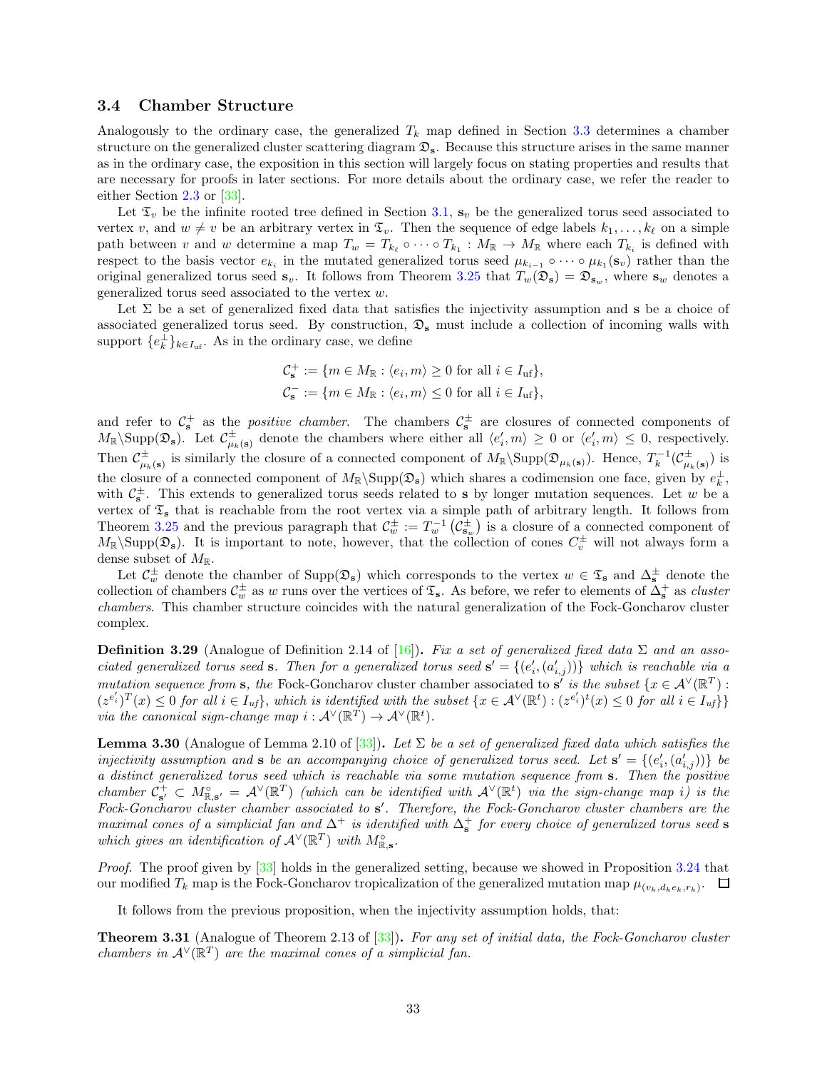### 3.4 Chamber Structure

Analogously to the ordinary case, the generalized $T_k$ map defined in Section 3.3 determines a chamber structure on the generalized cluster scattering diagram $\mathfrak{D}_{\mathbf{s}}$. Because this structure arises in the same manner as in the ordinary case, the exposition in this section will largely focus on stating properties and results that are necessary for proofs in later sections. For more details about the ordinary case, we refer the reader to either Section 2.3 or [33].

Let $\mathfrak{T}_v$ be the infinite rooted tree defined in Section 3.1, $\mathbf{s}_v$ be the generalized torus seed associated to vertex $v$, and $w \neq v$ be an arbitrary vertex in $\mathfrak{T}_v$. Then the sequence of edge labels $k_1, \ldots, k_\ell$ on a simple path between $v$ and $w$ determine a map $T_w = T_{k_\ell} \circ \cdots \circ T_{k_1} : M_{\mathbb{R}} \to M_{\mathbb{R}}$ where each $T_{k_i}$ is defined with respect to the basis vector $e_{k_i}$ in the mutated generalized torus seed $\mu_{k_{i-1}} \circ \cdots \circ \mu_{k_1}(\mathbf{s}_v)$ rather than the original generalized torus seed $\mathbf{s}_v$. It follows from Theorem 3.25 that $T_w(\mathfrak{D}_{\mathbf{s}}) = \mathfrak{D}_{\mathbf{s}_w}$, where $\mathbf{s}_w$ denotes a generalized torus seed associated to the vertex $w$.

Let $\Sigma$ be a set of generalized fixed data that satisfies the injectivity assumption and $\mathbf{s}$ be a choice of associated generalized torus seed. By construction, $\mathfrak{D}_{\mathbf{s}}$ must include a collection of incoming walls with support $\{e_k^\perp\}_{k \in I_{\mathrm{uf}}}$. As in the ordinary case, we define

$$\mathcal{C}_{\mathbf{s}}^{+} := \{m \in M_{\mathbb{R}} : \langle e_i, m\rangle \geq 0 \text{ for all } i \in I_{\mathrm{uf}}\},$$
$$\mathcal{C}_{\mathbf{s}}^{-} := \{m \in M_{\mathbb{R}} : \langle e_i, m\rangle \leq 0 \text{ for all } i \in I_{\mathrm{uf}}\},$$

and refer to $\mathcal{C}_{\mathbf{s}}^{+}$ as the *positive chamber*. The chambers $\mathcal{C}_{\mathbf{s}}^{\pm}$ are closures of connected components of $M_{\mathbb{R}} \backslash \mathrm{Supp}(\mathfrak{D}_{\mathbf{s}})$. Let $\mathcal{C}_{\mu_k(\mathbf{s})}^{\pm}$ denote the chambers where either all $\langle e_i', m\rangle \geq 0$ or $\langle e_i', m\rangle \leq 0$, respectively. Then $\mathcal{C}_{\mu_k(\mathbf{s})}^{\pm}$ is similarly the closure of a connected component of $M_{\mathbb{R}} \backslash \mathrm{Supp}(\mathfrak{D}_{\mu_k(\mathbf{s})})$. Hence, $T_k^{-1}(\mathcal{C}_{\mu_k(\mathbf{s})}^{\pm})$ is the closure of a connected component of $M_{\mathbb{R}} \backslash \mathrm{Supp}(\mathfrak{D}_{\mathbf{s}})$ which shares a codimension one face, given by $e_k^\perp$, with $\mathcal{C}_{\mathbf{s}}^{\pm}$. This extends to generalized torus seeds related to $\mathbf{s}$ by longer mutation sequences. Let $w$ be a vertex of $\mathfrak{T}_{\mathbf{s}}$ that is reachable from the root vertex via a simple path of arbitrary length. It follows from Theorem 3.25 and the previous paragraph that $\mathcal{C}_w^{\pm} := T_w^{-1}\left(\mathcal{C}_{\mathbf{s}_w}^{\pm}\right)$ is a closure of a connected component of $M_{\mathbb{R}} \backslash \mathrm{Supp}(\mathfrak{D}_{\mathbf{s}})$. It is important to note, however, that the collection of cones $C_v^{\pm}$ will not always form a dense subset of $M_{\mathbb{R}}$.

Let $\mathcal{C}_w^{\pm}$ denote the chamber of $\mathrm{Supp}(\mathfrak{D}_{\mathbf{s}})$ which corresponds to the vertex $w \in \mathfrak{T}_{\mathbf{s}}$ and $\Delta_{\mathbf{s}}^{\pm}$ denote the collection of chambers $\mathcal{C}_w^{\pm}$ as $w$ runs over the vertices of $\mathfrak{T}_{\mathbf{s}}$. As before, we refer to elements of $\Delta_{\mathbf{s}}^{+}$ as *cluster chambers*. This chamber structure coincides with the natural generalization of the Fock-Goncharov cluster complex.

**Definition 3.29** (Analogue of Definition 2.14 of [16])**.** *Fix a set of generalized fixed data $\Sigma$ and an associated generalized torus seed $\mathbf{s}$. Then for a generalized torus seed $\mathbf{s}' = \{(e_i', (a_{i,j}'))\}$ which is reachable via a mutation sequence from $\mathbf{s}$, the* Fock-Goncharov cluster chamber associated to $\mathbf{s}'$ *is the subset $\{x \in \mathcal{A}^\vee(\mathbb{R}^T) : (z^{e_i'})^T(x) \leq 0 \text{ for all } i \in I_{uf}\}$, which is identified with the subset $\{x \in \mathcal{A}^\vee(\mathbb{R}^t) : (z^{e_i'})^t(x) \leq 0 \text{ for all } i \in I_{uf}\}\}$ via the canonical sign-change map $i : \mathcal{A}^\vee(\mathbb{R}^T) \to \mathcal{A}^\vee(\mathbb{R}^t)$.*

**Lemma 3.30** (Analogue of Lemma 2.10 of [33])**.** *Let $\Sigma$ be a set of generalized fixed data which satisfies the injectivity assumption and $\mathbf{s}$ be an accompanying choice of generalized torus seed. Let $\mathbf{s}' = \{(e_i', (a_{i,j}'))\}$ be a distinct generalized torus seed which is reachable via some mutation sequence from $\mathbf{s}$. Then the positive chamber $\mathcal{C}_{\mathbf{s}'}^{+} \subset M_{\mathbb{R},\mathbf{s}'}^{\circ} = \mathcal{A}^\vee(\mathbb{R}^T)$ (which can be identified with $\mathcal{A}^\vee(\mathbb{R}^t)$ via the sign-change map $i$) is the Fock-Goncharov cluster chamber associated to $\mathbf{s}'$. Therefore, the Fock-Goncharov cluster chambers are the maximal cones of a simplicial fan and $\Delta^+$ is identified with $\Delta_{\mathbf{s}}^{+}$ for every choice of generalized torus seed $\mathbf{s}$ which gives an identification of $\mathcal{A}^\vee(\mathbb{R}^T)$ with $M_{\mathbb{R},\mathbf{s}}^{\circ}$.*

*Proof.* The proof given by [33] holds in the generalized setting, because we showed in Proposition 3.24 that our modified $T_k$ map is the Fock-Goncharov tropicalization of the generalized mutation map $\mu_{(v_k, d_k e_k, r_k)}$. $\square$

It follows from the previous proposition, when the injectivity assumption holds, that:

**Theorem 3.31** (Analogue of Theorem 2.13 of [33])**.** *For any set of initial data, the Fock-Goncharov cluster chambers in $\mathcal{A}^\vee(\mathbb{R}^T)$ are the maximal cones of a simplicial fan.*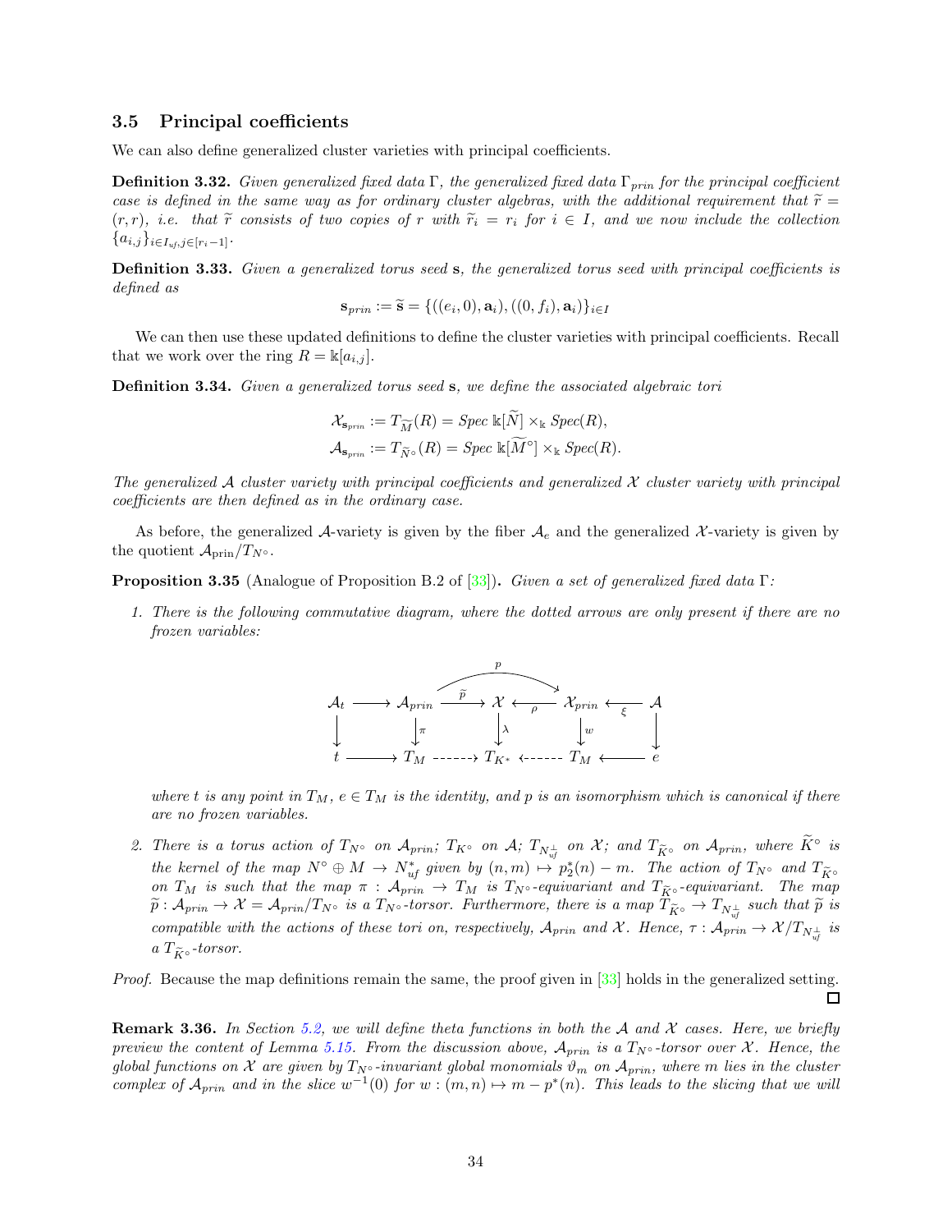### 3.5 Principal coefficients

We can also define generalized cluster varieties with principal coefficients.

**Definition 3.32.** *Given generalized fixed data $\Gamma$, the generalized fixed data $\Gamma_{prin}$ for the principal coefficient case is defined in the same way as for ordinary cluster algebras, with the additional requirement that $\widetilde{r} = (r, r)$, i.e. that $\widetilde{r}$ consists of two copies of $r$ with $\widetilde{r}_i = r_i$ for $i \in I$, and we now include the collection $\{a_{i,j}\}_{i \in I_{uf}, j \in [r_i - 1]}$.*

**Definition 3.33.** *Given a generalized torus seed* $\mathbf{s}$*, the generalized torus seed with principal coefficients is defined as*

$$\mathbf{s}_{prin} := \widetilde{\mathbf{s}} = \{((e_i, 0), \mathbf{a}_i), ((0, f_i), \mathbf{a}_i)\}_{i \in I}$$

We can then use these updated definitions to define the cluster varieties with principal coefficients. Recall that we work over the ring $R = \Bbbk[a_{i,j}]$.

**Definition 3.34.** *Given a generalized torus seed* $\mathbf{s}$*, we define the associated algebraic tori*

$$\mathcal{X}_{\mathbf{s}_{prin}} := T_{\widetilde{M}}(R) = \mathit{Spec}\ \Bbbk[\widetilde{N}] \times_{\Bbbk} \mathit{Spec}(R),$$
$$\mathcal{A}_{\mathbf{s}_{prin}} := T_{\widetilde{N}^\circ}(R) = \mathit{Spec}\ \Bbbk[\widetilde{M}^\circ] \times_{\Bbbk} \mathit{Spec}(R).$$

*The generalized $\mathcal{A}$ cluster variety with principal coefficients and generalized $\mathcal{X}$ cluster variety with principal coefficients are then defined as in the ordinary case.*

As before, the generalized $\mathcal{A}$-variety is given by the fiber $\mathcal{A}_e$ and the generalized $\mathcal{X}$-variety is given by the quotient $\mathcal{A}_{\text{prin}}/T_{N^\circ}$.

**Proposition 3.35** (Analogue of Proposition B.2 of [33])**.** *Given a set of generalized fixed data $\Gamma$:*

1. *There is the following commutative diagram, where the dotted arrows are only present if there are no frozen variables:*

$$\begin{array}{ccccccccc}
\mathcal{A}_t & \longrightarrow & \mathcal{A}_{prin} & \xrightarrow{\widetilde{p}} & \mathcal{X} & \xleftarrow{\rho} & \mathcal{X}_{prin} & \xleftarrow{\xi} & \mathcal{A} \\
\downarrow & & \downarrow \pi & & \downarrow \lambda & & \downarrow w & & \downarrow \\
t & \longrightarrow & T_M & \dashrightarrow & T_{K^*} & \dashleftarrow & T_M & \longleftarrow & e
\end{array}$$

with an arrow $p : \mathcal{A}_{prin} \to \mathcal{X}_{prin}$ on top.

*where $t$ is any point in $T_M$, $e \in T_M$ is the identity, and $p$ is an isomorphism which is canonical if there are no frozen variables.*

2. *There is a torus action of $T_{N^\circ}$ on $\mathcal{A}_{prin}$; $T_{K^\circ}$ on $\mathcal{A}$; $T_{N_{uf}^\perp}$ on $\mathcal{X}$; and $T_{\widetilde{K}^\circ}$ on $\mathcal{A}_{prin}$, where $\widetilde{K}^\circ$ is the kernel of the map $N^\circ \oplus M \to N_{uf}^*$ given by $(n, m) \mapsto p_2^*(n) - m$. The action of $T_{N^\circ}$ and $T_{\widetilde{K}^\circ}$ on $T_M$ is such that the map $\pi : \mathcal{A}_{prin} \to T_M$ is $T_{N^\circ}$-equivariant and $T_{\widetilde{K}^\circ}$-equivariant. The map $\widetilde{p} : \mathcal{A}_{prin} \to \mathcal{X} = \mathcal{A}_{prin}/T_{N^\circ}$ is a $T_{N^\circ}$-torsor. Furthermore, there is a map $T_{\widetilde{K}^\circ} \to T_{N_{uf}^\perp}$ such that $\widetilde{p}$ is compatible with the actions of these tori on, respectively, $\mathcal{A}_{prin}$ and $\mathcal{X}$. Hence, $\tau : \mathcal{A}_{prin} \to \mathcal{X}/T_{N_{uf}^\perp}$ is a $T_{\widetilde{K}^\circ}$-torsor.*

*Proof.* Because the map definitions remain the same, the proof given in [33] holds in the generalized setting. □

**Remark 3.36.** *In Section 5.2, we will define theta functions in both the $\mathcal{A}$ and $\mathcal{X}$ cases. Here, we briefly preview the content of Lemma 5.15. From the discussion above, $\mathcal{A}_{prin}$ is a $T_{N^\circ}$-torsor over $\mathcal{X}$. Hence, the global functions on $\mathcal{X}$ are given by $T_{N^\circ}$-invariant global monomials $\vartheta_m$ on $\mathcal{A}_{prin}$, where $m$ lies in the cluster complex of $\mathcal{A}_{prin}$ and in the slice $w^{-1}(0)$ for $w : (m, n) \mapsto m - p^*(n)$. This leads to the slicing that we will*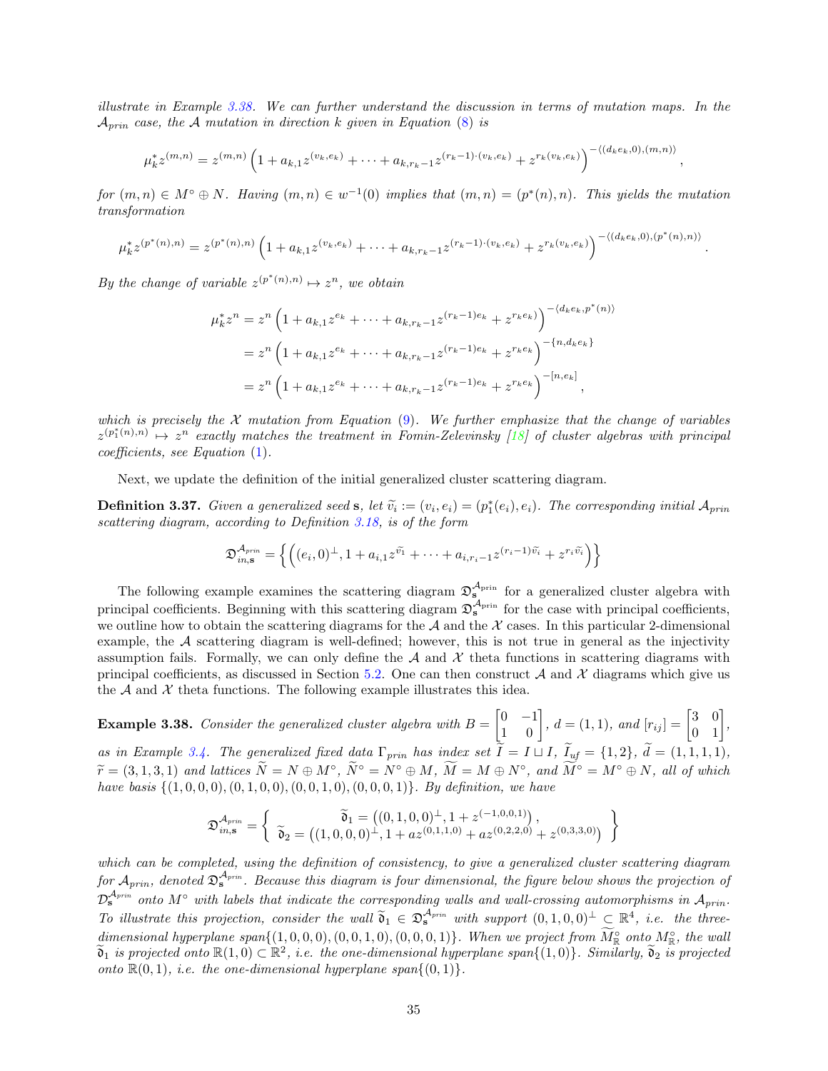*illustrate in Example 3.38. We can further understand the discussion in terms of mutation maps. In the $\mathcal{A}_{prin}$ case, the $\mathcal{A}$ mutation in direction $k$ given in Equation (8) is*

$$\mu_k^* z^{(m,n)} = z^{(m,n)} \left(1 + a_{k,1} z^{(v_k, e_k)} + \cdots + a_{k,r_k-1} z^{(r_k-1)\cdot(v_k,e_k)} + z^{r_k(v_k,e_k)}\right)^{-\langle (d_k e_k, 0), (m,n)\rangle},$$

*for $(m,n) \in M^\circ \oplus N$. Having $(m,n) \in w^{-1}(0)$ implies that $(m,n) = (p^*(n), n)$. This yields the mutation transformation*

$$\mu_k^* z^{(p^*(n),n)} = z^{(p^*(n),n)} \left(1 + a_{k,1} z^{(v_k, e_k)} + \cdots + a_{k,r_k-1} z^{(r_k-1)\cdot(v_k,e_k)} + z^{r_k(v_k,e_k)}\right)^{-\langle (d_k e_k, 0), (p^*(n),n)\rangle}.$$

*By the change of variable $z^{(p^*(n),n)} \mapsto z^n$, we obtain*

$$\begin{aligned}
\mu_k^* z^n &= z^n \left(1 + a_{k,1} z^{e_k} + \cdots + a_{k,r_k-1} z^{(r_k-1)e_k} + z^{r_k e_k}\right)^{-\langle d_k e_k, p^*(n)\rangle} \\
&= z^n \left(1 + a_{k,1} z^{e_k} + \cdots + a_{k,r_k-1} z^{(r_k-1)e_k} + z^{r_k e_k}\right)^{-\{n, d_k e_k\}} \\
&= z^n \left(1 + a_{k,1} z^{e_k} + \cdots + a_{k,r_k-1} z^{(r_k-1)e_k} + z^{r_k e_k}\right)^{-[n, e_k]},
\end{aligned}$$

*which is precisely the $\mathcal{X}$ mutation from Equation (9). We further emphasize that the change of variables $z^{(p_1^*(n),n)} \mapsto z^n$ exactly matches the treatment in Fomin-Zelevinsky [18] of cluster algebras with principal coefficients, see Equation (1).*

Next, we update the definition of the initial generalized cluster scattering diagram.

**Definition 3.37.** *Given a generalized seed $\mathbf{s}$, let $\widetilde{v}_i := (v_i, e_i) = (p_1^*(e_i), e_i)$. The corresponding initial $\mathcal{A}_{prin}$ scattering diagram, according to Definition 3.18, is of the form*

$$\mathfrak{D}_{in,\mathbf{s}}^{\mathcal{A}_{prin}} = \left\{ \left( (e_i, 0)^\perp, 1 + a_{i,1} z^{\widetilde{v}_1} + \cdots + a_{i,r_i-1} z^{(r_i-1)\widetilde{v}_i} + z^{r_i \widetilde{v}_i} \right) \right\}$$

The following example examines the scattering diagram $\mathfrak{D}_{\mathbf{s}}^{\mathcal{A}_{\text{prin}}}$ for a generalized cluster algebra with principal coefficients. Beginning with this scattering diagram $\mathfrak{D}_{\mathbf{s}}^{\mathcal{A}_{\text{prin}}}$ for the case with principal coefficients, we outline how to obtain the scattering diagrams for the $\mathcal{A}$ and the $\mathcal{X}$ cases. In this particular 2-dimensional example, the $\mathcal{A}$ scattering diagram is well-defined; however, this is not true in general as the injectivity assumption fails. Formally, we can only define the $\mathcal{A}$ and $\mathcal{X}$ theta functions in scattering diagrams with principal coefficients, as discussed in Section 5.2. One can then construct $\mathcal{A}$ and $\mathcal{X}$ diagrams which give us the $\mathcal{A}$ and $\mathcal{X}$ theta functions. The following example illustrates this idea.

**Example 3.38.** *Consider the generalized cluster algebra with $B = \begin{bmatrix} 0 & -1 \\ 1 & 0 \end{bmatrix}$, $d = (1,1)$, and $[r_{ij}] = \begin{bmatrix} 3 & 0 \\ 0 & 1 \end{bmatrix}$, as in Example 3.4. The generalized fixed data $\Gamma_{prin}$ has index set $\widetilde{I} = I \sqcup I$, $\widetilde{I}_{uf} = \{1,2\}$, $\widetilde{d} = (1,1,1,1)$, $\widetilde{r} = (3,1,3,1)$ and lattices $\widetilde{N} = N \oplus M^\circ$, $\widetilde{N}^\circ = N^\circ \oplus M$, $\widetilde{M} = M \oplus N^\circ$, and $\widetilde{M}^\circ = M^\circ \oplus N$, all of which have basis $\{(1,0,0,0), (0,1,0,0), (0,0,1,0), (0,0,0,1)\}$. By definition, we have*

$$\mathfrak{D}_{in,\mathbf{s}}^{\mathcal{A}_{prin}} = \left\{ \begin{array}{c} \widetilde{\mathfrak{d}}_1 = \left((0,1,0,0)^\perp, 1 + z^{(-1,0,0,1)}\right), \\ \widetilde{\mathfrak{d}}_2 = \left((1,0,0,0)^\perp, 1 + a z^{(0,1,1,0)} + a z^{(0,2,2,0)} + z^{(0,3,3,0)}\right) \end{array} \right\}$$

*which can be completed, using the definition of consistency, to give a generalized cluster scattering diagram for $\mathcal{A}_{prin}$, denoted $\mathfrak{D}_{\mathbf{s}}^{\mathcal{A}_{prin}}$. Because this diagram is four dimensional, the figure below shows the projection of $\mathcal{D}_{\mathbf{s}}^{\mathcal{A}_{prin}}$ onto $M^\circ$ with labels that indicate the corresponding walls and wall-crossing automorphisms in $\mathcal{A}_{prin}$. To illustrate this projection, consider the wall $\widetilde{\mathfrak{d}}_1 \in \mathfrak{D}_{\mathbf{s}}^{\mathcal{A}_{prin}}$ with support $(0,1,0,0)^\perp \subseteq \mathbb{R}^4$, i.e. the three-dimensional hyperplane span$\{(1,0,0,0), (0,0,1,0), (0,0,0,1)\}$. When we project from $\widetilde{M}_{\mathbb{R}}^\circ$ onto $M_{\mathbb{R}}^\circ$, the wall $\widetilde{\mathfrak{d}}_1$ is projected onto $\mathbb{R}(1,0) \subset \mathbb{R}^2$, i.e. the one-dimensional hyperplane span$\{(1,0)\}$. Similarly, $\widetilde{\mathfrak{d}}_2$ is projected onto $\mathbb{R}(0,1)$, i.e. the one-dimensional hyperplane span$\{(0,1)\}$.*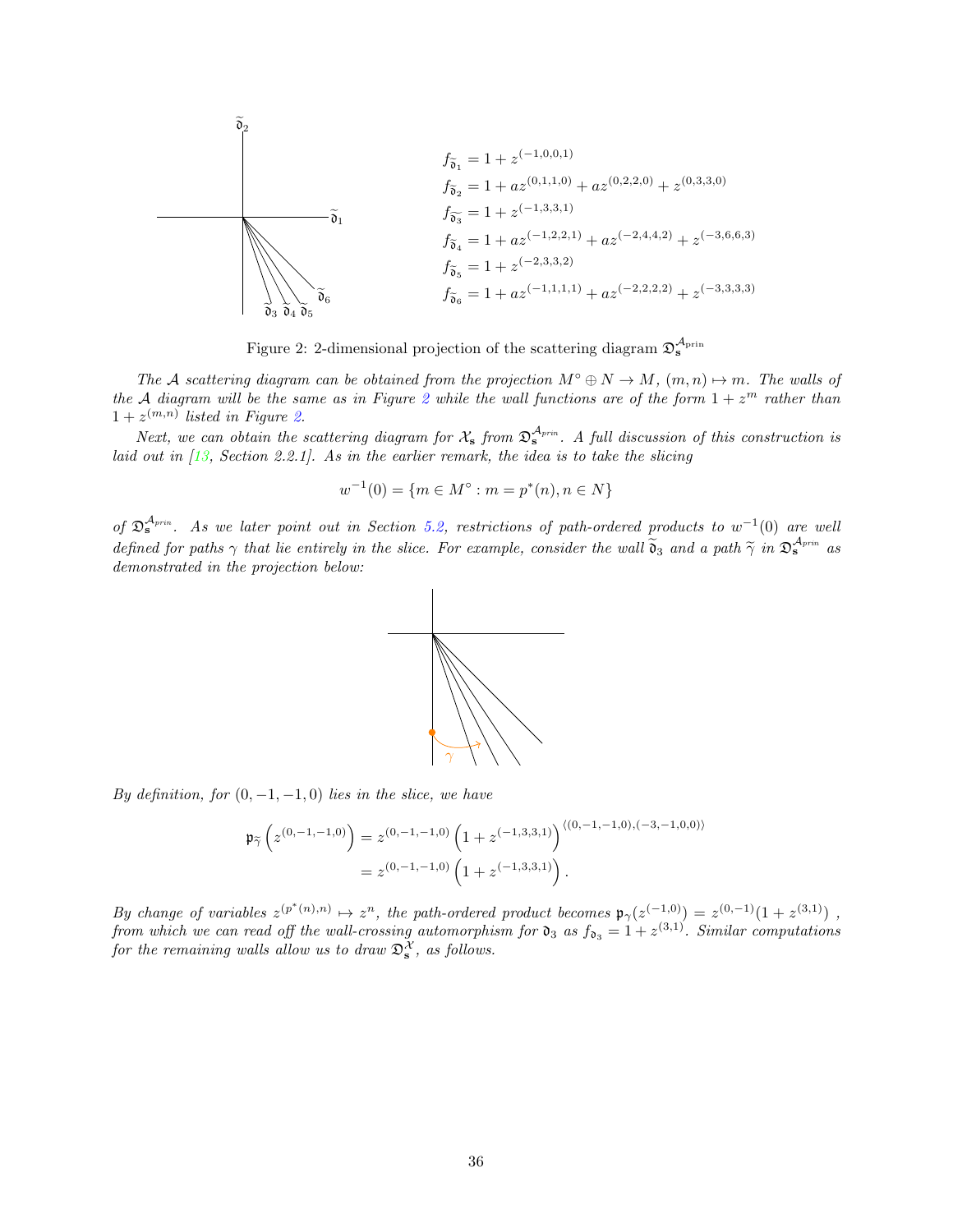$$
\begin{aligned}
f_{\widetilde{\mathfrak{d}}_1} &= 1 + z^{(-1,0,0,1)} \\
f_{\widetilde{\mathfrak{d}}_2} &= 1 + az^{(0,1,1,0)} + az^{(0,2,2,0)} + z^{(0,3,3,0)} \\
f_{\widetilde{\mathfrak{d}}_3} &= 1 + z^{(-1,3,3,1)} \\
f_{\widetilde{\mathfrak{d}}_4} &= 1 + az^{(-1,2,2,1)} + az^{(-2,4,4,2)} + z^{(-3,6,6,3)} \\
f_{\widetilde{\mathfrak{d}}_5} &= 1 + z^{(-2,3,3,2)} \\
f_{\widetilde{\mathfrak{d}}_6} &= 1 + az^{(-1,1,1,1)} + az^{(-2,2,2,2)} + z^{(-3,3,3,3)}
\end{aligned}
$$

Figure 2: 2-dimensional projection of the scattering diagram $\mathfrak{D}_{\mathbf{s}}^{\mathcal{A}_{\text{prin}}}$

*The $\mathcal{A}$ scattering diagram can be obtained from the projection $M^\circ \oplus N \to M$, $(m, n) \mapsto m$. The walls of the $\mathcal{A}$ diagram will be the same as in Figure 2 while the wall functions are of the form $1 + z^m$ rather than $1 + z^{(m,n)}$ listed in Figure 2.*

*Next, we can obtain the scattering diagram for $\mathcal{X}_{\mathbf{s}}$ from $\mathfrak{D}_{\mathbf{s}}^{\mathcal{A}_{prin}}$. A full discussion of this construction is laid out in [13, Section 2.2.1]. As in the earlier remark, the idea is to take the slicing*

$$
w^{-1}(0) = \{m \in M^\circ : m = p^*(n), n \in N\}
$$

*of $\mathfrak{D}_{\mathbf{s}}^{\mathcal{A}_{prin}}$. As we later point out in Section 5.2, restrictions of path-ordered products to $w^{-1}(0)$ are well defined for paths $\gamma$ that lie entirely in the slice. For example, consider the wall $\widetilde{\mathfrak{d}}_3$ and a path $\widetilde{\gamma}$ in $\mathfrak{D}_{\mathbf{s}}^{\mathcal{A}_{prin}}$ as demonstrated in the projection below:*

*By definition, for $(0, -1, -1, 0)$ lies in the slice, we have*

$$
\begin{aligned}
\mathfrak{p}_{\widetilde{\gamma}}\left(z^{(0,-1,-1,0)}\right) &= z^{(0,-1,-1,0)}\left(1 + z^{(-1,3,3,1)}\right)^{\langle(0,-1,-1,0),(-3,-1,0,0)\rangle} \\
&= z^{(0,-1,-1,0)}\left(1 + z^{(-1,3,3,1)}\right).
\end{aligned}
$$

*By change of variables $z^{(p^*(n),n)} \mapsto z^n$, the path-ordered product becomes $\mathfrak{p}_\gamma(z^{(-1,0)}) = z^{(0,-1)}(1 + z^{(3,1)})$, from which we can read off the wall-crossing automorphism for $\mathfrak{d}_3$ as $f_{\mathfrak{d}_3} = 1 + z^{(3,1)}$. Similar computations for the remaining walls allow us to draw $\mathfrak{D}_{\mathbf{s}}^{\mathcal{X}}$, as follows.*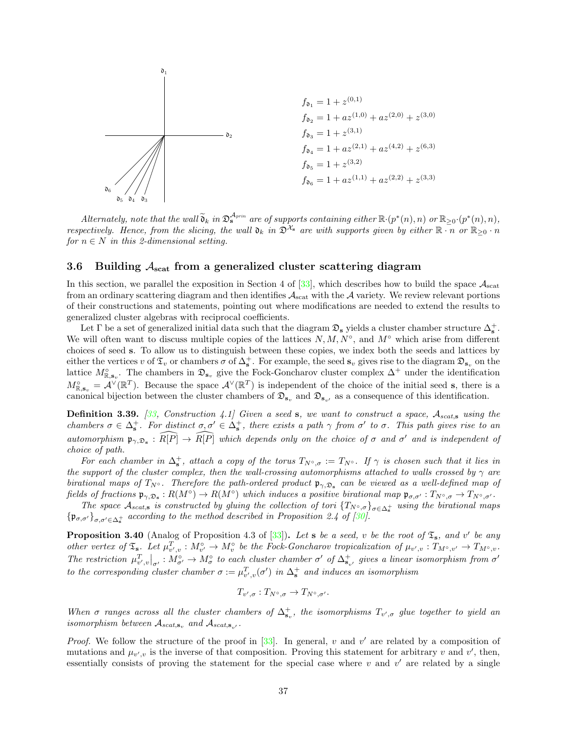$$f_{\mathfrak{d}_1} = 1 + z^{(0,1)}$$
$$f_{\mathfrak{d}_2} = 1 + az^{(1,0)} + az^{(2,0)} + z^{(3,0)}$$
$$f_{\mathfrak{d}_3} = 1 + z^{(3,1)}$$
$$f_{\mathfrak{d}_4} = 1 + az^{(2,1)} + az^{(4,2)} + z^{(6,3)}$$
$$f_{\mathfrak{d}_5} = 1 + z^{(3,2)}$$
$$f_{\mathfrak{d}_6} = 1 + az^{(1,1)} + az^{(2,2)} + z^{(3,3)}$$

*Alternately, note that the wall $\widetilde{\mathfrak{d}}_k$ in $\mathfrak{D}_{\mathbf{s}}^{\mathcal{A}^{prin}}$ are of supports containing either $\mathbb{R}\cdot(p^*(n), n)$ or $\mathbb{R}_{\geq 0}\cdot(p^*(n), n)$, respectively. Hence, from the slicing, the wall $\mathfrak{d}_k$ in $\mathfrak{D}^{\mathcal{X}_{\mathbf{s}}}$ are with supports given by either $\mathbb{R}\cdot n$ or $\mathbb{R}_{\geq 0}\cdot n$ for $n \in N$ in this 2-dimensional setting.*

### 3.6 Building $\mathcal{A}_{\text{scat}}$ from a generalized cluster scattering diagram

In this section, we parallel the exposition in Section 4 of [33], which describes how to build the space $\mathcal{A}_{\text{scat}}$ from an ordinary scattering diagram and then identifies $\mathcal{A}_{\text{scat}}$ with the $\mathcal{A}$ variety. We review relevant portions of their constructions and statements, pointing out where modifications are needed to extend the results to generalized cluster algebras with reciprocal coefficients.

Let $\Gamma$ be a set of generalized initial data such that the diagram $\mathfrak{D}_{\mathbf{s}}$ yields a cluster chamber structure $\Delta_{\mathbf{s}}^+$. We will often want to discuss multiple copies of the lattices $N, M, N^\circ$, and $M^\circ$ which arise from different choices of seed $\mathbf{s}$. To allow us to distinguish between these copies, we index both the seeds and lattices by either the vertices $v$ of $\mathfrak{T}_v$ or chambers $\sigma$ of $\Delta_{\mathbf{s}}^+$. For example, the seed $\mathbf{s}_v$ gives rise to the diagram $\mathfrak{D}_{\mathbf{s}_v}$ on the lattice $M^\circ_{\mathbb{R},\mathbf{s}_v}$. The chambers in $\mathfrak{D}_{\mathbf{s}_v}$ give the Fock-Goncharov cluster complex $\Delta^+$ under the identification $M^\circ_{\mathbb{R},\mathbf{s}_v} = \mathcal{A}^\vee(\mathbb{R}^T)$. Because the space $\mathcal{A}^\vee(\mathbb{R}^T)$ is independent of the choice of the initial seed $\mathbf{s}$, there is a canonical bijection between the cluster chambers of $\mathfrak{D}_{\mathbf{s}_v}$ and $\mathfrak{D}_{\mathbf{s}_{v'}}$ as a consequence of this identification.

**Definition 3.39.** *[33, Construction 4.1] Given a seed $\mathbf{s}$, we want to construct a space, $\mathcal{A}_{scat,\mathbf{s}}$ using the chambers $\sigma \in \Delta_{\mathbf{s}}^+$. For distinct $\sigma, \sigma' \in \Delta_{\mathbf{s}}^+$, there exists a path $\gamma$ from $\sigma'$ to $\sigma$. This path gives rise to an automorphism $\mathfrak{p}_{\gamma,\mathfrak{D}_{\mathbf{s}}} : \widehat{R[P]} \to \widehat{R[P]}$ which depends only on the choice of $\sigma$ and $\sigma'$ and is independent of choice of path.*

*For each chamber in $\Delta_{\mathbf{s}}^+$, attach a copy of the torus $T_{N^\circ,\sigma} := T_{N^\circ}$. If $\gamma$ is chosen such that it lies in the support of the cluster complex, then the wall-crossing automorphisms attached to walls crossed by $\gamma$ are birational maps of $T_{N^\circ}$. Therefore the path-ordered product $\mathfrak{p}_{\gamma,\mathfrak{D}_{\mathbf{s}}}$ can be viewed as a well-defined map of fields of fractions $\mathfrak{p}_{\gamma,\mathfrak{D}_{\mathbf{s}}} : R(M^\circ) \to R(M^\circ)$ which induces a positive birational map $\mathfrak{p}_{\sigma,\sigma'} : T_{N^\circ,\sigma} \to T_{N^\circ,\sigma'}$.*

*The space $\mathcal{A}_{scat,\mathbf{s}}$ is constructed by gluing the collection of tori $\{T_{N^\circ,\sigma}\}_{\sigma\in\Delta_{\mathbf{s}}^+}$ using the birational maps $\{\mathfrak{p}_{\sigma,\sigma'}\}_{\sigma,\sigma'\in\Delta_{\mathbf{s}}^+}$ according to the method described in Proposition 2.4 of [30].*

**Proposition 3.40** (Analog of Proposition 4.3 of [33])**.** *Let $\mathbf{s}$ be a seed, $v$ be the root of $\mathfrak{T}_{\mathbf{s}}$, and $v'$ be any other vertex of $\mathfrak{T}_{\mathbf{s}}$. Let $\mu^T_{v',v} : M^\circ_{v'} \to M^\circ_v$ be the Fock-Goncharov tropicalization of $\mu_{v',v} : T_{M^\circ,v'} \to T_{M^\circ,v}$. The restriction $\mu^T_{v',v}\big|_{\sigma'} : M^\circ_{\sigma'} \to M^\circ_\sigma$ to each cluster chamber $\sigma'$ of $\Delta_{\mathbf{s}_{v'}}^+$ gives a linear isomorphism from $\sigma'$ to the corresponding cluster chamber $\sigma := \mu^T_{v',v}(\sigma')$ in $\Delta_{\mathbf{s}}^+$ and induces an isomorphism*

$$T_{v',\sigma} : T_{N^\circ,\sigma} \to T_{N^\circ,\sigma'}.$$

*When $\sigma$ ranges across all the cluster chambers of $\Delta_{\mathbf{s}_v}^+$, the isomorphisms $T_{v',\sigma}$ glue together to yield an isomorphism between $\mathcal{A}_{scat,\mathbf{s}_v}$ and $\mathcal{A}_{scat,\mathbf{s}_{v'}}$.*

*Proof.* We follow the structure of the proof in [33]. In general, $v$ and $v'$ are related by a composition of mutations and $\mu_{v',v}$ is the inverse of that composition. Proving this statement for arbitrary $v$ and $v'$, then, essentially consists of proving the statement for the special case where $v$ and $v'$ are related by a single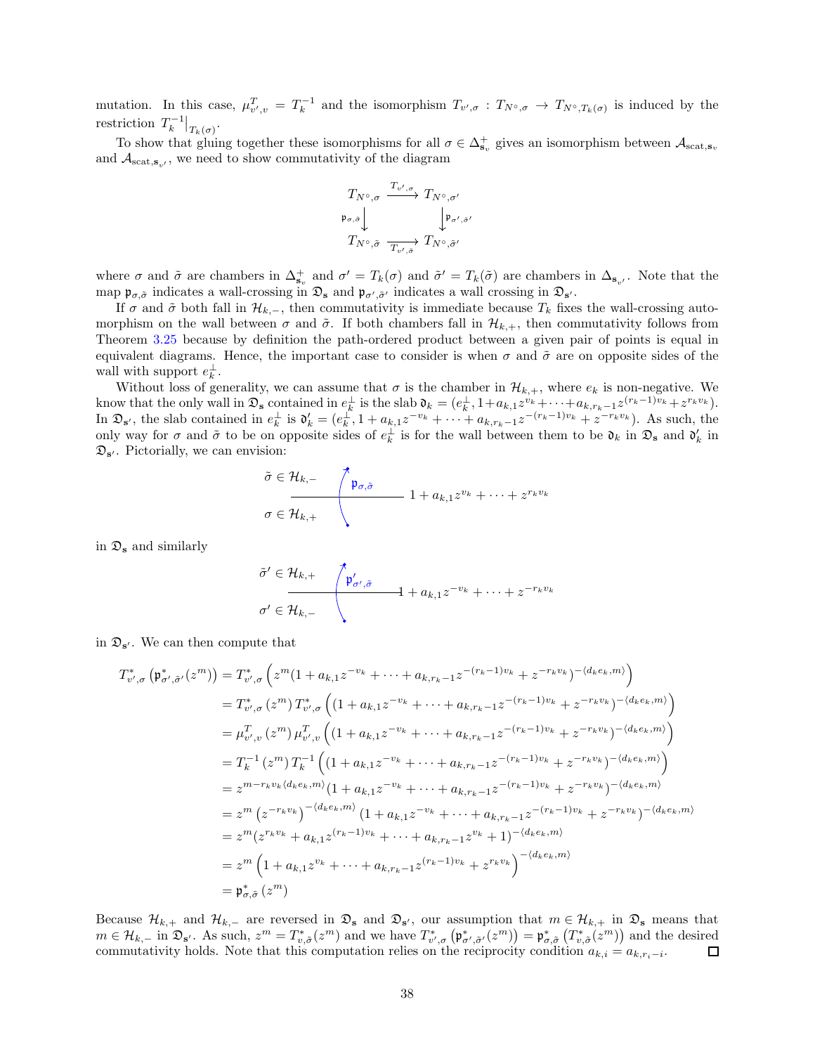mutation. In this case, $\mu^T_{v',v} = T_k^{-1}$ and the isomorphism $T_{v',\sigma} : T_{N^\circ,\sigma} \to T_{N^\circ,T_k(\sigma)}$ is induced by the restriction $T_k^{-1}\big|_{T_k(\sigma)}$.

To show that gluing together these isomorphisms for all $\sigma \in \Delta^+_{\mathbf{s}_v}$ gives an isomorphism between $\mathcal{A}_{\text{scat},\mathbf{s}_v}$ and $\mathcal{A}_{\text{scat},\mathbf{s}_{v'}}$, we need to show commutativity of the diagram

$$\begin{array}{ccc} T_{N^\circ,\sigma} & \xrightarrow{T_{v',\sigma}} & T_{N^\circ,\sigma'} \\ {\scriptstyle \mathfrak{p}_{\sigma,\tilde\sigma}}\downarrow & & \downarrow{\scriptstyle \mathfrak{p}_{\sigma',\tilde\sigma'}} \\ T_{N^\circ,\tilde\sigma} & \xrightarrow[T_{v',\tilde\sigma}]{} & T_{N^\circ,\tilde\sigma'} \end{array}$$

where $\sigma$ and $\tilde\sigma$ are chambers in $\Delta^+_{\mathbf{s}_v}$ and $\sigma' = T_k(\sigma)$ and $\tilde\sigma' = T_k(\tilde\sigma)$ are chambers in $\Delta_{\mathbf{s}_{v'}}$. Note that the map $\mathfrak{p}_{\sigma,\tilde\sigma}$ indicates a wall-crossing in $\mathfrak{D}_{\mathbf{s}}$ and $\mathfrak{p}_{\sigma',\tilde\sigma'}$ indicates a wall crossing in $\mathfrak{D}_{\mathbf{s}'}$.

If $\sigma$ and $\tilde\sigma$ both fall in $\mathcal{H}_{k,-}$, then commutativity is immediate because $T_k$ fixes the wall-crossing automorphism on the wall between $\sigma$ and $\tilde\sigma$. If both chambers fall in $\mathcal{H}_{k,+}$, then commutativity follows from Theorem 3.25 because by definition the path-ordered product between a given pair of points is equal in equivalent diagrams. Hence, the important case to consider is when $\sigma$ and $\tilde\sigma$ are on opposite sides of the wall with support $e_k^\perp$.

Without loss of generality, we can assume that $\sigma$ is the chamber in $\mathcal{H}_{k,+}$, where $e_k$ is non-negative. We know that the only wall in $\mathfrak{D}_{\mathbf{s}}$ contained in $e_k^\perp$ is the slab $\mathfrak{d}_k = (e_k^\perp, 1 + a_{k,1}z^{v_k} + \cdots + a_{k,r_k-1}z^{(r_k-1)v_k} + z^{r_kv_k})$. In $\mathfrak{D}_{\mathbf{s}'}$, the slab contained in $e_k^\perp$ is $\mathfrak{d}'_k = (e_k^\perp, 1 + a_{k,1}z^{-v_k} + \cdots + a_{k,r_k-1}z^{-(r_k-1)v_k} + z^{-r_kv_k})$. As such, the only way for $\sigma$ and $\tilde\sigma$ to be on opposite sides of $e_k^\perp$ is for the wall between them to be $\mathfrak{d}_k$ in $\mathfrak{D}_{\mathbf{s}}$ and $\mathfrak{d}'_k$ in $\mathfrak{D}_{\mathbf{s}'}$. Pictorially, we can envision:

$\tilde\sigma \in \mathcal{H}_{k,-}$ &nbsp;&nbsp; $\mathfrak{p}_{\sigma,\tilde\sigma}$ &nbsp;&nbsp; $1 + a_{k,1}z^{v_k} + \cdots + z^{r_kv_k}$

$\sigma \in \mathcal{H}_{k,+}$

in $\mathfrak{D}_{\mathbf{s}}$ and similarly

$\tilde\sigma' \in \mathcal{H}_{k,+}$ &nbsp;&nbsp; $\mathfrak{p}'_{\sigma',\tilde\sigma}$ &nbsp;&nbsp; $1 + a_{k,1}z^{-v_k} + \cdots + z^{-r_kv_k}$

$\sigma' \in \mathcal{H}_{k,-}$

in $\mathfrak{D}_{\mathbf{s}'}$. We can then compute that

$$\begin{aligned}
T^*_{v',\sigma}\left(\mathfrak{p}^*_{\sigma',\tilde\sigma'}(z^m)\right) &= T^*_{v',\sigma}\left(z^m(1 + a_{k,1}z^{-v_k} + \cdots + a_{k,r_k-1}z^{-(r_k-1)v_k} + z^{-r_kv_k})^{-\langle d_ke_k,m\rangle}\right) \\
&= T^*_{v',\sigma}(z^m)\, T^*_{v',\sigma}\left((1 + a_{k,1}z^{-v_k} + \cdots + a_{k,r_k-1}z^{-(r_k-1)v_k} + z^{-r_kv_k})^{-\langle d_ke_k,m\rangle}\right) \\
&= \mu^T_{v',v}(z^m)\, \mu^T_{v',v}\left((1 + a_{k,1}z^{-v_k} + \cdots + a_{k,r_k-1}z^{-(r_k-1)v_k} + z^{-r_kv_k})^{-\langle d_ke_k,m\rangle}\right) \\
&= T_k^{-1}(z^m)\, T_k^{-1}\left((1 + a_{k,1}z^{-v_k} + \cdots + a_{k,r_k-1}z^{-(r_k-1)v_k} + z^{-r_kv_k})^{-\langle d_ke_k,m\rangle}\right) \\
&= z^{m - r_kv_k\langle d_ke_k,m\rangle}(1 + a_{k,1}z^{-v_k} + \cdots + a_{k,r_k-1}z^{-(r_k-1)v_k} + z^{-r_kv_k})^{-\langle d_ke_k,m\rangle} \\
&= z^m\left(z^{-r_kv_k}\right)^{-\langle d_ke_k,m\rangle}(1 + a_{k,1}z^{-v_k} + \cdots + a_{k,r_k-1}z^{-(r_k-1)v_k} + z^{-r_kv_k})^{-\langle d_ke_k,m\rangle} \\
&= z^m(z^{r_kv_k} + a_{k,1}z^{(r_k-1)v_k} + \cdots + a_{k,r_k-1}z^{v_k} + 1)^{-\langle d_ke_k,m\rangle} \\
&= z^m\left(1 + a_{k,1}z^{v_k} + \cdots + a_{k,r_k-1}z^{(r_k-1)v_k} + z^{r_kv_k}\right)^{-\langle d_ke_k,m\rangle} \\
&= \mathfrak{p}^*_{\sigma,\tilde\sigma}(z^m)
\end{aligned}$$

Because $\mathcal{H}_{k,+}$ and $\mathcal{H}_{k,-}$ are reversed in $\mathfrak{D}_{\mathbf{s}}$ and $\mathfrak{D}_{\mathbf{s}'}$, our assumption that $m \in \mathcal{H}_{k,+}$ in $\mathfrak{D}_{\mathbf{s}}$ means that $m \in \mathcal{H}_{k,-}$ in $\mathfrak{D}_{\mathbf{s}'}$. As such, $z^m = T^*_{v,\tilde\sigma}(z^m)$ and we have $T^*_{v',\sigma}\left(\mathfrak{p}^*_{\sigma',\tilde\sigma'}(z^m)\right) = \mathfrak{p}^*_{\sigma,\tilde\sigma}\left(T^*_{v,\tilde\sigma}(z^m)\right)$ and the desired commutativity holds. Note that this computation relies on the reciprocity condition $a_{k,i} = a_{k,r_i-i}$. ◻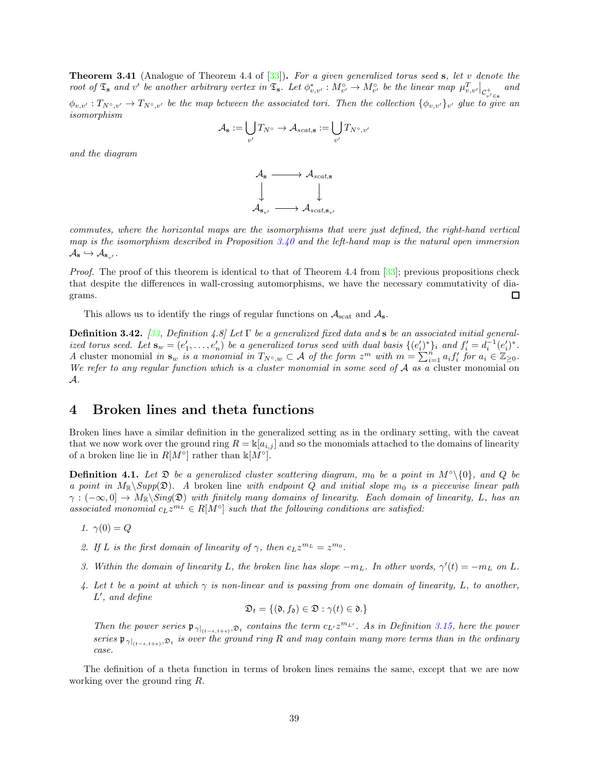**Theorem 3.41** (Analogue of Theorem 4.4 of [33])**.** *For a given generalized torus seed* $\mathbf{s}$*, let* $v$ *denote the root of* $\mathfrak{T}_{\mathbf{s}}$ *and* $v'$ *be another arbitrary vertex in* $\mathfrak{T}_{\mathbf{s}}$*. Let* $\phi^*_{v,v'} : M^\circ_{v'} \to M^\circ_{v'}$ *be the linear map* $\mu^T_{v,v'}\big|_{\mathcal{C}^+_{v' \in \mathbf{s}}}$ *and* $\phi_{v,v'} : T_{N^\circ,v'} \to T_{N^\circ,v'}$ *be the map between the associated tori. Then the collection* $\{\phi_{v,v'}\}_{v'}$ *glue to give an isomorphism*

$$\mathcal{A}_{\mathbf{s}} := \bigcup_{v'} T_{N^\circ} \to \mathcal{A}_{scat,\mathbf{s}} := \bigcup_{v'} T_{N^\circ,v'}$$

*and the diagram*

$$\begin{array}{ccc} \mathcal{A}_{\mathbf{s}} & \longrightarrow & \mathcal{A}_{scat,\mathbf{s}} \\ \big\downarrow & & \big\downarrow \\ \mathcal{A}_{\mathbf{s}_{v'}} & \longrightarrow & \mathcal{A}_{scat,\mathbf{s}_{v'}} \end{array}$$

*commutes, where the horizontal maps are the isomorphisms that were just defined, the right-hand vertical map is the isomorphism described in Proposition 3.40 and the left-hand map is the natural open immersion* $\mathcal{A}_{\mathbf{s}} \hookrightarrow \mathcal{A}_{\mathbf{s}_{v'}}$*.*

*Proof.* The proof of this theorem is identical to that of Theorem 4.4 from [33]; previous propositions check that despite the differences in wall-crossing automorphisms, we have the necessary commutativity of diagrams. □

This allows us to identify the rings of regular functions on $\mathcal{A}_{\text{scat}}$ and $\mathcal{A}_{\mathbf{s}}$.

**Definition 3.42.** *[33, Definition 4.8] Let* $\Gamma$ *be a generalized fixed data and* $\mathbf{s}$ *be an associated initial generalized torus seed. Let* $\mathbf{s}_w = (e'_1, \dots, e'_n)$ *be a generalized torus seed with dual basis* $\{(e'_i)^*\}_i$ *and* $f'_i = d_i^{-1}(e'_i)^*$*. A* cluster monomial *in* $\mathbf{s}_w$ *is a monomial in* $T_{N^\circ,w} \subset \mathcal{A}$ *of the form* $z^m$ *with* $m = \sum_{i=1}^n a_i f'_i$ *for* $a_i \in \mathbb{Z}_{\geq 0}$*. We refer to any regular function which is a cluster monomial in some seed of* $\mathcal{A}$ *as a* cluster monomial *on* $\mathcal{A}$*.*

# 4 Broken lines and theta functions

Broken lines have a similar definition in the generalized setting as in the ordinary setting, with the caveat that we now work over the ground ring $R = \Bbbk[a_{i,j}]$ and so the monomials attached to the domains of linearity of a broken line lie in $R[M^\circ]$ rather than $\Bbbk[M^\circ]$.

**Definition 4.1.** *Let* $\mathfrak{D}$ *be a generalized cluster scattering diagram,* $m_0$ *be a point in* $M^\circ \backslash \{0\}$*, and* $Q$ *be a point in* $M_{\mathbb{R}} \backslash Supp(\mathfrak{D})$*. A* broken line *with endpoint* $Q$ *and initial slope* $m_0$ *is a piecewise linear path* $\gamma : (-\infty, 0] \to M_{\mathbb{R}} \backslash Sing(\mathfrak{D})$ *with finitely many domains of linearity. Each domain of linearity,* $L$*, has an associated monomial* $c_L z^{m_L} \in R[M^\circ]$ *such that the following conditions are satisfied:*

1. $\gamma(0) = Q$
2. *If* $L$ *is the first domain of linearity of* $\gamma$*, then* $c_L z^{m_L} = z^{m_0}$*.*
3. *Within the domain of linearity* $L$*, the broken line has slope* $-m_L$*. In other words,* $\gamma'(t) = -m_L$ *on* $L$*.*
4. *Let* $t$ *be a point at which* $\gamma$ *is non-linear and is passing from one domain of linearity,* $L$*, to another,* $L'$*, and define*
$$\mathfrak{D}_t = \{(\mathfrak{d}, f_{\mathfrak{d}}) \in \mathfrak{D} : \gamma(t) \in \mathfrak{d}.\}$$
*Then the power series* $\mathfrak{p}_{\gamma|_{(t-\epsilon,t+\epsilon)},\mathfrak{D}_t}$ *contains the term* $c_{L'} z^{m_{L'}}$*. As in Definition 3.15, here the power series* $\mathfrak{p}_{\gamma|_{(t-\epsilon,t+\epsilon)},\mathfrak{D}_t}$ *is over the ground ring* $R$ *and may contain many more terms than in the ordinary case.*

The definition of a theta function in terms of broken lines remains the same, except that we are now working over the ground ring $R$.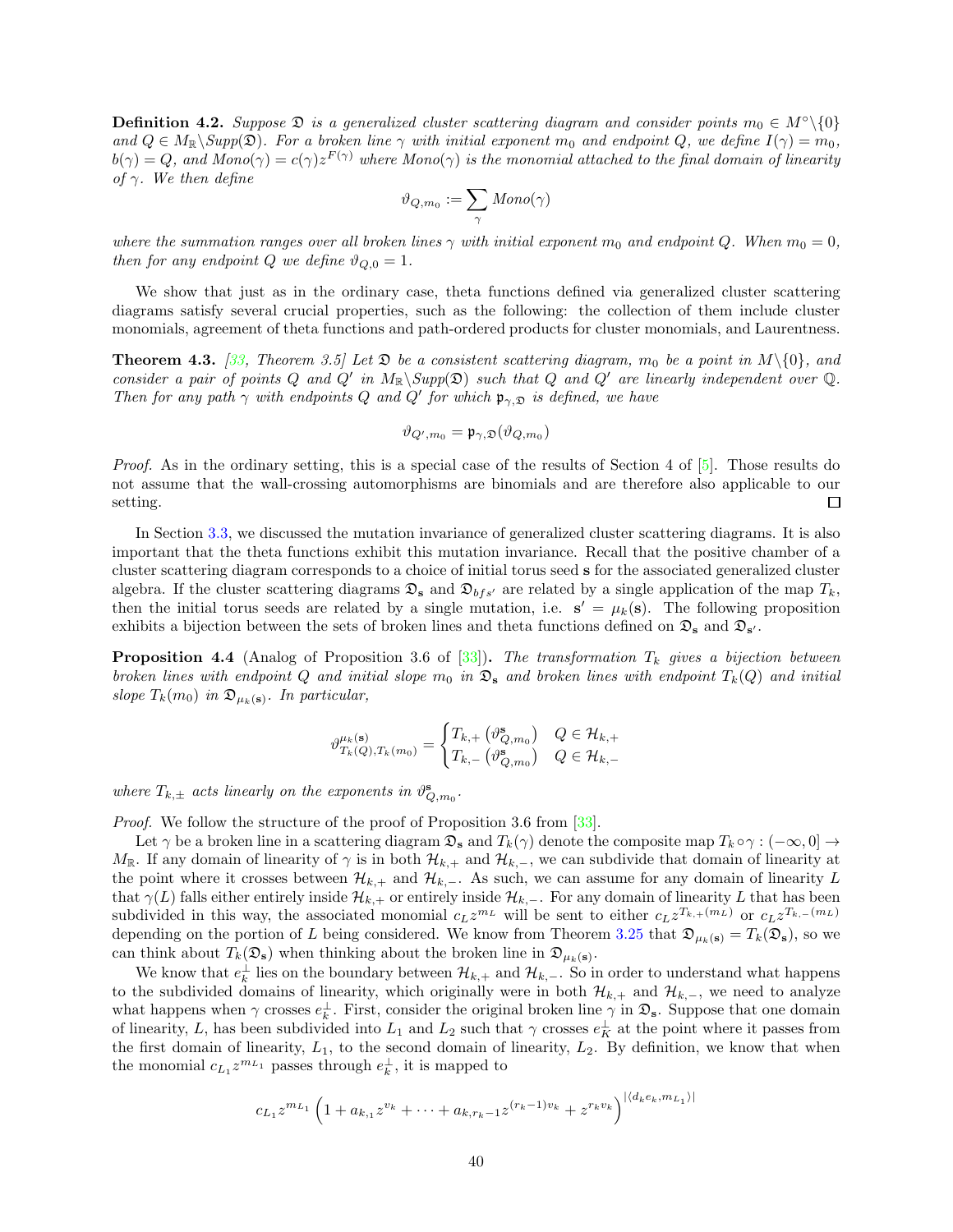**Definition 4.2.** *Suppose $\mathfrak{D}$ is a generalized cluster scattering diagram and consider points $m_0 \in M^\circ \backslash \{0\}$ and $Q \in M_\mathbb{R} \backslash Supp(\mathfrak{D})$. For a broken line $\gamma$ with initial exponent $m_0$ and endpoint $Q$, we define $I(\gamma) = m_0$, $b(\gamma) = Q$, and $Mono(\gamma) = c(\gamma)z^{F(\gamma)}$ where $Mono(\gamma)$ is the monomial attached to the final domain of linearity of $\gamma$. We then define*

$$\vartheta_{Q,m_0} := \sum_\gamma Mono(\gamma)$$

*where the summation ranges over all broken lines $\gamma$ with initial exponent $m_0$ and endpoint $Q$. When $m_0 = 0$, then for any endpoint $Q$ we define $\vartheta_{Q,0} = 1$.*

We show that just as in the ordinary case, theta functions defined via generalized cluster scattering diagrams satisfy several crucial properties, such as the following: the collection of them include cluster monomials, agreement of theta functions and path-ordered products for cluster monomials, and Laurentness.

**Theorem 4.3.** *[33, Theorem 3.5] Let $\mathfrak{D}$ be a consistent scattering diagram, $m_0$ be a point in $M \backslash \{0\}$, and consider a pair of points $Q$ and $Q'$ in $M_\mathbb{R} \backslash Supp(\mathfrak{D})$ such that $Q$ and $Q'$ are linearly independent over $\mathbb{Q}$. Then for any path $\gamma$ with endpoints $Q$ and $Q'$ for which $\mathfrak{p}_{\gamma,\mathfrak{D}}$ is defined, we have*

$$\vartheta_{Q',m_0} = \mathfrak{p}_{\gamma,\mathfrak{D}}(\vartheta_{Q,m_0})$$

*Proof.* As in the ordinary setting, this is a special case of the results of Section 4 of [5]. Those results do not assume that the wall-crossing automorphisms are binomials and are therefore also applicable to our setting. □

In Section 3.3, we discussed the mutation invariance of generalized cluster scattering diagrams. It is also important that the theta functions exhibit this mutation invariance. Recall that the positive chamber of a cluster scattering diagram corresponds to a choice of initial torus seed $\mathbf{s}$ for the associated generalized cluster algebra. If the cluster scattering diagrams $\mathfrak{D}_\mathbf{s}$ and $\mathfrak{D}_{bfs'}$ are related by a single application of the map $T_k$, then the initial torus seeds are related by a single mutation, i.e. $\mathbf{s}' = \mu_k(\mathbf{s})$. The following proposition exhibits a bijection between the sets of broken lines and theta functions defined on $\mathfrak{D}_\mathbf{s}$ and $\mathfrak{D}_{\mathbf{s}'}$.

**Proposition 4.4** (Analog of Proposition 3.6 of [33])**.** *The transformation $T_k$ gives a bijection between broken lines with endpoint $Q$ and initial slope $m_0$ in $\mathfrak{D}_\mathbf{s}$ and broken lines with endpoint $T_k(Q)$ and initial slope $T_k(m_0)$ in $\mathfrak{D}_{\mu_k(\mathbf{s})}$. In particular,*

$$\vartheta^{\mu_k(\mathbf{s})}_{T_k(Q),T_k(m_0)} = \begin{cases} T_{k,+}\left(\vartheta^{\mathbf{s}}_{Q,m_0}\right) & Q \in \mathcal{H}_{k,+} \\ T_{k,-}\left(\vartheta^{\mathbf{s}}_{Q,m_0}\right) & Q \in \mathcal{H}_{k,-} \end{cases}$$

*where $T_{k,\pm}$ acts linearly on the exponents in $\vartheta^{\mathbf{s}}_{Q,m_0}$.*

*Proof.* We follow the structure of the proof of Proposition 3.6 from [33].

Let $\gamma$ be a broken line in a scattering diagram $\mathfrak{D}_\mathbf{s}$ and $T_k(\gamma)$ denote the composite map $T_k \circ \gamma : (-\infty, 0] \to M_\mathbb{R}$. If any domain of linearity of $\gamma$ is in both $\mathcal{H}_{k,+}$ and $\mathcal{H}_{k,-}$, we can subdivide that domain of linearity at the point where it crosses between $\mathcal{H}_{k,+}$ and $\mathcal{H}_{k,-}$. As such, we can assume for any domain of linearity $L$ that $\gamma(L)$ falls either entirely inside $\mathcal{H}_{k,+}$ or entirely inside $\mathcal{H}_{k,-}$. For any domain of linearity $L$ that has been subdivided in this way, the associated monomial $c_L z^{m_L}$ will be sent to either $c_L z^{T_{k,+}(m_L)}$ or $c_L z^{T_{k,-}(m_L)}$ depending on the portion of $L$ being considered. We know from Theorem 3.25 that $\mathfrak{D}_{\mu_k(\mathbf{s})} = T_k(\mathfrak{D}_\mathbf{s})$, so we can think about $T_k(\mathfrak{D}_\mathbf{s})$ when thinking about the broken line in $\mathfrak{D}_{\mu_k(\mathbf{s})}$.

We know that $e_k^\perp$ lies on the boundary between $\mathcal{H}_{k,+}$ and $\mathcal{H}_{k,-}$. So in order to understand what happens to the subdivided domains of linearity, which originally were in both $\mathcal{H}_{k,+}$ and $\mathcal{H}_{k,-}$, we need to analyze what happens when $\gamma$ crosses $e_k^\perp$. First, consider the original broken line $\gamma$ in $\mathfrak{D}_\mathbf{s}$. Suppose that one domain of linearity, $L$, has been subdivided into $L_1$ and $L_2$ such that $\gamma$ crosses $e_K^\perp$ at the point where it passes from the first domain of linearity, $L_1$, to the second domain of linearity, $L_2$. By definition, we know that when the monomial $c_{L_1} z^{m_{L_1}}$ passes through $e_k^\perp$, it is mapped to

$$c_{L_1} z^{m_{L_1}} \left(1 + a_{k,1} z^{v_k} + \cdots + a_{k,r_k-1} z^{(r_k-1)v_k} + z^{r_k v_k}\right)^{|\langle d_k e_k, m_{L_1}\rangle|}$$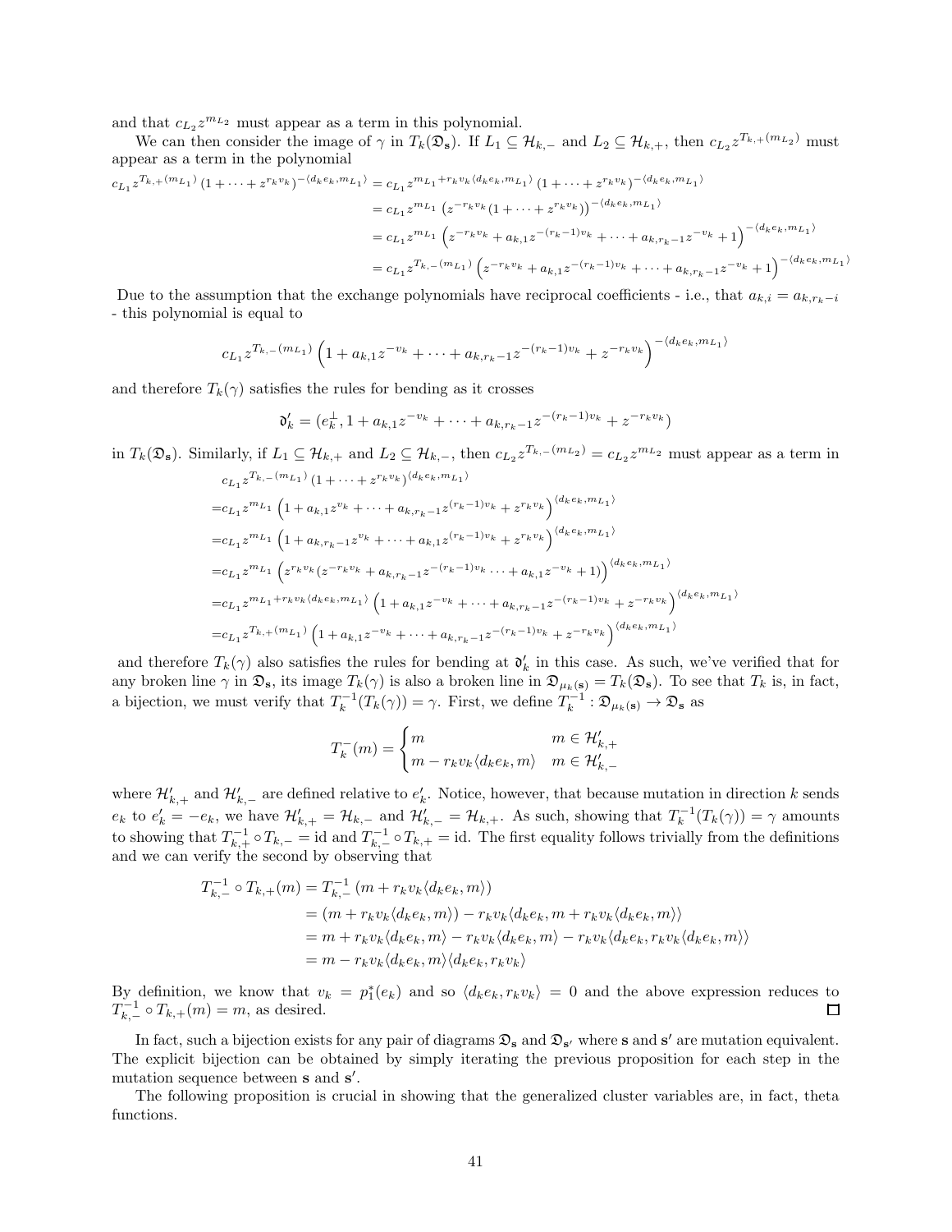and that $c_{L_2} z^{m_{L_2}}$ must appear as a term in this polynomial.

We can then consider the image of $\gamma$ in $T_k(\mathfrak{D}_{\mathbf{s}})$. If $L_1 \subseteq \mathcal{H}_{k,-}$ and $L_2 \subseteq \mathcal{H}_{k,+}$, then $c_{L_2} z^{T_{k,+}(m_{L_2})}$ must appear as a term in the polynomial

$$
\begin{aligned}
c_{L_1} z^{T_{k,+}(m_{L_1})} (1 + \cdots + z^{r_k v_k})^{-\langle d_k e_k, m_{L_1}\rangle} &= c_{L_1} z^{m_{L_1} + r_k v_k \langle d_k e_k, m_{L_1}\rangle} (1 + \cdots + z^{r_k v_k})^{-\langle d_k e_k, m_{L_1}\rangle} \\
&= c_{L_1} z^{m_{L_1}} \left( z^{-r_k v_k} (1 + \cdots + z^{r_k v_k}) \right)^{-\langle d_k e_k, m_{L_1}\rangle} \\
&= c_{L_1} z^{m_{L_1}} \left( z^{-r_k v_k} + a_{k,1} z^{-(r_k-1)v_k} + \cdots + a_{k,r_k-1} z^{-v_k} + 1 \right)^{-\langle d_k e_k, m_{L_1}\rangle} \\
&= c_{L_1} z^{T_{k,-}(m_{L_1})} \left( z^{-r_k v_k} + a_{k,1} z^{-(r_k-1)v_k} + \cdots + a_{k,r_k-1} z^{-v_k} + 1 \right)^{-\langle d_k e_k, m_{L_1}\rangle}
\end{aligned}
$$

Due to the assumption that the exchange polynomials have reciprocal coefficients - i.e., that $a_{k,i} = a_{k,r_k-i}$ - this polynomial is equal to

$$
c_{L_1} z^{T_{k,-}(m_{L_1})} \left( 1 + a_{k,1} z^{-v_k} + \cdots + a_{k,r_k-1} z^{-(r_k-1)v_k} + z^{-r_k v_k} \right)^{-\langle d_k e_k, m_{L_1}\rangle}
$$

and therefore $T_k(\gamma)$ satisfies the rules for bending as it crosses

$$
\mathfrak{d}'_k = (e_k^{\perp}, 1 + a_{k,1} z^{-v_k} + \cdots + a_{k,r_k-1} z^{-(r_k-1)v_k} + z^{-r_k v_k})
$$

in $T_k(\mathfrak{D}_{\mathbf{s}})$. Similarly, if $L_1 \subseteq \mathcal{H}_{k,+}$ and $L_2 \subseteq \mathcal{H}_{k,-}$, then $c_{L_2} z^{T_{k,-}(m_{L_2})} = c_{L_2} z^{m_{L_2}}$ must appear as a term in

$$
\begin{aligned}
& c_{L_1} z^{T_{k,-}(m_{L_1})} (1 + \cdots + z^{r_k v_k})^{\langle d_k e_k, m_{L_1}\rangle} \\
=& c_{L_1} z^{m_{L_1}} \left( 1 + a_{k,1} z^{v_k} + \cdots + a_{k,r_k-1} z^{(r_k-1)v_k} + z^{r_k v_k} \right)^{\langle d_k e_k, m_{L_1}\rangle} \\
=& c_{L_1} z^{m_{L_1}} \left( 1 + a_{k,r_k-1} z^{v_k} + \cdots + a_{k,1} z^{(r_k-1)v_k} + z^{r_k v_k} \right)^{\langle d_k e_k, m_{L_1}\rangle} \\
=& c_{L_1} z^{m_{L_1}} \left( z^{r_k v_k} (z^{-r_k v_k} + a_{k,r_k-1} z^{-(r_k-1)v_k} \cdots + a_{k,1} z^{-v_k} + 1) \right)^{\langle d_k e_k, m_{L_1}\rangle} \\
=& c_{L_1} z^{m_{L_1} + r_k v_k \langle d_k e_k, m_{L_1}\rangle} \left( 1 + a_{k,1} z^{-v_k} + \cdots + a_{k,r_k-1} z^{-(r_k-1)v_k} + z^{-r_k v_k} \right)^{\langle d_k e_k, m_{L_1}\rangle} \\
=& c_{L_1} z^{T_{k,+}(m_{L_1})} \left( 1 + a_{k,1} z^{-v_k} + \cdots + a_{k,r_k-1} z^{-(r_k-1)v_k} + z^{-r_k v_k} \right)^{\langle d_k e_k, m_{L_1}\rangle}
\end{aligned}
$$

and therefore $T_k(\gamma)$ also satisfies the rules for bending at $\mathfrak{d}'_k$ in this case. As such, we've verified that for any broken line $\gamma$ in $\mathfrak{D}_{\mathbf{s}}$, its image $T_k(\gamma)$ is also a broken line in $\mathfrak{D}_{\mu_k(\mathbf{s})} = T_k(\mathfrak{D}_{\mathbf{s}})$. To see that $T_k$ is, in fact, a bijection, we must verify that $T_k^{-1}(T_k(\gamma)) = \gamma$. First, we define $T_k^{-1} : \mathfrak{D}_{\mu_k(\mathbf{s})} \to \mathfrak{D}_{\mathbf{s}}$ as

$$
T_k^{-}(m) = \begin{cases} m & m \in \mathcal{H}'_{k,+} \\ m - r_k v_k \langle d_k e_k, m \rangle & m \in \mathcal{H}'_{k,-} \end{cases}
$$

where $\mathcal{H}'_{k,+}$ and $\mathcal{H}'_{k,-}$ are defined relative to $e'_k$. Notice, however, that because mutation in direction $k$ sends $e_k$ to $e'_k = -e_k$, we have $\mathcal{H}'_{k,+} = \mathcal{H}_{k,-}$ and $\mathcal{H}'_{k,-} = \mathcal{H}_{k,+}$. As such, showing that $T_k^{-1}(T_k(\gamma)) = \gamma$ amounts to showing that $T_{k,+}^{-1} \circ T_{k,-} = \text{id}$ and $T_{k,-}^{-1} \circ T_{k,+} = \text{id}$. The first equality follows trivially from the definitions and we can verify the second by observing that

$$
\begin{aligned}
T_{k,-}^{-1} \circ T_{k,+}(m) &= T_{k,-}^{-1} \left( m + r_k v_k \langle d_k e_k, m \rangle \right) \\
&= (m + r_k v_k \langle d_k e_k, m \rangle) - r_k v_k \langle d_k e_k, m + r_k v_k \langle d_k e_k, m \rangle \rangle \\
&= m + r_k v_k \langle d_k e_k, m \rangle - r_k v_k \langle d_k e_k, m \rangle - r_k v_k \langle d_k e_k, r_k v_k \langle d_k e_k, m \rangle \rangle \\
&= m - r_k v_k \langle d_k e_k, m \rangle \langle d_k e_k, r_k v_k \rangle
\end{aligned}
$$

By definition, we know that $v_k = p_1^*(e_k)$ and so $\langle d_k e_k, r_k v_k \rangle = 0$ and the above expression reduces to $T_{k,-}^{-1} \circ T_{k,+}(m) = m$, as desired. □

In fact, such a bijection exists for any pair of diagrams $\mathfrak{D}_{\mathbf{s}}$ and $\mathfrak{D}_{\mathbf{s}'}$ where $\mathbf{s}$ and $\mathbf{s}'$ are mutation equivalent. The explicit bijection can be obtained by simply iterating the previous proposition for each step in the mutation sequence between $\mathbf{s}$ and $\mathbf{s}'$.

The following proposition is crucial in showing that the generalized cluster variables are, in fact, theta functions.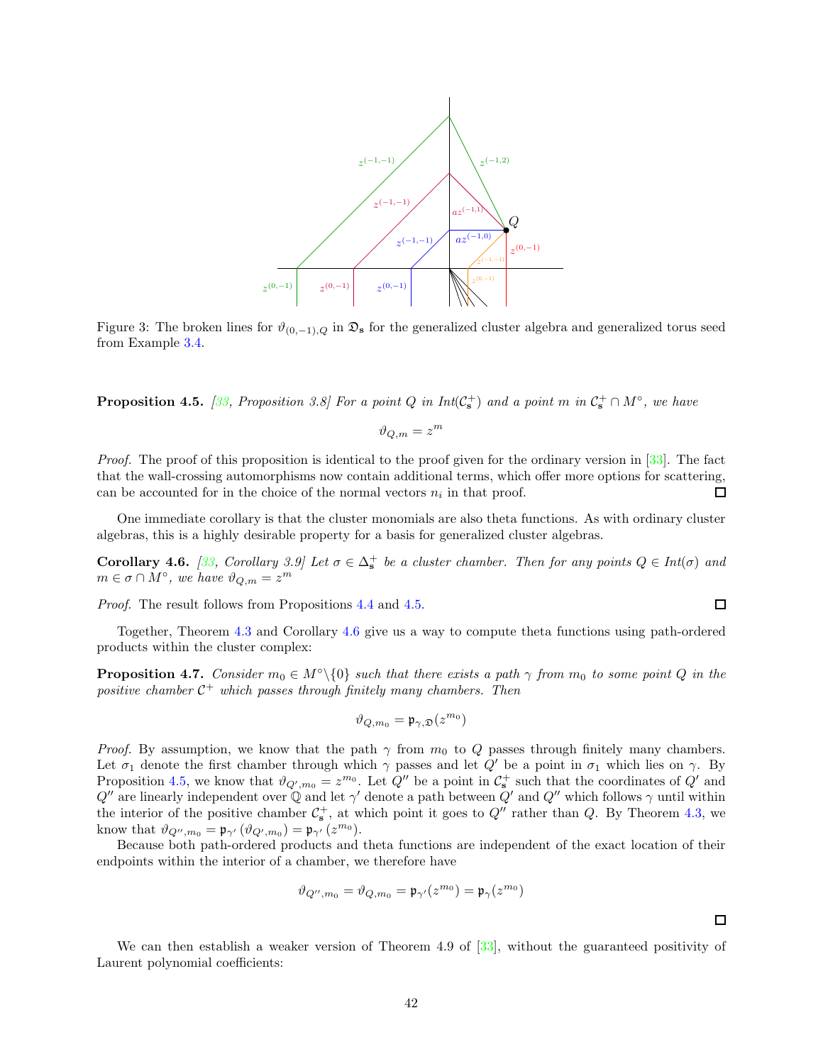Figure 3: The broken lines for $\vartheta_{(0,-1),Q}$ in $\mathfrak{D}_{\mathbf{s}}$ for the generalized cluster algebra and generalized torus seed from Example 3.4.

**Proposition 4.5.** *[33, Proposition 3.8] For a point $Q$ in Int$(\mathcal{C}^+_{\mathbf{s}})$ and a point $m$ in $\mathcal{C}^+_{\mathbf{s}} \cap M^\circ$, we have*

$$\vartheta_{Q,m} = z^m$$

*Proof.* The proof of this proposition is identical to the proof given for the ordinary version in [33]. The fact that the wall-crossing automorphisms now contain additional terms, which offer more options for scattering, can be accounted for in the choice of the normal vectors $n_i$ in that proof. □

One immediate corollary is that the cluster monomials are also theta functions. As with ordinary cluster algebras, this is a highly desirable property for a basis for generalized cluster algebras.

**Corollary 4.6.** *[33, Corollary 3.9] Let $\sigma \in \Delta^+_{\mathbf{s}}$ be a cluster chamber. Then for any points $Q \in$ Int$(\sigma)$ and $m \in \sigma \cap M^\circ$, we have $\vartheta_{Q,m} = z^m$*

*Proof.* The result follows from Propositions 4.4 and 4.5. □

Together, Theorem 4.3 and Corollary 4.6 give us a way to compute theta functions using path-ordered products within the cluster complex:

**Proposition 4.7.** *Consider $m_0 \in M^\circ \backslash \{0\}$ such that there exists a path $\gamma$ from $m_0$ to some point $Q$ in the positive chamber $\mathcal{C}^+$ which passes through finitely many chambers. Then*

$$\vartheta_{Q,m_0} = \mathfrak{p}_{\gamma,\mathfrak{D}}(z^{m_0})$$

*Proof.* By assumption, we know that the path $\gamma$ from $m_0$ to $Q$ passes through finitely many chambers. Let $\sigma_1$ denote the first chamber through which $\gamma$ passes and let $Q'$ be a point in $\sigma_1$ which lies on $\gamma$. By Proposition 4.5, we know that $\vartheta_{Q',m_0} = z^{m_0}$. Let $Q''$ be a point in $\mathcal{C}^+_{\mathbf{s}}$ such that the coordinates of $Q'$ and $Q''$ are linearly independent over $\mathbb{Q}$ and let $\gamma'$ denote a path between $Q'$ and $Q''$ which follows $\gamma$ until within the interior of the positive chamber $\mathcal{C}^+_{\mathbf{s}}$, at which point it goes to $Q''$ rather than $Q$. By Theorem 4.3, we know that $\vartheta_{Q'',m_0} = \mathfrak{p}_{\gamma'}(\vartheta_{Q',m_0}) = \mathfrak{p}_{\gamma'}(z^{m_0})$.

Because both path-ordered products and theta functions are independent of the exact location of their endpoints within the interior of a chamber, we therefore have

$$\vartheta_{Q'',m_0} = \vartheta_{Q,m_0} = \mathfrak{p}_{\gamma'}(z^{m_0}) = \mathfrak{p}_{\gamma}(z^{m_0})$$

□

We can then establish a weaker version of Theorem 4.9 of [33], without the guaranteed positivity of Laurent polynomial coefficients: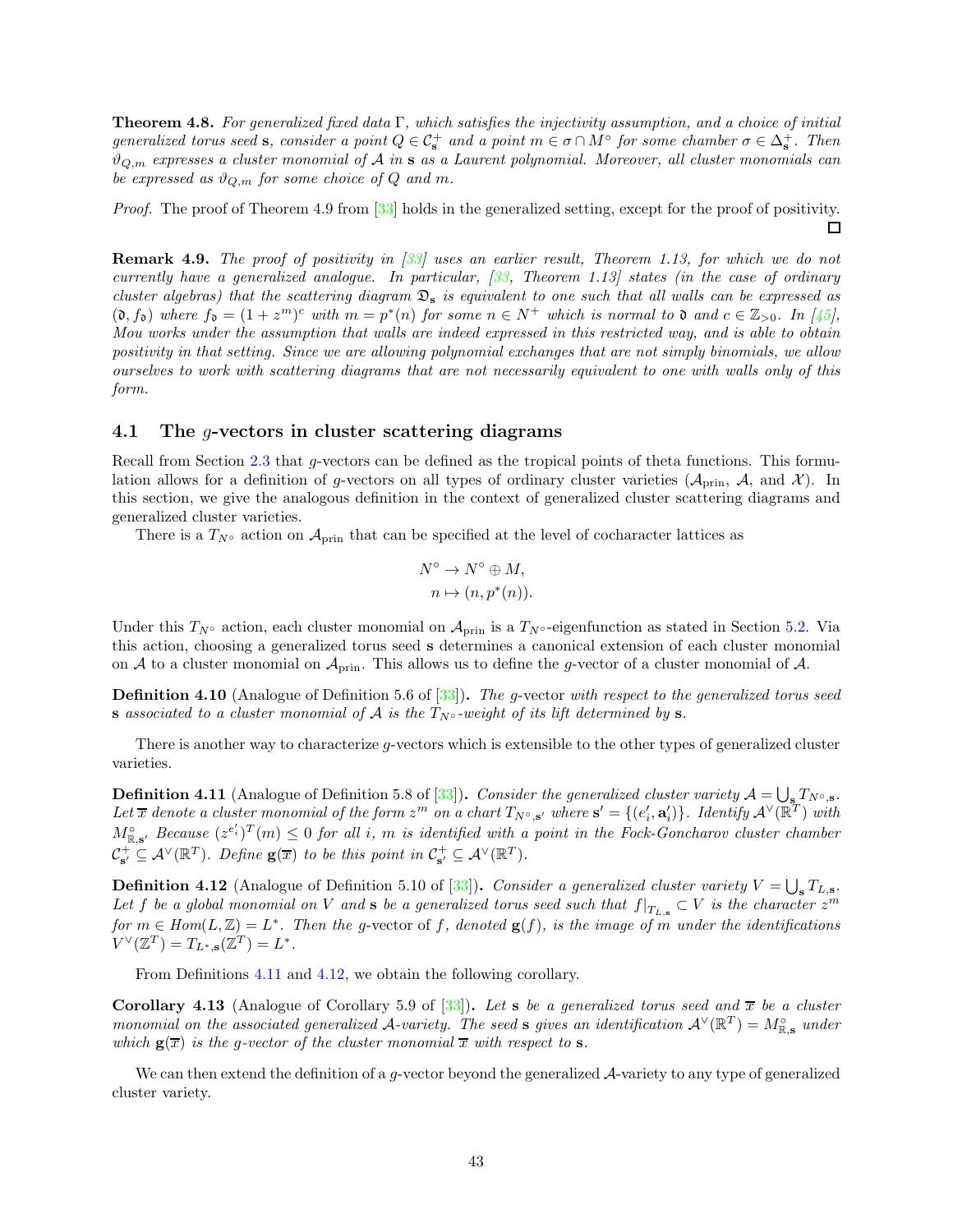**Theorem 4.8.** *For generalized fixed data $\Gamma$, which satisfies the injectivity assumption, and a choice of initial generalized torus seed* $\mathbf{s}$*, consider a point $Q \in \mathcal{C}^+_{\mathbf{s}}$ and a point $m \in \sigma \cap M^\circ$ for some chamber $\sigma \in \Delta^+_{\mathbf{s}}$. Then $\vartheta_{Q,m}$ expresses a cluster monomial of $\mathcal{A}$ in* $\mathbf{s}$ *as a Laurent polynomial. Moreover, all cluster monomials can be expressed as $\vartheta_{Q,m}$ for some choice of $Q$ and $m$.*

*Proof.* The proof of Theorem 4.9 from [33] holds in the generalized setting, except for the proof of positivity. □

**Remark 4.9.** *The proof of positivity in [33] uses an earlier result, Theorem 1.13, for which we do not currently have a generalized analogue. In particular, [33, Theorem 1.13] states (in the case of ordinary cluster algebras) that the scattering diagram $\mathfrak{D}_{\mathbf{s}}$ is equivalent to one such that all walls can be expressed as $(\mathfrak{d}, f_{\mathfrak{d}})$ where $f_{\mathfrak{d}} = (1+z^m)^c$ with $m = p^*(n)$ for some $n \in N^+$ which is normal to $\mathfrak{d}$ and $c \in \mathbb{Z}_{>0}$. In [45], Mou works under the assumption that walls are indeed expressed in this restricted way, and is able to obtain positivity in that setting. Since we are allowing polynomial exchanges that are not simply binomials, we allow ourselves to work with scattering diagrams that are not necessarily equivalent to one with walls only of this form.*

### 4.1 The $g$-vectors in cluster scattering diagrams

Recall from Section 2.3 that $g$-vectors can be defined as the tropical points of theta functions. This formulation allows for a definition of $g$-vectors on all types of ordinary cluster varieties ($\mathcal{A}_{\text{prin}}$, $\mathcal{A}$, and $\mathcal{X}$). In this section, we give the analogous definition in the context of generalized cluster scattering diagrams and generalized cluster varieties.

There is a $T_{N^\circ}$ action on $\mathcal{A}_{\text{prin}}$ that can be specified at the level of cocharacter lattices as

$$N^\circ \to N^\circ \oplus M,$$
$$n \mapsto (n, p^*(n)).$$

Under this $T_{N^\circ}$ action, each cluster monomial on $\mathcal{A}_{\text{prin}}$ is a $T_{N^\circ}$-eigenfunction as stated in Section 5.2. Via this action, choosing a generalized torus seed $\mathbf{s}$ determines a canonical extension of each cluster monomial on $\mathcal{A}$ to a cluster monomial on $\mathcal{A}_{\text{prin}}$. This allows us to define the $g$-vector of a cluster monomial of $\mathcal{A}$.

**Definition 4.10** (Analogue of Definition 5.6 of [33])**.** *The* $g$-vector *with respect to the generalized torus seed* $\mathbf{s}$ *associated to a cluster monomial of $\mathcal{A}$ is the $T_{N^\circ}$-weight of its lift determined by* $\mathbf{s}$*.*

There is another way to characterize $g$-vectors which is extensible to the other types of generalized cluster varieties.

**Definition 4.11** (Analogue of Definition 5.8 of [33])**.** *Consider the generalized cluster variety $\mathcal{A} = \bigcup_{\mathbf{s}} T_{N^\circ,\mathbf{s}}$. Let $\overline{x}$ denote a cluster monomial of the form $z^m$ on a chart $T_{N^\circ,\mathbf{s}'}$ where $\mathbf{s}' = \{(e'_i, \mathbf{a}'_i)\}$. Identify $\mathcal{A}^\vee(\mathbb{R}^T)$ with $M^\circ_{\mathbb{R},\mathbf{s}'}$ Because $(z^{e'_i})^T(m) \leq 0$ for all $i$, $m$ is identified with a point in the Fock-Goncharov cluster chamber $\mathcal{C}^+_{\mathbf{s}'} \subseteq \mathcal{A}^\vee(\mathbb{R}^T)$. Define $\mathbf{g}(\overline{x})$ to be this point in $\mathcal{C}^+_{\mathbf{s}'} \subseteq \mathcal{A}^\vee(\mathbb{R}^T)$.*

**Definition 4.12** (Analogue of Definition 5.10 of [33])**.** *Consider a generalized cluster variety $V = \bigcup_{\mathbf{s}} T_{L,\mathbf{s}}$. Let $f$ be a global monomial on $V$ and* $\mathbf{s}$ *be a generalized torus seed such that $f|_{T_{L,\mathbf{s}}} \subset V$ is the character $z^m$ for $m \in Hom(L, \mathbb{Z}) = L^*$. Then the* $g$-vector *of $f$, denoted $\mathbf{g}(f)$, is the image of $m$ under the identifications $V^\vee(\mathbb{Z}^T) = T_{L^*,\mathbf{s}}(\mathbb{Z}^T) = L^*$.*

From Definitions 4.11 and 4.12, we obtain the following corollary.

**Corollary 4.13** (Analogue of Corollary 5.9 of [33])**.** *Let* $\mathbf{s}$ *be a generalized torus seed and $\overline{x}$ be a cluster monomial on the associated generalized $\mathcal{A}$-variety. The seed* $\mathbf{s}$ *gives an identification $\mathcal{A}^\vee(\mathbb{R}^T) = M^\circ_{\mathbb{R},\mathbf{s}}$ under which $\mathbf{g}(\overline{x})$ is the $g$-vector of the cluster monomial $\overline{x}$ with respect to* $\mathbf{s}$*.*

We can then extend the definition of a $g$-vector beyond the generalized $\mathcal{A}$-variety to any type of generalized cluster variety.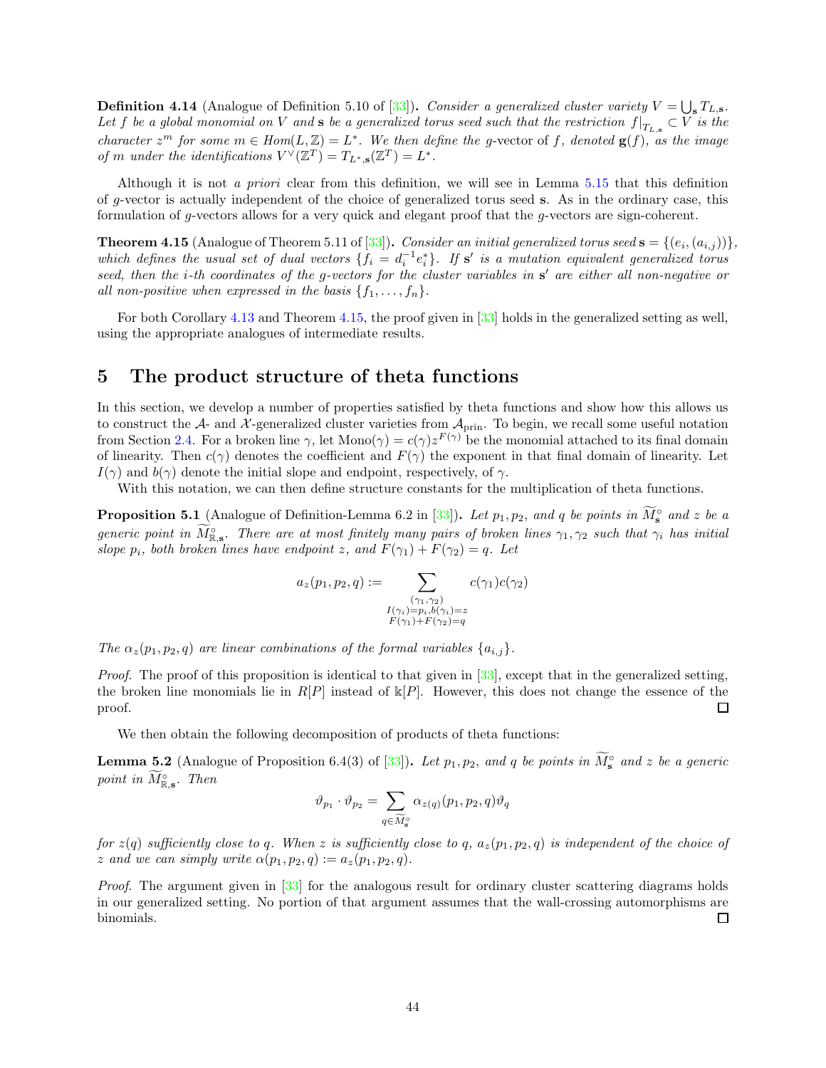**Definition 4.14** (Analogue of Definition 5.10 of [33])**.** *Consider a generalized cluster variety $V = \bigcup_{\mathbf{s}} T_{L,\mathbf{s}}$. Let $f$ be a global monomial on $V$ and $\mathbf{s}$ be a generalized torus seed such that the restriction $f|_{T_{L,\mathbf{s}}} \subset V$ is the character $z^m$ for some $m \in Hom(L, \mathbb{Z}) = L^*$. We then define the* g-vector *of $f$, denoted $\mathbf{g}(f)$, as the image of $m$ under the identifications $V^\vee(\mathbb{Z}^T) = T_{L^*,\mathbf{s}}(\mathbb{Z}^T) = L^*$.*

Although it is not *a priori* clear from this definition, we will see in Lemma 5.15 that this definition of $g$-vector is actually independent of the choice of generalized torus seed $\mathbf{s}$. As in the ordinary case, this formulation of $g$-vectors allows for a very quick and elegant proof that the $g$-vectors are sign-coherent.

**Theorem 4.15** (Analogue of Theorem 5.11 of [33])**.** *Consider an initial generalized torus seed $\mathbf{s} = \{(e_i, (a_{i,j}))\}$, which defines the usual set of dual vectors $\{f_i = d_i^{-1} e_i^*\}$. If $\mathbf{s}'$ is a mutation equivalent generalized torus seed, then the $i$-th coordinates of the $g$-vectors for the cluster variables in $\mathbf{s}'$ are either all non-negative or all non-positive when expressed in the basis $\{f_1, \dots, f_n\}$.*

For both Corollary 4.13 and Theorem 4.15, the proof given in [33] holds in the generalized setting as well, using the appropriate analogues of intermediate results.

# 5 The product structure of theta functions

In this section, we develop a number of properties satisfied by theta functions and show how this allows us to construct the $\mathcal{A}$- and $\mathcal{X}$-generalized cluster varieties from $\mathcal{A}_{\text{prin}}$. To begin, we recall some useful notation from Section 2.4. For a broken line $\gamma$, let $\text{Mono}(\gamma) = c(\gamma) z^{F(\gamma)}$ be the monomial attached to its final domain of linearity. Then $c(\gamma)$ denotes the coefficient and $F(\gamma)$ the exponent in that final domain of linearity. Let $I(\gamma)$ and $b(\gamma)$ denote the initial slope and endpoint, respectively, of $\gamma$.

With this notation, we can then define structure constants for the multiplication of theta functions.

**Proposition 5.1** (Analogue of Definition-Lemma 6.2 in [33])**.** *Let $p_1, p_2$, and $q$ be points in $\widetilde{M}^\circ_{\mathbf{s}}$ and $z$ be a generic point in $\widetilde{M}^\circ_{\mathbb{R},\mathbf{s}}$. There are at most finitely many pairs of broken lines $\gamma_1, \gamma_2$ such that $\gamma_i$ has initial slope $p_i$, both broken lines have endpoint $z$, and $F(\gamma_1) + F(\gamma_2) = q$. Let*

$$a_z(p_1, p_2, q) := \sum_{\substack{(\gamma_1, \gamma_2) \\ I(\gamma_i) = p_i, b(\gamma_i) = z \\ F(\gamma_1) + F(\gamma_2) = q}} c(\gamma_1) c(\gamma_2)$$

*The $\alpha_z(p_1, p_2, q)$ are linear combinations of the formal variables $\{a_{i,j}\}$.*

*Proof.* The proof of this proposition is identical to that given in [33], except that in the generalized setting, the broken line monomials lie in $R[P]$ instead of $\Bbbk[P]$. However, this does not change the essence of the proof. $\square$

We then obtain the following decomposition of products of theta functions:

**Lemma 5.2** (Analogue of Proposition 6.4(3) of [33])**.** *Let $p_1, p_2$, and $q$ be points in $\widetilde{M}^\circ_{\mathbf{s}}$ and $z$ be a generic point in $\widetilde{M}^\circ_{\mathbb{R},\mathbf{s}}$. Then*

$$\vartheta_{p_1} \cdot \vartheta_{p_2} = \sum_{q \in \widetilde{M}^\circ_{\mathbf{s}}} \alpha_{z(q)}(p_1, p_2, q) \vartheta_q$$

*for $z(q)$ sufficiently close to $q$. When $z$ is sufficiently close to $q$, $a_z(p_1, p_2, q)$ is independent of the choice of $z$ and we can simply write $\alpha(p_1, p_2, q) := a_z(p_1, p_2, q)$.*

*Proof.* The argument given in [33] for the analogous result for ordinary cluster scattering diagrams holds in our generalized setting. No portion of that argument assumes that the wall-crossing automorphisms are binomials. $\square$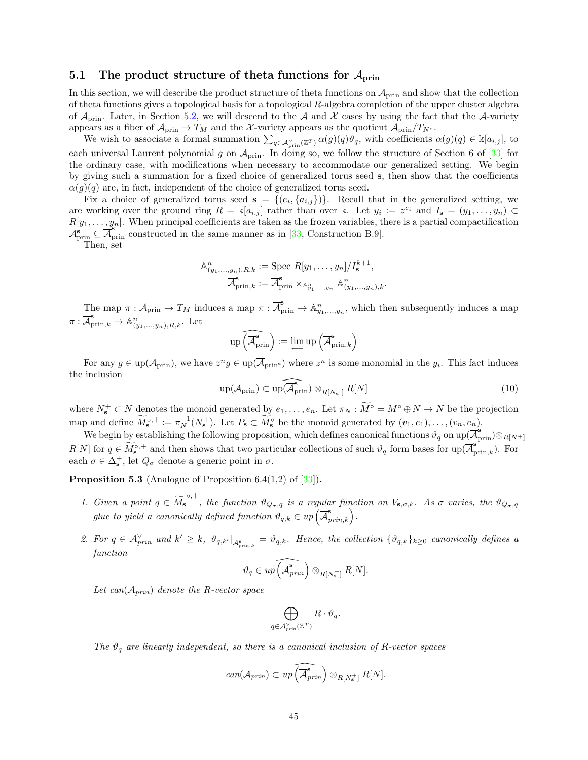## 5.1 The product structure of theta functions for $\mathcal{A}_{\text{prin}}$

In this section, we will describe the product structure of theta functions on $\mathcal{A}_{\text{prin}}$ and show that the collection of theta functions gives a topological basis for a topological $R$-algebra completion of the upper cluster algebra of $\mathcal{A}_{\text{prin}}$. Later, in Section 5.2, we will descend to the $\mathcal{A}$ and $\mathcal{X}$ cases by using the fact that the $\mathcal{A}$-variety appears as a fiber of $\mathcal{A}_{\text{prin}} \to T_M$ and the $\mathcal{X}$-variety appears as the quotient $\mathcal{A}_{\text{prin}}/T_{N^\circ}$.

We wish to associate a formal summation $\sum_{q \in \mathcal{A}^\vee_{\text{prin}}(\mathbb{Z}^T)} \alpha(g)(q)\vartheta_q$, with coefficients $\alpha(g)(q) \in \Bbbk[a_{i,j}]$, to each universal Laurent polynomial $g$ on $\mathcal{A}_{\text{prin}}$. In doing so, we follow the structure of Section 6 of [33] for the ordinary case, with modifications when necessary to accommodate our generalized setting. We begin by giving such a summation for a fixed choice of generalized torus seed $\mathbf{s}$, then show that the coefficients $\alpha(g)(q)$ are, in fact, independent of the choice of generalized torus seed.

Fix a choice of generalized torus seed $\mathbf{s} = \{(e_i, \{a_{i,j}\})\}$. Recall that in the generalized setting, we are working over the ground ring $R = \Bbbk[a_{i,j}]$ rather than over $\Bbbk$. Let $y_i := z^{e_i}$ and $I_{\mathbf{s}} = (y_1, \ldots, y_n) \subset R[y_1, \ldots, y_n]$. When principal coefficients are taken as the frozen variables, there is a partial compactification $\mathcal{A}^{\mathbf{s}}_{\text{prin}} \subseteq \overline{\mathcal{A}}^{\mathbf{s}}_{\text{prin}}$ constructed in the same manner as in [33, Construction B.9].

Then, set

$$
\begin{aligned}
\mathbb{A}^n_{(y_1,\ldots,y_n),R,k} &:= \operatorname{Spec} R[y_1, \ldots, y_n]/I_{\mathbf{s}}^{k+1},\\
\overline{\mathcal{A}}^{\mathbf{s}}_{\text{prin},k} &:= \overline{\mathcal{A}}^{\mathbf{s}}_{\text{prin}} \times_{\mathbb{A}^n_{y_1,\ldots,y_n}} \mathbb{A}^n_{(y_1,\ldots,y_n),k}.
\end{aligned}
$$

The map $\pi : \mathcal{A}_{\text{prin}} \to T_M$ induces a map $\pi : \overline{\mathcal{A}}^{\mathbf{s}}_{\text{prin}} \to \mathbb{A}^n_{y_1,\ldots,y_n}$, which then subsequently induces a map $\pi : \overline{\mathcal{A}}^{\mathbf{s}}_{\text{prin},k} \to \mathbb{A}^n_{(y_1,\ldots,y_n),R,k}$. Let

$$
\widehat{\operatorname{up}\left(\overline{\mathcal{A}}^{\mathbf{s}}_{\text{prin}}\right)} := \varprojlim \operatorname{up}\left(\overline{\mathcal{A}}^{\mathbf{s}}_{\text{prin},k}\right)
$$

For any $g \in \operatorname{up}(\mathcal{A}_{\text{prin}})$, we have $z^n g \in \operatorname{up}(\overline{\mathcal{A}}_{\text{prin}^{\mathbf{s}}})$ where $z^n$ is some monomial in the $y_i$. This fact induces the inclusion

$$
\operatorname{up}(\mathcal{A}_{\text{prin}}) \subset \widehat{\operatorname{up}(\overline{\mathcal{A}}^{\mathbf{s}}_{\text{prin}})} \otimes_{R[N^+_{\mathbf{s}}]} R[N] \tag{10}
$$

where $N^+_{\mathbf{s}} \subset N$ denotes the monoid generated by $e_1, \ldots, e_n$. Let $\pi_N : \widetilde{M}^\circ = M^\circ \oplus N \to N$ be the projection map and define $\widetilde{M}^{\circ,+}_{\mathbf{s}} := \pi_N^{-1}(N^+_{\mathbf{s}})$. Let $P_{\mathbf{s}} \subset \widetilde{M}^\circ_{\mathbf{s}}$ be the monoid generated by $(v_1, e_1), \ldots, (v_n, e_n)$.

We begin by establishing the following proposition, which defines canonical functions $\vartheta_q$ on $\operatorname{up}(\overline{\mathcal{A}}^{\mathbf{s}}_{\text{prin}}) \otimes_{R[N^+]} R[N]$ for $q \in \widetilde{M}^{\circ,+}_{\mathbf{s}}$ and then shows that two particular collections of such $\vartheta_q$ form bases for $\operatorname{up}(\overline{\mathcal{A}}^{\mathbf{s}}_{\text{prin},k})$. For each $\sigma \in \Delta^+_{\mathbf{s}}$, let $Q_\sigma$ denote a generic point in $\sigma$.

**Proposition 5.3** (Analogue of Proposition 6.4(1,2) of [33])**.**

1. *Given a point $q \in \widetilde{M_{\mathbf{s}}}^{\circ,+}$, the function $\vartheta_{Q_\sigma,q}$ is a regular function on $V_{\mathbf{s},\sigma,k}$. As $\sigma$ varies, the $\vartheta_{Q_\sigma,q}$ glue to yield a canonically defined function $\vartheta_{q,k} \in up\left(\overline{\mathcal{A}}^{\mathbf{s}}_{prin,k}\right)$.*

2. *For $q \in \mathcal{A}^\vee_{prin}$ and $k' \geq k$, $\vartheta_{q,k'}|_{\mathcal{A}^{\mathbf{s}}_{prin,k}} = \vartheta_{q,k}$. Hence, the collection $\{\vartheta_{q,k}\}_{k\geq 0}$ canonically defines a function*

$$
\vartheta_q \in \widehat{up\left(\overline{\mathcal{A}}^{\mathbf{s}}_{prin}\right)} \otimes_{R[N^+_{\mathbf{s}}]} R[N].
$$

*Let $can(\mathcal{A}_{prin})$ denote the $R$-vector space*

$$
\bigoplus_{q \in \mathcal{A}^\vee_{prin}(\mathbb{Z}^T)} R \cdot \vartheta_q.
$$

*The $\vartheta_q$ are linearly independent, so there is a canonical inclusion of $R$-vector spaces*

$$
can(\mathcal{A}_{prin}) \subset \widehat{up\left(\overline{\mathcal{A}}^{\mathbf{s}}_{prin}\right)} \otimes_{R[N^+_{\mathbf{s}}]} R[N].
$$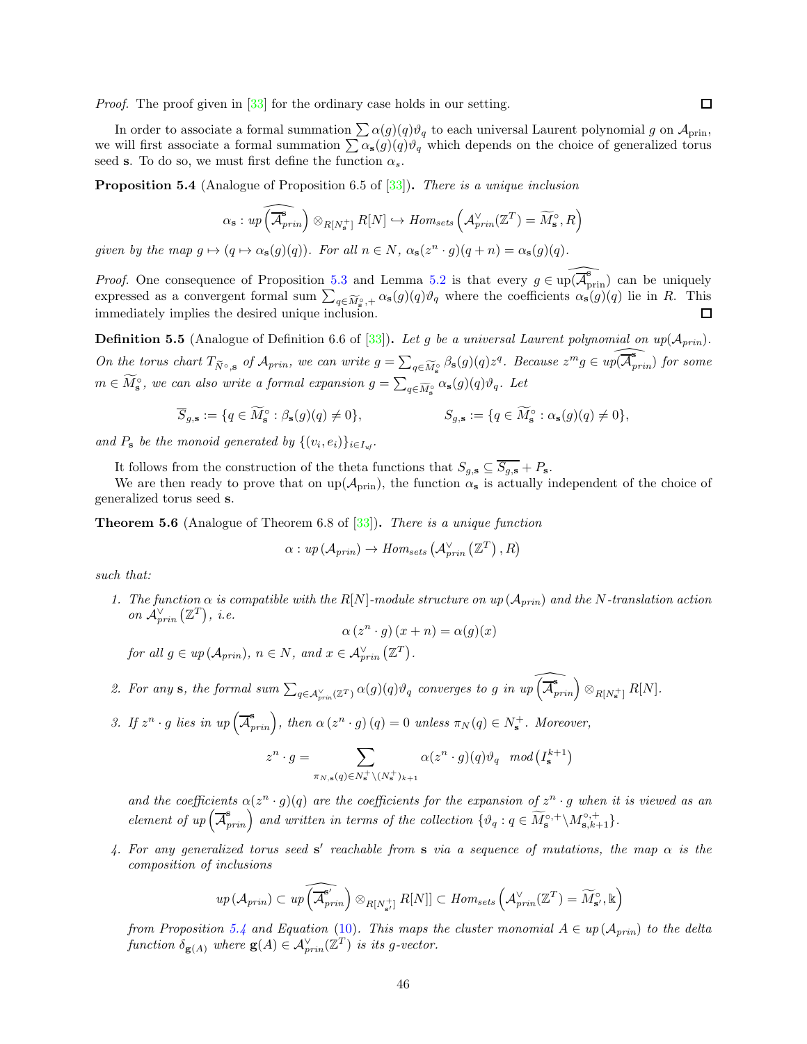*Proof.* The proof given in [33] for the ordinary case holds in our setting. ∎

In order to associate a formal summation $\sum \alpha(g)(q)\vartheta_q$ to each universal Laurent polynomial $g$ on $\mathcal{A}_{\text{prin}}$, we will first associate a formal summation $\sum \alpha_{\mathbf{s}}(g)(q)\vartheta_q$ which depends on the choice of generalized torus seed $\mathbf{s}$. To do so, we must first define the function $\alpha_s$.

**Proposition 5.4** (Analogue of Proposition 6.5 of [33]). *There is a unique inclusion*

$$\alpha_{\mathbf{s}} : up\left(\widehat{\overline{\mathcal{A}}^{\mathbf{s}}_{prin}}\right) \otimes_{R[N_{\mathbf{s}}^+]} R[N] \hookrightarrow Hom_{sets}\left(\mathcal{A}^{\vee}_{prin}(\mathbb{Z}^T) = \widetilde{M}^{\circ}_{\mathbf{s}}, R\right)$$

*given by the map $g \mapsto (q \mapsto \alpha_{\mathbf{s}}(g)(q))$. For all $n \in N$, $\alpha_{\mathbf{s}}(z^n \cdot g)(q + n) = \alpha_{\mathbf{s}}(g)(q)$.*

*Proof.* One consequence of Proposition 5.3 and Lemma 5.2 is that every $g \in \text{up}(\widehat{\overline{\mathcal{A}}^{\mathbf{s}}_{\text{prin}}})$ can be uniquely expressed as a convergent formal sum $\sum_{q \in \widetilde{M}^{\circ}_{\mathbf{s}},+} \alpha_{\mathbf{s}}(g)(q)\vartheta_q$ where the coefficients $\alpha_{\mathbf{s}}(g)(q)$ lie in $R$. This immediately implies the desired unique inclusion. ∎

**Definition 5.5** (Analogue of Definition 6.6 of [33]). *Let $g$ be a universal Laurent polynomial on $up(\mathcal{A}_{prin})$. On the torus chart $T_{\widetilde{N}^{\circ},\mathbf{s}}$ of $\mathcal{A}_{prin}$, we can write $g = \sum_{q \in \widetilde{M}^{\circ}_{\mathbf{s}}} \beta_{\mathbf{s}}(g)(q) z^q$. Because $z^m g \in up(\widehat{\overline{\mathcal{A}}^{\mathbf{s}}_{prin}})$ for some $m \in \widetilde{M}^{\circ}_{\mathbf{s}}$, we can also write a formal expansion $g = \sum_{q \in \widetilde{M}^{\circ}_{\mathbf{s}}} \alpha_{\mathbf{s}}(g)(q)\vartheta_q$. Let*

$$\overline{S}_{g,\mathbf{s}} := \{q \in \widetilde{M}^{\circ}_{\mathbf{s}} : \beta_{\mathbf{s}}(g)(q) \neq 0\}, \qquad S_{g,\mathbf{s}} := \{q \in \widetilde{M}^{\circ}_{\mathbf{s}} : \alpha_{\mathbf{s}}(g)(q) \neq 0\},$$

*and $P_{\mathbf{s}}$ be the monoid generated by $\{(v_i, e_i)\}_{i \in I_{uf}}$.*

It follows from the construction of the theta functions that $S_{g,\mathbf{s}} \subseteq \overline{S_{g,\mathbf{s}}} + P_{\mathbf{s}}$.

We are then ready to prove that on $\text{up}(\mathcal{A}_{\text{prin}})$, the function $\alpha_{\mathbf{s}}$ is actually independent of the choice of generalized torus seed $\mathbf{s}$.

**Theorem 5.6** (Analogue of Theorem 6.8 of [33]). *There is a unique function*

$$\alpha : up\left(\mathcal{A}_{prin}\right) \to Hom_{sets}\left(\mathcal{A}^{\vee}_{prin}\left(\mathbb{Z}^T\right), R\right)$$

*such that:*

1. *The function $\alpha$ is compatible with the $R[N]$-module structure on $up\left(\mathcal{A}_{prin}\right)$ and the $N$-translation action on $\mathcal{A}^{\vee}_{prin}\left(\mathbb{Z}^T\right)$, i.e.*
$$\alpha\left(z^n \cdot g\right)(x + n) = \alpha(g)(x)$$
*for all $g \in up\left(\mathcal{A}_{prin}\right)$, $n \in N$, and $x \in \mathcal{A}^{\vee}_{prin}\left(\mathbb{Z}^T\right)$.*

2. *For any $\mathbf{s}$, the formal sum $\sum_{q \in \mathcal{A}^{\vee}_{prin}(\mathbb{Z}^T)} \alpha(g)(q)\vartheta_q$ converges to $g$ in $up\left(\widehat{\overline{\mathcal{A}}^{\mathbf{s}}_{prin}}\right) \otimes_{R[N_{\mathbf{s}}^+]} R[N]$.*

3. *If $z^n \cdot g$ lies in $up\left(\overline{\mathcal{A}}^{\mathbf{s}}_{prin}\right)$, then $\alpha\left(z^n \cdot g\right)(q) = 0$ unless $\pi_N(q) \in N_{\mathbf{s}}^+$. Moreover,*
$$z^n \cdot g = \sum_{\pi_{N,\mathbf{s}}(q) \in N_{\mathbf{s}}^+ \setminus (N_{\mathbf{s}}^+)_{k+1}} \alpha(z^n \cdot g)(q)\vartheta_q \mod\left(I_{\mathbf{s}}^{k+1}\right)$$
*and the coefficients $\alpha(z^n \cdot g)(q)$ are the coefficients for the expansion of $z^n \cdot g$ when it is viewed as an element of $up\left(\overline{\mathcal{A}}^{\mathbf{s}}_{prin}\right)$ and written in terms of the collection $\{\vartheta_q : q \in \widetilde{M}^{\circ,+}_{\mathbf{s}} \setminus M^{\circ,+}_{\mathbf{s},k+1}\}$.*

4. *For any generalized torus seed $\mathbf{s}'$ reachable from $\mathbf{s}$ via a sequence of mutations, the map $\alpha$ is the composition of inclusions*
$$up\left(\mathcal{A}_{prin}\right) \subset up\left(\widehat{\overline{\mathcal{A}}^{\mathbf{s}'}_{prin}}\right) \otimes_{R[N_{\mathbf{s}'}^+]} R[N]] \subset Hom_{sets}\left(\mathcal{A}^{\vee}_{prin}(\mathbb{Z}^T) = \widetilde{M}^{\circ}_{\mathbf{s}'}, \Bbbk\right)$$
*from Proposition 5.4 and Equation (10). This maps the cluster monomial $A \in up\left(\mathcal{A}_{prin}\right)$ to the delta function $\delta_{\mathbf{g}(A)}$ where $\mathbf{g}(A) \in \mathcal{A}^{\vee}_{prin}(\mathbb{Z}^T)$ is its g-vector.*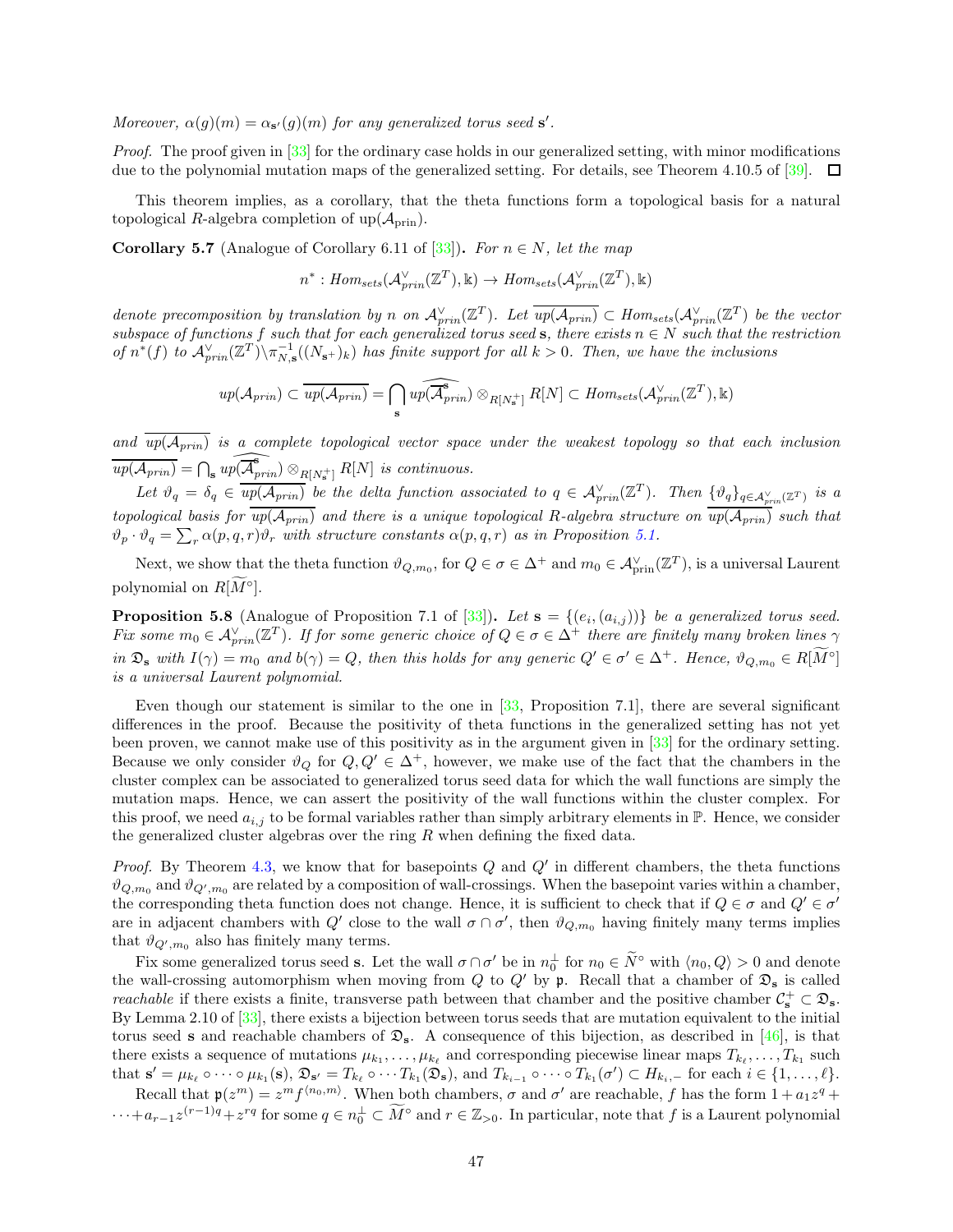*Moreover, $\alpha(g)(m) = \alpha_{\mathbf{s}'}(g)(m)$ for any generalized torus seed $\mathbf{s}'$.*

*Proof.* The proof given in [33] for the ordinary case holds in our generalized setting, with minor modifications due to the polynomial mutation maps of the generalized setting. For details, see Theorem 4.10.5 of [39]. $\square$

This theorem implies, as a corollary, that the theta functions form a topological basis for a natural topological $R$-algebra completion of $\mathrm{up}(\mathcal{A}_{\mathrm{prin}})$.

**Corollary 5.7** (Analogue of Corollary 6.11 of [33])**.** *For $n \in N$, let the map*

$$n^* : Hom_{sets}(\mathcal{A}^\vee_{prin}(\mathbb{Z}^T), \Bbbk) \to Hom_{sets}(\mathcal{A}^\vee_{prin}(\mathbb{Z}^T), \Bbbk)$$

*denote precomposition by translation by $n$ on $\mathcal{A}^\vee_{prin}(\mathbb{Z}^T)$. Let $\overline{up(\mathcal{A}_{prin})} \subset Hom_{sets}(\mathcal{A}^\vee_{prin}(\mathbb{Z}^T)$ be the vector subspace of functions $f$ such that for each generalized torus seed $\mathbf{s}$, there exists $n \in N$ such that the restriction of $n^*(f)$ to $\mathcal{A}^\vee_{prin}(\mathbb{Z}^T) \backslash \pi^{-1}_{N,\mathbf{s}}((N_{\mathbf{s}^+})_k)$ has finite support for all $k > 0$. Then, we have the inclusions*

$$up(\mathcal{A}_{prin}) \subset \overline{up(\mathcal{A}_{prin})} = \bigcap_{\mathbf{s}} \widehat{up(\overline{\mathcal{A}}^{\mathbf{s}}_{prin})} \otimes_{R[N^+_{\mathbf{s}}]} R[N] \subset Hom_{sets}(\mathcal{A}^\vee_{prin}(\mathbb{Z}^T), \Bbbk)$$

*and $\overline{up(\mathcal{A}_{prin})}$ is a complete topological vector space under the weakest topology so that each inclusion $\overline{up(\mathcal{A}_{prin})} = \bigcap_{\mathbf{s}} \widehat{up(\overline{\mathcal{A}}^{\mathbf{s}}_{prin})} \otimes_{R[N^+_{\mathbf{s}}]} R[N]$ is continuous.*

*Let $\vartheta_q = \delta_q \in \overline{up(\mathcal{A}_{prin})}$ be the delta function associated to $q \in \mathcal{A}^\vee_{prin}(\mathbb{Z}^T)$. Then $\{\vartheta_q\}_{q \in \mathcal{A}^\vee_{prin}(\mathbb{Z}^T)}$ is a topological basis for $\overline{up(\mathcal{A}_{prin})}$ and there is a unique topological $R$-algebra structure on $\overline{up(\mathcal{A}_{prin})}$ such that $\vartheta_p \cdot \vartheta_q = \sum_r \alpha(p,q,r)\vartheta_r$ with structure constants $\alpha(p,q,r)$ as in Proposition 5.1.*

Next, we show that the theta function $\vartheta_{Q,m_0}$, for $Q \in \sigma \in \Delta^+$ and $m_0 \in \mathcal{A}^\vee_{\mathrm{prin}}(\mathbb{Z}^T)$, is a universal Laurent polynomial on $R[\widetilde{M}^\circ]$.

**Proposition 5.8** (Analogue of Proposition 7.1 of [33])**.** *Let $\mathbf{s} = \{(e_i, (a_{i,j}))\}$ be a generalized torus seed. Fix some $m_0 \in \mathcal{A}^\vee_{prin}(\mathbb{Z}^T)$. If for some generic choice of $Q \in \sigma \in \Delta^+$ there are finitely many broken lines $\gamma$ in $\mathfrak{D}_{\mathbf{s}}$ with $I(\gamma) = m_0$ and $b(\gamma) = Q$, then this holds for any generic $Q' \in \sigma' \in \Delta^+$. Hence, $\vartheta_{Q,m_0} \in R[\widetilde{M}^\circ]$ is a universal Laurent polynomial.*

Even though our statement is similar to the one in [33, Proposition 7.1], there are several significant differences in the proof. Because the positivity of theta functions in the generalized setting has not yet been proven, we cannot make use of this positivity as in the argument given in [33] for the ordinary setting. Because we only consider $\vartheta_Q$ for $Q, Q' \in \Delta^+$, however, we make use of the fact that the chambers in the cluster complex can be associated to generalized torus seed data for which the wall functions are simply the mutation maps. Hence, we can assert the positivity of the wall functions within the cluster complex. For this proof, we need $a_{i,j}$ to be formal variables rather than simply arbitrary elements in $\mathbb{P}$. Hence, we consider the generalized cluster algebras over the ring $R$ when defining the fixed data.

*Proof.* By Theorem 4.3, we know that for basepoints $Q$ and $Q'$ in different chambers, the theta functions $\vartheta_{Q,m_0}$ and $\vartheta_{Q',m_0}$ are related by a composition of wall-crossings. When the basepoint varies within a chamber, the corresponding theta function does not change. Hence, it is sufficient to check that if $Q \in \sigma$ and $Q' \in \sigma'$ are in adjacent chambers with $Q'$ close to the wall $\sigma \cap \sigma'$, then $\vartheta_{Q,m_0}$ having finitely many terms implies that $\vartheta_{Q',m_0}$ also has finitely many terms.

Fix some generalized torus seed $\mathbf{s}$. Let the wall $\sigma \cap \sigma'$ be in $n_0^\perp$ for $n_0 \in \widetilde{N}^\circ$ with $\langle n_0, Q\rangle > 0$ and denote the wall-crossing automorphism when moving from $Q$ to $Q'$ by $\mathfrak{p}$. Recall that a chamber of $\mathfrak{D}_{\mathbf{s}}$ is called *reachable* if there exists a finite, transverse path between that chamber and the positive chamber $\mathcal{C}^+_{\mathbf{s}} \subset \mathfrak{D}_{\mathbf{s}}$. By Lemma 2.10 of [33], there exists a bijection between torus seeds that are mutation equivalent to the initial torus seed $\mathbf{s}$ and reachable chambers of $\mathfrak{D}_{\mathbf{s}}$. A consequence of this bijection, as described in [46], is that there exists a sequence of mutations $\mu_{k_1}, \ldots, \mu_{k_\ell}$ and corresponding piecewise linear maps $T_{k_\ell}, \ldots, T_{k_1}$ such that $\mathbf{s}' = \mu_{k_\ell} \circ \cdots \circ \mu_{k_1}(\mathbf{s})$, $\mathfrak{D}_{\mathbf{s}'} = T_{k_\ell} \circ \cdots T_{k_1}(\mathfrak{D}_{\mathbf{s}})$, and $T_{k_{i-1}} \circ \cdots \circ T_{k_1}(\sigma') \subset H_{k_i,-}$ for each $i \in \{1, \ldots, \ell\}$.

Recall that $\mathfrak{p}(z^m) = z^m f^{\langle n_0, m\rangle}$. When both chambers, $\sigma$ and $\sigma'$ are reachable, $f$ has the form $1 + a_1 z^q + \cdots + a_{r-1} z^{(r-1)q} + z^{rq}$ for some $q \in n_0^\perp \subset \widetilde{M}^\circ$ and $r \in \mathbb{Z}_{>0}$. In particular, note that $f$ is a Laurent polynomial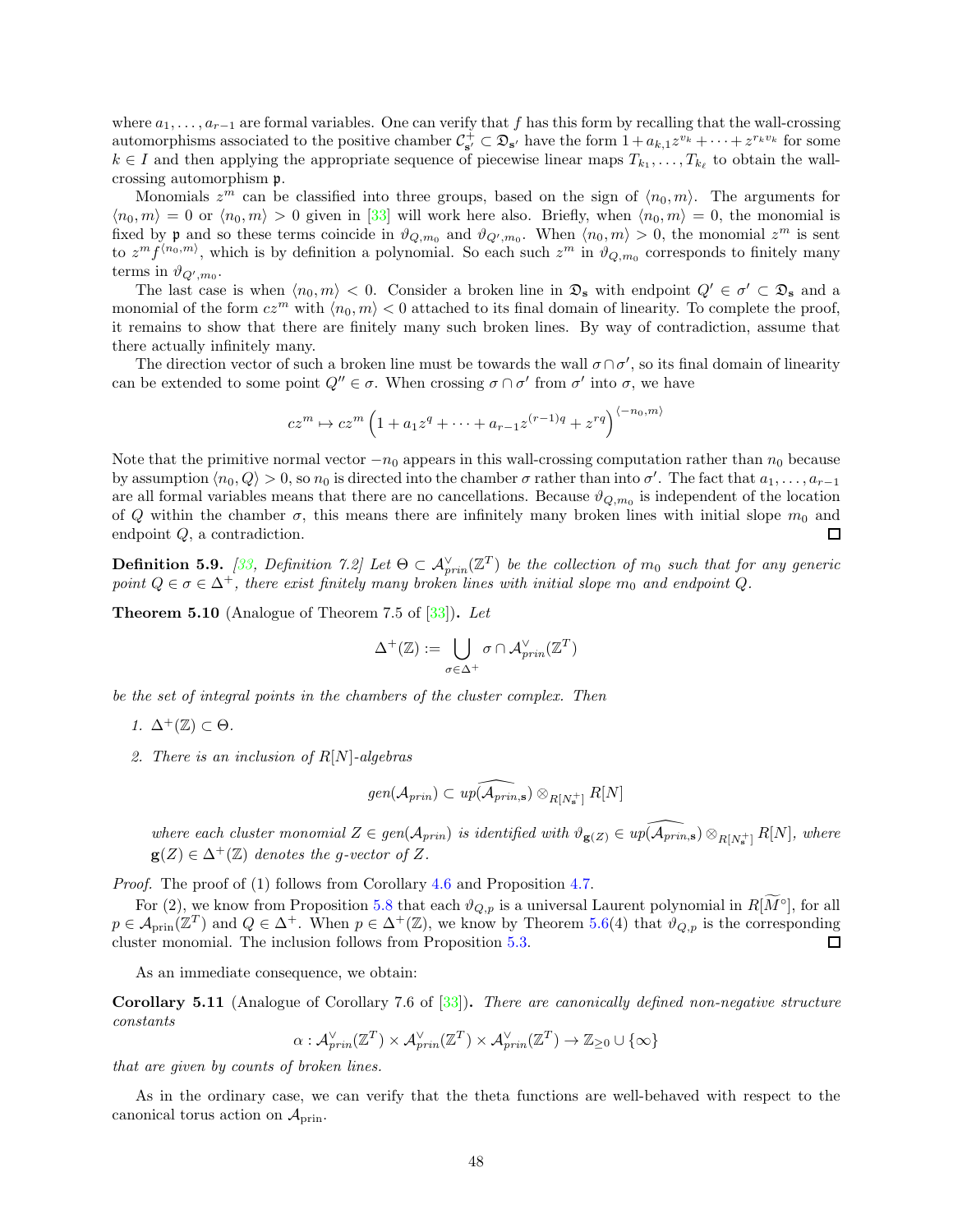where $a_1, \ldots, a_{r-1}$ are formal variables. One can verify that $f$ has this form by recalling that the wall-crossing automorphisms associated to the positive chamber $\mathcal{C}^+_{\mathbf{s}'} \subset \mathfrak{D}_{\mathbf{s}'}$ have the form $1 + a_{k,1}z^{v_k} + \cdots + z^{r_k v_k}$ for some $k \in I$ and then applying the appropriate sequence of piecewise linear maps $T_{k_1}, \ldots, T_{k_\ell}$ to obtain the wall-crossing automorphism $\mathfrak{p}$.

Monomials $z^m$ can be classified into three groups, based on the sign of $\langle n_0, m\rangle$. The arguments for $\langle n_0, m\rangle = 0$ or $\langle n_0, m\rangle > 0$ given in [33] will work here also. Briefly, when $\langle n_0, m\rangle = 0$, the monomial is fixed by $\mathfrak{p}$ and so these terms coincide in $\vartheta_{Q,m_0}$ and $\vartheta_{Q',m_0}$. When $\langle n_0, m\rangle > 0$, the monomial $z^m$ is sent to $z^m f^{\langle n_0, m\rangle}$, which is by definition a polynomial. So each such $z^m$ in $\vartheta_{Q,m_0}$ corresponds to finitely many terms in $\vartheta_{Q',m_0}$.

The last case is when $\langle n_0, m\rangle < 0$. Consider a broken line in $\mathfrak{D}_{\mathbf{s}}$ with endpoint $Q' \in \sigma' \subset \mathfrak{D}_{\mathbf{s}}$ and a monomial of the form $cz^m$ with $\langle n_0, m\rangle < 0$ attached to its final domain of linearity. To complete the proof, it remains to show that there are finitely many such broken lines. By way of contradiction, assume that there actually infinitely many.

The direction vector of such a broken line must be towards the wall $\sigma \cap \sigma'$, so its final domain of linearity can be extended to some point $Q'' \in \sigma$. When crossing $\sigma \cap \sigma'$ from $\sigma'$ into $\sigma$, we have

$$cz^m \mapsto cz^m \left(1 + a_1 z^q + \cdots + a_{r-1} z^{(r-1)q} + z^{rq}\right)^{\langle -n_0, m\rangle}$$

Note that the primitive normal vector $-n_0$ appears in this wall-crossing computation rather than $n_0$ because by assumption $\langle n_0, Q\rangle > 0$, so $n_0$ is directed into the chamber $\sigma$ rather than into $\sigma'$. The fact that $a_1, \ldots, a_{r-1}$ are all formal variables means that there are no cancellations. Because $\vartheta_{Q,m_0}$ is independent of the location of $Q$ within the chamber $\sigma$, this means there are infinitely many broken lines with initial slope $m_0$ and endpoint $Q$, a contradiction. ∎

**Definition 5.9.** *[33, Definition 7.2] Let $\Theta \subset \mathcal{A}^\vee_{prin}(\mathbb{Z}^T)$ be the collection of $m_0$ such that for any generic point $Q \in \sigma \in \Delta^+$, there exist finitely many broken lines with initial slope $m_0$ and endpoint $Q$.*

**Theorem 5.10** (Analogue of Theorem 7.5 of [33])**.** *Let*

$$\Delta^+(\mathbb{Z}) := \bigcup_{\sigma \in \Delta^+} \sigma \cap \mathcal{A}^\vee_{prin}(\mathbb{Z}^T)$$

*be the set of integral points in the chambers of the cluster complex. Then*

1. *$\Delta^+(\mathbb{Z}) \subset \Theta$.*
2. *There is an inclusion of $R[N]$-algebras*

$$gen(\mathcal{A}_{prin}) \subset up(\widehat{\mathcal{A}_{prin,\mathbf{s}}}) \otimes_{R[N^+_{\mathbf{s}}]} R[N]$$

*where each cluster monomial $Z \in gen(\mathcal{A}_{prin})$ is identified with $\vartheta_{\mathbf{g}(Z)} \in up(\widehat{\mathcal{A}_{prin,\mathbf{s}}}) \otimes_{R[N^+_{\mathbf{s}}]} R[N]$, where $\mathbf{g}(Z) \in \Delta^+(\mathbb{Z})$ denotes the g-vector of $Z$.*

*Proof.* The proof of (1) follows from Corollary 4.6 and Proposition 4.7.

For (2), we know from Proposition 5.8 that each $\vartheta_{Q,p}$ is a universal Laurent polynomial in $R[\widetilde{M}^\circ]$, for all $p \in \mathcal{A}_{\text{prin}}(\mathbb{Z}^T)$ and $Q \in \Delta^+$. When $p \in \Delta^+(\mathbb{Z})$, we know by Theorem 5.6(4) that $\vartheta_{Q,p}$ is the corresponding cluster monomial. The inclusion follows from Proposition 5.3. ∎

As an immediate consequence, we obtain:

**Corollary 5.11** (Analogue of Corollary 7.6 of [33])**.** *There are canonically defined non-negative structure constants*

$$\alpha : \mathcal{A}^\vee_{prin}(\mathbb{Z}^T) \times \mathcal{A}^\vee_{prin}(\mathbb{Z}^T) \times \mathcal{A}^\vee_{prin}(\mathbb{Z}^T) \to \mathbb{Z}_{\geq 0} \cup \{\infty\}$$

*that are given by counts of broken lines.*

As in the ordinary case, we can verify that the theta functions are well-behaved with respect to the canonical torus action on $\mathcal{A}_{\text{prin}}$.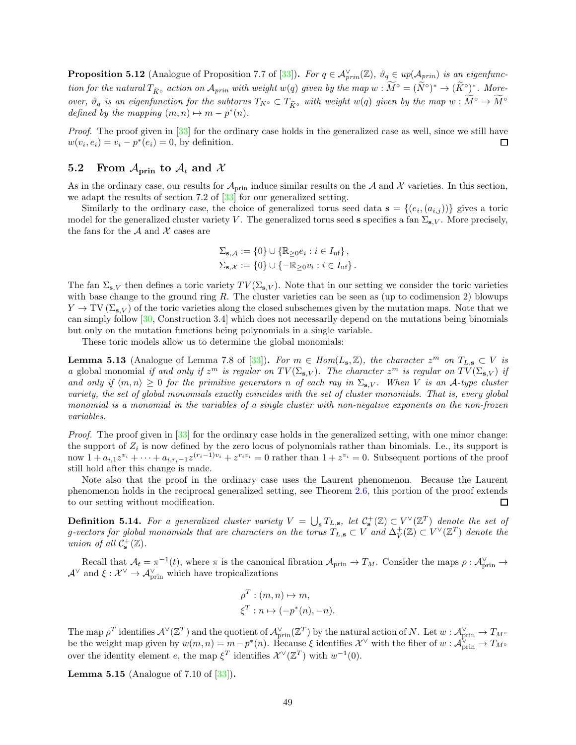**Proposition 5.12** (Analogue of Proposition 7.7 of [33]). *For $q \in \mathcal{A}^\vee_{prin}(\mathbb{Z})$, $\vartheta_q \in up(\mathcal{A}_{prin})$ is an eigenfunction for the natural $T_{\widetilde{K}^\circ}$ action on $\mathcal{A}_{prin}$ with weight $w(q)$ given by the map $w : \widetilde{M}^\circ = (\widetilde{N}^\circ)^* \to (\widetilde{K}^\circ)^*$. Moreover, $\vartheta_q$ is an eigenfunction for the subtorus $T_{N^\circ} \subset T_{\widetilde{K}^\circ}$ with weight $w(q)$ given by the map $w : \widetilde{M}^\circ \to \widetilde{M}^\circ$ defined by the mapping $(m, n) \mapsto m - p^*(n)$.*

*Proof.* The proof given in [33] for the ordinary case holds in the generalized case as well, since we still have $w(v_i, e_i) = v_i - p^*(e_i) = 0$, by definition. ◻

## 5.2 From $\mathcal{A}_{\text{prin}}$ to $\mathcal{A}_t$ and $\mathcal{X}$

As in the ordinary case, our results for $\mathcal{A}_{\text{prin}}$ induce similar results on the $\mathcal{A}$ and $\mathcal{X}$ varieties. In this section, we adapt the results of section 7.2 of [33] for our generalized setting.

Similarly to the ordinary case, the choice of generalized torus seed data $\mathbf{s} = \{(e_i, (a_{i,j}))\}$ gives a toric model for the generalized cluster variety $V$. The generalized torus seed $\mathbf{s}$ specifies a fan $\Sigma_{\mathbf{s},V}$. More precisely, the fans for the $\mathcal{A}$ and $\mathcal{X}$ cases are

$$\Sigma_{\mathbf{s},\mathcal{A}} := \{0\} \cup \{\mathbb{R}_{\geq 0} e_i : i \in I_{\text{uf}}\},$$
$$\Sigma_{\mathbf{s},\mathcal{X}} := \{0\} \cup \{-\mathbb{R}_{\geq 0} v_i : i \in I_{\text{uf}}\}.$$

The fan $\Sigma_{\mathbf{s},V}$ then defines a toric variety $TV(\Sigma_{\mathbf{s},V})$. Note that in our setting we consider the toric varieties with base change to the ground ring $R$. The cluster varieties can be seen as (up to codimension 2) blowups $Y \to \text{TV}(\Sigma_{\mathbf{s},V})$ of the toric varieties along the closed subschemes given by the mutation maps. Note that we can simply follow [30, Construction 3.4] which does not necessarily depend on the mutations being binomials but only on the mutation functions being polynomials in a single variable.

These toric models allow us to determine the global monomials:

**Lemma 5.13** (Analogue of Lemma 7.8 of [33]). *For $m \in Hom(L_{\mathbf{s}}, \mathbb{Z})$, the character $z^m$ on $T_{L,\mathbf{s}} \subset V$ is a* global monomial *if and only if $z^m$ is regular on $TV(\Sigma_{\mathbf{s},V})$. The character $z^m$ is regular on $TV(\Sigma_{\mathbf{s},V})$ if and only if $\langle m, n\rangle \geq 0$ for the primitive generators $n$ of each ray in $\Sigma_{\mathbf{s},V}$. When $V$ is an $\mathcal{A}$-type cluster variety, the set of global monomials exactly coincides with the set of cluster monomials. That is, every global monomial is a monomial in the variables of a single cluster with non-negative exponents on the non-frozen variables.*

*Proof.* The proof given in [33] for the ordinary case holds in the generalized setting, with one minor change: the support of $Z_i$ is now defined by the zero locus of polynomials rather than binomials. I.e., its support is now $1 + a_{i,1} z^{v_i} + \cdots + a_{i,r_i-1} z^{(r_i-1)v_i} + z^{r_i v_i} = 0$ rather than $1 + z^{v_i} = 0$. Subsequent portions of the proof still hold after this change is made.

Note also that the proof in the ordinary case uses the Laurent phenomenon. Because the Laurent phenomenon holds in the reciprocal generalized setting, see Theorem 2.6, this portion of the proof extends to our setting without modification. ◻

**Definition 5.14.** *For a generalized cluster variety $V = \bigcup_{\mathbf{s}} T_{L,\mathbf{s}}$, let $\mathcal{C}^+_{\mathbf{s}}(\mathbb{Z}) \subset V^\vee(\mathbb{Z}^T)$ denote the set of g-vectors for global monomials that are characters on the torus $T_{L,\mathbf{s}} \subset V$ and $\Delta^+_V(\mathbb{Z}) \subset V^\vee(\mathbb{Z}^T)$ denote the union of all $\mathcal{C}^+_{\mathbf{s}}(\mathbb{Z})$.*

Recall that $\mathcal{A}_t = \pi^{-1}(t)$, where $\pi$ is the canonical fibration $\mathcal{A}_{\text{prin}} \to T_M$. Consider the maps $\rho : \mathcal{A}^\vee_{\text{prin}} \to \mathcal{A}^\vee$ and $\xi : \mathcal{X}^\vee \to \mathcal{A}^\vee_{\text{prin}}$ which have tropicalizations

$$\rho^T : (m, n) \mapsto m,$$
$$\xi^T : n \mapsto (-p^*(n), -n).$$

The map $\rho^T$ identifies $\mathcal{A}^\vee(\mathbb{Z}^T)$ and the quotient of $\mathcal{A}^\vee_{\text{prin}}(\mathbb{Z}^T)$ by the natural action of $N$. Let $w : \mathcal{A}^\vee_{\text{prin}} \to T_{M^\circ}$ be the weight map given by $w(m, n) = m - p^*(n)$. Because $\xi$ identifies $\mathcal{X}^\vee$ with the fiber of $w : \mathcal{A}^\vee_{\text{prin}} \to T_{M^\circ}$ over the identity element $e$, the map $\xi^T$ identifies $\mathcal{X}^\vee(\mathbb{Z}^T)$ with $w^{-1}(0)$.

**Lemma 5.15** (Analogue of 7.10 of [33]).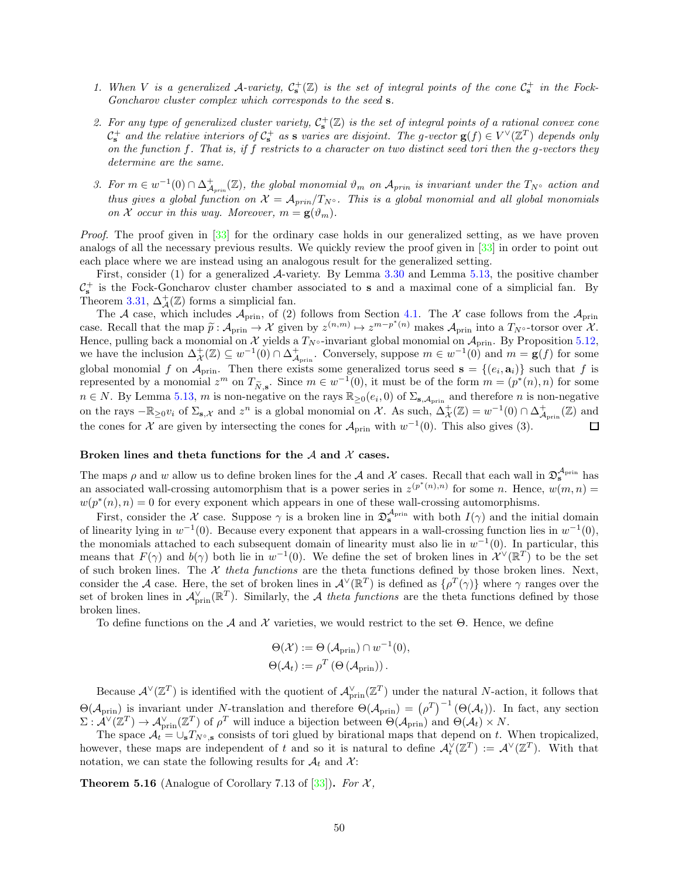1. *When $V$ is a generalized $\mathcal{A}$-variety, $\mathcal{C}^+_{\mathbf{s}}(\mathbb{Z})$ is the set of integral points of the cone $\mathcal{C}^+_{\mathbf{s}}$ in the Fock-Goncharov cluster complex which corresponds to the seed $\mathbf{s}$.*

2. *For any type of generalized cluster variety, $\mathcal{C}^+_{\mathbf{s}}(\mathbb{Z})$ is the set of integral points of a rational convex cone $\mathcal{C}^+_{\mathbf{s}}$ and the relative interiors of $\mathcal{C}^+_{\mathbf{s}}$ as $\mathbf{s}$ varies are disjoint. The g-vector $\mathbf{g}(f) \in V^\vee(\mathbb{Z}^T)$ depends only on the function $f$. That is, if $f$ restricts to a character on two distinct seed tori then the g-vectors they determine are the same.*

3. *For $m \in w^{-1}(0) \cap \Delta^+_{\mathcal{A}_{prin}}(\mathbb{Z})$, the global monomial $\vartheta_m$ on $\mathcal{A}_{prin}$ is invariant under the $T_{N^\circ}$ action and thus gives a global function on $\mathcal{X} = \mathcal{A}_{prin}/T_{N^\circ}$. This is a global monomial and all global monomials on $\mathcal{X}$ occur in this way. Moreover, $m = \mathbf{g}(\vartheta_m)$.*

*Proof.* The proof given in [33] for the ordinary case holds in our generalized setting, as we have proven analogs of all the necessary previous results. We quickly review the proof given in [33] in order to point out each place where we are instead using an analogous result for the generalized setting.

First, consider (1) for a generalized $\mathcal{A}$-variety. By Lemma 3.30 and Lemma 5.13, the positive chamber $\mathcal{C}^+_{\mathbf{s}}$ is the Fock-Goncharov cluster chamber associated to $\mathbf{s}$ and a maximal cone of a simplicial fan. By Theorem 3.31, $\Delta^+_{\mathcal{A}}(\mathbb{Z})$ forms a simplicial fan.

The $\mathcal{A}$ case, which includes $\mathcal{A}_{\mathrm{prin}}$, of (2) follows from Section 4.1. The $\mathcal{X}$ case follows from the $\mathcal{A}_{\mathrm{prin}}$ case. Recall that the map $\widetilde{p}\colon \mathcal{A}_{\mathrm{prin}} \to \mathcal{X}$ given by $z^{(n,m)} \mapsto z^{m-p^*(n)}$ makes $\mathcal{A}_{\mathrm{prin}}$ into a $T_{N^\circ}$-torsor over $\mathcal{X}$. Hence, pulling back a monomial on $\mathcal{X}$ yields a $T_{N^\circ}$-invariant global monomial on $\mathcal{A}_{\mathrm{prin}}$. By Proposition 5.12, we have the inclusion $\Delta^+_{\mathcal{X}}(\mathbb{Z}) \subseteq w^{-1}(0) \cap \Delta^+_{\mathcal{A}_{\mathrm{prin}}}$. Conversely, suppose $m \in w^{-1}(0)$ and $m = \mathbf{g}(f)$ for some global monomial $f$ on $\mathcal{A}_{\mathrm{prin}}$. Then there exists some generalized torus seed $\mathbf{s} = \{(e_i, \mathbf{a}_i)\}$ such that $f$ is represented by a monomial $z^m$ on $T_{\widetilde{N},\mathbf{s}}$. Since $m \in w^{-1}(0)$, it must be of the form $m = (p^*(n), n)$ for some $n \in N$. By Lemma 5.13, $m$ is non-negative on the rays $\mathbb{R}_{\geq 0}(e_i, 0)$ of $\Sigma_{\mathbf{s},\mathcal{A}_{\mathrm{prin}}}$ and therefore $n$ is non-negative on the rays $-\mathbb{R}_{\geq 0}v_i$ of $\Sigma_{\mathbf{s},\mathcal{X}}$ and $z^n$ is a global monomial on $\mathcal{X}$. As such, $\Delta^+_{\mathcal{X}}(\mathbb{Z}) = w^{-1}(0) \cap \Delta^+_{\mathcal{A}_{\mathrm{prin}}}(\mathbb{Z})$ and the cones for $\mathcal{X}$ are given by intersecting the cones for $\mathcal{A}_{\mathrm{prin}}$ with $w^{-1}(0)$. This also gives (3). ◻

**Broken lines and theta functions for the $\mathcal{A}$ and $\mathcal{X}$ cases.**

The maps $\rho$ and $w$ allow us to define broken lines for the $\mathcal{A}$ and $\mathcal{X}$ cases. Recall that each wall in $\mathfrak{D}^{\mathcal{A}_{\mathrm{prin}}}_{\mathbf{s}}$ has an associated wall-crossing automorphism that is a power series in $z^{(p^*(n),n)}$ for some $n$. Hence, $w(m,n) = w(p^*(n),n) = 0$ for every exponent which appears in one of these wall-crossing automorphisms.

First, consider the $\mathcal{X}$ case. Suppose $\gamma$ is a broken line in $\mathfrak{D}^{\mathcal{A}_{\mathrm{prin}}}_{\mathbf{s}}$ with both $I(\gamma)$ and the initial domain of linearity lying in $w^{-1}(0)$. Because every exponent that appears in a wall-crossing function lies in $w^{-1}(0)$, the monomials attached to each subsequent domain of linearity must also lie in $w^{-1}(0)$. In particular, this means that $F(\gamma)$ and $b(\gamma)$ both lie in $w^{-1}(0)$. We define the set of broken lines in $\mathcal{X}^\vee(\mathbb{R}^T)$ to be the set of such broken lines. The $\mathcal{X}$ *theta functions* are the theta functions defined by those broken lines. Next, consider the $\mathcal{A}$ case. Here, the set of broken lines in $\mathcal{A}^\vee(\mathbb{R}^T)$ is defined as $\{\rho^T(\gamma)\}$ where $\gamma$ ranges over the set of broken lines in $\mathcal{A}^\vee_{\mathrm{prin}}(\mathbb{R}^T)$. Similarly, the $\mathcal{A}$ *theta functions* are the theta functions defined by those broken lines.

To define functions on the $\mathcal{A}$ and $\mathcal{X}$ varieties, we would restrict to the set $\Theta$. Hence, we define

$$
\begin{aligned}
\Theta(\mathcal{X}) &:= \Theta\left(\mathcal{A}_{\mathrm{prin}}\right) \cap w^{-1}(0), \\
\Theta(\mathcal{A}_t) &:= \rho^T\left(\Theta\left(\mathcal{A}_{\mathrm{prin}}\right)\right).
\end{aligned}
$$

Because $\mathcal{A}^\vee(\mathbb{Z}^T)$ is identified with the quotient of $\mathcal{A}^\vee_{\mathrm{prin}}(\mathbb{Z}^T)$ under the natural $N$-action, it follows that $\Theta(\mathcal{A}_{\mathrm{prin}})$ is invariant under $N$-translation and therefore $\Theta(\mathcal{A}_{\mathrm{prin}}) = \left(\rho^T\right)^{-1}(\Theta(\mathcal{A}_t))$. In fact, any section $\Sigma : \mathcal{A}^\vee(\mathbb{Z}^T) \to \mathcal{A}^\vee_{\mathrm{prin}}(\mathbb{Z}^T)$ of $\rho^T$ will induce a bijection between $\Theta(\mathcal{A}_{\mathrm{prin}})$ and $\Theta(\mathcal{A}_t) \times N$.

The space $\mathcal{A}_t = \cup_{\mathbf{s}} T_{N^\circ,\mathbf{s}}$ consists of tori glued by birational maps that depend on $t$. When tropicalized, however, these maps are independent of $t$ and so it is natural to define $\mathcal{A}^\vee_t(\mathbb{Z}^T) := \mathcal{A}^\vee(\mathbb{Z}^T)$. With that notation, we can state the following results for $\mathcal{A}_t$ and $\mathcal{X}$:

**Theorem 5.16** (Analogue of Corollary 7.13 of [33])**.** *For $\mathcal{X}$,*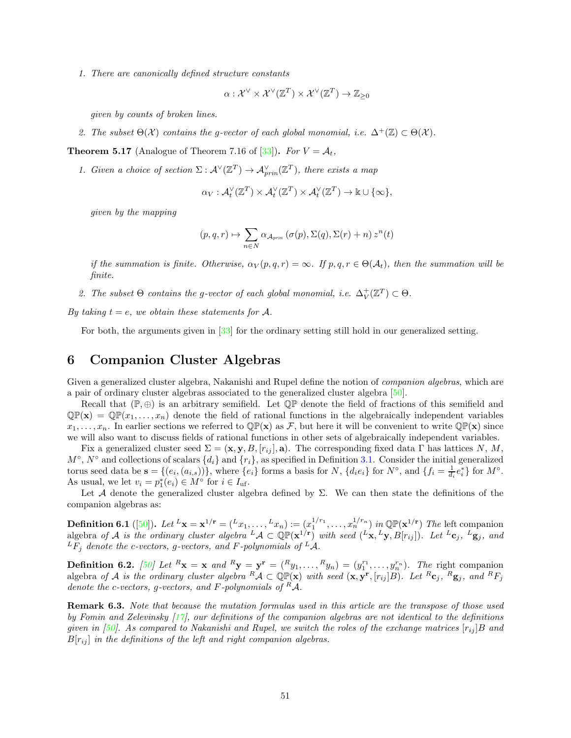1. *There are canonically defined structure constants*

$$\alpha : \mathcal{X}^\vee \times \mathcal{X}^\vee(\mathbb{Z}^T) \times \mathcal{X}^\vee(\mathbb{Z}^T) \to \mathbb{Z}_{\geq 0}$$

*given by counts of broken lines.*

2. *The subset $\Theta(\mathcal{X})$ contains the g-vector of each global monomial, i.e. $\Delta^+(\mathbb{Z}) \subset \Theta(\mathcal{X})$.*

**Theorem 5.17** (Analogue of Theorem 7.16 of [33])**.** *For $V = \mathcal{A}_t$,*

1. *Given a choice of section $\Sigma : \mathcal{A}^\vee(\mathbb{Z}^T) \to \mathcal{A}^\vee_{prin}(\mathbb{Z}^T)$, there exists a map*

$$\alpha_V : \mathcal{A}^\vee_t(\mathbb{Z}^T) \times \mathcal{A}^\vee_t(\mathbb{Z}^T) \times \mathcal{A}^\vee_t(\mathbb{Z}^T) \to \Bbbk \cup \{\infty\},$$

*given by the mapping*

$$(p, q, r) \mapsto \sum_{n \in N} \alpha_{\mathcal{A}_{prin}}\left(\sigma(p), \Sigma(q), \Sigma(r) + n\right) z^n(t)$$

*if the summation is finite. Otherwise, $\alpha_V(p, q, r) = \infty$. If $p, q, r \in \Theta(\mathcal{A}_t)$, then the summation will be finite.*

2. *The subset $\Theta$ contains the g-vector of each global monomial, i.e. $\Delta^+_V(\mathbb{Z}^T) \subset \Theta$.*

*By taking $t = e$, we obtain these statements for $\mathcal{A}$.*

For both, the arguments given in [33] for the ordinary setting still hold in our generalized setting.

# 6 Companion Cluster Algebras

Given a generalized cluster algebra, Nakanishi and Rupel define the notion of *companion algebras*, which are a pair of ordinary cluster algebras associated to the generalized cluster algebra [50].

Recall that $(\mathbb{P}, \oplus)$ is an arbitrary semifield. Let $\mathbb{QP}$ denote the field of fractions of this semifield and $\mathbb{QP}(\mathbf{x}) = \mathbb{QP}(x_1, \ldots, x_n)$ denote the field of rational functions in the algebraically independent variables $x_1, \ldots, x_n$. In earlier sections we referred to $\mathbb{QP}(\mathbf{x})$ as $\mathcal{F}$, but here it will be convenient to write $\mathbb{QP}(\mathbf{x})$ since we will also want to discuss fields of rational functions in other sets of algebraically independent variables.

Fix a generalized cluster seed $\Sigma = (\mathbf{x}, \mathbf{y}, B, [r_{ij}], \mathbf{a})$. The corresponding fixed data $\Gamma$ has lattices $N$, $M$, $M^\circ$, $N^\circ$ and collections of scalars $\{d_i\}$ and $\{r_i\}$, as specified in Definition 3.1. Consider the initial generalized torus seed data be $\mathbf{s} = \{(e_i, (a_{i,s}))\}$, where $\{e_i\}$ forms a basis for $N$, $\{d_i e_i\}$ for $N^\circ$, and $\{f_i = \frac{1}{d_i} e_i^*\}$ for $M^\circ$. As usual, we let $v_i = p_1^*(e_i) \in M^\circ$ for $i \in I_{\text{uf}}$.

Let $\mathcal{A}$ denote the generalized cluster algebra defined by $\Sigma$. We can then state the definitions of the companion algebras as:

**Definition 6.1** ([50])**.** *Let ${}^L\mathbf{x} = \mathbf{x}^{1/\mathbf{r}} = ({}^Lx_1, \ldots, {}^Lx_n) := (x_1^{1/r_1}, \ldots, x_n^{1/r_n})$ in $\mathbb{QP}(\mathbf{x}^{1/\mathbf{r}})$ The* left companion algebra *of $\mathcal{A}$ is the ordinary cluster algebra ${}^L\mathcal{A} \subset \mathbb{QP}(\mathbf{x}^{1/\mathbf{r}})$ with seed $({}^L\mathbf{x}, {}^L\mathbf{y}, B[r_{ij}])$. Let ${}^L\mathbf{c}_j$, ${}^L\mathbf{g}_j$, and ${}^LF_j$ denote the c-vectors, g-vectors, and F-polynomials of ${}^L\mathcal{A}$.*

**Definition 6.2.** *[50] Let ${}^R\mathbf{x} = \mathbf{x}$ and ${}^R\mathbf{y} = \mathbf{y}^\mathbf{r} = ({}^Ry_1, \ldots, {}^Ry_n) = (y_1^{r_1}, \ldots, y_n^{r_n})$. The* right companion algebra *of $\mathcal{A}$ is the ordinary cluster algebra ${}^R\mathcal{A} \subset \mathbb{QP}(\mathbf{x})$ with seed $(\mathbf{x}, \mathbf{y}^\mathbf{r}, [r_{ij}]B)$. Let ${}^R\mathbf{c}_j$, ${}^R\mathbf{g}_j$, and ${}^RF_j$ denote the c-vectors, g-vectors, and F-polynomials of ${}^R\mathcal{A}$.*

**Remark 6.3.** *Note that because the mutation formulas used in this article are the transpose of those used by Fomin and Zelevinsky [17], our definitions of the companion algebras are not identical to the definitions given in [50]. As compared to Nakanishi and Rupel, we switch the roles of the exchange matrices $[r_{ij}]B$ and $B[r_{ij}]$ in the definitions of the left and right companion algebras.*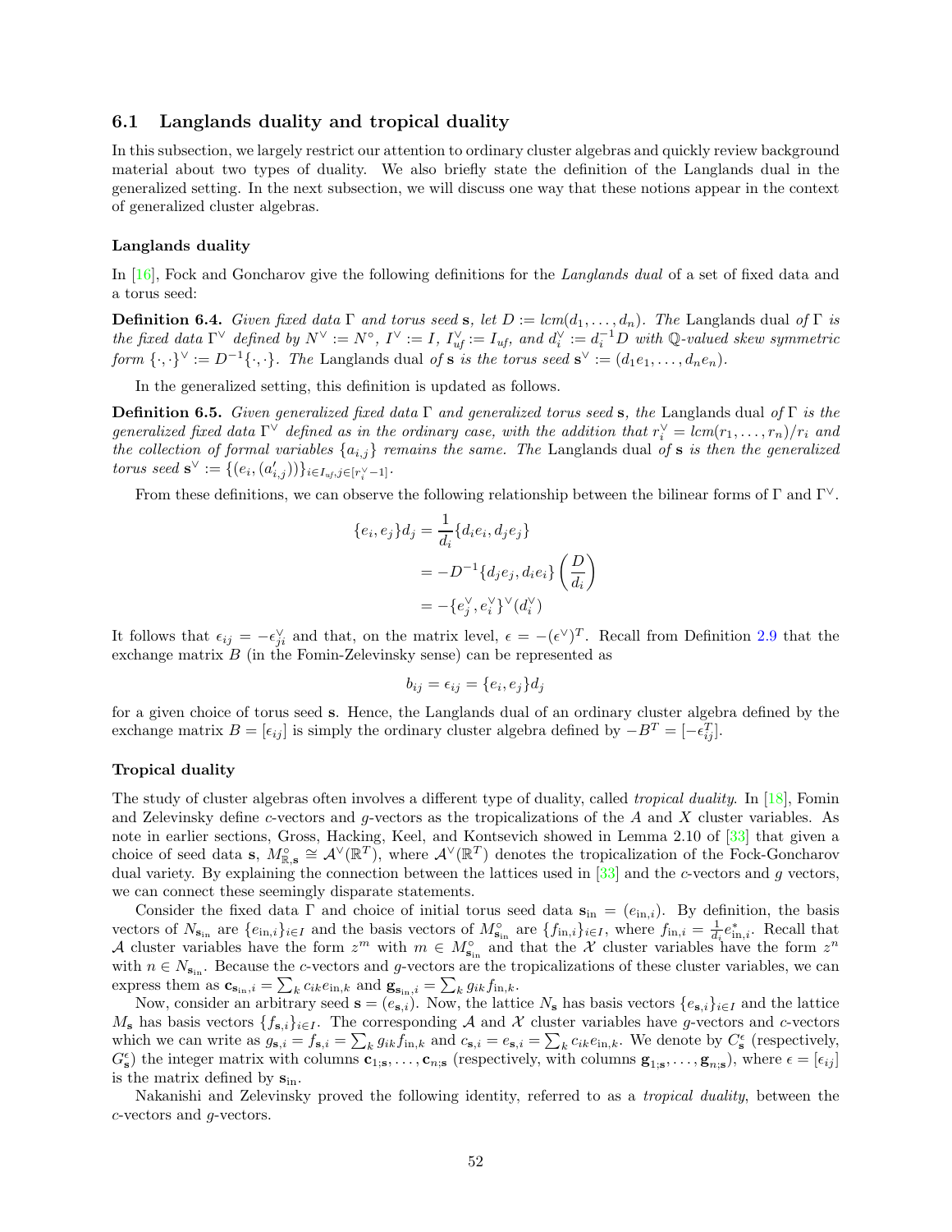## 6.1 Langlands duality and tropical duality

In this subsection, we largely restrict our attention to ordinary cluster algebras and quickly review background material about two types of duality. We also briefly state the definition of the Langlands dual in the generalized setting. In the next subsection, we will discuss one way that these notions appear in the context of generalized cluster algebras.

### Langlands duality

In [16], Fock and Goncharov give the following definitions for the *Langlands dual* of a set of fixed data and a torus seed:

**Definition 6.4.** *Given fixed data* $\Gamma$ *and torus seed* $\mathbf{s}$*, let* $D := lcm(d_1, \ldots, d_n)$*. The* Langlands dual *of* $\Gamma$ *is the fixed data* $\Gamma^\vee$ *defined by* $N^\vee := N^\circ$*,* $I^\vee := I$*,* $I_{uf}^\vee := I_{uf}$*, and* $d_i^\vee := d_i^{-1}D$ *with* $\mathbb{Q}$*-valued skew symmetric form* $\{\cdot,\cdot\}^\vee := D^{-1}\{\cdot,\cdot\}$*. The* Langlands dual *of* $\mathbf{s}$ *is the torus seed* $\mathbf{s}^\vee := (d_1e_1, \ldots, d_ne_n)$*.*

In the generalized setting, this definition is updated as follows.

**Definition 6.5.** *Given generalized fixed data* $\Gamma$ *and generalized torus seed* $\mathbf{s}$*, the* Langlands dual *of* $\Gamma$ *is the generalized fixed data* $\Gamma^\vee$ *defined as in the ordinary case, with the addition that* $r_i^\vee = lcm(r_1, \ldots, r_n)/r_i$ *and the collection of formal variables* $\{a_{i,j}\}$ *remains the same. The* Langlands dual *of* $\mathbf{s}$ *is then the generalized torus seed* $\mathbf{s}^\vee := \{(e_i, (a'_{i,j}))\}_{i\in I_{uf}, j\in[r_i^\vee-1]}$*.*

From these definitions, we can observe the following relationship between the bilinear forms of $\Gamma$ and $\Gamma^\vee$.

$$
\begin{aligned}
\{e_i, e_j\}d_j &= \frac{1}{d_i}\{d_ie_i, d_je_j\} \\
&= -D^{-1}\{d_je_j, d_ie_i\}\left(\frac{D}{d_i}\right) \\
&= -\{e_j^\vee, e_i^\vee\}^\vee(d_i^\vee)
\end{aligned}
$$

It follows that $\epsilon_{ij} = -\epsilon_{ji}^\vee$ and that, on the matrix level, $\epsilon = -(\epsilon^\vee)^T$. Recall from Definition 2.9 that the exchange matrix $B$ (in the Fomin-Zelevinsky sense) can be represented as

$$
b_{ij} = \epsilon_{ij} = \{e_i, e_j\}d_j
$$

for a given choice of torus seed $\mathbf{s}$. Hence, the Langlands dual of an ordinary cluster algebra defined by the exchange matrix $B = [\epsilon_{ij}]$ is simply the ordinary cluster algebra defined by $-B^T = [-\epsilon_{ij}^T]$.

### Tropical duality

The study of cluster algebras often involves a different type of duality, called *tropical duality*. In [18], Fomin and Zelevinsky define $c$-vectors and $g$-vectors as the tropicalizations of the $A$ and $X$ cluster variables. As note in earlier sections, Gross, Hacking, Keel, and Kontsevich showed in Lemma 2.10 of [33] that given a choice of seed data $\mathbf{s}$, $M_{\mathbb{R},\mathbf{s}}^\circ \cong \mathcal{A}^\vee(\mathbb{R}^T)$, where $\mathcal{A}^\vee(\mathbb{R}^T)$ denotes the tropicalization of the Fock-Goncharov dual variety. By explaining the connection between the lattices used in [33] and the $c$-vectors and $g$ vectors, we can connect these seemingly disparate statements.

Consider the fixed data $\Gamma$ and choice of initial torus seed data $\mathbf{s}_{\text{in}} = (e_{\text{in},i})$. By definition, the basis vectors of $N_{\mathbf{s}_{\text{in}}}$ are $\{e_{\text{in},i}\}_{i\in I}$ and the basis vectors of $M_{\mathbf{s}_{\text{in}}}^\circ$ are $\{f_{\text{in},i}\}_{i\in I}$, where $f_{\text{in},i} = \frac{1}{d_i}e_{\text{in},i}^*$. Recall that $\mathcal{A}$ cluster variables have the form $z^m$ with $m \in M_{\mathbf{s}_{\text{in}}}^\circ$ and that the $\mathcal{X}$ cluster variables have the form $z^n$ with $n \in N_{\mathbf{s}_{\text{in}}}$. Because the $c$-vectors and $g$-vectors are the tropicalizations of these cluster variables, we can express them as $\mathbf{c}_{\mathbf{s}_{\text{in}},i} = \sum_k c_{ik}e_{\text{in},k}$ and $\mathbf{g}_{\mathbf{s}_{\text{in}},i} = \sum_k g_{ik}f_{\text{in},k}$.

Now, consider an arbitrary seed $\mathbf{s} = (e_{\mathbf{s},i})$. Now, the lattice $N_{\mathbf{s}}$ has basis vectors $\{e_{\mathbf{s},i}\}_{i\in I}$ and the lattice $M_{\mathbf{s}}$ has basis vectors $\{f_{\mathbf{s},i}\}_{i\in I}$. The corresponding $\mathcal{A}$ and $\mathcal{X}$ cluster variables have $g$-vectors and $c$-vectors which we can write as $g_{\mathbf{s},i} = f_{\mathbf{s},i} = \sum_k g_{ik}f_{\text{in},k}$ and $c_{\mathbf{s},i} = e_{\mathbf{s},i} = \sum_k c_{ik}e_{\text{in},k}$. We denote by $C_{\mathbf{s}}^\epsilon$ (respectively, $G_{\mathbf{s}}^\epsilon$) the integer matrix with columns $\mathbf{c}_{1;\mathbf{s}}, \ldots, \mathbf{c}_{n;\mathbf{s}}$ (respectively, with columns $\mathbf{g}_{1;\mathbf{s}}, \ldots, \mathbf{g}_{n;\mathbf{s}}$), where $\epsilon = [\epsilon_{ij}]$ is the matrix defined by $\mathbf{s}_{\text{in}}$.

Nakanishi and Zelevinsky proved the following identity, referred to as a *tropical duality*, between the $c$-vectors and $g$-vectors.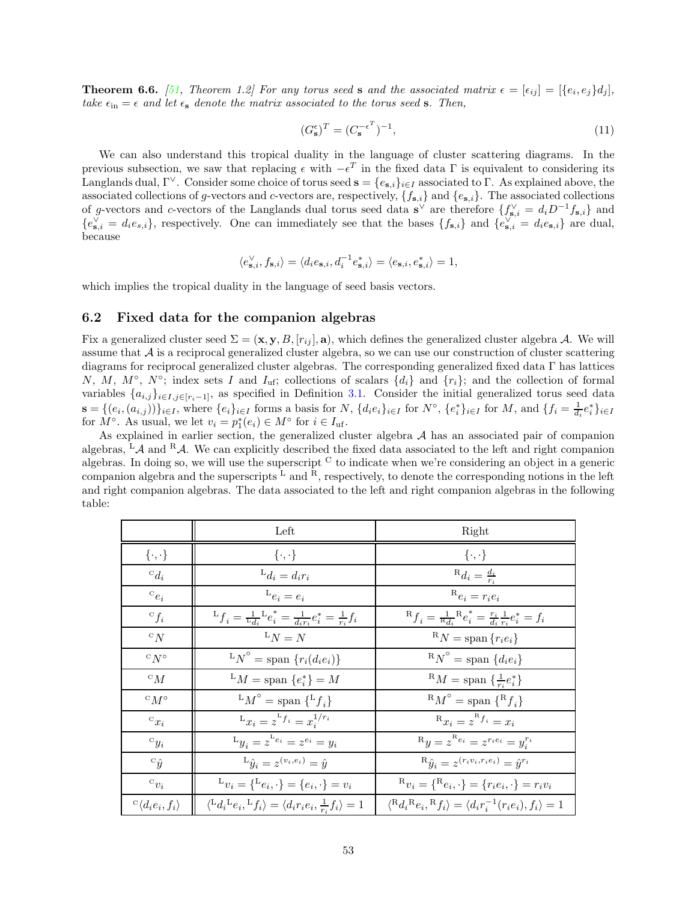**Theorem 6.6.** *[51, Theorem 1.2] For any torus seed* $\mathbf{s}$ *and the associated matrix* $\epsilon = [\epsilon_{ij}] = [\{e_i, e_j\}d_j]$, *take* $\epsilon_{\text{in}} = \epsilon$ *and let* $\epsilon_{\mathbf{s}}$ *denote the matrix associated to the torus seed* $\mathbf{s}$*. Then,*

$$(G^{\epsilon}_{\mathbf{s}})^T = (C^{-\epsilon^T}_{\mathbf{s}})^{-1}, \tag{11}$$

We can also understand this tropical duality in the language of cluster scattering diagrams. In the previous subsection, we saw that replacing $\epsilon$ with $-\epsilon^T$ in the fixed data $\Gamma$ is equivalent to considering its Langlands dual, $\Gamma^\vee$. Consider some choice of torus seed $\mathbf{s} = \{e_{\mathbf{s},i}\}_{i\in I}$ associated to $\Gamma$. As explained above, the associated collections of $g$-vectors and $c$-vectors are, respectively, $\{f_{\mathbf{s},i}\}$ and $\{e_{\mathbf{s},i}\}$. The associated collections of $g$-vectors and $c$-vectors of the Langlands dual torus seed data $\mathbf{s}^\vee$ are therefore $\{f^\vee_{\mathbf{s},i} = d_i D^{-1} f_{\mathbf{s},i}\}$ and $\{e^\vee_{\mathbf{s},i} = d_i e_{\mathbf{s},i}\}$, respectively. One can immediately see that the bases $\{f_{\mathbf{s},i}\}$ and $\{e^\vee_{\mathbf{s},i} = d_i e_{\mathbf{s},i}\}$ are dual, because

$$\langle e^\vee_{\mathbf{s},i}, f_{\mathbf{s},i}\rangle = \langle d_i e_{\mathbf{s},i}, d_i^{-1} e^*_{\mathbf{s},i}\rangle = \langle e_{\mathbf{s},i}, e^*_{\mathbf{s},i}\rangle = 1,$$

which implies the tropical duality in the language of seed basis vectors.

## 6.2 Fixed data for the companion algebras

Fix a generalized cluster seed $\Sigma = (\mathbf{x}, \mathbf{y}, B, [r_{ij}], \mathbf{a})$, which defines the generalized cluster algebra $\mathcal{A}$. We will assume that $\mathcal{A}$ is a reciprocal generalized cluster algebra, so we can use our construction of cluster scattering diagrams for reciprocal generalized cluster algebras. The corresponding generalized fixed data $\Gamma$ has lattices $N$, $M$, $M^\circ$, $N^\circ$; index sets $I$ and $I_{\text{uf}}$; collections of scalars $\{d_i\}$ and $\{r_i\}$; and the collection of formal variables $\{a_{i,j}\}_{i\in I, j\in[r_i-1]}$, as specified in Definition 3.1. Consider the initial generalized torus seed data $\mathbf{s} = \{(e_i, (a_{i,j}))\}_{i\in I}$, where $\{e_i\}_{i\in I}$ forms a basis for $N$, $\{d_i e_i\}_{i\in I}$ for $N^\circ$, $\{e^*_i\}_{i\in I}$ for $M$, and $\{f_i = \frac{1}{d_i} e^*_i\}_{i\in I}$ for $M^\circ$. As usual, we let $v_i = p^*_1(e_i) \in M^\circ$ for $i \in I_{\text{uf}}$.

As explained in earlier section, the generalized cluster algebra $\mathcal{A}$ has an associated pair of companion algebras, ${}^{\text{L}}\mathcal{A}$ and ${}^{\text{R}}\mathcal{A}$. We can explicitly described the fixed data associated to the left and right companion algebras. In doing so, we will use the superscript ${}^{\text{C}}$ to indicate when we're considering an object in a generic companion algebra and the superscripts ${}^{\text{L}}$ and ${}^{\text{R}}$, respectively, to denote the corresponding notions in the left and right companion algebras. The data associated to the left and right companion algebras in the following table:

| | Left | Right |
|---|---|---|
| $\{\cdot,\cdot\}$ | $\{\cdot,\cdot\}$ | $\{\cdot,\cdot\}$ |
| ${}^{\text{C}}d_i$ | ${}^{\text{L}}d_i = d_i r_i$ | ${}^{\text{R}}d_i = \frac{d_i}{r_i}$ |
| ${}^{\text{C}}e_i$ | ${}^{\text{L}}e_i = e_i$ | ${}^{\text{R}}e_i = r_i e_i$ |
| ${}^{\text{C}}f_i$ | ${}^{\text{L}}f_i = \frac{1}{{}^{\text{L}}d_i} {}^{\text{L}}e^*_i = \frac{1}{d_i r_i} e^*_i = \frac{1}{r_i} f_i$ | ${}^{\text{R}}f_i = \frac{1}{{}^{\text{R}}d_i} {}^{\text{R}}e^*_i = \frac{r_i}{d_i}\frac{1}{r_i} e^*_i = f_i$ |
| ${}^{\text{C}}N$ | ${}^{\text{L}}N = N$ | ${}^{\text{R}}N = \text{span}\,\{r_i e_i\}$ |
| ${}^{\text{C}}N^\circ$ | ${}^{\text{L}}N^\circ = \text{span}\,\{r_i(d_i e_i)\}$ | ${}^{\text{R}}N^\circ = \text{span}\,\{d_i e_i\}$ |
| ${}^{\text{C}}M$ | ${}^{\text{L}}M = \text{span}\,\{e^*_i\} = M$ | ${}^{\text{R}}M = \text{span}\,\{\frac{1}{r_i} e^*_i\}$ |
| ${}^{\text{C}}M^\circ$ | ${}^{\text{L}}M^\circ = \text{span}\,\{{}^{\text{L}}f_i\}$ | ${}^{\text{R}}M^\circ = \text{span}\,\{{}^{\text{R}}f_i\}$ |
| ${}^{\text{C}}x_i$ | ${}^{\text{L}}x_i = z^{{}^{\text{L}}f_i} = x_i^{1/r_i}$ | ${}^{\text{R}}x_i = z^{{}^{\text{R}}f_i} = x_i$ |
| ${}^{\text{C}}y_i$ | ${}^{\text{L}}y_i = z^{{}^{\text{L}}e_i} = z^{e_i} = y_i$ | ${}^{\text{R}}y = z^{{}^{\text{R}}e_i} = z^{r_i e_i} = y_i^{r_i}$ |
| ${}^{\text{C}}\hat{y}$ | ${}^{\text{L}}\hat{y}_i = z^{(v_i, e_i)} = \hat{y}$ | ${}^{\text{R}}\hat{y}_i = z^{(r_i v_i, r_i e_i)} = \hat{y}^{r_i}$ |
| ${}^{\text{C}}v_i$ | ${}^{\text{L}}v_i = \{{}^{\text{L}}e_i, \cdot\} = \{e_i, \cdot\} = v_i$ | ${}^{\text{R}}v_i = \{{}^{\text{R}}e_i, \cdot\} = \{r_i e_i, \cdot\} = r_i v_i$ |
| ${}^{\text{C}}\langle d_i e_i, f_i\rangle$ | $\langle {}^{\text{L}}d_i {}^{\text{L}}e_i, {}^{\text{L}}f_i\rangle = \langle d_i r_i e_i, \frac{1}{r_i} f_i\rangle = 1$ | $\langle {}^{\text{R}}d_i {}^{\text{R}}e_i, {}^{\text{R}}f_i\rangle = \langle d_i r_i^{-1}(r_i e_i), f_i\rangle = 1$ |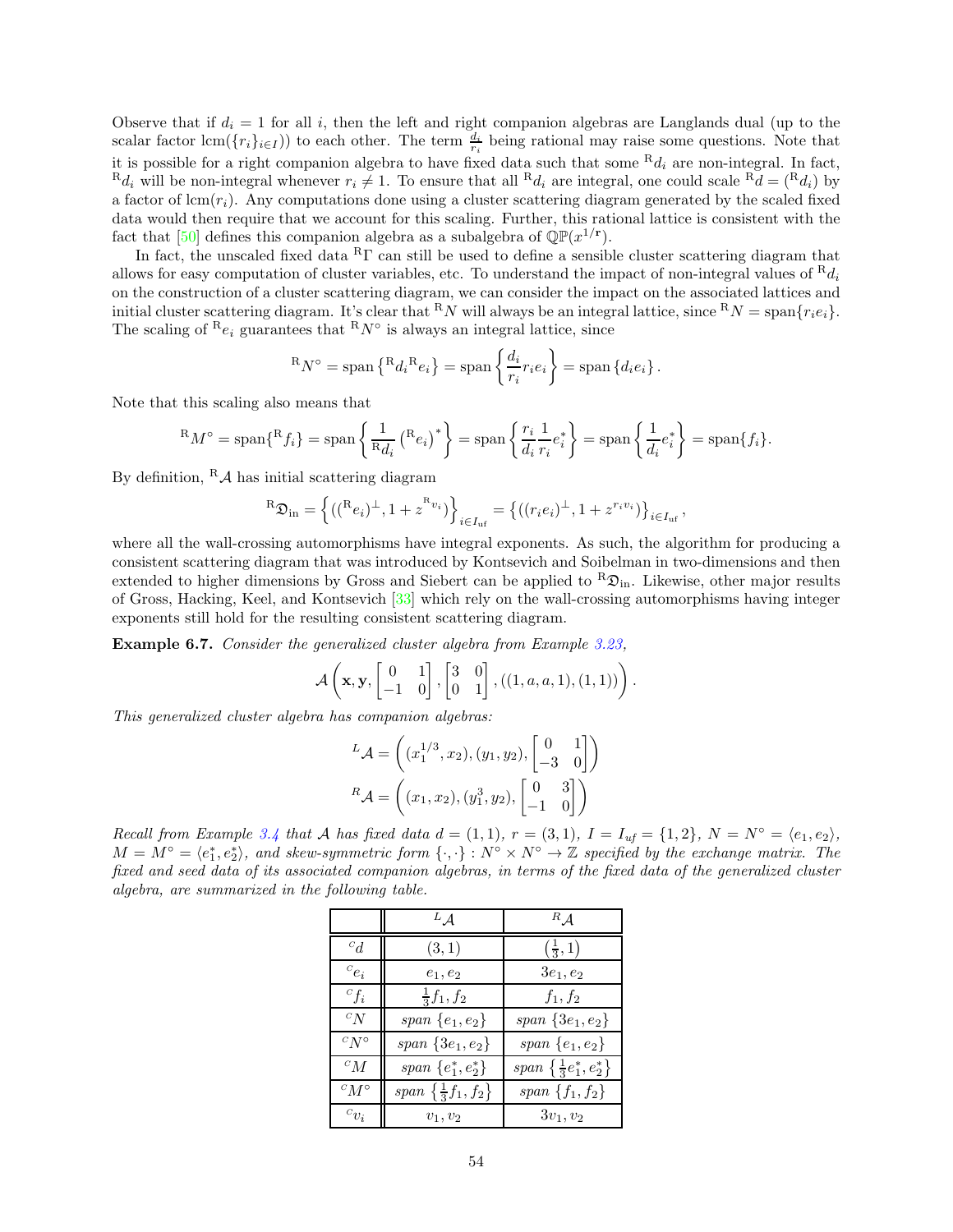Observe that if $d_i = 1$ for all $i$, then the left and right companion algebras are Langlands dual (up to the scalar factor $\mathrm{lcm}(\{r_i\}_{i\in I})$) to each other. The term $\frac{d_i}{r_i}$ being rational may raise some questions. Note that it is possible for a right companion algebra to have fixed data such that some ${}^{\mathrm{R}}d_i$ are non-integral. In fact, ${}^{\mathrm{R}}d_i$ will be non-integral whenever $r_i \neq 1$. To ensure that all ${}^{\mathrm{R}}d_i$ are integral, one could scale ${}^{\mathrm{R}}d = ({}^{\mathrm{R}}d_i)$ by a factor of $\mathrm{lcm}(r_i)$. Any computations done using a cluster scattering diagram generated by the scaled fixed data would then require that we account for this scaling. Further, this rational lattice is consistent with the fact that [50] defines this companion algebra as a subalgebra of $\mathbb{QP}(x^{1/\mathbf{r}})$.

In fact, the unscaled fixed data ${}^{\mathrm{R}}\Gamma$ can still be used to define a sensible cluster scattering diagram that allows for easy computation of cluster variables, etc. To understand the impact of non-integral values of ${}^{\mathrm{R}}d_i$ on the construction of a cluster scattering diagram, we can consider the impact on the associated lattices and initial cluster scattering diagram. It's clear that ${}^{\mathrm{R}}N$ will always be an integral lattice, since ${}^{\mathrm{R}}N = \mathrm{span}\{r_i e_i\}$. The scaling of ${}^{\mathrm{R}}e_i$ guarantees that ${}^{\mathrm{R}}N^\circ$ is always an integral lattice, since

$$
{}^{\mathrm{R}}N^\circ = \mathrm{span}\left\{{}^{\mathrm{R}}d_i {}^{\mathrm{R}}e_i\right\} = \mathrm{span}\left\{\frac{d_i}{r_i} r_i e_i\right\} = \mathrm{span}\left\{d_i e_i\right\}.
$$

Note that this scaling also means that

$$
{}^{\mathrm{R}}M^\circ = \mathrm{span}\{{}^{\mathrm{R}}f_i\} = \mathrm{span}\left\{\frac{1}{{}^{\mathrm{R}}d_i}\left({}^{\mathrm{R}}e_i\right)^*\right\} = \mathrm{span}\left\{\frac{r_i}{d_i}\frac{1}{r_i}e_i^*\right\} = \mathrm{span}\left\{\frac{1}{d_i}e_i^*\right\} = \mathrm{span}\{f_i\}.
$$

By definition, ${}^{\mathrm{R}}\mathcal{A}$ has initial scattering diagram

$$
{}^{\mathrm{R}}\mathfrak{D}_{\mathrm{in}} = \left\{(({}^{\mathrm{R}}e_i)^\perp, 1 + z^{{}^{\mathrm{R}}v_i})\right\}_{i\in I_{\mathrm{uf}}} = \left\{((r_i e_i)^\perp, 1 + z^{r_i v_i})\right\}_{i\in I_{\mathrm{uf}}},
$$

where all the wall-crossing automorphisms have integral exponents. As such, the algorithm for producing a consistent scattering diagram that was introduced by Kontsevich and Soibelman in two-dimensions and then extended to higher dimensions by Gross and Siebert can be applied to ${}^{\mathrm{R}}\mathfrak{D}_{\mathrm{in}}$. Likewise, other major results of Gross, Hacking, Keel, and Kontsevich [33] which rely on the wall-crossing automorphisms having integer exponents still hold for the resulting consistent scattering diagram.

**Example 6.7.** *Consider the generalized cluster algebra from Example 3.23,*

$$
\mathcal{A}\left(\mathbf{x}, \mathbf{y}, \begin{bmatrix} 0 & 1 \\ -1 & 0 \end{bmatrix}, \begin{bmatrix} 3 & 0 \\ 0 & 1 \end{bmatrix}, ((1, a, a, 1), (1, 1))\right).
$$

*This generalized cluster algebra has companion algebras:*

$$
{}^{L}\mathcal{A} = \left((x_1^{1/3}, x_2), (y_1, y_2), \begin{bmatrix} 0 & 1 \\ -3 & 0 \end{bmatrix}\right)
$$

$$
{}^{R}\mathcal{A} = \left((x_1, x_2), (y_1^3, y_2), \begin{bmatrix} 0 & 3 \\ -1 & 0 \end{bmatrix}\right)
$$

*Recall from Example 3.4 that $\mathcal{A}$ has fixed data $d = (1,1)$, $r = (3,1)$, $I = I_{uf} = \{1,2\}$, $N = N^\circ = \langle e_1, e_2\rangle$, $M = M^\circ = \langle e_1^*, e_2^*\rangle$, and skew-symmetric form $\{\cdot,\cdot\} : N^\circ \times N^\circ \to \mathbb{Z}$ specified by the exchange matrix. The fixed and seed data of its associated companion algebras, in terms of the fixed data of the generalized cluster algebra, are summarized in the following table.*

| | ${}^{L}\mathcal{A}$ | ${}^{R}\mathcal{A}$ |
|---|---|---|
| ${}^{c}d$ | $(3,1)$ | $\left(\frac{1}{3},1\right)$ |
| ${}^{c}e_i$ | $e_1, e_2$ | $3e_1, e_2$ |
| ${}^{c}f_i$ | $\frac{1}{3}f_1, f_2$ | $f_1, f_2$ |
| ${}^{c}N$ | span $\{e_1, e_2\}$ | span $\{3e_1, e_2\}$ |
| ${}^{c}N^\circ$ | span $\{3e_1, e_2\}$ | span $\{e_1, e_2\}$ |
| ${}^{c}M$ | span $\{e_1^*, e_2^*\}$ | span $\left\{\frac{1}{3}e_1^*, e_2^*\right\}$ |
| ${}^{c}M^\circ$ | span $\left\{\frac{1}{3}f_1, f_2\right\}$ | span $\{f_1, f_2\}$ |
| ${}^{c}v_i$ | $v_1, v_2$ | $3v_1, v_2$ |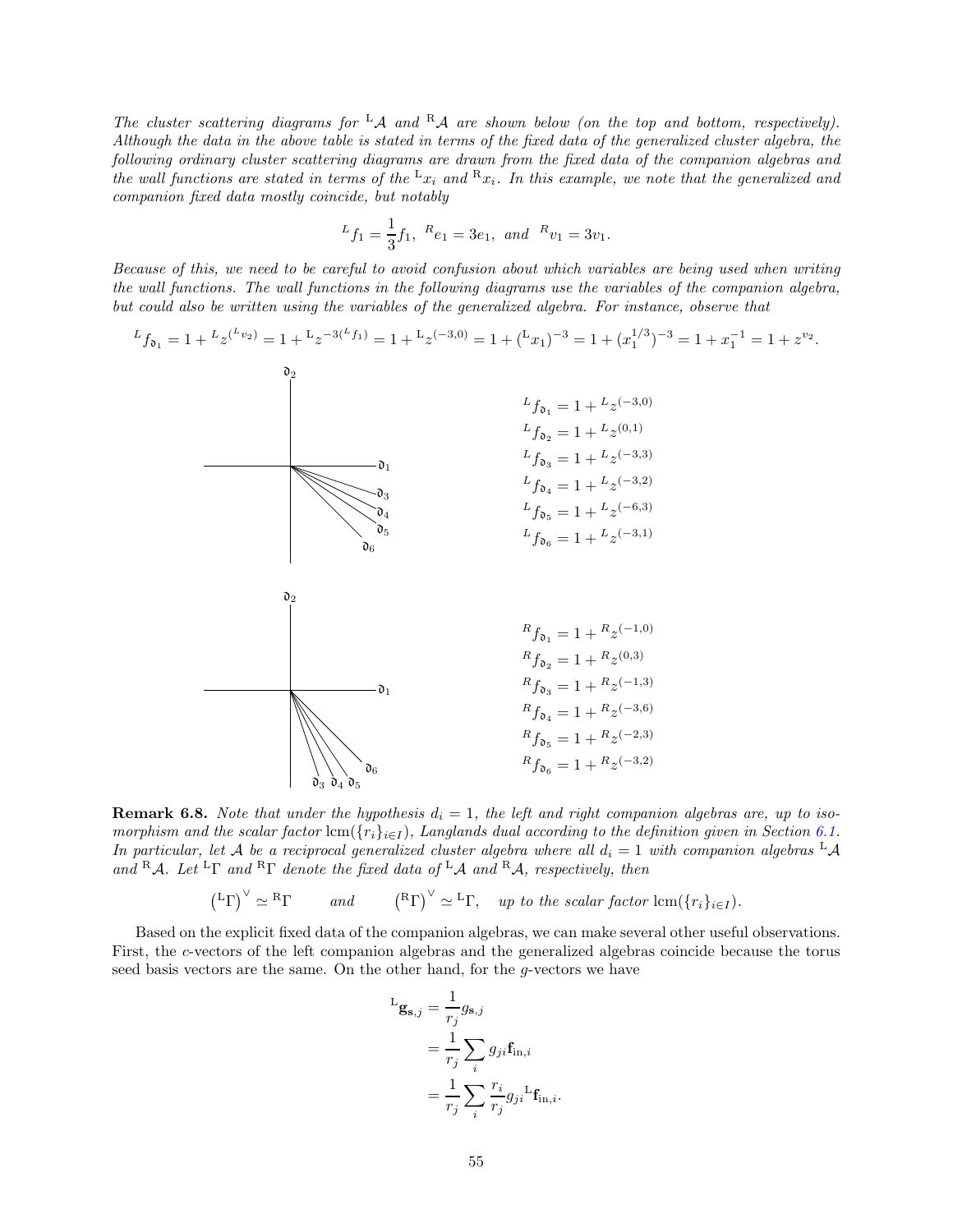*The cluster scattering diagrams for ${}^{\mathrm{L}}\mathcal{A}$ and ${}^{\mathrm{R}}\mathcal{A}$ are shown below (on the top and bottom, respectively). Although the data in the above table is stated in terms of the fixed data of the generalized cluster algebra, the following ordinary cluster scattering diagrams are drawn from the fixed data of the companion algebras and the wall functions are stated in terms of the ${}^{\mathrm{L}}x_i$ and ${}^{\mathrm{R}}x_i$. In this example, we note that the generalized and companion fixed data mostly coincide, but notably*

$$^{L}f_1 = \frac{1}{3}f_1, \;\; ^{R}e_1 = 3e_1, \;\; \text{and} \;\; ^{R}v_1 = 3v_1.$$

*Because of this, we need to be careful to avoid confusion about which variables are being used when writing the wall functions. The wall functions in the following diagrams use the variables of the companion algebra, but could also be written using the variables of the generalized algebra. For instance, observe that*

$$^{L}f_{\mathfrak{d}_1} = 1 + {}^{L}z^{(^{L}v_2)} = 1 + {}^{\mathrm{L}}z^{-3(^{L}f_1)} = 1 + {}^{\mathrm{L}}z^{(-3,0)} = 1 + ({}^{\mathrm{L}}x_1)^{-3} = 1 + (x_1^{1/3})^{-3} = 1 + x_1^{-1} = 1 + z^{v_2}.$$

$^{L}f_{\mathfrak{d}_1} = 1 + {}^{L}z^{(-3,0)}$
$^{L}f_{\mathfrak{d}_2} = 1 + {}^{L}z^{(0,1)}$
$^{L}f_{\mathfrak{d}_3} = 1 + {}^{L}z^{(-3,3)}$
$^{L}f_{\mathfrak{d}_4} = 1 + {}^{L}z^{(-3,2)}$
$^{L}f_{\mathfrak{d}_5} = 1 + {}^{L}z^{(-6,3)}$
$^{L}f_{\mathfrak{d}_6} = 1 + {}^{L}z^{(-3,1)}$

$^{R}f_{\mathfrak{d}_1} = 1 + {}^{R}z^{(-1,0)}$
$^{R}f_{\mathfrak{d}_2} = 1 + {}^{R}z^{(0,3)}$
$^{R}f_{\mathfrak{d}_3} = 1 + {}^{R}z^{(-1,3)}$
$^{R}f_{\mathfrak{d}_4} = 1 + {}^{R}z^{(-3,6)}$
$^{R}f_{\mathfrak{d}_5} = 1 + {}^{R}z^{(-2,3)}$
$^{R}f_{\mathfrak{d}_6} = 1 + {}^{R}z^{(-3,2)}$

**Remark 6.8.** *Note that under the hypothesis $d_i = 1$, the left and right companion algebras are, up to isomorphism and the scalar factor $\operatorname{lcm}(\{r_i\}_{i\in I})$, Langlands dual according to the definition given in Section 6.1. In particular, let $\mathcal{A}$ be a reciprocal generalized cluster algebra where all $d_i = 1$ with companion algebras ${}^{\mathrm{L}}\mathcal{A}$ and ${}^{\mathrm{R}}\mathcal{A}$. Let ${}^{\mathrm{L}}\Gamma$ and ${}^{\mathrm{R}}\Gamma$ denote the fixed data of ${}^{\mathrm{L}}\mathcal{A}$ and ${}^{\mathrm{R}}\mathcal{A}$, respectively, then*

$$\left({}^{\mathrm{L}}\Gamma\right)^\vee \simeq {}^{\mathrm{R}}\Gamma \qquad \text{and} \qquad \left({}^{\mathrm{R}}\Gamma\right)^\vee \simeq {}^{\mathrm{L}}\Gamma, \quad \text{up to the scalar factor } \operatorname{lcm}(\{r_i\}_{i\in I}).$$

Based on the explicit fixed data of the companion algebras, we can make several other useful observations. First, the $c$-vectors of the left companion algebras and the generalized algebras coincide because the torus seed basis vectors are the same. On the other hand, for the $g$-vectors we have

$$\begin{aligned}
{}^{\mathrm{L}}\mathbf{g}_{\mathbf{s},j} &= \frac{1}{r_j} g_{\mathbf{s},j} \\
&= \frac{1}{r_j}\sum_i g_{ji}\mathbf{f}_{\mathrm{in},i} \\
&= \frac{1}{r_j}\sum_i \frac{r_i}{r_j} g_{ji}\,{}^{\mathrm{L}}\mathbf{f}_{\mathrm{in},i}.
\end{aligned}$$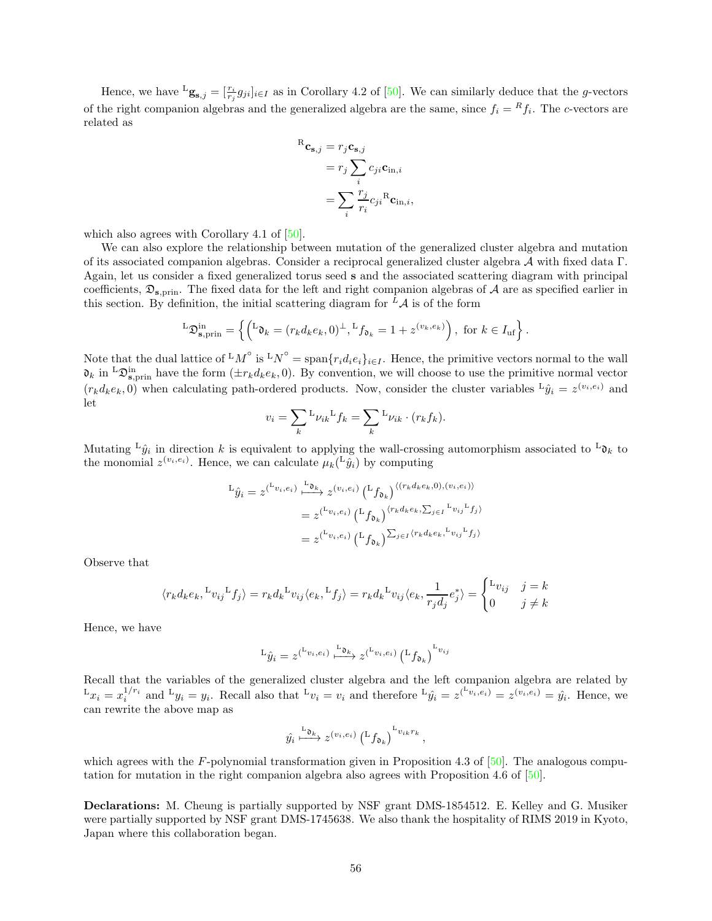Hence, we have ${}^{\mathrm{L}}\mathbf{g}_{\mathbf{s},j} = [\frac{r_i}{r_j} g_{ji}]_{i\in I}$ as in Corollary 4.2 of [50]. We can similarly deduce that the $g$-vectors of the right companion algebras and the generalized algebra are the same, since $f_i = {}^{R}f_i$. The $c$-vectors are related as

$$
\begin{aligned}
{}^{\mathrm{R}}\mathbf{c}_{\mathbf{s},j} &= r_j \mathbf{c}_{\mathbf{s},j} \\
&= r_j \sum_i c_{ji} \mathbf{c}_{\mathrm{in},i} \\
&= \sum_i \frac{r_j}{r_i} c_{ji} {}^{\mathrm{R}}\mathbf{c}_{\mathrm{in},i},
\end{aligned}
$$

which also agrees with Corollary 4.1 of [50].

We can also explore the relationship between mutation of the generalized cluster algebra and mutation of its associated companion algebras. Consider a reciprocal generalized cluster algebra $\mathcal{A}$ with fixed data $\Gamma$. Again, let us consider a fixed generalized torus seed $\mathbf{s}$ and the associated scattering diagram with principal coefficients, $\mathfrak{D}_{\mathbf{s},\mathrm{prin}}$. The fixed data for the left and right companion algebras of $\mathcal{A}$ are as specified earlier in this section. By definition, the initial scattering diagram for ${}^{L}\mathcal{A}$ is of the form

$$
{}^{\mathrm{L}}\mathfrak{D}^{\mathrm{in}}_{\mathbf{s},\mathrm{prin}} = \left\{ \left( {}^{\mathrm{L}}\mathfrak{d}_k = (r_k d_k e_k, 0)^{\perp}, {}^{\mathrm{L}}f_{\mathfrak{d}_k} = 1 + z^{(v_k, e_k)} \right),\ \text{for } k \in I_{\mathrm{uf}} \right\}.
$$

Note that the dual lattice of ${}^{\mathrm{L}}M^{\circ}$ is ${}^{\mathrm{L}}N^{\circ} = \mathrm{span}\{r_i d_i e_i\}_{i\in I}$. Hence, the primitive vectors normal to the wall $\mathfrak{d}_k$ in ${}^{\mathrm{L}}\mathfrak{D}^{\mathrm{in}}_{\mathbf{s},\mathrm{prin}}$ have the form $(\pm r_k d_k e_k, 0)$. By convention, we will choose to use the primitive normal vector $(r_k d_k e_k, 0)$ when calculating path-ordered products. Now, consider the cluster variables ${}^{\mathrm{L}}\hat{y}_i = z^{(v_i, e_i)}$ and let

$$
v_i = \sum_k {}^{\mathrm{L}}\nu_{ik} {}^{\mathrm{L}}f_k = \sum_k {}^{\mathrm{L}}\nu_{ik} \cdot (r_k f_k).
$$

Mutating ${}^{\mathrm{L}}\hat{y}_i$ in direction $k$ is equivalent to applying the wall-crossing automorphism associated to ${}^{\mathrm{L}}\mathfrak{d}_k$ to the monomial $z^{(v_i, e_i)}$. Hence, we can calculate $\mu_k({}^{\mathrm{L}}\hat{y}_i)$ by computing

$$
\begin{aligned}
{}^{\mathrm{L}}\hat{y}_i = z^{({}^{\mathrm{L}}v_i, e_i)} &\overset{{}^{\mathrm{L}}\mathfrak{d}_k}{\longmapsto} z^{(v_i, e_i)} \left( {}^{\mathrm{L}}f_{\mathfrak{d}_k} \right)^{\langle (r_k d_k e_k, 0), (v_i, e_i) \rangle} \\
&= z^{({}^{\mathrm{L}}v_i, e_i)} \left( {}^{\mathrm{L}}f_{\mathfrak{d}_k} \right)^{\langle r_k d_k e_k, \sum_{j\in I} {}^{\mathrm{L}}v_{ij} {}^{\mathrm{L}}f_j \rangle} \\
&= z^{({}^{\mathrm{L}}v_i, e_i)} \left( {}^{\mathrm{L}}f_{\mathfrak{d}_k} \right)^{\sum_{j\in I} \langle r_k d_k e_k, {}^{\mathrm{L}}v_{ij} {}^{\mathrm{L}}f_j \rangle}
\end{aligned}
$$

Observe that

$$
\langle r_k d_k e_k, {}^{\mathrm{L}}v_{ij} {}^{\mathrm{L}}f_j \rangle = r_k d_k {}^{\mathrm{L}}v_{ij} \langle e_k, {}^{\mathrm{L}}f_j \rangle = r_k d_k {}^{\mathrm{L}}v_{ij} \langle e_k, \frac{1}{r_j d_j} e_j^* \rangle = \begin{cases} {}^{\mathrm{L}}v_{ij} & j = k \\ 0 & j \neq k \end{cases}
$$

Hence, we have

$$
{}^{\mathrm{L}}\hat{y}_i = z^{({}^{\mathrm{L}}v_i, e_i)} \overset{{}^{\mathrm{L}}\mathfrak{d}_k}{\longmapsto} z^{({}^{\mathrm{L}}v_i, e_i)} \left( {}^{\mathrm{L}}f_{\mathfrak{d}_k} \right)^{{}^{\mathrm{L}}v_{ij}}
$$

Recall that the variables of the generalized cluster algebra and the left companion algebra are related by ${}^{\mathrm{L}}x_i = x_i^{1/r_i}$ and ${}^{\mathrm{L}}y_i = y_i$. Recall also that ${}^{\mathrm{L}}v_i = v_i$ and therefore ${}^{\mathrm{L}}\hat{y}_i = z^{({}^{\mathrm{L}}v_i, e_i)} = z^{(v_i, e_i)} = \hat{y}_i$. Hence, we can rewrite the above map as

$$
\hat{y}_i \overset{{}^{\mathrm{L}}\mathfrak{d}_k}{\longmapsto} z^{(v_i, e_i)} \left( {}^{\mathrm{L}}f_{\mathfrak{d}_k} \right)^{{}^{\mathrm{L}}v_{ik} r_k},
$$

which agrees with the $F$-polynomial transformation given in Proposition 4.3 of [50]. The analogous computation for mutation in the right companion algebra also agrees with Proposition 4.6 of [50].

**Declarations:** M. Cheung is partially supported by NSF grant DMS-1854512. E. Kelley and G. Musiker were partially supported by NSF grant DMS-1745638. We also thank the hospitality of RIMS 2019 in Kyoto, Japan where this collaboration began.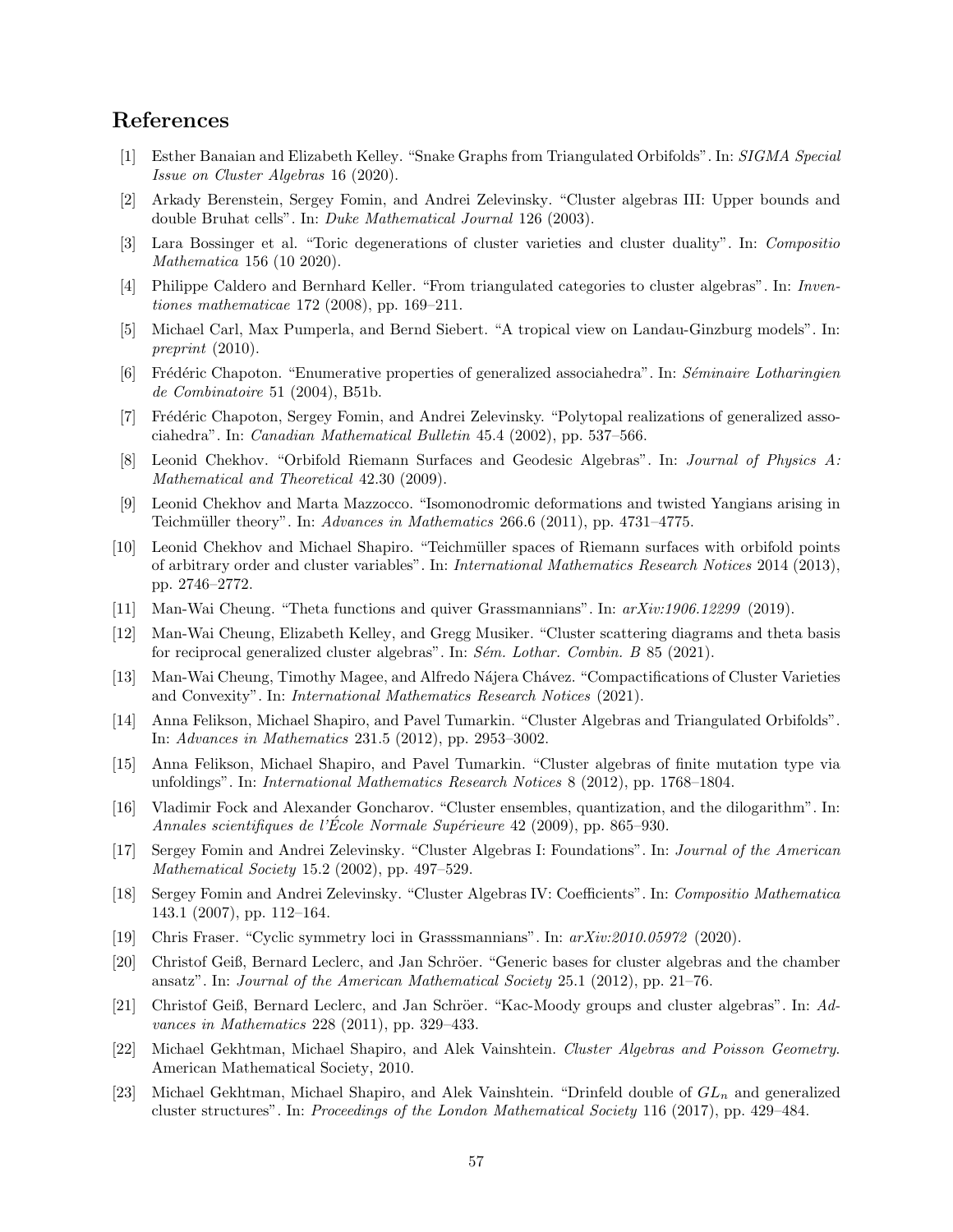## References

[1] Esther Banaian and Elizabeth Kelley. "Snake Graphs from Triangulated Orbifolds". In: *SIGMA Special Issue on Cluster Algebras* 16 (2020).

[2] Arkady Berenstein, Sergey Fomin, and Andrei Zelevinsky. "Cluster algebras III: Upper bounds and double Bruhat cells". In: *Duke Mathematical Journal* 126 (2003).

[3] Lara Bossinger et al. "Toric degenerations of cluster varieties and cluster duality". In: *Compositio Mathematica* 156 (10 2020).

[4] Philippe Caldero and Bernhard Keller. "From triangulated categories to cluster algebras". In: *Inventiones mathematicae* 172 (2008), pp. 169–211.

[5] Michael Carl, Max Pumperla, and Bernd Siebert. "A tropical view on Landau-Ginzburg models". In: *preprint* (2010).

[6] Frédéric Chapoton. "Enumerative properties of generalized associahedra". In: *Séminaire Lotharingien de Combinatoire* 51 (2004), B51b.

[7] Frédéric Chapoton, Sergey Fomin, and Andrei Zelevinsky. "Polytopal realizations of generalized associahedra". In: *Canadian Mathematical Bulletin* 45.4 (2002), pp. 537–566.

[8] Leonid Chekhov. "Orbifold Riemann Surfaces and Geodesic Algebras". In: *Journal of Physics A: Mathematical and Theoretical* 42.30 (2009).

[9] Leonid Chekhov and Marta Mazzocco. "Isomonodromic deformations and twisted Yangians arising in Teichmüller theory". In: *Advances in Mathematics* 266.6 (2011), pp. 4731–4775.

[10] Leonid Chekhov and Michael Shapiro. "Teichmüller spaces of Riemann surfaces with orbifold points of arbitrary order and cluster variables". In: *International Mathematics Research Notices* 2014 (2013), pp. 2746–2772.

[11] Man-Wai Cheung. "Theta functions and quiver Grassmannians". In: *arXiv:1906.12299* (2019).

[12] Man-Wai Cheung, Elizabeth Kelley, and Gregg Musiker. "Cluster scattering diagrams and theta basis for reciprocal generalized cluster algebras". In: *Sém. Lothar. Combin. B* 85 (2021).

[13] Man-Wai Cheung, Timothy Magee, and Alfredo Nájera Chávez. "Compactifications of Cluster Varieties and Convexity". In: *International Mathematics Research Notices* (2021).

[14] Anna Felikson, Michael Shapiro, and Pavel Tumarkin. "Cluster Algebras and Triangulated Orbifolds". In: *Advances in Mathematics* 231.5 (2012), pp. 2953–3002.

[15] Anna Felikson, Michael Shapiro, and Pavel Tumarkin. "Cluster algebras of finite mutation type via unfoldings". In: *International Mathematics Research Notices* 8 (2012), pp. 1768–1804.

[16] Vladimir Fock and Alexander Goncharov. "Cluster ensembles, quantization, and the dilogarithm". In: *Annales scientifiques de l'École Normale Supérieure* 42 (2009), pp. 865–930.

[17] Sergey Fomin and Andrei Zelevinsky. "Cluster Algebras I: Foundations". In: *Journal of the American Mathematical Society* 15.2 (2002), pp. 497–529.

[18] Sergey Fomin and Andrei Zelevinsky. "Cluster Algebras IV: Coefficients". In: *Compositio Mathematica* 143.1 (2007), pp. 112–164.

[19] Chris Fraser. "Cyclic symmetry loci in Grasssmannians". In: *arXiv:2010.05972* (2020).

[20] Christof Geiß, Bernard Leclerc, and Jan Schröer. "Generic bases for cluster algebras and the chamber ansatz". In: *Journal of the American Mathematical Society* 25.1 (2012), pp. 21–76.

[21] Christof Geiß, Bernard Leclerc, and Jan Schröer. "Kac-Moody groups and cluster algebras". In: *Advances in Mathematics* 228 (2011), pp. 329–433.

[22] Michael Gekhtman, Michael Shapiro, and Alek Vainshtein. *Cluster Algebras and Poisson Geometry*. American Mathematical Society, 2010.

[23] Michael Gekhtman, Michael Shapiro, and Alek Vainshtein. "Drinfeld double of $GL_n$ and generalized cluster structures". In: *Proceedings of the London Mathematical Society* 116 (2017), pp. 429–484.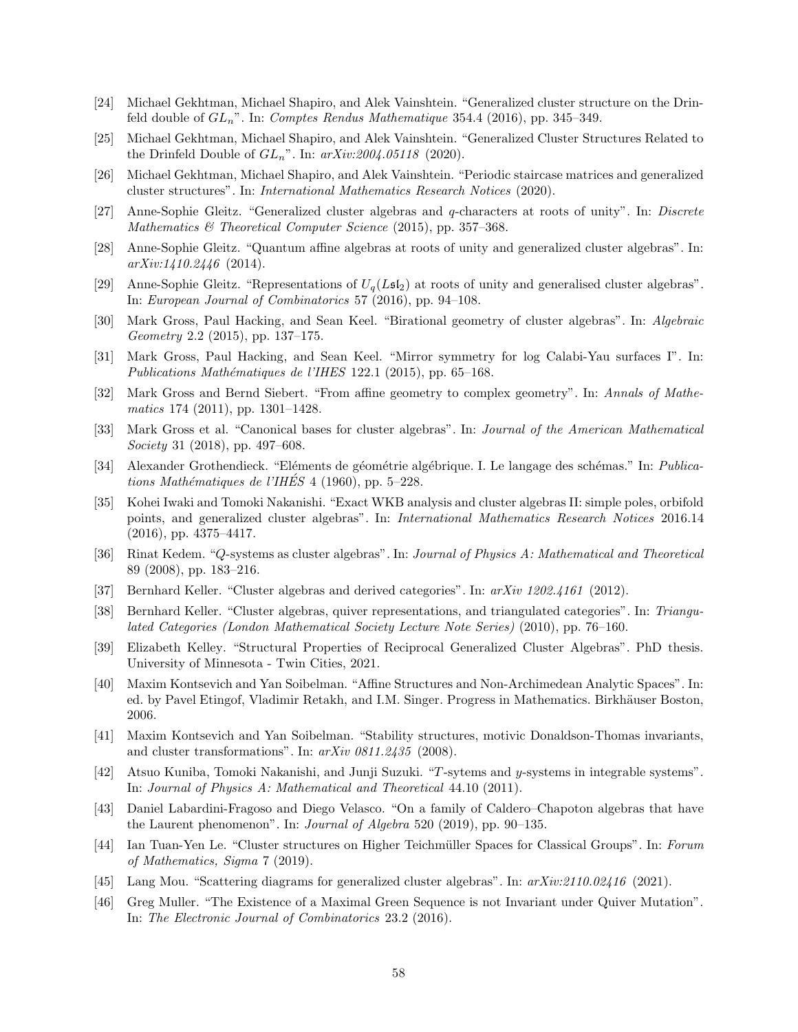[24] Michael Gekhtman, Michael Shapiro, and Alek Vainshtein. "Generalized cluster structure on the Drinfeld double of $GL_n$". In: *Comptes Rendus Mathematique* 354.4 (2016), pp. 345–349.

[25] Michael Gekhtman, Michael Shapiro, and Alek Vainshtein. "Generalized Cluster Structures Related to the Drinfeld Double of $GL_n$". In: *arXiv:2004.05118* (2020).

[26] Michael Gekhtman, Michael Shapiro, and Alek Vainshtein. "Periodic staircase matrices and generalized cluster structures". In: *International Mathematics Research Notices* (2020).

[27] Anne-Sophie Gleitz. "Generalized cluster algebras and $q$-characters at roots of unity". In: *Discrete Mathematics & Theoretical Computer Science* (2015), pp. 357–368.

[28] Anne-Sophie Gleitz. "Quantum affine algebras at roots of unity and generalized cluster algebras". In: *arXiv:1410.2446* (2014).

[29] Anne-Sophie Gleitz. "Representations of $U_q(L\mathfrak{sl}_2)$ at roots of unity and generalised cluster algebras". In: *European Journal of Combinatorics* 57 (2016), pp. 94–108.

[30] Mark Gross, Paul Hacking, and Sean Keel. "Birational geometry of cluster algebras". In: *Algebraic Geometry* 2.2 (2015), pp. 137–175.

[31] Mark Gross, Paul Hacking, and Sean Keel. "Mirror symmetry for log Calabi-Yau surfaces I". In: *Publications Mathématiques de l'IHES* 122.1 (2015), pp. 65–168.

[32] Mark Gross and Bernd Siebert. "From affine geometry to complex geometry". In: *Annals of Mathematics* 174 (2011), pp. 1301–1428.

[33] Mark Gross et al. "Canonical bases for cluster algebras". In: *Journal of the American Mathematical Society* 31 (2018), pp. 497–608.

[34] Alexander Grothendieck. "Eléments de géométrie algébrique. I. Le langage des schémas." In: *Publications Mathématiques de l'IHÉS* 4 (1960), pp. 5–228.

[35] Kohei Iwaki and Tomoki Nakanishi. "Exact WKB analysis and cluster algebras II: simple poles, orbifold points, and generalized cluster algebras". In: *International Mathematics Research Notices* 2016.14 (2016), pp. 4375–4417.

[36] Rinat Kedem. "$Q$-systems as cluster algebras". In: *Journal of Physics A: Mathematical and Theoretical* 89 (2008), pp. 183–216.

[37] Bernhard Keller. "Cluster algebras and derived categories". In: *arXiv 1202.4161* (2012).

[38] Bernhard Keller. "Cluster algebras, quiver representations, and triangulated categories". In: *Triangulated Categories (London Mathematical Society Lecture Note Series)* (2010), pp. 76–160.

[39] Elizabeth Kelley. "Structural Properties of Reciprocal Generalized Cluster Algebras". PhD thesis. University of Minnesota - Twin Cities, 2021.

[40] Maxim Kontsevich and Yan Soibelman. "Affine Structures and Non-Archimedean Analytic Spaces". In: ed. by Pavel Etingof, Vladimir Retakh, and I.M. Singer. Progress in Mathematics. Birkhäuser Boston, 2006.

[41] Maxim Kontsevich and Yan Soibelman. "Stability structures, motivic Donaldson-Thomas invariants, and cluster transformations". In: *arXiv 0811.2435* (2008).

[42] Atsuo Kuniba, Tomoki Nakanishi, and Junji Suzuki. "$T$-sytems and $y$-systems in integrable systems". In: *Journal of Physics A: Mathematical and Theoretical* 44.10 (2011).

[43] Daniel Labardini-Fragoso and Diego Velasco. "On a family of Caldero–Chapoton algebras that have the Laurent phenomenon". In: *Journal of Algebra* 520 (2019), pp. 90–135.

[44] Ian Tuan-Yen Le. "Cluster structures on Higher Teichmüller Spaces for Classical Groups". In: *Forum of Mathematics, Sigma* 7 (2019).

[45] Lang Mou. "Scattering diagrams for generalized cluster algebras". In: *arXiv:2110.02416* (2021).

[46] Greg Muller. "The Existence of a Maximal Green Sequence is not Invariant under Quiver Mutation". In: *The Electronic Journal of Combinatorics* 23.2 (2016).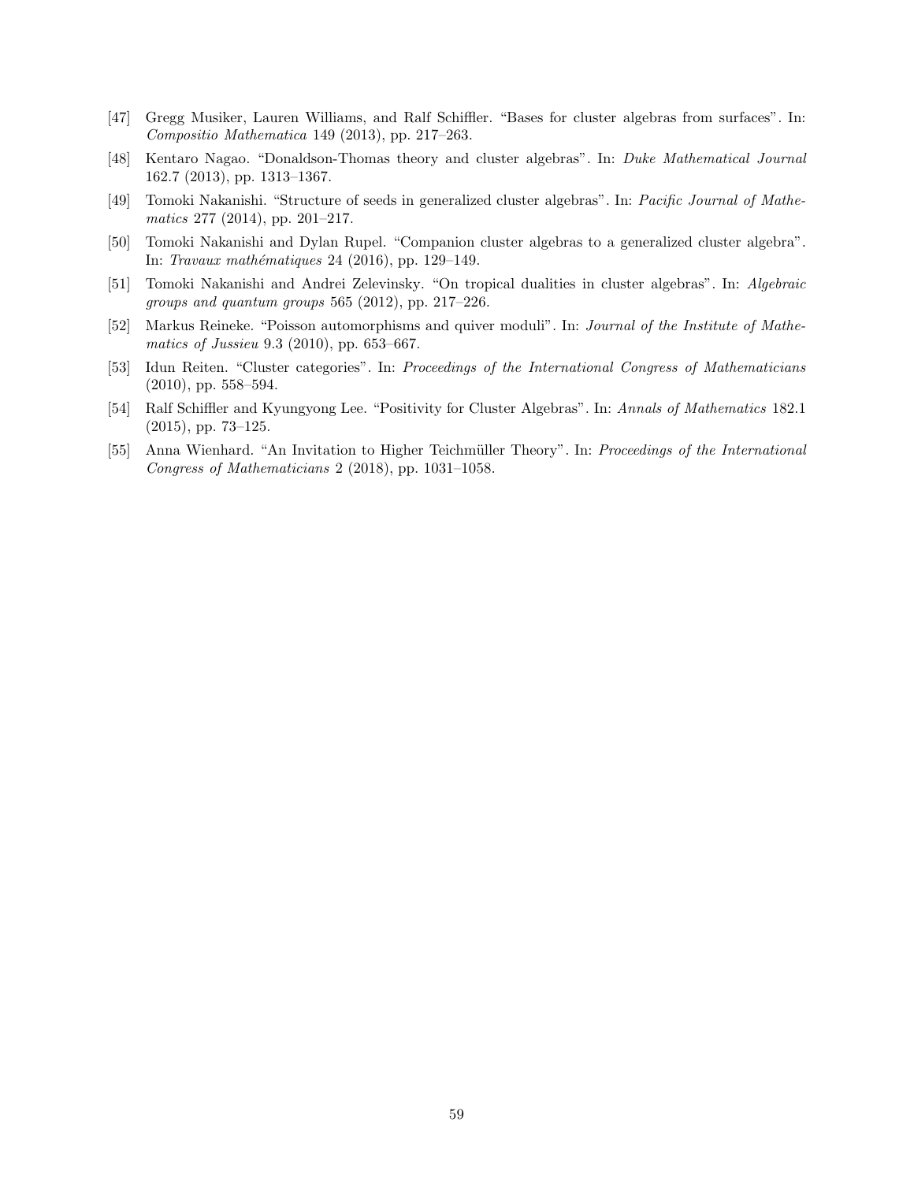[47] Gregg Musiker, Lauren Williams, and Ralf Schiffler. "Bases for cluster algebras from surfaces". In: *Compositio Mathematica* 149 (2013), pp. 217–263.

[48] Kentaro Nagao. "Donaldson-Thomas theory and cluster algebras". In: *Duke Mathematical Journal* 162.7 (2013), pp. 1313–1367.

[49] Tomoki Nakanishi. "Structure of seeds in generalized cluster algebras". In: *Pacific Journal of Mathematics* 277 (2014), pp. 201–217.

[50] Tomoki Nakanishi and Dylan Rupel. "Companion cluster algebras to a generalized cluster algebra". In: *Travaux mathématiques* 24 (2016), pp. 129–149.

[51] Tomoki Nakanishi and Andrei Zelevinsky. "On tropical dualities in cluster algebras". In: *Algebraic groups and quantum groups* 565 (2012), pp. 217–226.

[52] Markus Reineke. "Poisson automorphisms and quiver moduli". In: *Journal of the Institute of Mathematics of Jussieu* 9.3 (2010), pp. 653–667.

[53] Idun Reiten. "Cluster categories". In: *Proceedings of the International Congress of Mathematicians* (2010), pp. 558–594.

[54] Ralf Schiffler and Kyungyong Lee. "Positivity for Cluster Algebras". In: *Annals of Mathematics* 182.1 (2015), pp. 73–125.

[55] Anna Wienhard. "An Invitation to Higher Teichmüller Theory". In: *Proceedings of the International Congress of Mathematicians* 2 (2018), pp. 1031–1058.